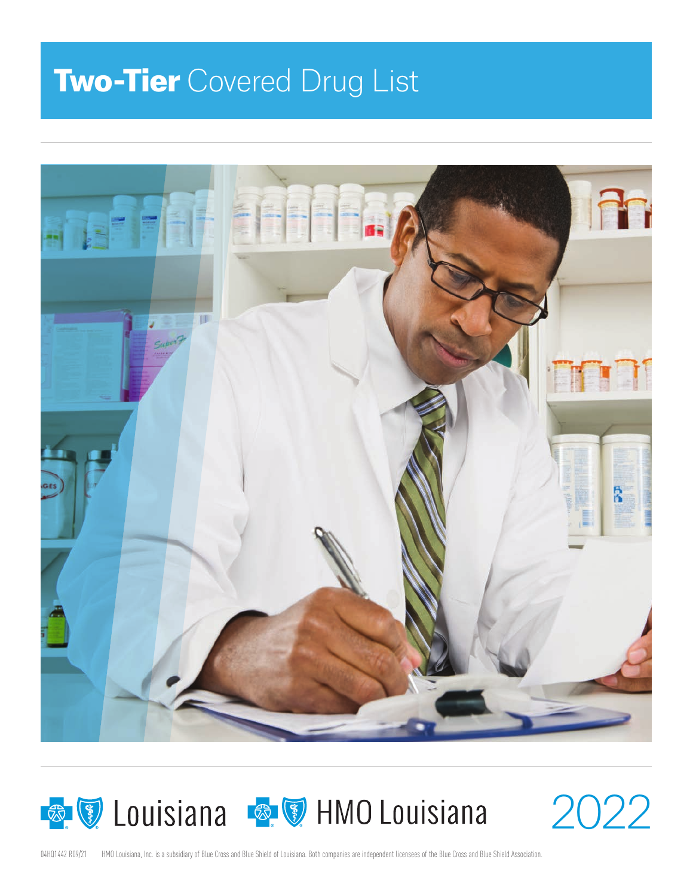# **Two-Tier** Covered Drug List

Louisiana HMO Louisiana

2022

04HQ1442 R09/21 HMO Louisiana, Inc. is a subsidiary of Blue Cross and Blue Shield of Louisiana. Both companies are independent licensees of the Blue Cross and Blue Shield Association.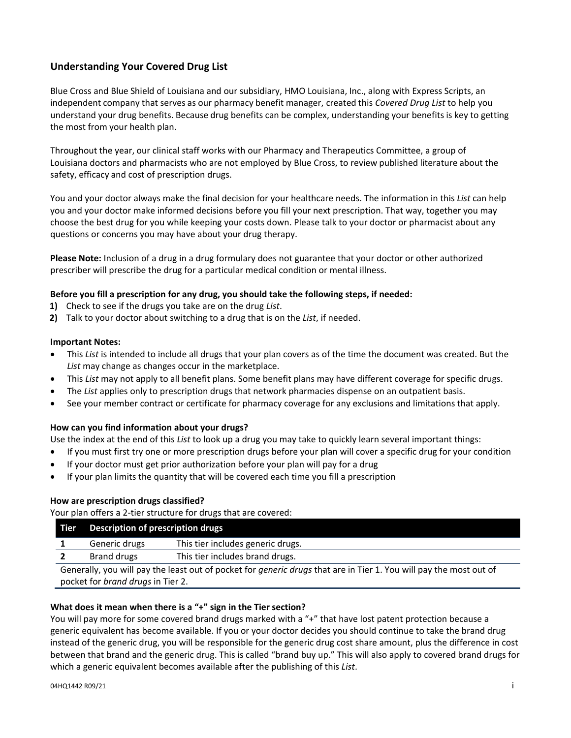## Understanding Your Covered Drug List

Blue Cross and Blue Shield of Louisiana and our subsidiary, HMO Louisiana, Inc., along with Express Scripts, an independent company that serves as our pharmacy benefit manager, created this *Covered Drug List* to help you understand your drug benefits. Because drug benefits can be complex, understanding your benefits is key to getting the most from your health plan.

Throughout the year, our clinical staff works with our Pharmacy and Therapeutics Committee, a group of Louisiana doctors and pharmacists who are not employed by Blue Cross, to review published literature about the safety, efficacy and cost of prescription drugs.

You and your doctor always make the final decision for your healthcare needs. The information in this *List* can help you and your doctor make informed decisions before you fill your next prescription. That way, together you may choose the best drug for you while keeping your costs down. Please talk to your doctor or pharmacist about any questions or concerns you may have about your drug therapy.

**Please Note:** Inclusion of a drug in a drug formulary does not guarantee that your doctor or other authorized prescriber will prescribe the drug for a particular medical condition or mental illness.

**Before you fill a prescription for any drug, you should take the following steps, if needed:**

1) Check to see if the drugs you take are on the drug *List*.
2) Talk to your doctor about switching to a drug that is on the *List*, if needed.

**Important Notes:**

- This *List* is intended to include all drugs that your plan covers as of the time the document was created. But the *List* may change as changes occur in the marketplace.
- This *List* may not apply to all benefit plans. Some benefit plans may have different coverage for specific drugs.
- The *List* applies only to prescription drugs that network pharmacies dispense on an outpatient basis.
- See your member contract or certificate for pharmacy coverage for any exclusions and limitations that apply.

**How can you find information about your drugs?**

Use the index at the end of this *List* to look up a drug you may take to quickly learn several important things:

- If you must first try one or more prescription drugs before your plan will cover a specific drug for your condition
- If your doctor must get prior authorization before your plan will pay for a drug
- If your plan limits the quantity that will be covered each time you fill a prescription

**How are prescription drugs classified?**

Your plan offers a 2-tier structure for drugs that are covered:

| Tier | Description of prescription drugs | |
|---|---|---|
| 1 | Generic drugs | This tier includes generic drugs. |
| 2 | Brand drugs | This tier includes brand drugs. |

Generally, you will pay the least out of pocket for *generic drugs* that are in Tier 1. You will pay the most out of pocket for *brand drugs* in Tier 2.

**What does it mean when there is a "+" sign in the Tier section?**

You will pay more for some covered brand drugs marked with a "+" that have lost patent protection because a generic equivalent has become available. If you or your doctor decides you should continue to take the brand drug instead of the generic drug, you will be responsible for the generic drug cost share amount, plus the difference in cost between that brand and the generic drug. This is called "brand buy up." This will also apply to covered brand drugs for which a generic equivalent becomes available after the publishing of this *List*.

04HQ1442 R09/21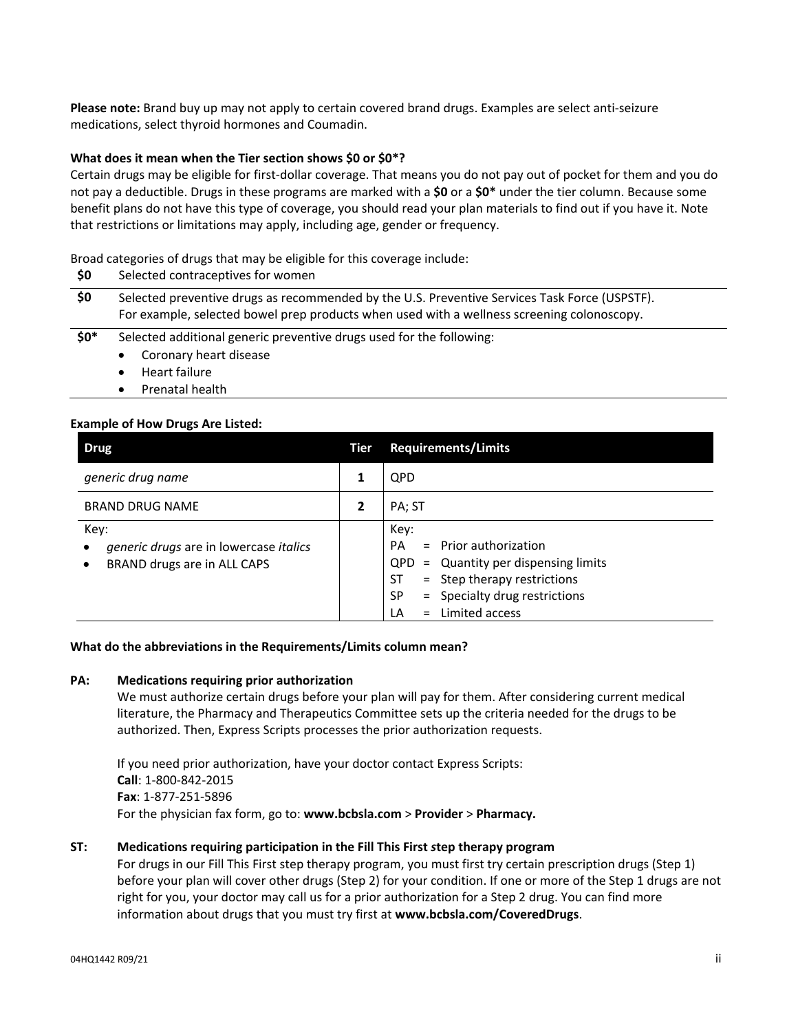**Please note:** Brand buy up may not apply to certain covered brand drugs. Examples are select anti-seizure medications, select thyroid hormones and Coumadin.

**What does it mean when the Tier section shows $0 or $0*?**

Certain drugs may be eligible for first-dollar coverage. That means you do not pay out of pocket for them and you do not pay a deductible. Drugs in these programs are marked with a **$0** or a **$0*** under the tier column. Because some benefit plans do not have this type of coverage, you should read your plan materials to find out if you have it. Note that restrictions or limitations may apply, including age, gender or frequency.

Broad categories of drugs that may be eligible for this coverage include:

| | |
|---|---|
| **$0** | Selected contraceptives for women |
| **$0** | Selected preventive drugs as recommended by the U.S. Preventive Services Task Force (USPSTF). For example, selected bowel prep products when used with a wellness screening colonoscopy. |
| **$0*** | Selected additional generic preventive drugs used for the following:<br>• Coronary heart disease<br>• Heart failure<br>• Prenatal health |

**Example of How Drugs Are Listed:**

| Drug | Tier | Requirements/Limits |
|---|---|---|
| *generic drug name* | **1** | QPD |
| BRAND DRUG NAME | **2** | PA; ST |
| Key:<br>• *generic drugs* are in lowercase *italics*<br>• BRAND drugs are in ALL CAPS | | Key:<br>PA = Prior authorization<br>QPD = Quantity per dispensing limits<br>ST = Step therapy restrictions<br>SP = Specialty drug restrictions<br>LA = Limited access |

**What do the abbreviations in the Requirements/Limits column mean?**

**PA: Medications requiring prior authorization**

We must authorize certain drugs before your plan will pay for them. After considering current medical literature, the Pharmacy and Therapeutics Committee sets up the criteria needed for the drugs to be authorized. Then, Express Scripts processes the prior authorization requests.

If you need prior authorization, have your doctor contact Express Scripts:
**Call**: 1-800-842-2015
**Fax**: 1-877-251-5896
For the physician fax form, go to: **www.bcbsla.com** > **Provider** > **Pharmacy.**

**ST: Medications requiring participation in the Fill This First step therapy program**

For drugs in our Fill This First step therapy program, you must first try certain prescription drugs (Step 1) before your plan will cover other drugs (Step 2) for your condition. If one or more of the Step 1 drugs are not right for you, your doctor may call us for a prior authorization for a Step 2 drug. You can find more information about drugs that you must try first at **www.bcbsla.com/CoveredDrugs**.

04HQ1442 R09/21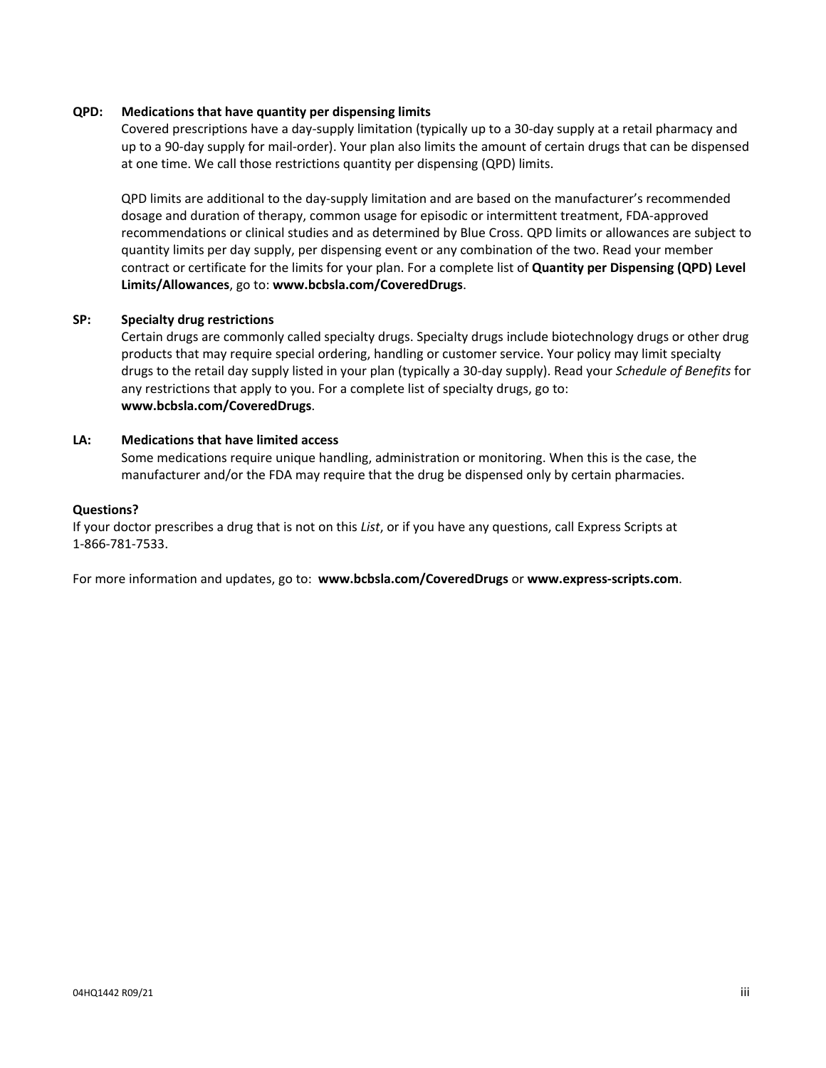**QPD: Medications that have quantity per dispensing limits**

Covered prescriptions have a day-supply limitation (typically up to a 30-day supply at a retail pharmacy and up to a 90-day supply for mail-order). Your plan also limits the amount of certain drugs that can be dispensed at one time. We call those restrictions quantity per dispensing (QPD) limits.

QPD limits are additional to the day-supply limitation and are based on the manufacturer's recommended dosage and duration of therapy, common usage for episodic or intermittent treatment, FDA-approved recommendations or clinical studies and as determined by Blue Cross. QPD limits or allowances are subject to quantity limits per day supply, per dispensing event or any combination of the two. Read your member contract or certificate for the limits for your plan. For a complete list of **Quantity per Dispensing (QPD) Level Limits/Allowances**, go to: **www.bcbsla.com/CoveredDrugs**.

**SP: Specialty drug restrictions**

Certain drugs are commonly called specialty drugs. Specialty drugs include biotechnology drugs or other drug products that may require special ordering, handling or customer service. Your policy may limit specialty drugs to the retail day supply listed in your plan (typically a 30-day supply). Read your *Schedule of Benefits* for any restrictions that apply to you. For a complete list of specialty drugs, go to: **www.bcbsla.com/CoveredDrugs**.

**LA: Medications that have limited access**

Some medications require unique handling, administration or monitoring. When this is the case, the manufacturer and/or the FDA may require that the drug be dispensed only by certain pharmacies.

**Questions?**

If your doctor prescribes a drug that is not on this *List*, or if you have any questions, call Express Scripts at 1-866-781-7533.

For more information and updates, go to: **www.bcbsla.com/CoveredDrugs** or **www.express-scripts.com**.

04HQ1442 R09/21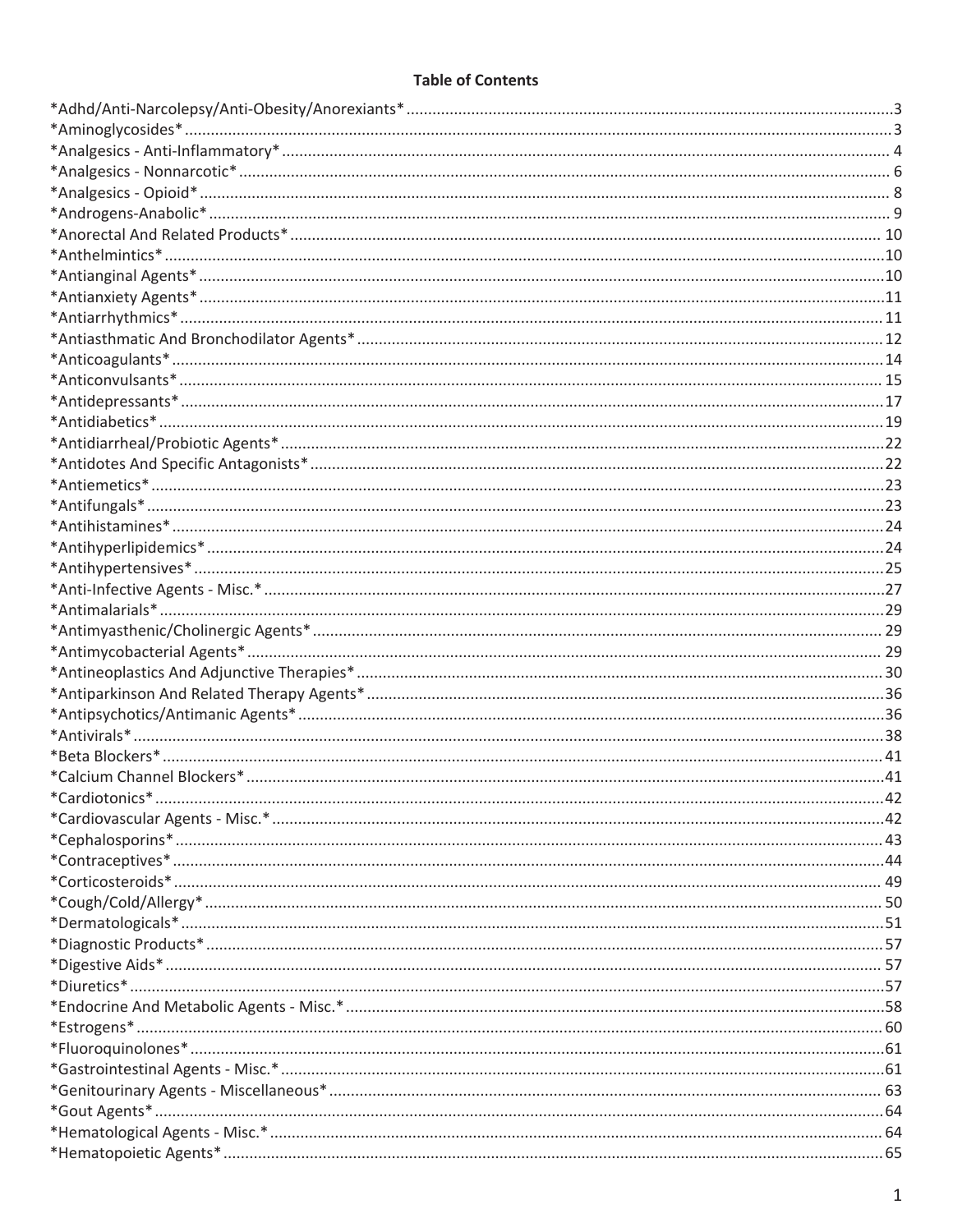**Table of Contents**

*Adhd/Anti-Narcolepsy/Anti-Obesity/Anorexiants* .......... 3
*Aminoglycosides* .......... 3
*Analgesics - Anti-Inflammatory* .......... 4
*Analgesics - Nonnarcotic* .......... 6
*Analgesics - Opioid* .......... 8
*Androgens-Anabolic* .......... 9
*Anorectal And Related Products* .......... 10
*Anthelmintics* .......... 10
*Antianginal Agents* .......... 10
*Antianxiety Agents* .......... 11
*Antiarrhythmics* .......... 11
*Antiasthmatic And Bronchodilator Agents* .......... 12
*Anticoagulants* .......... 14
*Anticonvulsants* .......... 15
*Antidepressants* .......... 17
*Antidiabetics* .......... 19
*Antidiarrheal/Probiotic Agents* .......... 22
*Antidotes And Specific Antagonists* .......... 22
*Antiemetics* .......... 23
*Antifungals* .......... 23
*Antihistamines* .......... 24
*Antihyperlipidemics* .......... 24
*Antihypertensives* .......... 25
*Anti-Infective Agents - Misc.* .......... 27
*Antimalarials* .......... 29
*Antimyasthenic/Cholinergic Agents* .......... 29
*Antimycobacterial Agents* .......... 29
*Antineoplastics And Adjunctive Therapies* .......... 30
*Antiparkinson And Related Therapy Agents* .......... 36
*Antipsychotics/Antimanic Agents* .......... 36
*Antivirals* .......... 38
*Beta Blockers* .......... 41
*Calcium Channel Blockers* .......... 41
*Cardiotonics* .......... 42
*Cardiovascular Agents - Misc.* .......... 42
*Cephalosporins* .......... 43
*Contraceptives* .......... 44
*Corticosteroids* .......... 49
*Cough/Cold/Allergy* .......... 50
*Dermatologicals* .......... 51
*Diagnostic Products* .......... 57
*Digestive Aids* .......... 57
*Diuretics* .......... 57
*Endocrine And Metabolic Agents - Misc.* .......... 58
*Estrogens* .......... 60
*Fluoroquinolones* .......... 61
*Gastrointestinal Agents - Misc.* .......... 61
*Genitourinary Agents - Miscellaneous* .......... 63
*Gout Agents* .......... 64
*Hematological Agents - Misc.* .......... 64
*Hematopoietic Agents* .......... 65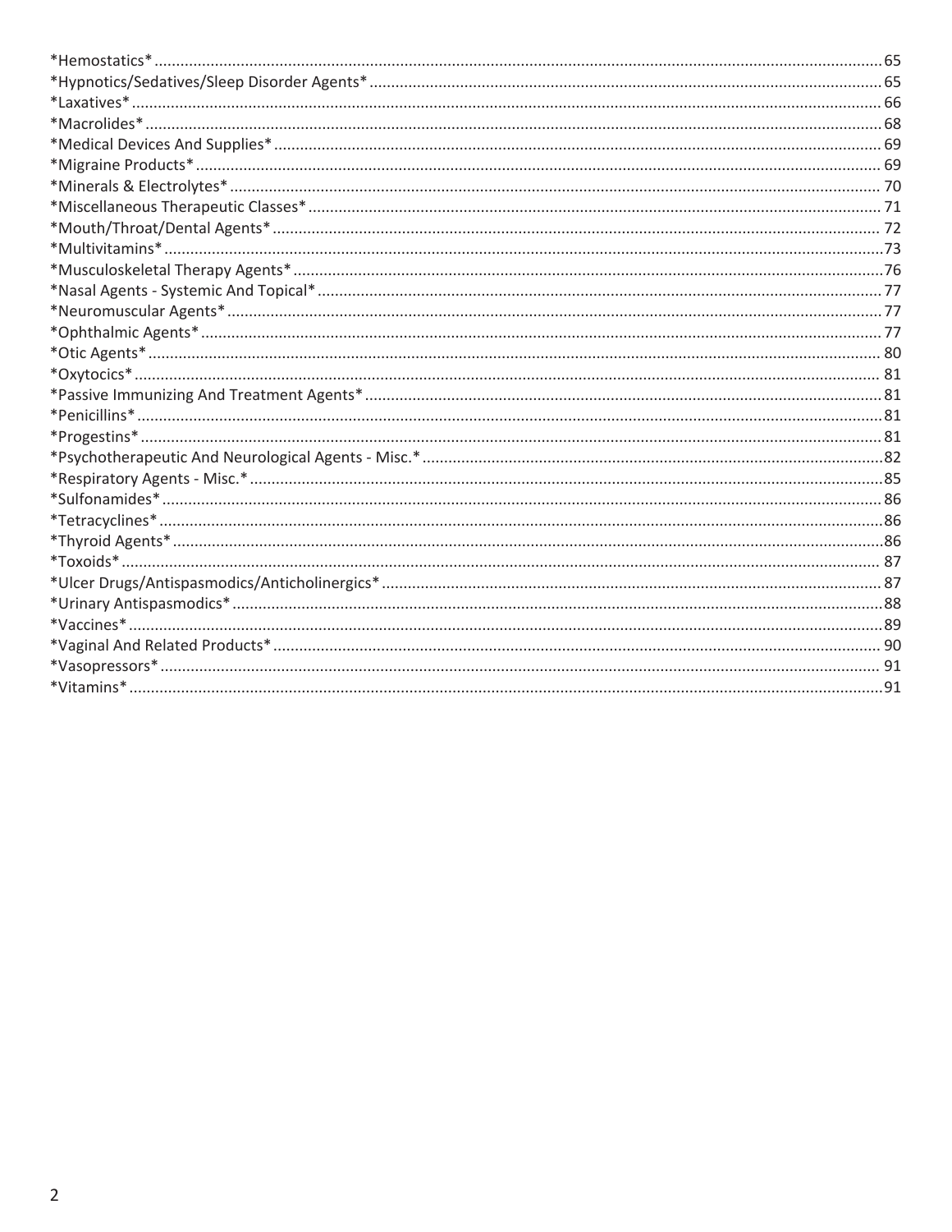*Hemostatics* ........ 65
*Hypnotics/Sedatives/Sleep Disorder Agents* ........ 65
*Laxatives* ........ 66
*Macrolides* ........ 68
*Medical Devices And Supplies* ........ 69
*Migraine Products* ........ 69
*Minerals & Electrolytes* ........ 70
*Miscellaneous Therapeutic Classes* ........ 71
*Mouth/Throat/Dental Agents* ........ 72
*Multivitamins* ........ 73
*Musculoskeletal Therapy Agents* ........ 76
*Nasal Agents - Systemic And Topical* ........ 77
*Neuromuscular Agents* ........ 77
*Ophthalmic Agents* ........ 77
*Otic Agents* ........ 80
*Oxytocics* ........ 81
*Passive Immunizing And Treatment Agents* ........ 81
*Penicillins* ........ 81
*Progestins* ........ 81
*Psychotherapeutic And Neurological Agents - Misc.* ........ 82
*Respiratory Agents - Misc.* ........ 85
*Sulfonamides* ........ 86
*Tetracyclines* ........ 86
*Thyroid Agents* ........ 86
*Toxoids* ........ 87
*Ulcer Drugs/Antispasmodics/Anticholinergics* ........ 87
*Urinary Antispasmodics* ........ 88
*Vaccines* ........ 89
*Vaginal And Related Products* ........ 90
*Vasopressors* ........ 91
*Vitamins* ........ 91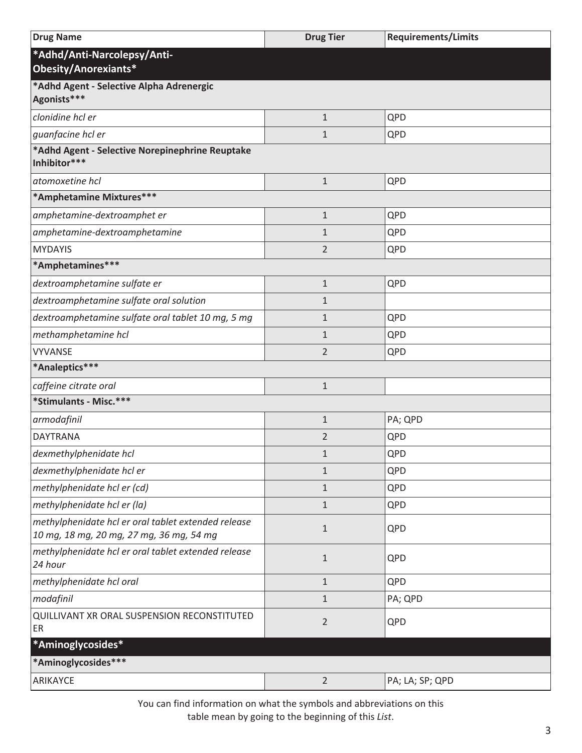| Drug Name | Drug Tier | Requirements/Limits |
|---|---|---|
| ***Adhd/Anti-Narcolepsy/Anti-Obesity/Anorexiants*** | | |
| ***Adhd Agent - Selective Alpha Adrenergic Agonists***** | | |
| *clonidine hcl er* | 1 | QPD |
| *guanfacine hcl er* | 1 | QPD |
| ***Adhd Agent - Selective Norepinephrine Reuptake Inhibitor***** | | |
| *atomoxetine hcl* | 1 | QPD |
| ***Amphetamine Mixtures***** | | |
| *amphetamine-dextroamphet er* | 1 | QPD |
| *amphetamine-dextroamphetamine* | 1 | QPD |
| MYDAYIS | 2 | QPD |
| ***Amphetamines***** | | |
| *dextroamphetamine sulfate er* | 1 | QPD |
| *dextroamphetamine sulfate oral solution* | 1 | |
| *dextroamphetamine sulfate oral tablet 10 mg, 5 mg* | 1 | QPD |
| *methamphetamine hcl* | 1 | QPD |
| VYVANSE | 2 | QPD |
| ***Analeptics***** | | |
| *caffeine citrate oral* | 1 | |
| ***Stimulants - Misc.***** | | |
| *armodafinil* | 1 | PA; QPD |
| DAYTRANA | 2 | QPD |
| *dexmethylphenidate hcl* | 1 | QPD |
| *dexmethylphenidate hcl er* | 1 | QPD |
| *methylphenidate hcl er (cd)* | 1 | QPD |
| *methylphenidate hcl er (la)* | 1 | QPD |
| *methylphenidate hcl er oral tablet extended release 10 mg, 18 mg, 20 mg, 27 mg, 36 mg, 54 mg* | 1 | QPD |
| *methylphenidate hcl er oral tablet extended release 24 hour* | 1 | QPD |
| *methylphenidate hcl oral* | 1 | QPD |
| *modafinil* | 1 | PA; QPD |
| QUILLIVANT XR ORAL SUSPENSION RECONSTITUTED ER | 2 | QPD |
| ***Aminoglycosides*** | | |
| ***Aminoglycosides***** | | |
| ARIKAYCE | 2 | PA; LA; SP; QPD |

You can find information on what the symbols and abbreviations on this table mean by going to the beginning of this *List*.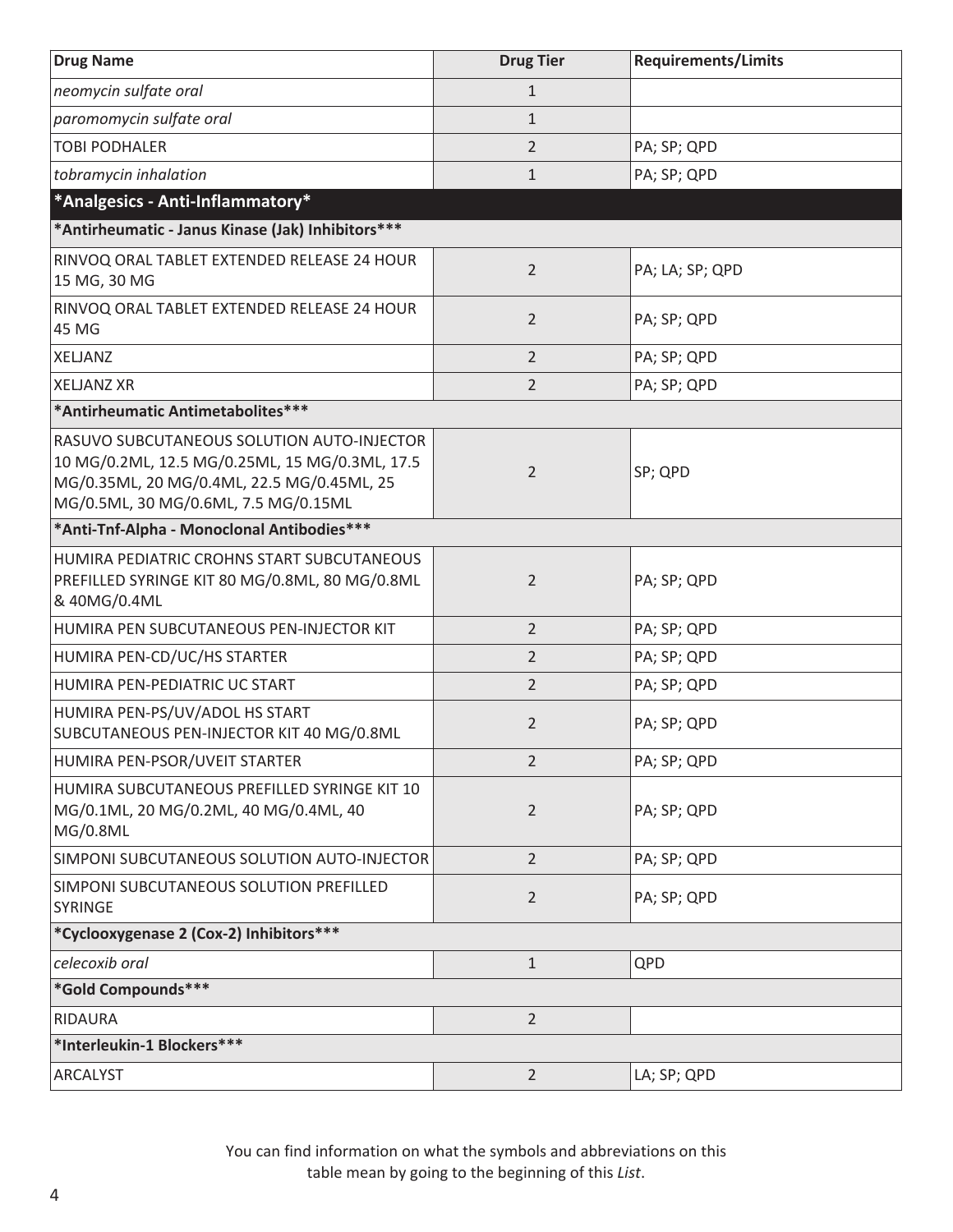| Drug Name | Drug Tier | Requirements/Limits |
| --- | --- | --- |
| *neomycin sulfate oral* | 1 | |
| *paromomycin sulfate oral* | 1 | |
| TOBI PODHALER | 2 | PA; SP; QPD |
| *tobramycin inhalation* | 1 | PA; SP; QPD |
| **\*Analgesics - Anti-Inflammatory\*** | | |
| **\*Antirheumatic - Janus Kinase (Jak) Inhibitors\*\*\*** | | |
| RINVOQ ORAL TABLET EXTENDED RELEASE 24 HOUR 15 MG, 30 MG | 2 | PA; LA; SP; QPD |
| RINVOQ ORAL TABLET EXTENDED RELEASE 24 HOUR 45 MG | 2 | PA; SP; QPD |
| XELJANZ | 2 | PA; SP; QPD |
| XELJANZ XR | 2 | PA; SP; QPD |
| **\*Antirheumatic Antimetabolites\*\*\*** | | |
| RASUVO SUBCUTANEOUS SOLUTION AUTO-INJECTOR 10 MG/0.2ML, 12.5 MG/0.25ML, 15 MG/0.3ML, 17.5 MG/0.35ML, 20 MG/0.4ML, 22.5 MG/0.45ML, 25 MG/0.5ML, 30 MG/0.6ML, 7.5 MG/0.15ML | 2 | SP; QPD |
| **\*Anti-Tnf-Alpha - Monoclonal Antibodies\*\*\*** | | |
| HUMIRA PEDIATRIC CROHNS START SUBCUTANEOUS PREFILLED SYRINGE KIT 80 MG/0.8ML, 80 MG/0.8ML & 40MG/0.4ML | 2 | PA; SP; QPD |
| HUMIRA PEN SUBCUTANEOUS PEN-INJECTOR KIT | 2 | PA; SP; QPD |
| HUMIRA PEN-CD/UC/HS STARTER | 2 | PA; SP; QPD |
| HUMIRA PEN-PEDIATRIC UC START | 2 | PA; SP; QPD |
| HUMIRA PEN-PS/UV/ADOL HS START SUBCUTANEOUS PEN-INJECTOR KIT 40 MG/0.8ML | 2 | PA; SP; QPD |
| HUMIRA PEN-PSOR/UVEIT STARTER | 2 | PA; SP; QPD |
| HUMIRA SUBCUTANEOUS PREFILLED SYRINGE KIT 10 MG/0.1ML, 20 MG/0.2ML, 40 MG/0.4ML, 40 MG/0.8ML | 2 | PA; SP; QPD |
| SIMPONI SUBCUTANEOUS SOLUTION AUTO-INJECTOR | 2 | PA; SP; QPD |
| SIMPONI SUBCUTANEOUS SOLUTION PREFILLED SYRINGE | 2 | PA; SP; QPD |
| **\*Cyclooxygenase 2 (Cox-2) Inhibitors\*\*\*** | | |
| *celecoxib oral* | 1 | QPD |
| **\*Gold Compounds\*\*\*** | | |
| RIDAURA | 2 | |
| **\*Interleukin-1 Blockers\*\*\*** | | |
| ARCALYST | 2 | LA; SP; QPD |

You can find information on what the symbols and abbreviations on this table mean by going to the beginning of this *List*.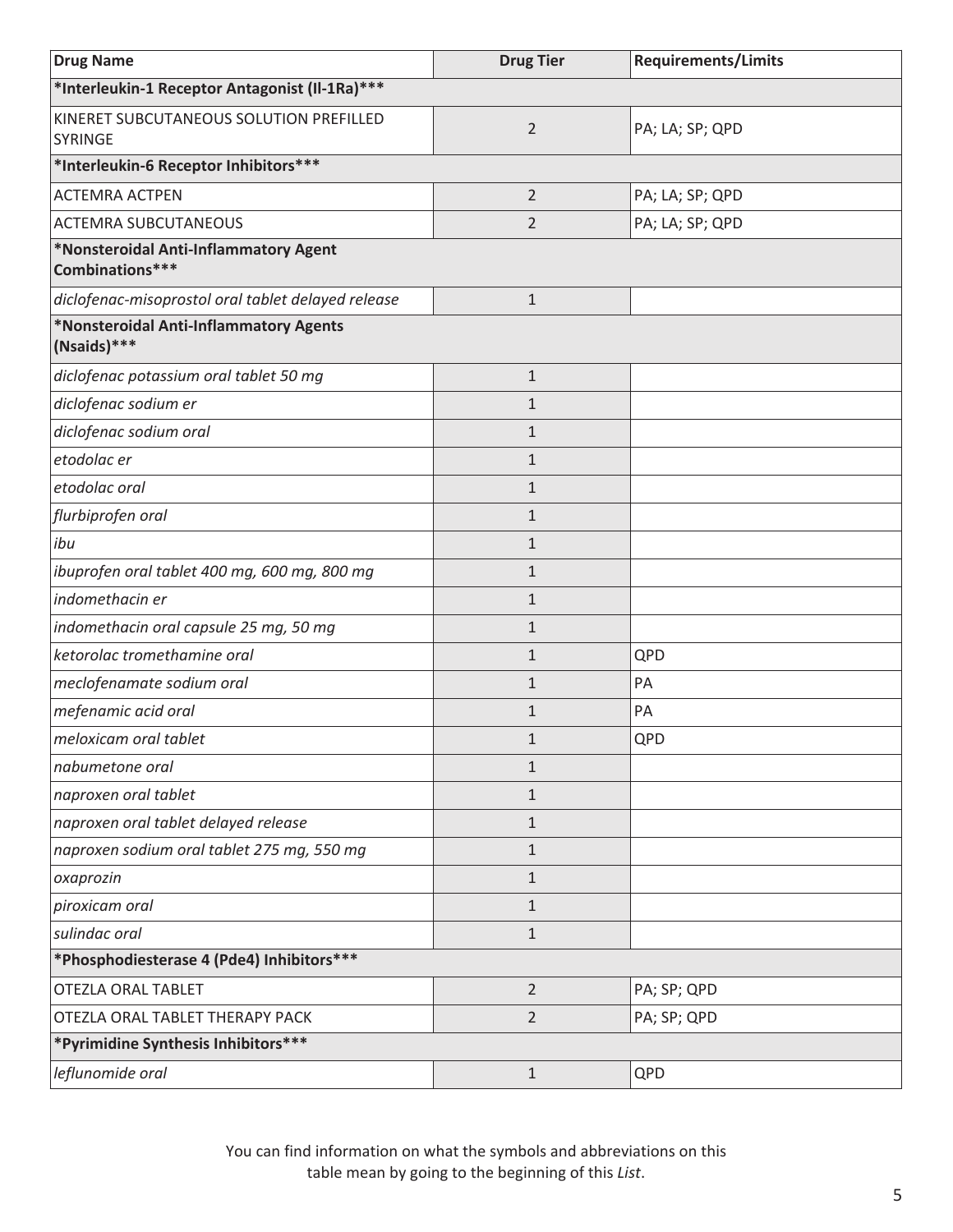| Drug Name | Drug Tier | Requirements/Limits |
|---|---|---|
| ***Interleukin-1 Receptor Antagonist (Il-1Ra)***** | | |
| KINERET SUBCUTANEOUS SOLUTION PREFILLED SYRINGE | 2 | PA; LA; SP; QPD |
| ***Interleukin-6 Receptor Inhibitors***** | | |
| ACTEMRA ACTPEN | 2 | PA; LA; SP; QPD |
| ACTEMRA SUBCUTANEOUS | 2 | PA; LA; SP; QPD |
| ***Nonsteroidal Anti-Inflammatory Agent Combinations***** | | |
| *diclofenac-misoprostol oral tablet delayed release* | 1 | |
| ***Nonsteroidal Anti-Inflammatory Agents (Nsaids)***** | | |
| *diclofenac potassium oral tablet 50 mg* | 1 | |
| *diclofenac sodium er* | 1 | |
| *diclofenac sodium oral* | 1 | |
| *etodolac er* | 1 | |
| *etodolac oral* | 1 | |
| *flurbiprofen oral* | 1 | |
| *ibu* | 1 | |
| *ibuprofen oral tablet 400 mg, 600 mg, 800 mg* | 1 | |
| *indomethacin er* | 1 | |
| *indomethacin oral capsule 25 mg, 50 mg* | 1 | |
| *ketorolac tromethamine oral* | 1 | QPD |
| *meclofenamate sodium oral* | 1 | PA |
| *mefenamic acid oral* | 1 | PA |
| *meloxicam oral tablet* | 1 | QPD |
| *nabumetone oral* | 1 | |
| *naproxen oral tablet* | 1 | |
| *naproxen oral tablet delayed release* | 1 | |
| *naproxen sodium oral tablet 275 mg, 550 mg* | 1 | |
| *oxaprozin* | 1 | |
| *piroxicam oral* | 1 | |
| *sulindac oral* | 1 | |
| ***Phosphodiesterase 4 (Pde4) Inhibitors***** | | |
| OTEZLA ORAL TABLET | 2 | PA; SP; QPD |
| OTEZLA ORAL TABLET THERAPY PACK | 2 | PA; SP; QPD |
| ***Pyrimidine Synthesis Inhibitors***** | | |
| *leflunomide oral* | 1 | QPD |

You can find information on what the symbols and abbreviations on this table mean by going to the beginning of this *List*.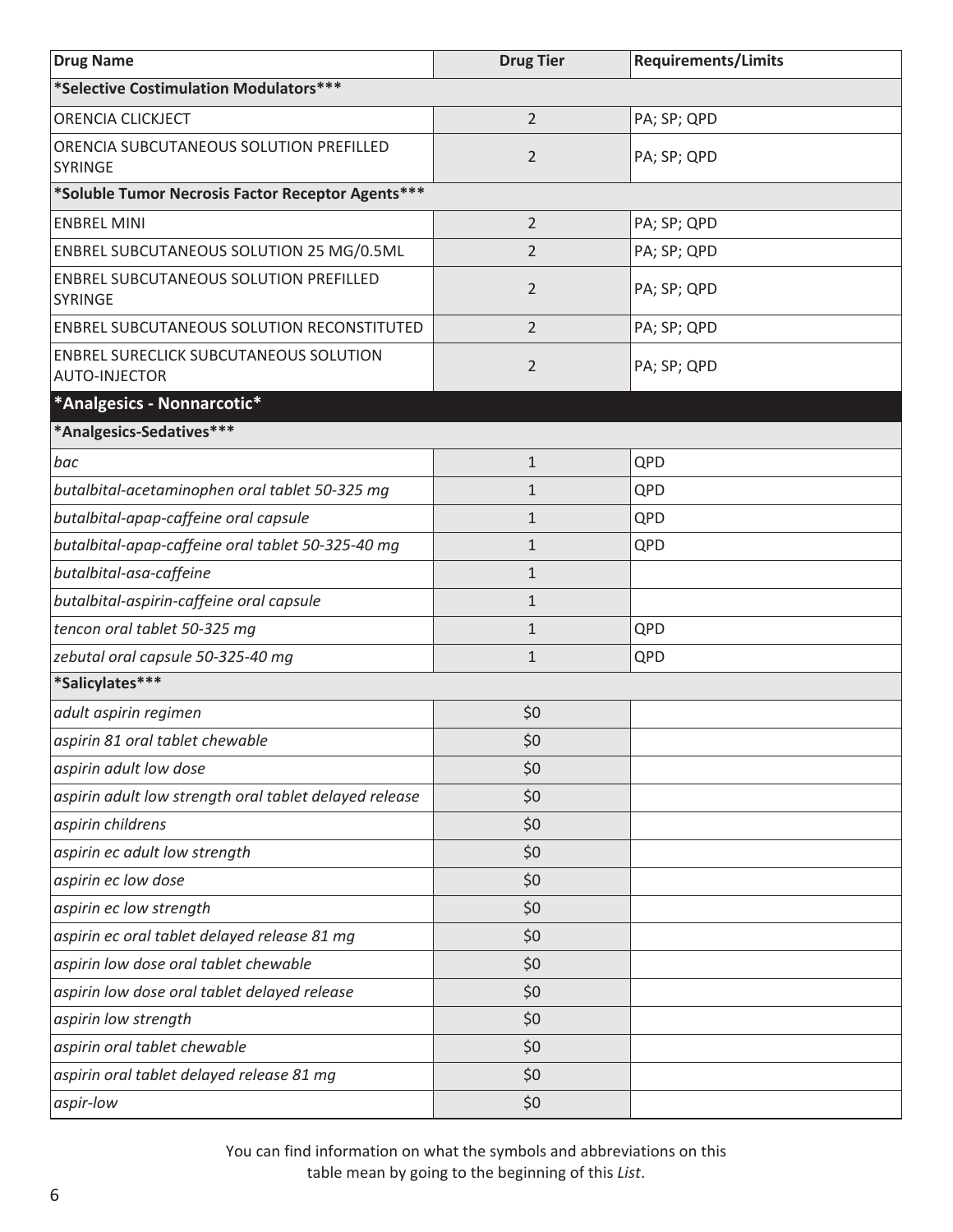| Drug Name | Drug Tier | Requirements/Limits |
|---|---|---|
| ***Selective Costimulation Modulators***** | | |
| ORENCIA CLICKJECT | 2 | PA; SP; QPD |
| ORENCIA SUBCUTANEOUS SOLUTION PREFILLED SYRINGE | 2 | PA; SP; QPD |
| ***Soluble Tumor Necrosis Factor Receptor Agents***** | | |
| ENBREL MINI | 2 | PA; SP; QPD |
| ENBREL SUBCUTANEOUS SOLUTION 25 MG/0.5ML | 2 | PA; SP; QPD |
| ENBREL SUBCUTANEOUS SOLUTION PREFILLED SYRINGE | 2 | PA; SP; QPD |
| ENBREL SUBCUTANEOUS SOLUTION RECONSTITUTED | 2 | PA; SP; QPD |
| ENBREL SURECLICK SUBCUTANEOUS SOLUTION AUTO-INJECTOR | 2 | PA; SP; QPD |
| ***Analgesics - Nonnarcotic*** | | |
| ***Analgesics-Sedatives***** | | |
| *bac* | 1 | QPD |
| *butalbital-acetaminophen oral tablet 50-325 mg* | 1 | QPD |
| *butalbital-apap-caffeine oral capsule* | 1 | QPD |
| *butalbital-apap-caffeine oral tablet 50-325-40 mg* | 1 | QPD |
| *butalbital-asa-caffeine* | 1 | |
| *butalbital-aspirin-caffeine oral capsule* | 1 | |
| *tencon oral tablet 50-325 mg* | 1 | QPD |
| *zebutal oral capsule 50-325-40 mg* | 1 | QPD |
| ***Salicylates***** | | |
| *adult aspirin regimen* | $0 | |
| *aspirin 81 oral tablet chewable* | $0 | |
| *aspirin adult low dose* | $0 | |
| *aspirin adult low strength oral tablet delayed release* | $0 | |
| *aspirin childrens* | $0 | |
| *aspirin ec adult low strength* | $0 | |
| *aspirin ec low dose* | $0 | |
| *aspirin ec low strength* | $0 | |
| *aspirin ec oral tablet delayed release 81 mg* | $0 | |
| *aspirin low dose oral tablet chewable* | $0 | |
| *aspirin low dose oral tablet delayed release* | $0 | |
| *aspirin low strength* | $0 | |
| *aspirin oral tablet chewable* | $0 | |
| *aspirin oral tablet delayed release 81 mg* | $0 | |
| *aspir-low* | $0 | |

You can find information on what the symbols and abbreviations on this table mean by going to the beginning of this *List*.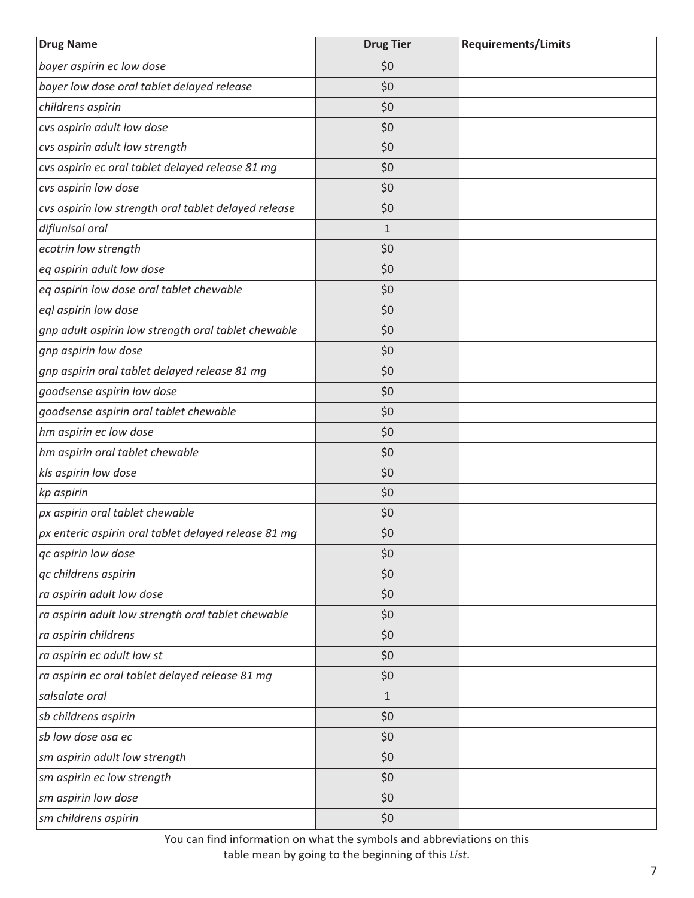| Drug Name | Drug Tier | Requirements/Limits |
| --- | --- | --- |
| *bayer aspirin ec low dose* | $0 | |
| *bayer low dose oral tablet delayed release* | $0 | |
| *childrens aspirin* | $0 | |
| *cvs aspirin adult low dose* | $0 | |
| *cvs aspirin adult low strength* | $0 | |
| *cvs aspirin ec oral tablet delayed release 81 mg* | $0 | |
| *cvs aspirin low dose* | $0 | |
| *cvs aspirin low strength oral tablet delayed release* | $0 | |
| *diflunisal oral* | 1 | |
| *ecotrin low strength* | $0 | |
| *eq aspirin adult low dose* | $0 | |
| *eq aspirin low dose oral tablet chewable* | $0 | |
| *eql aspirin low dose* | $0 | |
| *gnp adult aspirin low strength oral tablet chewable* | $0 | |
| *gnp aspirin low dose* | $0 | |
| *gnp aspirin oral tablet delayed release 81 mg* | $0 | |
| *goodsense aspirin low dose* | $0 | |
| *goodsense aspirin oral tablet chewable* | $0 | |
| *hm aspirin ec low dose* | $0 | |
| *hm aspirin oral tablet chewable* | $0 | |
| *kls aspirin low dose* | $0 | |
| *kp aspirin* | $0 | |
| *px aspirin oral tablet chewable* | $0 | |
| *px enteric aspirin oral tablet delayed release 81 mg* | $0 | |
| *qc aspirin low dose* | $0 | |
| *qc childrens aspirin* | $0 | |
| *ra aspirin adult low dose* | $0 | |
| *ra aspirin adult low strength oral tablet chewable* | $0 | |
| *ra aspirin childrens* | $0 | |
| *ra aspirin ec adult low st* | $0 | |
| *ra aspirin ec oral tablet delayed release 81 mg* | $0 | |
| *salsalate oral* | 1 | |
| *sb childrens aspirin* | $0 | |
| *sb low dose asa ec* | $0 | |
| *sm aspirin adult low strength* | $0 | |
| *sm aspirin ec low strength* | $0 | |
| *sm aspirin low dose* | $0 | |
| *sm childrens aspirin* | $0 | |

You can find information on what the symbols and abbreviations on this table mean by going to the beginning of this *List*.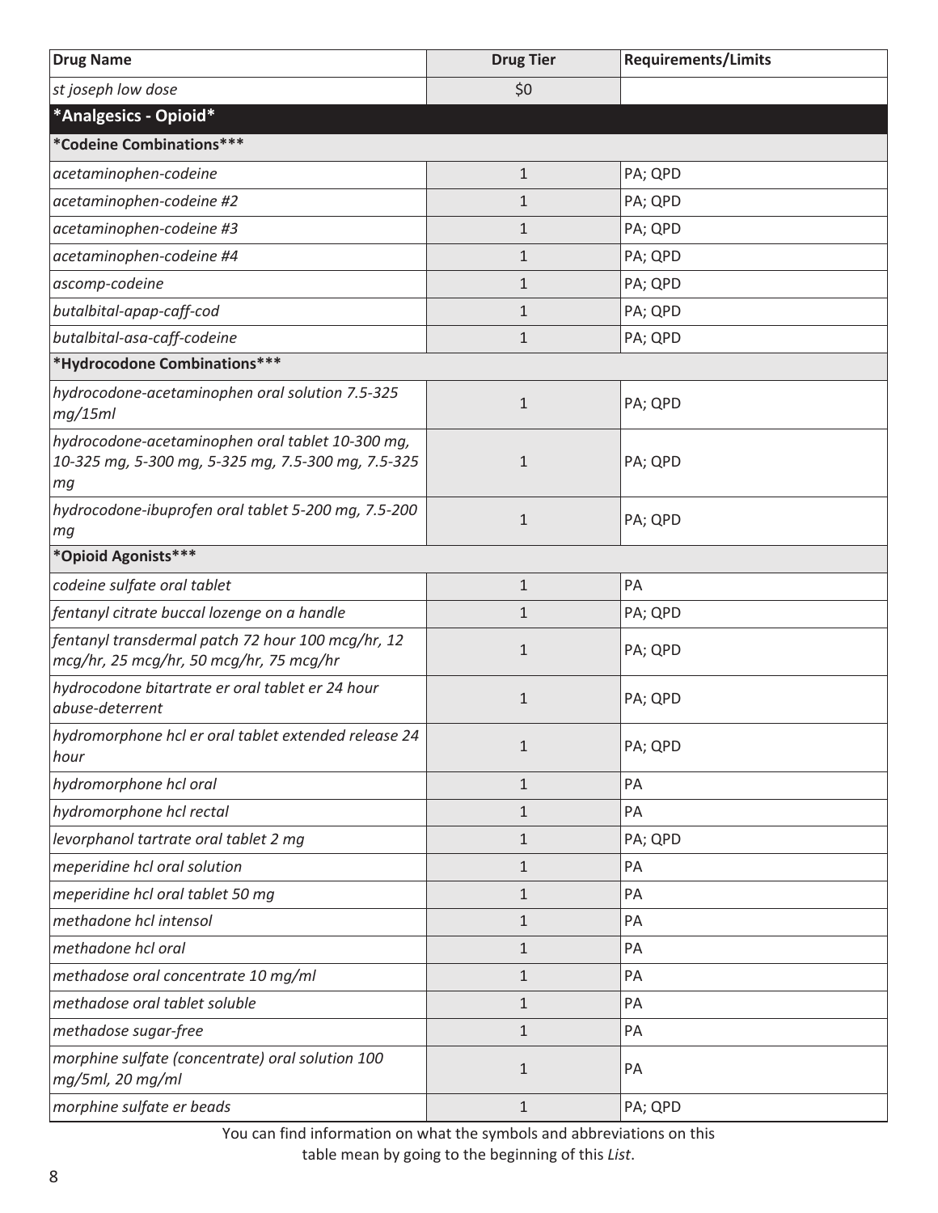| Drug Name | Drug Tier | Requirements/Limits |
| --- | --- | --- |
| *st joseph low dose* | $0 | |
| **\*Analgesics - Opioid\*** | | |
| **\*Codeine Combinations\*\*\*** | | |
| *acetaminophen-codeine* | 1 | PA; QPD |
| *acetaminophen-codeine #2* | 1 | PA; QPD |
| *acetaminophen-codeine #3* | 1 | PA; QPD |
| *acetaminophen-codeine #4* | 1 | PA; QPD |
| *ascomp-codeine* | 1 | PA; QPD |
| *butalbital-apap-caff-cod* | 1 | PA; QPD |
| *butalbital-asa-caff-codeine* | 1 | PA; QPD |
| **\*Hydrocodone Combinations\*\*\*** | | |
| *hydrocodone-acetaminophen oral solution 7.5-325 mg/15ml* | 1 | PA; QPD |
| *hydrocodone-acetaminophen oral tablet 10-300 mg, 10-325 mg, 5-300 mg, 5-325 mg, 7.5-300 mg, 7.5-325 mg* | 1 | PA; QPD |
| *hydrocodone-ibuprofen oral tablet 5-200 mg, 7.5-200 mg* | 1 | PA; QPD |
| **\*Opioid Agonists\*\*\*** | | |
| *codeine sulfate oral tablet* | 1 | PA |
| *fentanyl citrate buccal lozenge on a handle* | 1 | PA; QPD |
| *fentanyl transdermal patch 72 hour 100 mcg/hr, 12 mcg/hr, 25 mcg/hr, 50 mcg/hr, 75 mcg/hr* | 1 | PA; QPD |
| *hydrocodone bitartrate er oral tablet er 24 hour abuse-deterrent* | 1 | PA; QPD |
| *hydromorphone hcl er oral tablet extended release 24 hour* | 1 | PA; QPD |
| *hydromorphone hcl oral* | 1 | PA |
| *hydromorphone hcl rectal* | 1 | PA |
| *levorphanol tartrate oral tablet 2 mg* | 1 | PA; QPD |
| *meperidine hcl oral solution* | 1 | PA |
| *meperidine hcl oral tablet 50 mg* | 1 | PA |
| *methadone hcl intensol* | 1 | PA |
| *methadone hcl oral* | 1 | PA |
| *methadose oral concentrate 10 mg/ml* | 1 | PA |
| *methadose oral tablet soluble* | 1 | PA |
| *methadose sugar-free* | 1 | PA |
| *morphine sulfate (concentrate) oral solution 100 mg/5ml, 20 mg/ml* | 1 | PA |
| *morphine sulfate er beads* | 1 | PA; QPD |

You can find information on what the symbols and abbreviations on this table mean by going to the beginning of this *List*.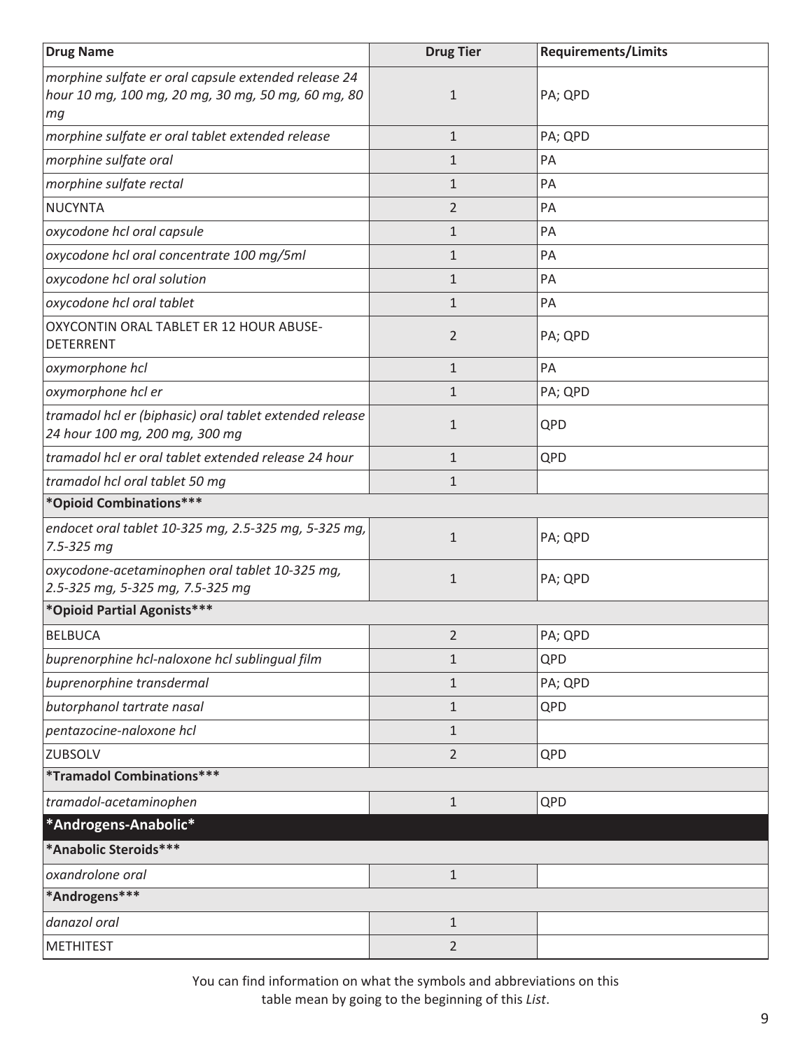| Drug Name | Drug Tier | Requirements/Limits |
|---|---|---|
| *morphine sulfate er oral capsule extended release 24 hour 10 mg, 100 mg, 20 mg, 30 mg, 50 mg, 60 mg, 80 mg* | 1 | PA; QPD |
| *morphine sulfate er oral tablet extended release* | 1 | PA; QPD |
| *morphine sulfate oral* | 1 | PA |
| *morphine sulfate rectal* | 1 | PA |
| NUCYNTA | 2 | PA |
| *oxycodone hcl oral capsule* | 1 | PA |
| *oxycodone hcl oral concentrate 100 mg/5ml* | 1 | PA |
| *oxycodone hcl oral solution* | 1 | PA |
| *oxycodone hcl oral tablet* | 1 | PA |
| OXYCONTIN ORAL TABLET ER 12 HOUR ABUSE-DETERRENT | 2 | PA; QPD |
| *oxymorphone hcl* | 1 | PA |
| *oxymorphone hcl er* | 1 | PA; QPD |
| *tramadol hcl er (biphasic) oral tablet extended release 24 hour 100 mg, 200 mg, 300 mg* | 1 | QPD |
| *tramadol hcl er oral tablet extended release 24 hour* | 1 | QPD |
| *tramadol hcl oral tablet 50 mg* | 1 | |
| **\*Opioid Combinations\*\*\*** | | |
| *endocet oral tablet 10-325 mg, 2.5-325 mg, 5-325 mg, 7.5-325 mg* | 1 | PA; QPD |
| *oxycodone-acetaminophen oral tablet 10-325 mg, 2.5-325 mg, 5-325 mg, 7.5-325 mg* | 1 | PA; QPD |
| **\*Opioid Partial Agonists\*\*\*** | | |
| BELBUCA | 2 | PA; QPD |
| *buprenorphine hcl-naloxone hcl sublingual film* | 1 | QPD |
| *buprenorphine transdermal* | 1 | PA; QPD |
| *butorphanol tartrate nasal* | 1 | QPD |
| *pentazocine-naloxone hcl* | 1 | |
| ZUBSOLV | 2 | QPD |
| **\*Tramadol Combinations\*\*\*** | | |
| *tramadol-acetaminophen* | 1 | QPD |
| **\*Androgens-Anabolic\*** | | |
| **\*Anabolic Steroids\*\*\*** | | |
| *oxandrolone oral* | 1 | |
| **\*Androgens\*\*\*** | | |
| *danazol oral* | 1 | |
| METHITEST | 2 | |

You can find information on what the symbols and abbreviations on this table mean by going to the beginning of this *List*.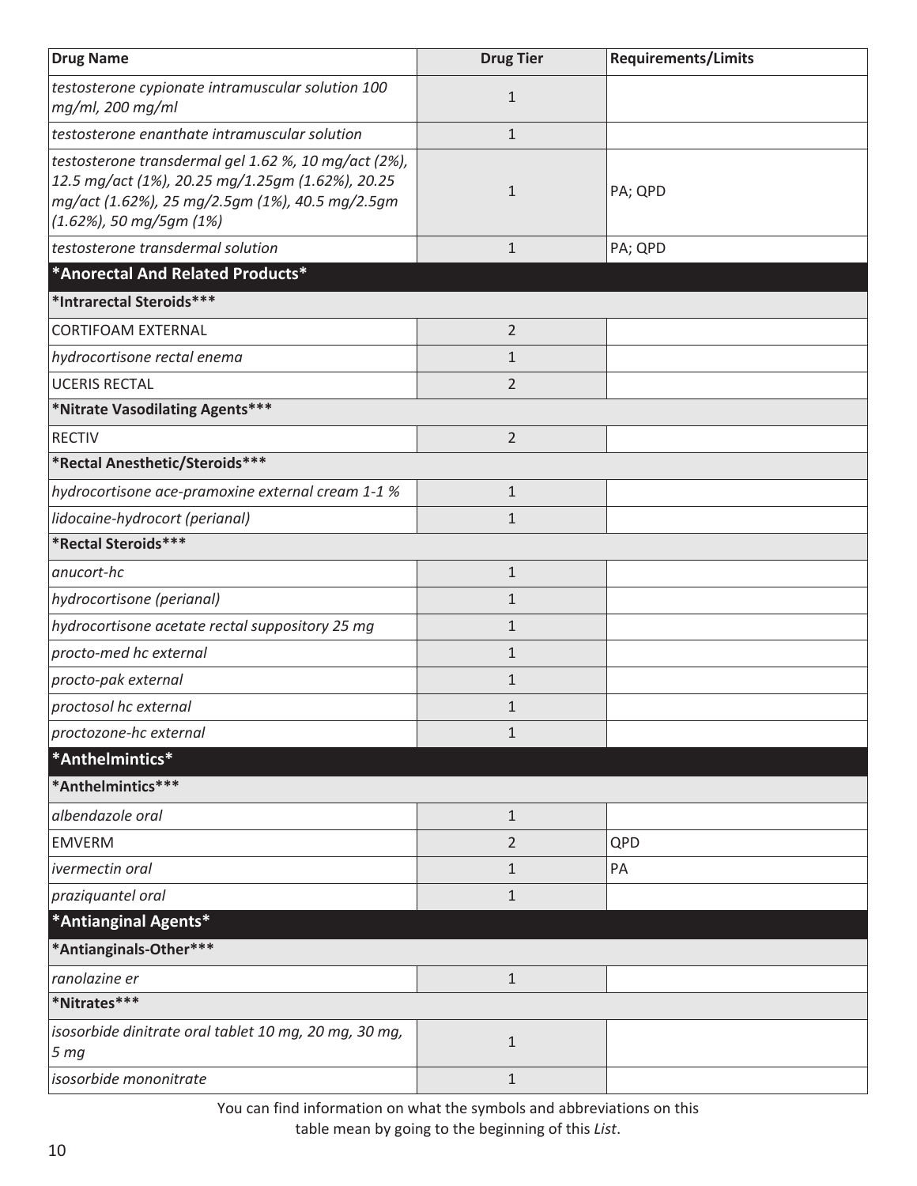| Drug Name | Drug Tier | Requirements/Limits |
|---|---|---|
| *testosterone cypionate intramuscular solution 100 mg/ml, 200 mg/ml* | 1 | |
| *testosterone enanthate intramuscular solution* | 1 | |
| *testosterone transdermal gel 1.62 %, 10 mg/act (2%), 12.5 mg/act (1%), 20.25 mg/1.25gm (1.62%), 20.25 mg/act (1.62%), 25 mg/2.5gm (1%), 40.5 mg/2.5gm (1.62%), 50 mg/5gm (1%)* | 1 | PA; QPD |
| *testosterone transdermal solution* | 1 | PA; QPD |
| **\*Anorectal And Related Products\*** | | |
| **\*Intrarectal Steroids\*\*\*** | | |
| CORTIFOAM EXTERNAL | 2 | |
| *hydrocortisone rectal enema* | 1 | |
| UCERIS RECTAL | 2 | |
| **\*Nitrate Vasodilating Agents\*\*\*** | | |
| RECTIV | 2 | |
| **\*Rectal Anesthetic/Steroids\*\*\*** | | |
| *hydrocortisone ace-pramoxine external cream 1-1 %* | 1 | |
| *lidocaine-hydrocort (perianal)* | 1 | |
| **\*Rectal Steroids\*\*\*** | | |
| *anucort-hc* | 1 | |
| *hydrocortisone (perianal)* | 1 | |
| *hydrocortisone acetate rectal suppository 25 mg* | 1 | |
| *procto-med hc external* | 1 | |
| *procto-pak external* | 1 | |
| *proctosol hc external* | 1 | |
| *proctozone-hc external* | 1 | |
| **\*Anthelmintics\*** | | |
| **\*Anthelmintics\*\*\*** | | |
| *albendazole oral* | 1 | |
| EMVERM | 2 | QPD |
| *ivermectin oral* | 1 | PA |
| *praziquantel oral* | 1 | |
| **\*Antianginal Agents\*** | | |
| **\*Antianginals-Other\*\*\*** | | |
| *ranolazine er* | 1 | |
| **\*Nitrates\*\*\*** | | |
| *isosorbide dinitrate oral tablet 10 mg, 20 mg, 30 mg, 5 mg* | 1 | |
| *isosorbide mononitrate* | 1 | |

You can find information on what the symbols and abbreviations on this table mean by going to the beginning of this *List*.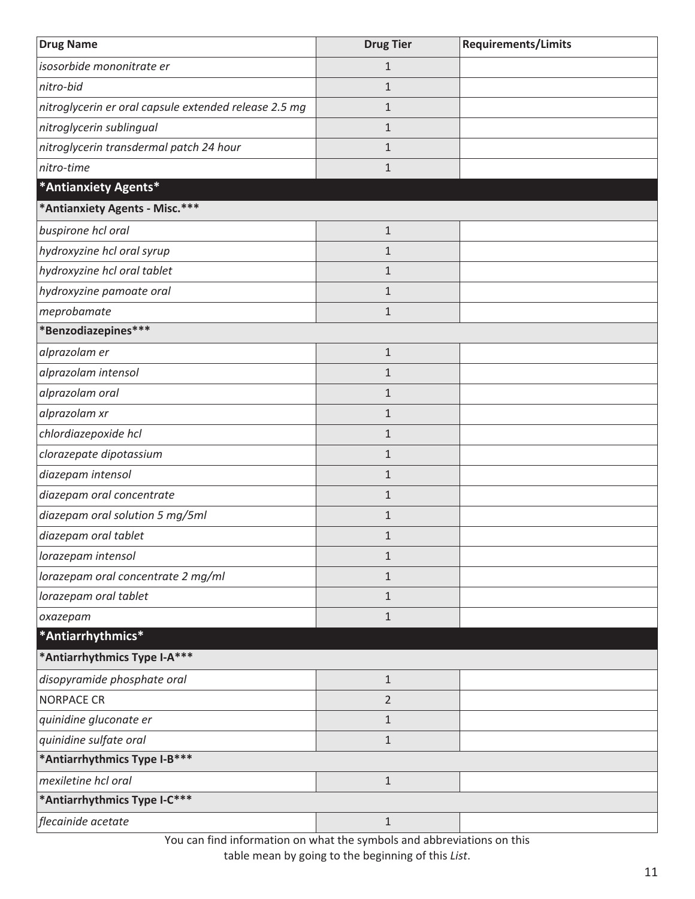| Drug Name | Drug Tier | Requirements/Limits |
|---|---|---|
| *isosorbide mononitrate er* | 1 | |
| *nitro-bid* | 1 | |
| *nitroglycerin er oral capsule extended release 2.5 mg* | 1 | |
| *nitroglycerin sublingual* | 1 | |
| *nitroglycerin transdermal patch 24 hour* | 1 | |
| *nitro-time* | 1 | |
| **\*Antianxiety Agents\*** | | |
| **\*Antianxiety Agents - Misc.\*\*\*** | | |
| *buspirone hcl oral* | 1 | |
| *hydroxyzine hcl oral syrup* | 1 | |
| *hydroxyzine hcl oral tablet* | 1 | |
| *hydroxyzine pamoate oral* | 1 | |
| *meprobamate* | 1 | |
| **\*Benzodiazepines\*\*\*** | | |
| *alprazolam er* | 1 | |
| *alprazolam intensol* | 1 | |
| *alprazolam oral* | 1 | |
| *alprazolam xr* | 1 | |
| *chlordiazepoxide hcl* | 1 | |
| *clorazepate dipotassium* | 1 | |
| *diazepam intensol* | 1 | |
| *diazepam oral concentrate* | 1 | |
| *diazepam oral solution 5 mg/5ml* | 1 | |
| *diazepam oral tablet* | 1 | |
| *lorazepam intensol* | 1 | |
| *lorazepam oral concentrate 2 mg/ml* | 1 | |
| *lorazepam oral tablet* | 1 | |
| *oxazepam* | 1 | |
| **\*Antiarrhythmics\*** | | |
| **\*Antiarrhythmics Type I-A\*\*\*** | | |
| *disopyramide phosphate oral* | 1 | |
| NORPACE CR | 2 | |
| *quinidine gluconate er* | 1 | |
| *quinidine sulfate oral* | 1 | |
| **\*Antiarrhythmics Type I-B\*\*\*** | | |
| *mexiletine hcl oral* | 1 | |
| **\*Antiarrhythmics Type I-C\*\*\*** | | |
| *flecainide acetate* | 1 | |

You can find information on what the symbols and abbreviations on this table mean by going to the beginning of this *List*.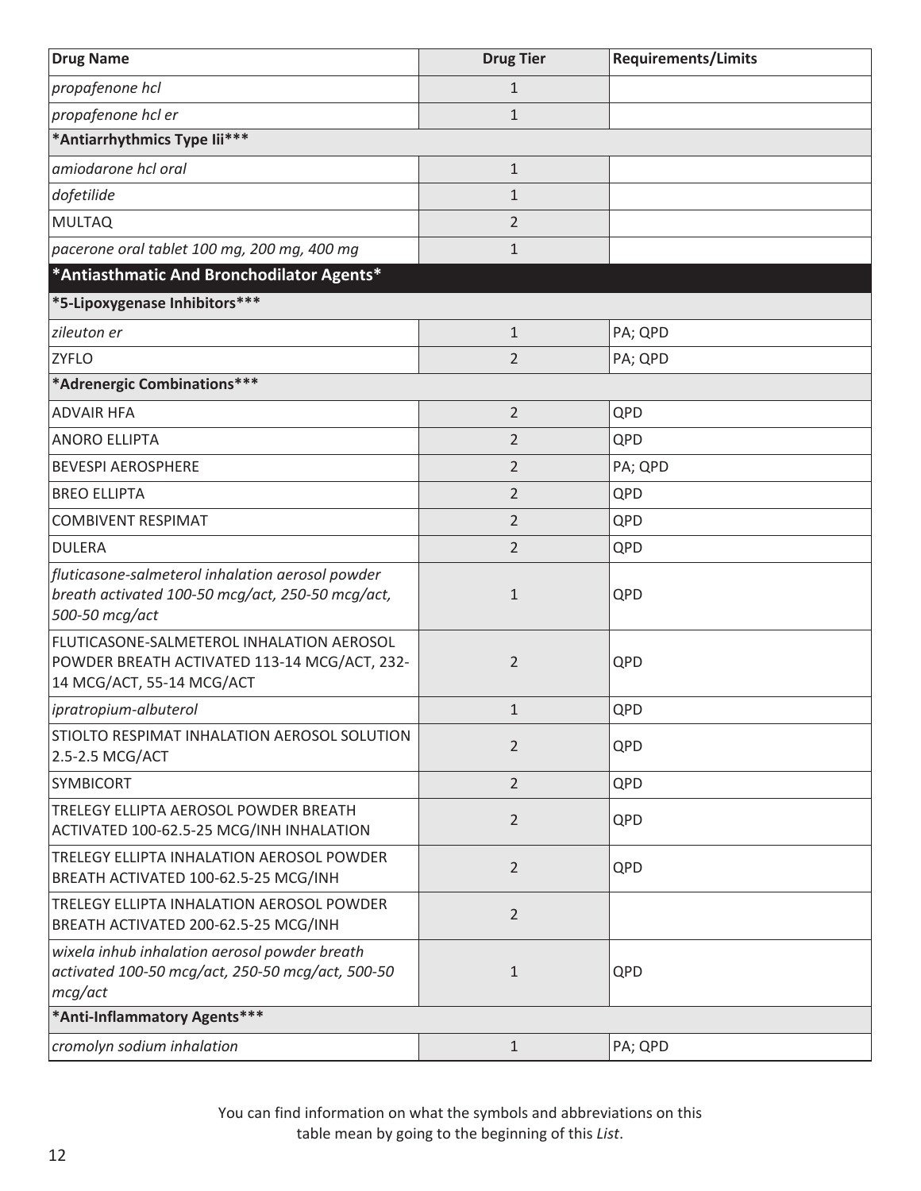| Drug Name | Drug Tier | Requirements/Limits |
|---|---|---|
| *propafenone hcl* | 1 | |
| *propafenone hcl er* | 1 | |
| **\*Antiarrhythmics Type Iii\*\*\*** | | |
| *amiodarone hcl oral* | 1 | |
| *dofetilide* | 1 | |
| MULTAQ | 2 | |
| *pacerone oral tablet 100 mg, 200 mg, 400 mg* | 1 | |
| **\*Antiasthmatic And Bronchodilator Agents\*** | | |
| **\*5-Lipoxygenase Inhibitors\*\*\*** | | |
| *zileuton er* | 1 | PA; QPD |
| ZYFLO | 2 | PA; QPD |
| **\*Adrenergic Combinations\*\*\*** | | |
| ADVAIR HFA | 2 | QPD |
| ANORO ELLIPTA | 2 | QPD |
| BEVESPI AEROSPHERE | 2 | PA; QPD |
| BREO ELLIPTA | 2 | QPD |
| COMBIVENT RESPIMAT | 2 | QPD |
| DULERA | 2 | QPD |
| *fluticasone-salmeterol inhalation aerosol powder breath activated 100-50 mcg/act, 250-50 mcg/act, 500-50 mcg/act* | 1 | QPD |
| FLUTICASONE-SALMETEROL INHALATION AEROSOL POWDER BREATH ACTIVATED 113-14 MCG/ACT, 232-14 MCG/ACT, 55-14 MCG/ACT | 2 | QPD |
| *ipratropium-albuterol* | 1 | QPD |
| STIOLTO RESPIMAT INHALATION AEROSOL SOLUTION 2.5-2.5 MCG/ACT | 2 | QPD |
| SYMBICORT | 2 | QPD |
| TRELEGY ELLIPTA AEROSOL POWDER BREATH ACTIVATED 100-62.5-25 MCG/INH INHALATION | 2 | QPD |
| TRELEGY ELLIPTA INHALATION AEROSOL POWDER BREATH ACTIVATED 100-62.5-25 MCG/INH | 2 | QPD |
| TRELEGY ELLIPTA INHALATION AEROSOL POWDER BREATH ACTIVATED 200-62.5-25 MCG/INH | 2 | |
| *wixela inhub inhalation aerosol powder breath activated 100-50 mcg/act, 250-50 mcg/act, 500-50 mcg/act* | 1 | QPD |
| **\*Anti-Inflammatory Agents\*\*\*** | | |
| *cromolyn sodium inhalation* | 1 | PA; QPD |

You can find information on what the symbols and abbreviations on this table mean by going to the beginning of this *List*.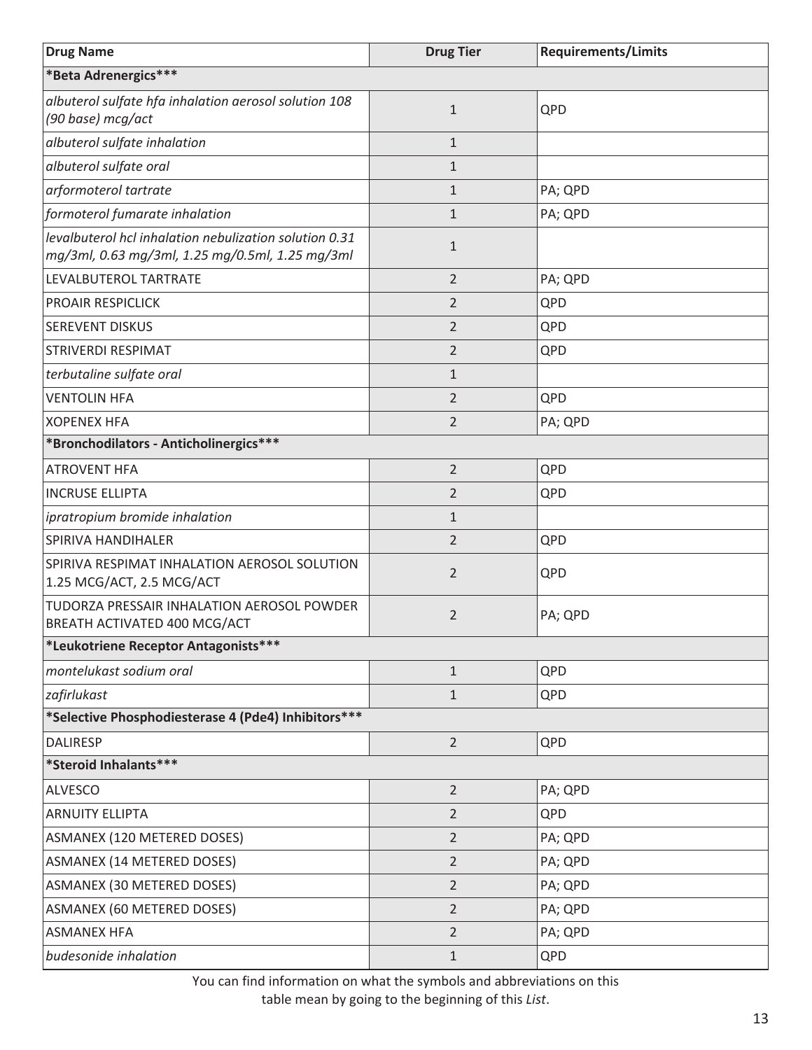| Drug Name | Drug Tier | Requirements/Limits |
|---|---|---|
| ***Beta Adrenergics*** | | |
| *albuterol sulfate hfa inhalation aerosol solution 108 (90 base) mcg/act* | 1 | QPD |
| *albuterol sulfate inhalation* | 1 | |
| *albuterol sulfate oral* | 1 | |
| *arformoterol tartrate* | 1 | PA; QPD |
| *formoterol fumarate inhalation* | 1 | PA; QPD |
| *levalbuterol hcl inhalation nebulization solution 0.31 mg/3ml, 0.63 mg/3ml, 1.25 mg/0.5ml, 1.25 mg/3ml* | 1 | |
| LEVALBUTEROL TARTRATE | 2 | PA; QPD |
| PROAIR RESPICLICK | 2 | QPD |
| SEREVENT DISKUS | 2 | QPD |
| STRIVERDI RESPIMAT | 2 | QPD |
| *terbutaline sulfate oral* | 1 | |
| VENTOLIN HFA | 2 | QPD |
| XOPENEX HFA | 2 | PA; QPD |
| ***Bronchodilators - Anticholinergics*** | | |
| ATROVENT HFA | 2 | QPD |
| INCRUSE ELLIPTA | 2 | QPD |
| *ipratropium bromide inhalation* | 1 | |
| SPIRIVA HANDIHALER | 2 | QPD |
| SPIRIVA RESPIMAT INHALATION AEROSOL SOLUTION 1.25 MCG/ACT, 2.5 MCG/ACT | 2 | QPD |
| TUDORZA PRESSAIR INHALATION AEROSOL POWDER BREATH ACTIVATED 400 MCG/ACT | 2 | PA; QPD |
| ***Leukotriene Receptor Antagonists*** | | |
| *montelukast sodium oral* | 1 | QPD |
| *zafirlukast* | 1 | QPD |
| ***Selective Phosphodiesterase 4 (Pde4) Inhibitors*** | | |
| DALIRESP | 2 | QPD |
| ***Steroid Inhalants*** | | |
| ALVESCO | 2 | PA; QPD |
| ARNUITY ELLIPTA | 2 | QPD |
| ASMANEX (120 METERED DOSES) | 2 | PA; QPD |
| ASMANEX (14 METERED DOSES) | 2 | PA; QPD |
| ASMANEX (30 METERED DOSES) | 2 | PA; QPD |
| ASMANEX (60 METERED DOSES) | 2 | PA; QPD |
| ASMANEX HFA | 2 | PA; QPD |
| *budesonide inhalation* | 1 | QPD |

You can find information on what the symbols and abbreviations on this table mean by going to the beginning of this *List*.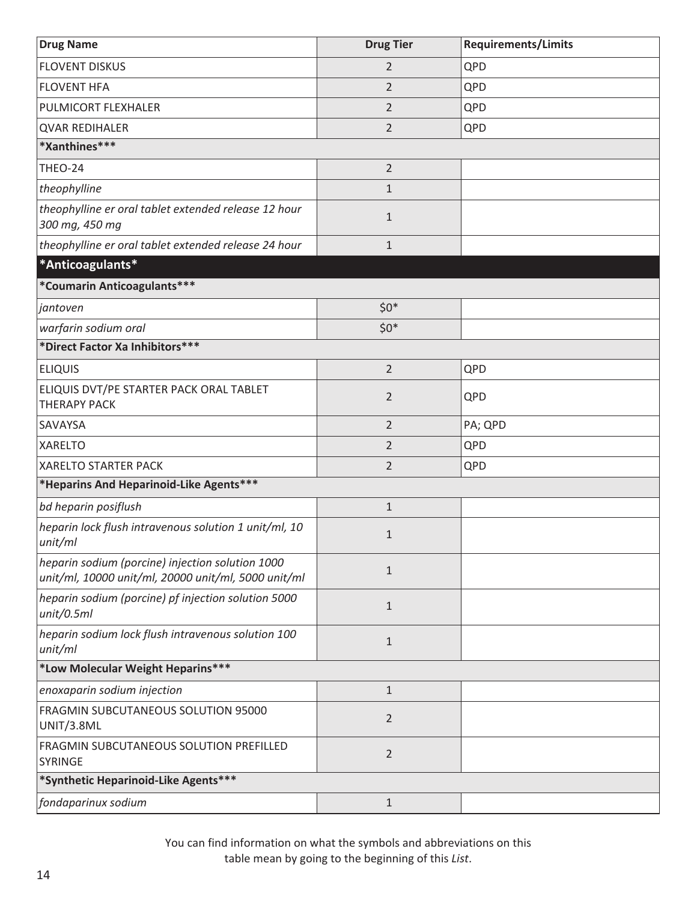| Drug Name | Drug Tier | Requirements/Limits |
|---|---|---|
| FLOVENT DISKUS | 2 | QPD |
| FLOVENT HFA | 2 | QPD |
| PULMICORT FLEXHALER | 2 | QPD |
| QVAR REDIHALER | 2 | QPD |
| **\*Xanthines\*\*\*** | | |
| THEO-24 | 2 | |
| *theophylline* | 1 | |
| *theophylline er oral tablet extended release 12 hour 300 mg, 450 mg* | 1 | |
| *theophylline er oral tablet extended release 24 hour* | 1 | |
| **\*Anticoagulants\*** | | |
| **\*Coumarin Anticoagulants\*\*\*** | | |
| *jantoven* | $0* | |
| *warfarin sodium oral* | $0* | |
| **\*Direct Factor Xa Inhibitors\*\*\*** | | |
| ELIQUIS | 2 | QPD |
| ELIQUIS DVT/PE STARTER PACK ORAL TABLET THERAPY PACK | 2 | QPD |
| SAVAYSA | 2 | PA; QPD |
| XARELTO | 2 | QPD |
| XARELTO STARTER PACK | 2 | QPD |
| **\*Heparins And Heparinoid-Like Agents\*\*\*** | | |
| *bd heparin posiflush* | 1 | |
| *heparin lock flush intravenous solution 1 unit/ml, 10 unit/ml* | 1 | |
| *heparin sodium (porcine) injection solution 1000 unit/ml, 10000 unit/ml, 20000 unit/ml, 5000 unit/ml* | 1 | |
| *heparin sodium (porcine) pf injection solution 5000 unit/0.5ml* | 1 | |
| *heparin sodium lock flush intravenous solution 100 unit/ml* | 1 | |
| **\*Low Molecular Weight Heparins\*\*\*** | | |
| *enoxaparin sodium injection* | 1 | |
| FRAGMIN SUBCUTANEOUS SOLUTION 95000 UNIT/3.8ML | 2 | |
| FRAGMIN SUBCUTANEOUS SOLUTION PREFILLED SYRINGE | 2 | |
| **\*Synthetic Heparinoid-Like Agents\*\*\*** | | |
| *fondaparinux sodium* | 1 | |

You can find information on what the symbols and abbreviations on this table mean by going to the beginning of this *List*.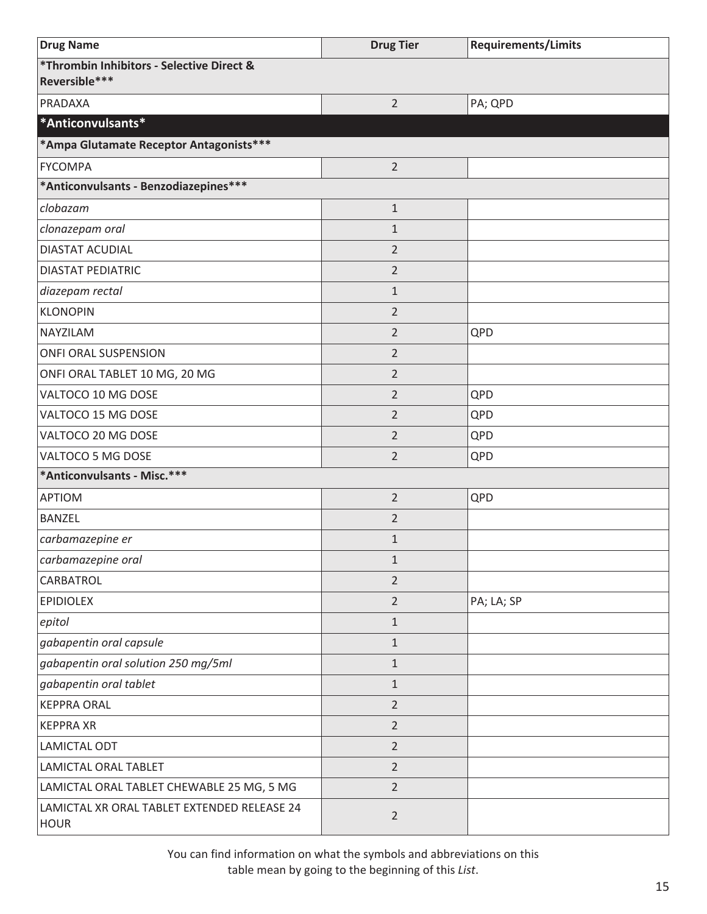| Drug Name | Drug Tier | Requirements/Limits |
|---|---|---|
| ***Thrombin Inhibitors - Selective Direct & Reversible***** | | |
| PRADAXA | 2 | PA; QPD |
| ***Anticonvulsants*** | | |
| ***Ampa Glutamate Receptor Antagonists***** | | |
| FYCOMPA | 2 | |
| ***Anticonvulsants - Benzodiazepines***** | | |
| *clobazam* | 1 | |
| *clonazepam oral* | 1 | |
| DIASTAT ACUDIAL | 2 | |
| DIASTAT PEDIATRIC | 2 | |
| *diazepam rectal* | 1 | |
| KLONOPIN | 2 | |
| NAYZILAM | 2 | QPD |
| ONFI ORAL SUSPENSION | 2 | |
| ONFI ORAL TABLET 10 MG, 20 MG | 2 | |
| VALTOCO 10 MG DOSE | 2 | QPD |
| VALTOCO 15 MG DOSE | 2 | QPD |
| VALTOCO 20 MG DOSE | 2 | QPD |
| VALTOCO 5 MG DOSE | 2 | QPD |
| ***Anticonvulsants - Misc.***** | | |
| APTIOM | 2 | QPD |
| BANZEL | 2 | |
| *carbamazepine er* | 1 | |
| *carbamazepine oral* | 1 | |
| CARBATROL | 2 | |
| EPIDIOLEX | 2 | PA; LA; SP |
| *epitol* | 1 | |
| *gabapentin oral capsule* | 1 | |
| *gabapentin oral solution 250 mg/5ml* | 1 | |
| *gabapentin oral tablet* | 1 | |
| KEPPRA ORAL | 2 | |
| KEPPRA XR | 2 | |
| LAMICTAL ODT | 2 | |
| LAMICTAL ORAL TABLET | 2 | |
| LAMICTAL ORAL TABLET CHEWABLE 25 MG, 5 MG | 2 | |
| LAMICTAL XR ORAL TABLET EXTENDED RELEASE 24 HOUR | 2 | |

You can find information on what the symbols and abbreviations on this table mean by going to the beginning of this *List*.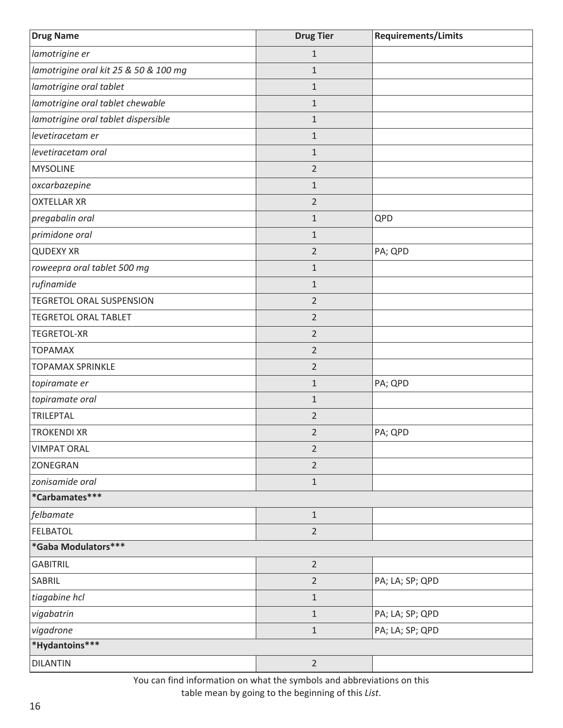| Drug Name | Drug Tier | Requirements/Limits |
|---|---|---|
| *lamotrigine er* | 1 | |
| *lamotrigine oral kit 25 & 50 & 100 mg* | 1 | |
| *lamotrigine oral tablet* | 1 | |
| *lamotrigine oral tablet chewable* | 1 | |
| *lamotrigine oral tablet dispersible* | 1 | |
| *levetiracetam er* | 1 | |
| *levetiracetam oral* | 1 | |
| MYSOLINE | 2 | |
| *oxcarbazepine* | 1 | |
| OXTELLAR XR | 2 | |
| *pregabalin oral* | 1 | QPD |
| *primidone oral* | 1 | |
| QUDEXY XR | 2 | PA; QPD |
| *roweepra oral tablet 500 mg* | 1 | |
| *rufinamide* | 1 | |
| TEGRETOL ORAL SUSPENSION | 2 | |
| TEGRETOL ORAL TABLET | 2 | |
| TEGRETOL-XR | 2 | |
| TOPAMAX | 2 | |
| TOPAMAX SPRINKLE | 2 | |
| *topiramate er* | 1 | PA; QPD |
| *topiramate oral* | 1 | |
| TRILEPTAL | 2 | |
| TROKENDI XR | 2 | PA; QPD |
| VIMPAT ORAL | 2 | |
| ZONEGRAN | 2 | |
| *zonisamide oral* | 1 | |
| ***Carbamates*** | | |
| *felbamate* | 1 | |
| FELBATOL | 2 | |
| ***Gaba Modulators*** | | |
| GABITRIL | 2 | |
| SABRIL | 2 | PA; LA; SP; QPD |
| *tiagabine hcl* | 1 | |
| *vigabatrin* | 1 | PA; LA; SP; QPD |
| *vigadrone* | 1 | PA; LA; SP; QPD |
| ***Hydantoins*** | | |
| DILANTIN | 2 | |

You can find information on what the symbols and abbreviations on this table mean by going to the beginning of this *List*.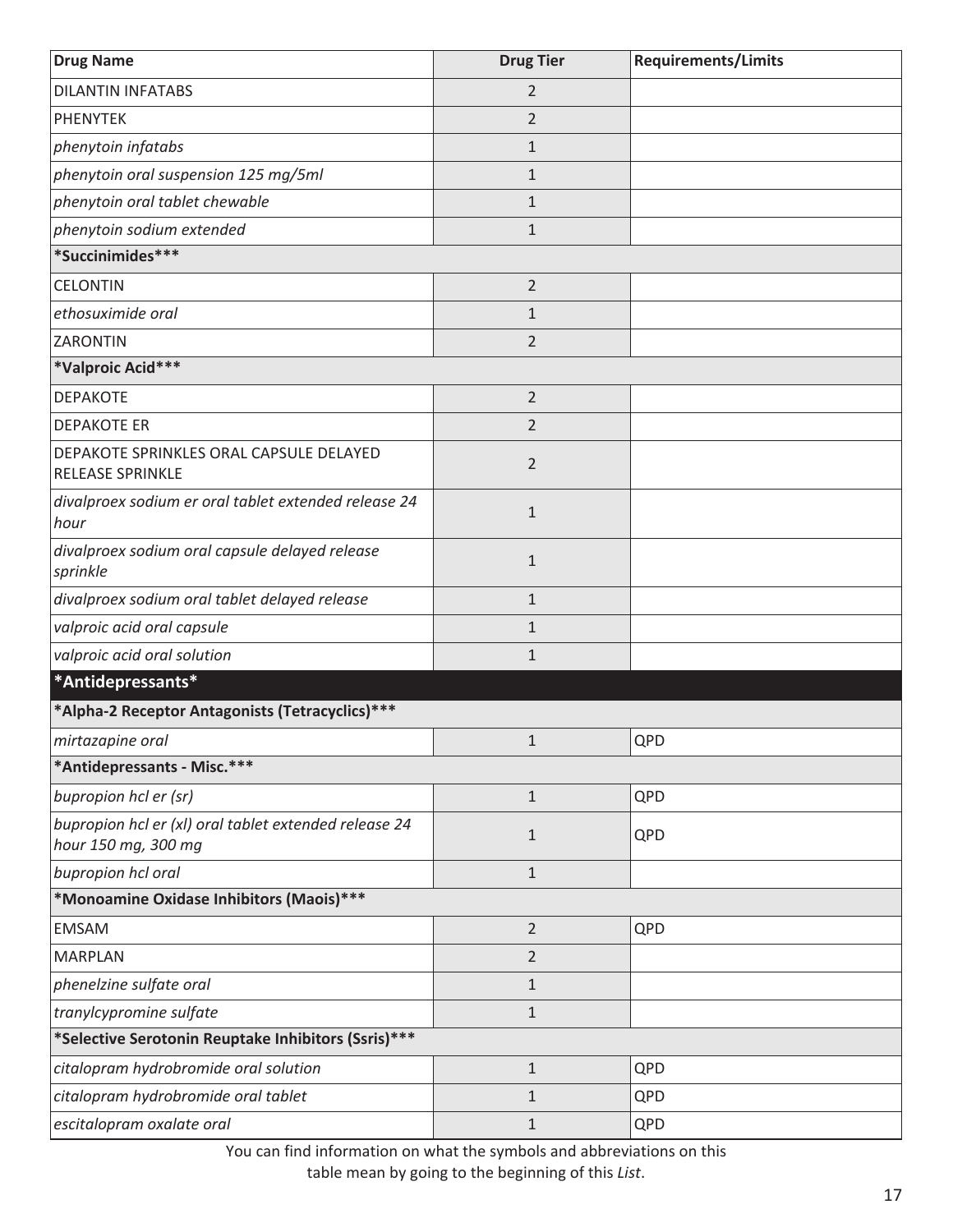| Drug Name | Drug Tier | Requirements/Limits |
|---|---|---|
| DILANTIN INFATABS | 2 | |
| PHENYTEK | 2 | |
| *phenytoin infatabs* | 1 | |
| *phenytoin oral suspension 125 mg/5ml* | 1 | |
| *phenytoin oral tablet chewable* | 1 | |
| *phenytoin sodium extended* | 1 | |
| **\*Succinimides\*\*\*** | | |
| CELONTIN | 2 | |
| *ethosuximide oral* | 1 | |
| ZARONTIN | 2 | |
| **\*Valproic Acid\*\*\*** | | |
| DEPAKOTE | 2 | |
| DEPAKOTE ER | 2 | |
| DEPAKOTE SPRINKLES ORAL CAPSULE DELAYED RELEASE SPRINKLE | 2 | |
| *divalproex sodium er oral tablet extended release 24 hour* | 1 | |
| *divalproex sodium oral capsule delayed release sprinkle* | 1 | |
| *divalproex sodium oral tablet delayed release* | 1 | |
| *valproic acid oral capsule* | 1 | |
| *valproic acid oral solution* | 1 | |
| **\*Antidepressants\*** | | |
| **\*Alpha-2 Receptor Antagonists (Tetracyclics)\*\*\*** | | |
| *mirtazapine oral* | 1 | QPD |
| **\*Antidepressants - Misc.\*\*\*** | | |
| *bupropion hcl er (sr)* | 1 | QPD |
| *bupropion hcl er (xl) oral tablet extended release 24 hour 150 mg, 300 mg* | 1 | QPD |
| *bupropion hcl oral* | 1 | |
| **\*Monoamine Oxidase Inhibitors (Maois)\*\*\*** | | |
| EMSAM | 2 | QPD |
| MARPLAN | 2 | |
| *phenelzine sulfate oral* | 1 | |
| *tranylcypromine sulfate* | 1 | |
| **\*Selective Serotonin Reuptake Inhibitors (Ssris)\*\*\*** | | |
| *citalopram hydrobromide oral solution* | 1 | QPD |
| *citalopram hydrobromide oral tablet* | 1 | QPD |
| *escitalopram oxalate oral* | 1 | QPD |

You can find information on what the symbols and abbreviations on this table mean by going to the beginning of this *List*.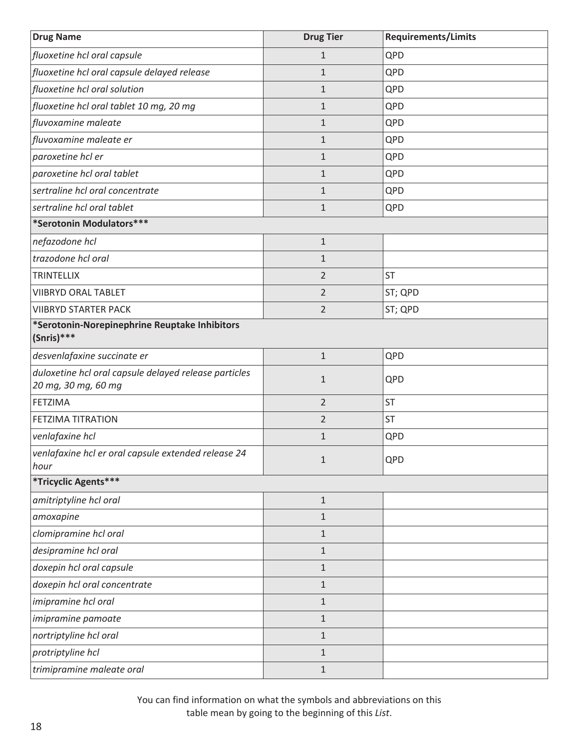| Drug Name | Drug Tier | Requirements/Limits |
|---|---|---|
| *fluoxetine hcl oral capsule* | 1 | QPD |
| *fluoxetine hcl oral capsule delayed release* | 1 | QPD |
| *fluoxetine hcl oral solution* | 1 | QPD |
| *fluoxetine hcl oral tablet 10 mg, 20 mg* | 1 | QPD |
| *fluvoxamine maleate* | 1 | QPD |
| *fluvoxamine maleate er* | 1 | QPD |
| *paroxetine hcl er* | 1 | QPD |
| *paroxetine hcl oral tablet* | 1 | QPD |
| *sertraline hcl oral concentrate* | 1 | QPD |
| *sertraline hcl oral tablet* | 1 | QPD |
| **\*Serotonin Modulators\*\*\*** | | |
| *nefazodone hcl* | 1 | |
| *trazodone hcl oral* | 1 | |
| TRINTELLIX | 2 | ST |
| VIIBRYD ORAL TABLET | 2 | ST; QPD |
| VIIBRYD STARTER PACK | 2 | ST; QPD |
| **\*Serotonin-Norepinephrine Reuptake Inhibitors (Snris)\*\*\*** | | |
| *desvenlafaxine succinate er* | 1 | QPD |
| *duloxetine hcl oral capsule delayed release particles 20 mg, 30 mg, 60 mg* | 1 | QPD |
| FETZIMA | 2 | ST |
| FETZIMA TITRATION | 2 | ST |
| *venlafaxine hcl* | 1 | QPD |
| *venlafaxine hcl er oral capsule extended release 24 hour* | 1 | QPD |
| **\*Tricyclic Agents\*\*\*** | | |
| *amitriptyline hcl oral* | 1 | |
| *amoxapine* | 1 | |
| *clomipramine hcl oral* | 1 | |
| *desipramine hcl oral* | 1 | |
| *doxepin hcl oral capsule* | 1 | |
| *doxepin hcl oral concentrate* | 1 | |
| *imipramine hcl oral* | 1 | |
| *imipramine pamoate* | 1 | |
| *nortriptyline hcl oral* | 1 | |
| *protriptyline hcl* | 1 | |
| *trimipramine maleate oral* | 1 | |

You can find information on what the symbols and abbreviations on this table mean by going to the beginning of this *List*.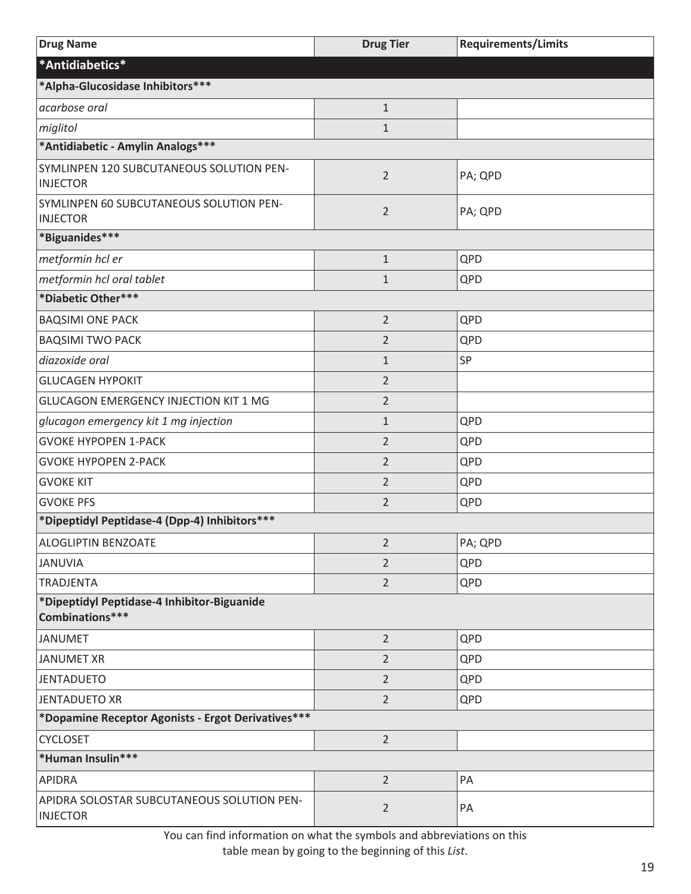| Drug Name | Drug Tier | Requirements/Limits |
|---|---|---|
| ***Antidiabetics*** | | |
| ***Alpha-Glucosidase Inhibitors***** | | |
| *acarbose oral* | 1 | |
| *miglitol* | 1 | |
| ***Antidiabetic - Amylin Analogs***** | | |
| SYMLINPEN 120 SUBCUTANEOUS SOLUTION PEN-INJECTOR | 2 | PA; QPD |
| SYMLINPEN 60 SUBCUTANEOUS SOLUTION PEN-INJECTOR | 2 | PA; QPD |
| ***Biguanides***** | | |
| *metformin hcl er* | 1 | QPD |
| *metformin hcl oral tablet* | 1 | QPD |
| ***Diabetic Other***** | | |
| BAQSIMI ONE PACK | 2 | QPD |
| BAQSIMI TWO PACK | 2 | QPD |
| *diazoxide oral* | 1 | SP |
| GLUCAGEN HYPOKIT | 2 | |
| GLUCAGON EMERGENCY INJECTION KIT 1 MG | 2 | |
| *glucagon emergency kit 1 mg injection* | 1 | QPD |
| GVOKE HYPOPEN 1-PACK | 2 | QPD |
| GVOKE HYPOPEN 2-PACK | 2 | QPD |
| GVOKE KIT | 2 | QPD |
| GVOKE PFS | 2 | QPD |
| ***Dipeptidyl Peptidase-4 (Dpp-4) Inhibitors***** | | |
| ALOGLIPTIN BENZOATE | 2 | PA; QPD |
| JANUVIA | 2 | QPD |
| TRADJENTA | 2 | QPD |
| ***Dipeptidyl Peptidase-4 Inhibitor-Biguanide Combinations***** | | |
| JANUMET | 2 | QPD |
| JANUMET XR | 2 | QPD |
| JENTADUETO | 2 | QPD |
| JENTADUETO XR | 2 | QPD |
| ***Dopamine Receptor Agonists - Ergot Derivatives***** | | |
| CYCLOSET | 2 | |
| ***Human Insulin***** | | |
| APIDRA | 2 | PA |
| APIDRA SOLOSTAR SUBCUTANEOUS SOLUTION PEN-INJECTOR | 2 | PA |

You can find information on what the symbols and abbreviations on this table mean by going to the beginning of this *List*.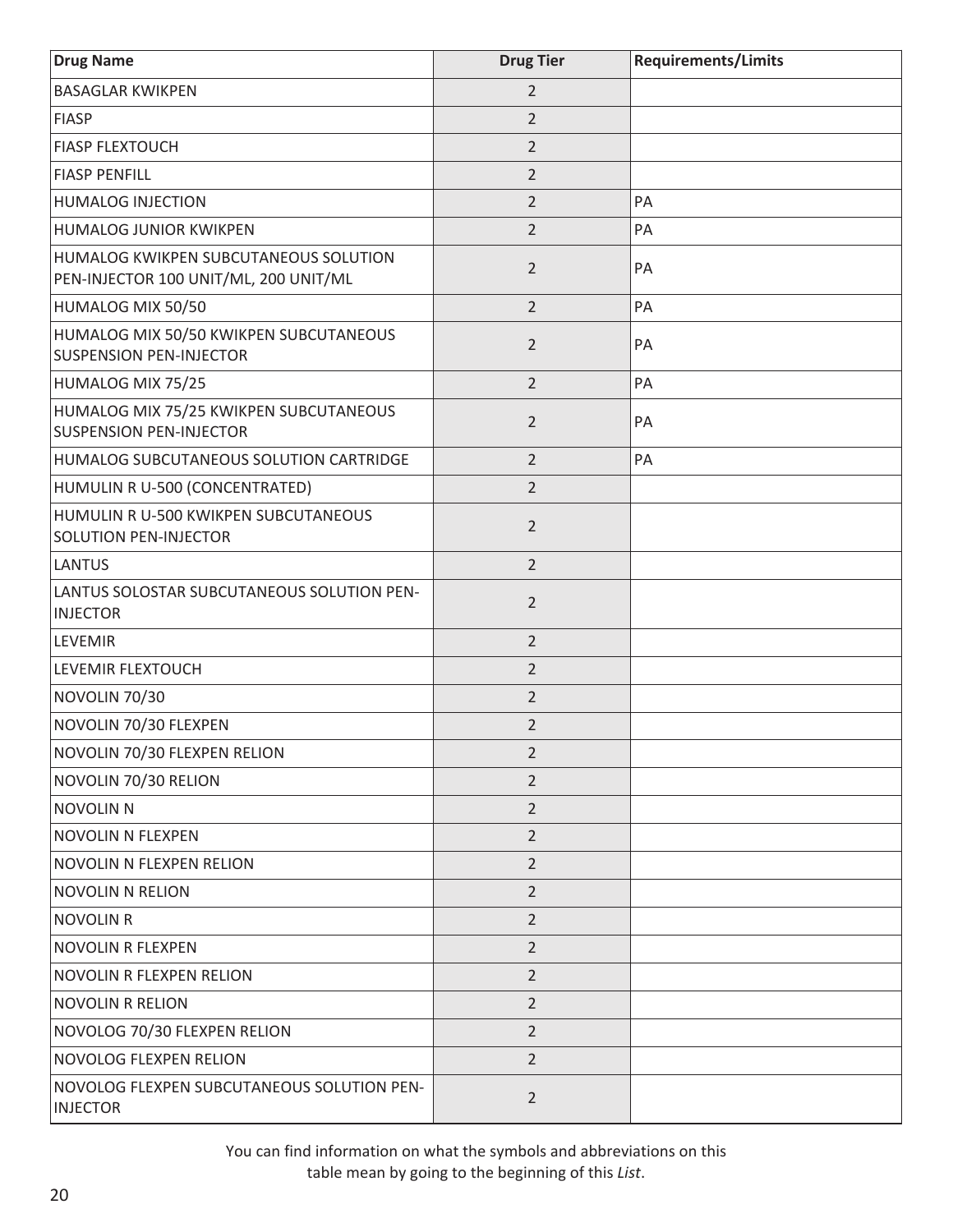| Drug Name | Drug Tier | Requirements/Limits |
| --- | --- | --- |
| BASAGLAR KWIKPEN | 2 | |
| FIASP | 2 | |
| FIASP FLEXTOUCH | 2 | |
| FIASP PENFILL | 2 | |
| HUMALOG INJECTION | 2 | PA |
| HUMALOG JUNIOR KWIKPEN | 2 | PA |
| HUMALOG KWIKPEN SUBCUTANEOUS SOLUTION PEN-INJECTOR 100 UNIT/ML, 200 UNIT/ML | 2 | PA |
| HUMALOG MIX 50/50 | 2 | PA |
| HUMALOG MIX 50/50 KWIKPEN SUBCUTANEOUS SUSPENSION PEN-INJECTOR | 2 | PA |
| HUMALOG MIX 75/25 | 2 | PA |
| HUMALOG MIX 75/25 KWIKPEN SUBCUTANEOUS SUSPENSION PEN-INJECTOR | 2 | PA |
| HUMALOG SUBCUTANEOUS SOLUTION CARTRIDGE | 2 | PA |
| HUMULIN R U-500 (CONCENTRATED) | 2 | |
| HUMULIN R U-500 KWIKPEN SUBCUTANEOUS SOLUTION PEN-INJECTOR | 2 | |
| LANTUS | 2 | |
| LANTUS SOLOSTAR SUBCUTANEOUS SOLUTION PEN-INJECTOR | 2 | |
| LEVEMIR | 2 | |
| LEVEMIR FLEXTOUCH | 2 | |
| NOVOLIN 70/30 | 2 | |
| NOVOLIN 70/30 FLEXPEN | 2 | |
| NOVOLIN 70/30 FLEXPEN RELION | 2 | |
| NOVOLIN 70/30 RELION | 2 | |
| NOVOLIN N | 2 | |
| NOVOLIN N FLEXPEN | 2 | |
| NOVOLIN N FLEXPEN RELION | 2 | |
| NOVOLIN N RELION | 2 | |
| NOVOLIN R | 2 | |
| NOVOLIN R FLEXPEN | 2 | |
| NOVOLIN R FLEXPEN RELION | 2 | |
| NOVOLIN R RELION | 2 | |
| NOVOLOG 70/30 FLEXPEN RELION | 2 | |
| NOVOLOG FLEXPEN RELION | 2 | |
| NOVOLOG FLEXPEN SUBCUTANEOUS SOLUTION PEN-INJECTOR | 2 | |

You can find information on what the symbols and abbreviations on this table mean by going to the beginning of this *List*.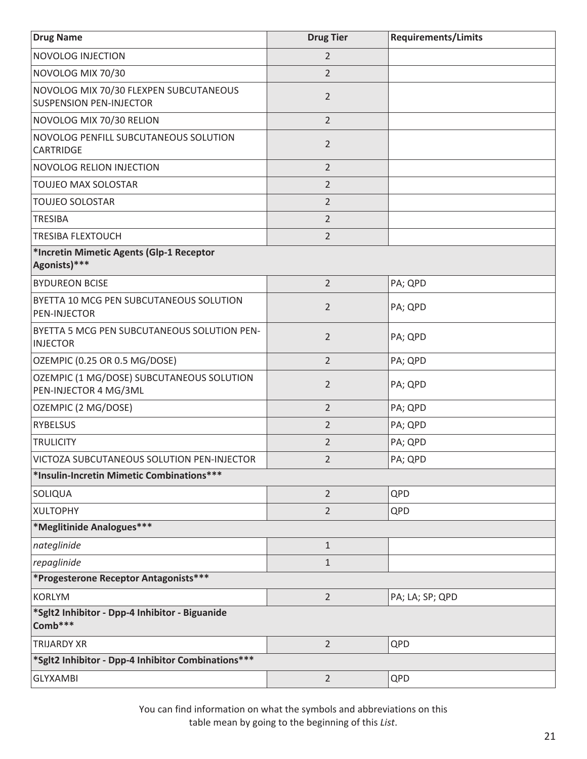| Drug Name | Drug Tier | Requirements/Limits |
| --- | --- | --- |
| NOVOLOG INJECTION | 2 | |
| NOVOLOG MIX 70/30 | 2 | |
| NOVOLOG MIX 70/30 FLEXPEN SUBCUTANEOUS SUSPENSION PEN-INJECTOR | 2 | |
| NOVOLOG MIX 70/30 RELION | 2 | |
| NOVOLOG PENFILL SUBCUTANEOUS SOLUTION CARTRIDGE | 2 | |
| NOVOLOG RELION INJECTION | 2 | |
| TOUJEO MAX SOLOSTAR | 2 | |
| TOUJEO SOLOSTAR | 2 | |
| TRESIBA | 2 | |
| TRESIBA FLEXTOUCH | 2 | |
| **\*Incretin Mimetic Agents (Glp-1 Receptor Agonists)\*\*\*** | | |
| BYDUREON BCISE | 2 | PA; QPD |
| BYETTA 10 MCG PEN SUBCUTANEOUS SOLUTION PEN-INJECTOR | 2 | PA; QPD |
| BYETTA 5 MCG PEN SUBCUTANEOUS SOLUTION PEN-INJECTOR | 2 | PA; QPD |
| OZEMPIC (0.25 OR 0.5 MG/DOSE) | 2 | PA; QPD |
| OZEMPIC (1 MG/DOSE) SUBCUTANEOUS SOLUTION PEN-INJECTOR 4 MG/3ML | 2 | PA; QPD |
| OZEMPIC (2 MG/DOSE) | 2 | PA; QPD |
| RYBELSUS | 2 | PA; QPD |
| TRULICITY | 2 | PA; QPD |
| VICTOZA SUBCUTANEOUS SOLUTION PEN-INJECTOR | 2 | PA; QPD |
| **\*Insulin-Incretin Mimetic Combinations\*\*\*** | | |
| SOLIQUA | 2 | QPD |
| XULTOPHY | 2 | QPD |
| **\*Meglitinide Analogues\*\*\*** | | |
| *nateglinide* | 1 | |
| *repaglinide* | 1 | |
| **\*Progesterone Receptor Antagonists\*\*\*** | | |
| KORLYM | 2 | PA; LA; SP; QPD |
| **\*Sglt2 Inhibitor - Dpp-4 Inhibitor - Biguanide Comb\*\*\*** | | |
| TRIJARDY XR | 2 | QPD |
| **\*Sglt2 Inhibitor - Dpp-4 Inhibitor Combinations\*\*\*** | | |
| GLYXAMBI | 2 | QPD |

You can find information on what the symbols and abbreviations on this table mean by going to the beginning of this *List*.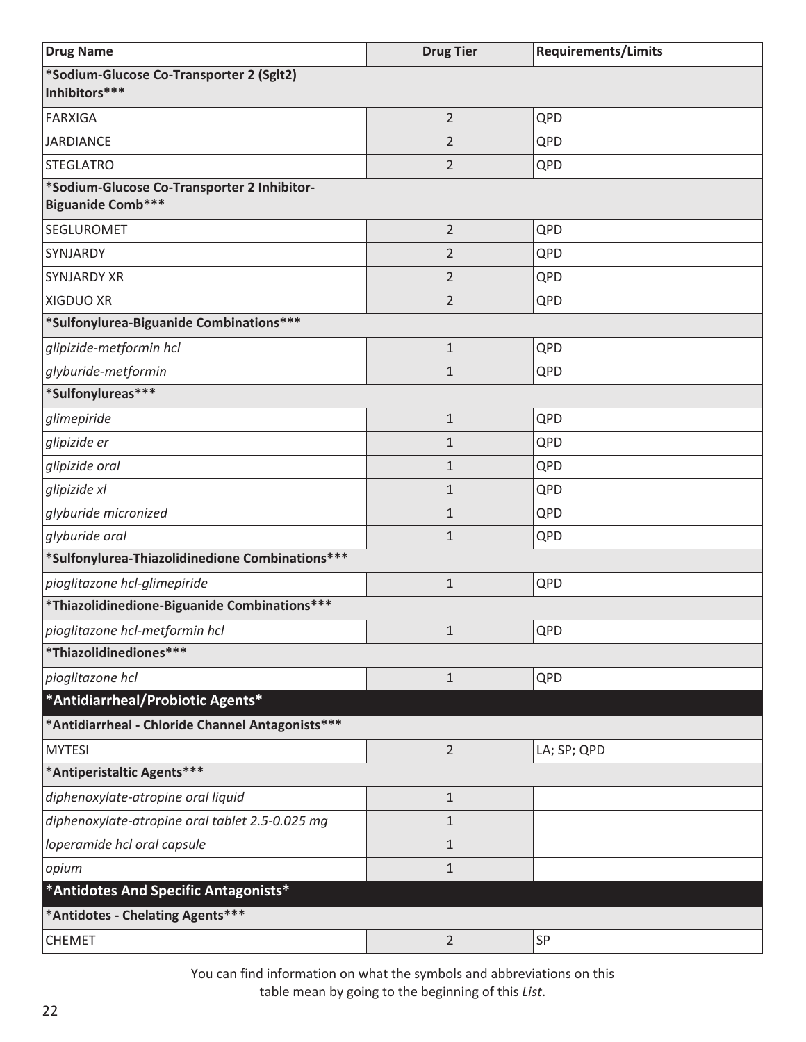| Drug Name | Drug Tier | Requirements/Limits |
|---|---|---|
| **\*Sodium-Glucose Co-Transporter 2 (Sglt2) Inhibitors\*\*\*** | | |
| FARXIGA | 2 | QPD |
| JARDIANCE | 2 | QPD |
| STEGLATRO | 2 | QPD |
| **\*Sodium-Glucose Co-Transporter 2 Inhibitor-Biguanide Comb\*\*\*** | | |
| SEGLUROMET | 2 | QPD |
| SYNJARDY | 2 | QPD |
| SYNJARDY XR | 2 | QPD |
| XIGDUO XR | 2 | QPD |
| **\*Sulfonylurea-Biguanide Combinations\*\*\*** | | |
| *glipizide-metformin hcl* | 1 | QPD |
| *glyburide-metformin* | 1 | QPD |
| **\*Sulfonylureas\*\*\*** | | |
| *glimepiride* | 1 | QPD |
| *glipizide er* | 1 | QPD |
| *glipizide oral* | 1 | QPD |
| *glipizide xl* | 1 | QPD |
| *glyburide micronized* | 1 | QPD |
| *glyburide oral* | 1 | QPD |
| **\*Sulfonylurea-Thiazolidinedione Combinations\*\*\*** | | |
| *pioglitazone hcl-glimepiride* | 1 | QPD |
| **\*Thiazolidinedione-Biguanide Combinations\*\*\*** | | |
| *pioglitazone hcl-metformin hcl* | 1 | QPD |
| **\*Thiazolidinediones\*\*\*** | | |
| *pioglitazone hcl* | 1 | QPD |
| **\*Antidiarrheal/Probiotic Agents\*** | | |
| **\*Antidiarrheal - Chloride Channel Antagonists\*\*\*** | | |
| MYTESI | 2 | LA; SP; QPD |
| **\*Antiperistaltic Agents\*\*\*** | | |
| *diphenoxylate-atropine oral liquid* | 1 | |
| *diphenoxylate-atropine oral tablet 2.5-0.025 mg* | 1 | |
| *loperamide hcl oral capsule* | 1 | |
| *opium* | 1 | |
| **\*Antidotes And Specific Antagonists\*** | | |
| **\*Antidotes - Chelating Agents\*\*\*** | | |
| CHEMET | 2 | SP |

You can find information on what the symbols and abbreviations on this table mean by going to the beginning of this *List*.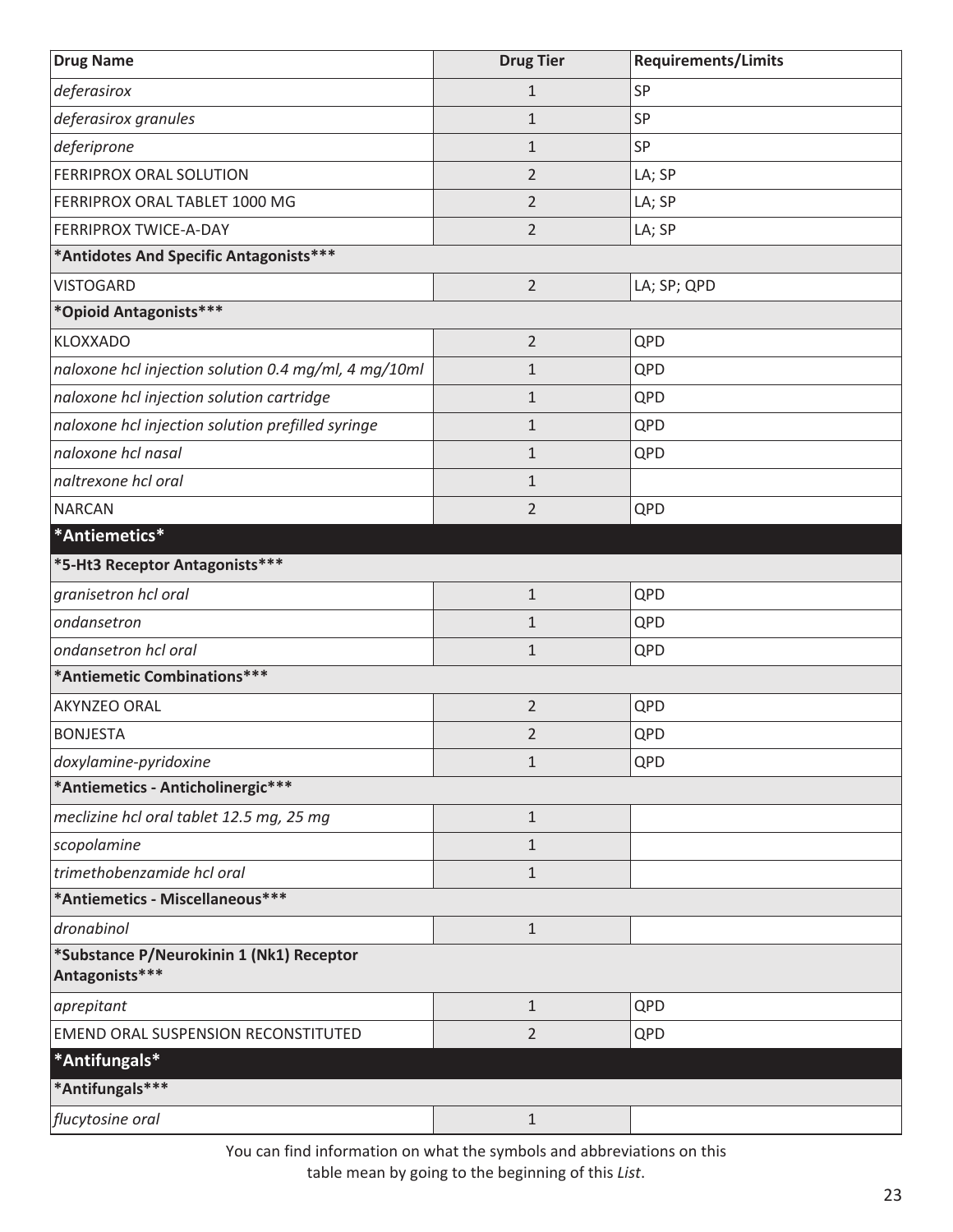| Drug Name | Drug Tier | Requirements/Limits |
|---|---|---|
| *deferasirox* | 1 | SP |
| *deferasirox granules* | 1 | SP |
| *deferiprone* | 1 | SP |
| FERRIPROX ORAL SOLUTION | 2 | LA; SP |
| FERRIPROX ORAL TABLET 1000 MG | 2 | LA; SP |
| FERRIPROX TWICE-A-DAY | 2 | LA; SP |
| **\*Antidotes And Specific Antagonists\*\*\*** | | |
| VISTOGARD | 2 | LA; SP; QPD |
| **\*Opioid Antagonists\*\*\*** | | |
| KLOXXADO | 2 | QPD |
| *naloxone hcl injection solution 0.4 mg/ml, 4 mg/10ml* | 1 | QPD |
| *naloxone hcl injection solution cartridge* | 1 | QPD |
| *naloxone hcl injection solution prefilled syringe* | 1 | QPD |
| *naloxone hcl nasal* | 1 | QPD |
| *naltrexone hcl oral* | 1 | |
| NARCAN | 2 | QPD |
| **\*Antiemetics\*** | | |
| **\*5-Ht3 Receptor Antagonists\*\*\*** | | |
| *granisetron hcl oral* | 1 | QPD |
| *ondansetron* | 1 | QPD |
| *ondansetron hcl oral* | 1 | QPD |
| **\*Antiemetic Combinations\*\*\*** | | |
| AKYNZEO ORAL | 2 | QPD |
| BONJESTA | 2 | QPD |
| *doxylamine-pyridoxine* | 1 | QPD |
| **\*Antiemetics - Anticholinergic\*\*\*** | | |
| *meclizine hcl oral tablet 12.5 mg, 25 mg* | 1 | |
| *scopolamine* | 1 | |
| *trimethobenzamide hcl oral* | 1 | |
| **\*Antiemetics - Miscellaneous\*\*\*** | | |
| *dronabinol* | 1 | |
| **\*Substance P/Neurokinin 1 (Nk1) Receptor Antagonists\*\*\*** | | |
| *aprepitant* | 1 | QPD |
| EMEND ORAL SUSPENSION RECONSTITUTED | 2 | QPD |
| **\*Antifungals\*** | | |
| **\*Antifungals\*\*\*** | | |
| *flucytosine oral* | 1 | |

You can find information on what the symbols and abbreviations on this table mean by going to the beginning of this *List*.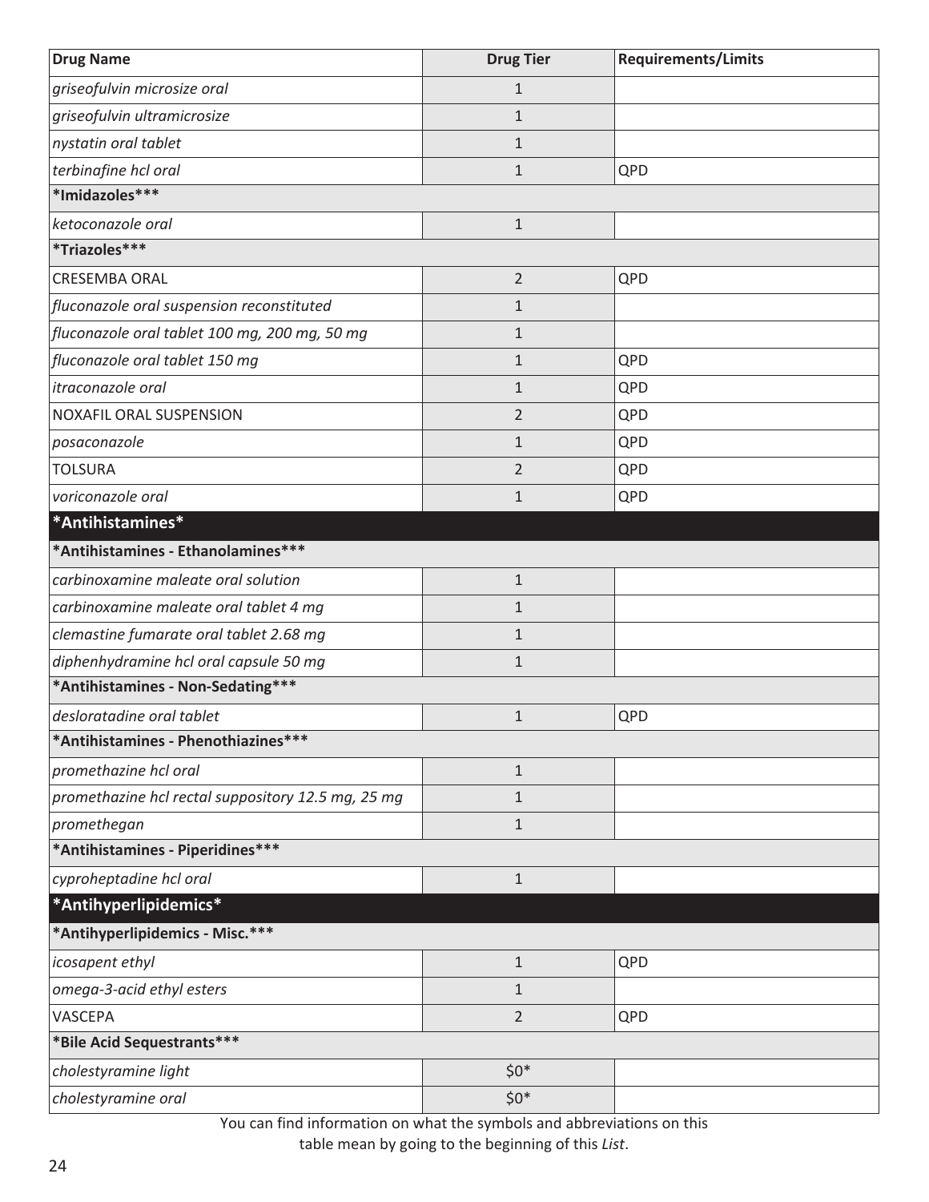| Drug Name | Drug Tier | Requirements/Limits |
|---|---|---|
| *griseofulvin microsize oral* | 1 | |
| *griseofulvin ultramicrosize* | 1 | |
| *nystatin oral tablet* | 1 | |
| *terbinafine hcl oral* | 1 | QPD |
| **\*Imidazoles\*\*\*** | | |
| *ketoconazole oral* | 1 | |
| **\*Triazoles\*\*\*** | | |
| CRESEMBA ORAL | 2 | QPD |
| *fluconazole oral suspension reconstituted* | 1 | |
| *fluconazole oral tablet 100 mg, 200 mg, 50 mg* | 1 | |
| *fluconazole oral tablet 150 mg* | 1 | QPD |
| *itraconazole oral* | 1 | QPD |
| NOXAFIL ORAL SUSPENSION | 2 | QPD |
| *posaconazole* | 1 | QPD |
| TOLSURA | 2 | QPD |
| *voriconazole oral* | 1 | QPD |
| **\*Antihistamines\*** | | |
| **\*Antihistamines - Ethanolamines\*\*\*** | | |
| *carbinoxamine maleate oral solution* | 1 | |
| *carbinoxamine maleate oral tablet 4 mg* | 1 | |
| *clemastine fumarate oral tablet 2.68 mg* | 1 | |
| *diphenhydramine hcl oral capsule 50 mg* | 1 | |
| **\*Antihistamines - Non-Sedating\*\*\*** | | |
| *desloratadine oral tablet* | 1 | QPD |
| **\*Antihistamines - Phenothiazines\*\*\*** | | |
| *promethazine hcl oral* | 1 | |
| *promethazine hcl rectal suppository 12.5 mg, 25 mg* | 1 | |
| *promethegan* | 1 | |
| **\*Antihistamines - Piperidines\*\*\*** | | |
| *cyproheptadine hcl oral* | 1 | |
| **\*Antihyperlipidemics\*** | | |
| **\*Antihyperlipidemics - Misc.\*\*\*** | | |
| *icosapent ethyl* | 1 | QPD |
| *omega-3-acid ethyl esters* | 1 | |
| VASCEPA | 2 | QPD |
| **\*Bile Acid Sequestrants\*\*\*** | | |
| *cholestyramine light* | $0* | |
| *cholestyramine oral* | $0* | |

You can find information on what the symbols and abbreviations on this table mean by going to the beginning of this *List*.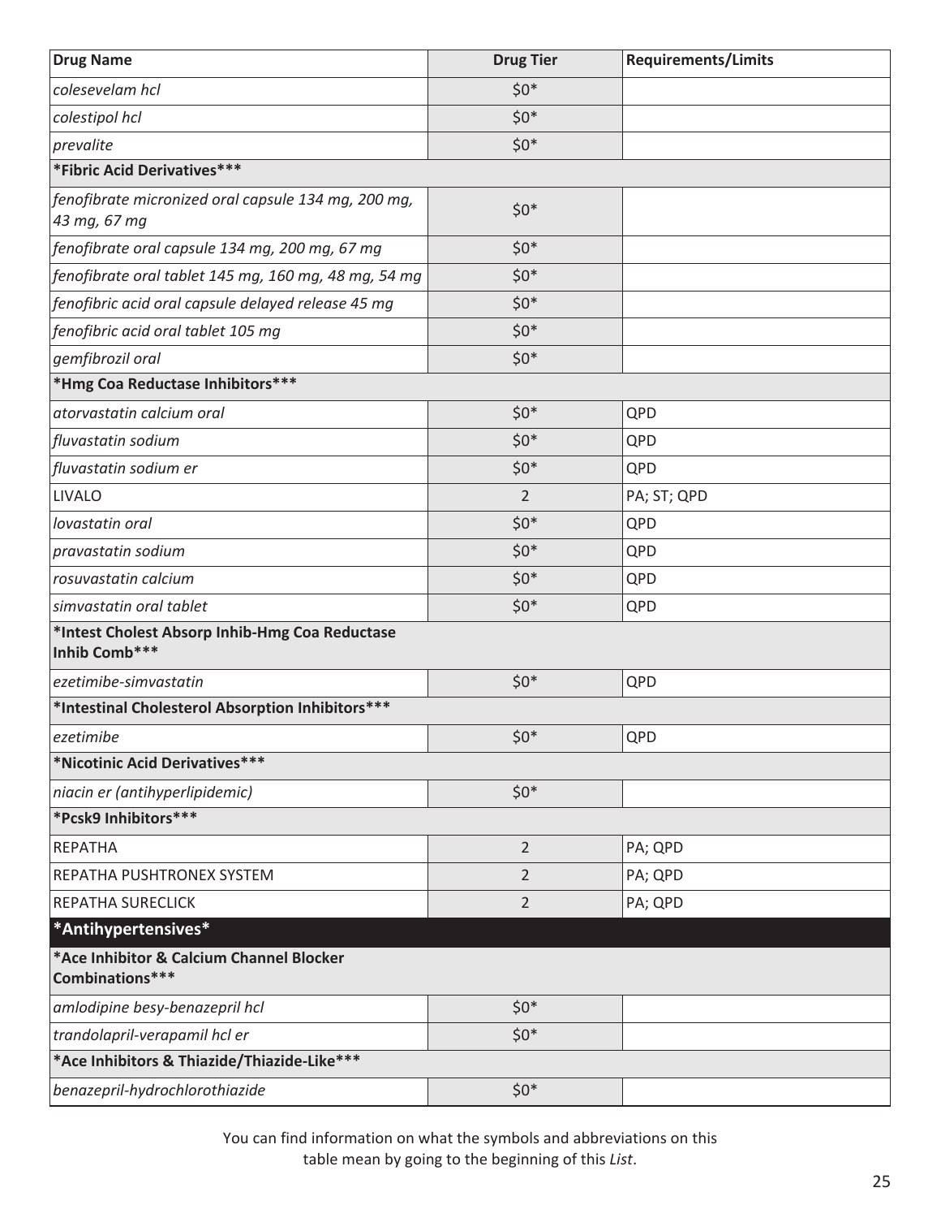| Drug Name | Drug Tier | Requirements/Limits |
|---|---|---|
| *colesevelam hcl* | $0* | |
| *colestipol hcl* | $0* | |
| *prevalite* | $0* | |
| **\*Fibric Acid Derivatives\*\*\*** | | |
| *fenofibrate micronized oral capsule 134 mg, 200 mg, 43 mg, 67 mg* | $0* | |
| *fenofibrate oral capsule 134 mg, 200 mg, 67 mg* | $0* | |
| *fenofibrate oral tablet 145 mg, 160 mg, 48 mg, 54 mg* | $0* | |
| *fenofibric acid oral capsule delayed release 45 mg* | $0* | |
| *fenofibric acid oral tablet 105 mg* | $0* | |
| *gemfibrozil oral* | $0* | |
| **\*Hmg Coa Reductase Inhibitors\*\*\*** | | |
| *atorvastatin calcium oral* | $0* | QPD |
| *fluvastatin sodium* | $0* | QPD |
| *fluvastatin sodium er* | $0* | QPD |
| LIVALO | 2 | PA; ST; QPD |
| *lovastatin oral* | $0* | QPD |
| *pravastatin sodium* | $0* | QPD |
| *rosuvastatin calcium* | $0* | QPD |
| *simvastatin oral tablet* | $0* | QPD |
| **\*Intest Cholest Absorp Inhib-Hmg Coa Reductase Inhib Comb\*\*\*** | | |
| *ezetimibe-simvastatin* | $0* | QPD |
| **\*Intestinal Cholesterol Absorption Inhibitors\*\*\*** | | |
| *ezetimibe* | $0* | QPD |
| **\*Nicotinic Acid Derivatives\*\*\*** | | |
| *niacin er (antihyperlipidemic)* | $0* | |
| **\*Pcsk9 Inhibitors\*\*\*** | | |
| REPATHA | 2 | PA; QPD |
| REPATHA PUSHTRONEX SYSTEM | 2 | PA; QPD |
| REPATHA SURECLICK | 2 | PA; QPD |
| **\*Antihypertensives\*** | | |
| **\*Ace Inhibitor & Calcium Channel Blocker Combinations\*\*\*** | | |
| *amlodipine besy-benazepril hcl* | $0* | |
| *trandolapril-verapamil hcl er* | $0* | |
| **\*Ace Inhibitors & Thiazide/Thiazide-Like\*\*\*** | | |
| *benazepril-hydrochlorothiazide* | $0* | |

You can find information on what the symbols and abbreviations on this table mean by going to the beginning of this *List*.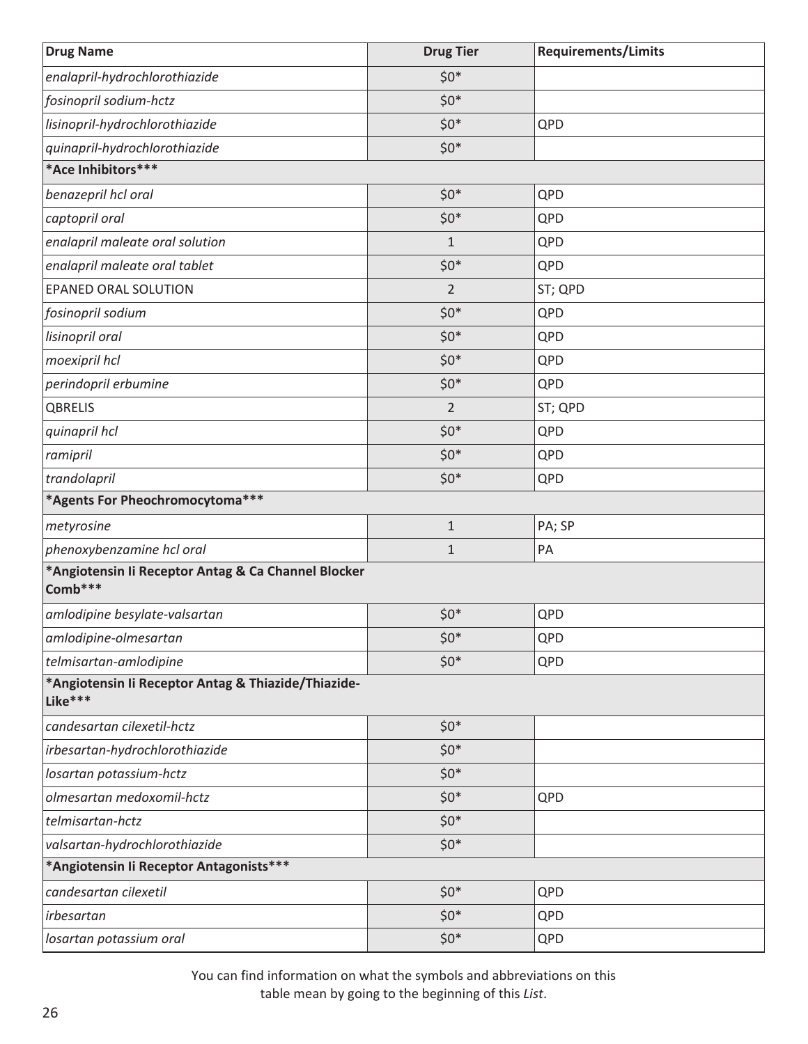| Drug Name | Drug Tier | Requirements/Limits |
|---|---|---|
| *enalapril-hydrochlorothiazide* | $0* | |
| *fosinopril sodium-hctz* | $0* | |
| *lisinopril-hydrochlorothiazide* | $0* | QPD |
| *quinapril-hydrochlorothiazide* | $0* | |
| **\*Ace Inhibitors\*\*\*** | | |
| *benazepril hcl oral* | $0* | QPD |
| *captopril oral* | $0* | QPD |
| *enalapril maleate oral solution* | 1 | QPD |
| *enalapril maleate oral tablet* | $0* | QPD |
| EPANED ORAL SOLUTION | 2 | ST; QPD |
| *fosinopril sodium* | $0* | QPD |
| *lisinopril oral* | $0* | QPD |
| *moexipril hcl* | $0* | QPD |
| *perindopril erbumine* | $0* | QPD |
| QBRELIS | 2 | ST; QPD |
| *quinapril hcl* | $0* | QPD |
| *ramipril* | $0* | QPD |
| *trandolapril* | $0* | QPD |
| **\*Agents For Pheochromocytoma\*\*\*** | | |
| *metyrosine* | 1 | PA; SP |
| *phenoxybenzamine hcl oral* | 1 | PA |
| **\*Angiotensin Ii Receptor Antag & Ca Channel Blocker Comb\*\*\*** | | |
| *amlodipine besylate-valsartan* | $0* | QPD |
| *amlodipine-olmesartan* | $0* | QPD |
| *telmisartan-amlodipine* | $0* | QPD |
| **\*Angiotensin Ii Receptor Antag & Thiazide/Thiazide-Like\*\*\*** | | |
| *candesartan cilexetil-hctz* | $0* | |
| *irbesartan-hydrochlorothiazide* | $0* | |
| *losartan potassium-hctz* | $0* | |
| *olmesartan medoxomil-hctz* | $0* | QPD |
| *telmisartan-hctz* | $0* | |
| *valsartan-hydrochlorothiazide* | $0* | |
| **\*Angiotensin Ii Receptor Antagonists\*\*\*** | | |
| *candesartan cilexetil* | $0* | QPD |
| *irbesartan* | $0* | QPD |
| *losartan potassium oral* | $0* | QPD |

You can find information on what the symbols and abbreviations on this table mean by going to the beginning of this *List*.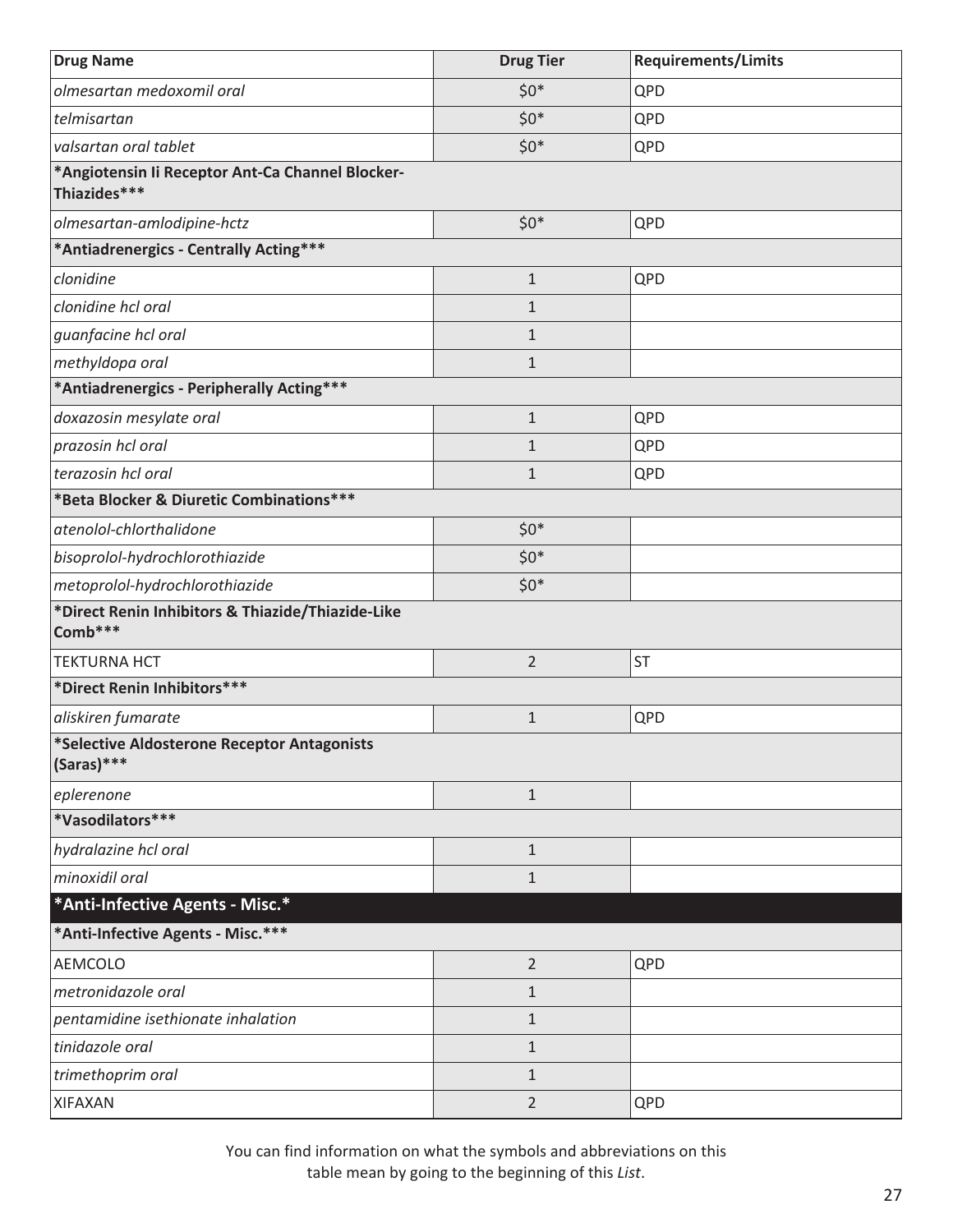| Drug Name | Drug Tier | Requirements/Limits |
|---|---|---|
| *olmesartan medoxomil oral* | $0* | QPD |
| *telmisartan* | $0* | QPD |
| *valsartan oral tablet* | $0* | QPD |
| **\*Angiotensin Ii Receptor Ant-Ca Channel Blocker-Thiazides\*\*\*** | | |
| *olmesartan-amlodipine-hctz* | $0* | QPD |
| **\*Antiadrenergics - Centrally Acting\*\*\*** | | |
| *clonidine* | 1 | QPD |
| *clonidine hcl oral* | 1 | |
| *guanfacine hcl oral* | 1 | |
| *methyldopa oral* | 1 | |
| **\*Antiadrenergics - Peripherally Acting\*\*\*** | | |
| *doxazosin mesylate oral* | 1 | QPD |
| *prazosin hcl oral* | 1 | QPD |
| *terazosin hcl oral* | 1 | QPD |
| **\*Beta Blocker & Diuretic Combinations\*\*\*** | | |
| *atenolol-chlorthalidone* | $0* | |
| *bisoprolol-hydrochlorothiazide* | $0* | |
| *metoprolol-hydrochlorothiazide* | $0* | |
| **\*Direct Renin Inhibitors & Thiazide/Thiazide-Like Comb\*\*\*** | | |
| TEKTURNA HCT | 2 | ST |
| **\*Direct Renin Inhibitors\*\*\*** | | |
| *aliskiren fumarate* | 1 | QPD |
| **\*Selective Aldosterone Receptor Antagonists (Saras)\*\*\*** | | |
| *eplerenone* | 1 | |
| **\*Vasodilators\*\*\*** | | |
| *hydralazine hcl oral* | 1 | |
| *minoxidil oral* | 1 | |
| **\*Anti-Infective Agents - Misc.\*** | | |
| **\*Anti-Infective Agents - Misc.\*\*\*** | | |
| AEMCOLO | 2 | QPD |
| *metronidazole oral* | 1 | |
| *pentamidine isethionate inhalation* | 1 | |
| *tinidazole oral* | 1 | |
| *trimethoprim oral* | 1 | |
| XIFAXAN | 2 | QPD |

You can find information on what the symbols and abbreviations on this table mean by going to the beginning of this *List*.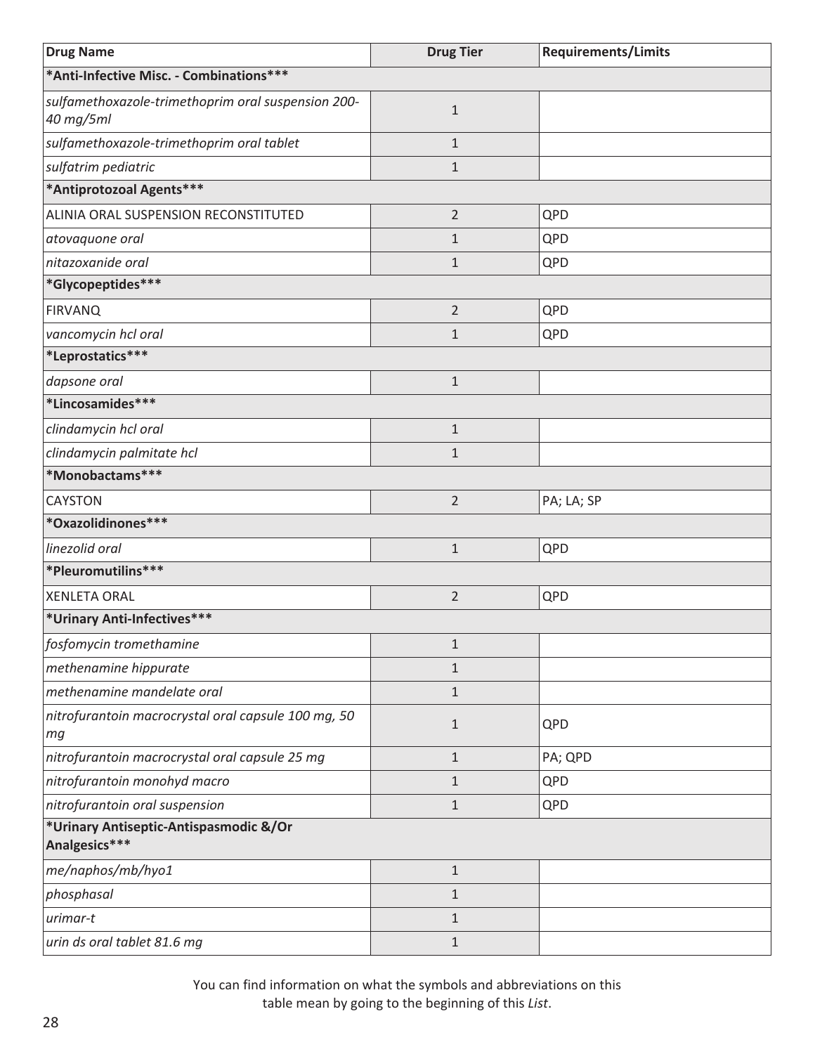| Drug Name | Drug Tier | Requirements/Limits |
|---|---|---|
| ***Anti-Infective Misc. - Combinations*** | | |
| *sulfamethoxazole-trimethoprim oral suspension 200-40 mg/5ml* | 1 | |
| *sulfamethoxazole-trimethoprim oral tablet* | 1 | |
| *sulfatrim pediatric* | 1 | |
| ***Antiprotozoal Agents*** | | |
| ALINIA ORAL SUSPENSION RECONSTITUTED | 2 | QPD |
| *atovaquone oral* | 1 | QPD |
| *nitazoxanide oral* | 1 | QPD |
| ***Glycopeptides*** | | |
| FIRVANQ | 2 | QPD |
| *vancomycin hcl oral* | 1 | QPD |
| ***Leprostatics*** | | |
| *dapsone oral* | 1 | |
| ***Lincosamides*** | | |
| *clindamycin hcl oral* | 1 | |
| *clindamycin palmitate hcl* | 1 | |
| ***Monobactams*** | | |
| CAYSTON | 2 | PA; LA; SP |
| ***Oxazolidinones*** | | |
| *linezolid oral* | 1 | QPD |
| ***Pleuromutilins*** | | |
| XENLETA ORAL | 2 | QPD |
| ***Urinary Anti-Infectives*** | | |
| *fosfomycin tromethamine* | 1 | |
| *methenamine hippurate* | 1 | |
| *methenamine mandelate oral* | 1 | |
| *nitrofurantoin macrocrystal oral capsule 100 mg, 50 mg* | 1 | QPD |
| *nitrofurantoin macrocrystal oral capsule 25 mg* | 1 | PA; QPD |
| *nitrofurantoin monohyd macro* | 1 | QPD |
| *nitrofurantoin oral suspension* | 1 | QPD |
| ***Urinary Antiseptic-Antispasmodic &/Or Analgesics*** | | |
| *me/naphos/mb/hyo1* | 1 | |
| *phosphasal* | 1 | |
| *urimar-t* | 1 | |
| *urin ds oral tablet 81.6 mg* | 1 | |

You can find information on what the symbols and abbreviations on this table mean by going to the beginning of this *List*.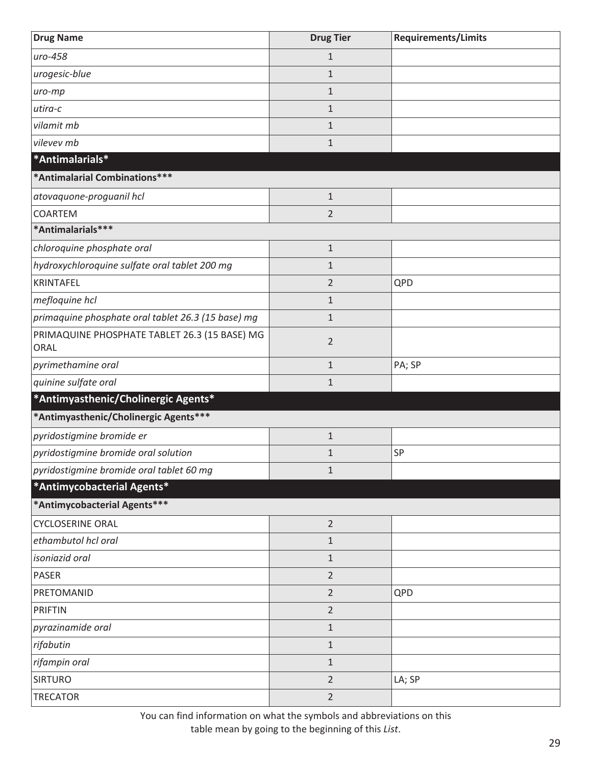| Drug Name | Drug Tier | Requirements/Limits |
|---|---|---|
| *uro-458* | 1 | |
| *urogesic-blue* | 1 | |
| *uro-mp* | 1 | |
| *utira-c* | 1 | |
| *vilamit mb* | 1 | |
| *vilevev mb* | 1 | |
| **\*Antimalarials\*** | | |
| **\*Antimalarial Combinations\*\*\*** | | |
| *atovaquone-proguanil hcl* | 1 | |
| COARTEM | 2 | |
| **\*Antimalarials\*\*\*** | | |
| *chloroquine phosphate oral* | 1 | |
| *hydroxychloroquine sulfate oral tablet 200 mg* | 1 | |
| KRINTAFEL | 2 | QPD |
| *mefloquine hcl* | 1 | |
| *primaquine phosphate oral tablet 26.3 (15 base) mg* | 1 | |
| PRIMAQUINE PHOSPHATE TABLET 26.3 (15 BASE) MG ORAL | 2 | |
| *pyrimethamine oral* | 1 | PA; SP |
| *quinine sulfate oral* | 1 | |
| **\*Antimyasthenic/Cholinergic Agents\*** | | |
| **\*Antimyasthenic/Cholinergic Agents\*\*\*** | | |
| *pyridostigmine bromide er* | 1 | |
| *pyridostigmine bromide oral solution* | 1 | SP |
| *pyridostigmine bromide oral tablet 60 mg* | 1 | |
| **\*Antimycobacterial Agents\*** | | |
| **\*Antimycobacterial Agents\*\*\*** | | |
| CYCLOSERINE ORAL | 2 | |
| *ethambutol hcl oral* | 1 | |
| *isoniazid oral* | 1 | |
| PASER | 2 | |
| PRETOMANID | 2 | QPD |
| PRIFTIN | 2 | |
| *pyrazinamide oral* | 1 | |
| *rifabutin* | 1 | |
| *rifampin oral* | 1 | |
| SIRTURO | 2 | LA; SP |
| TRECATOR | 2 | |

You can find information on what the symbols and abbreviations on this table mean by going to the beginning of this *List*.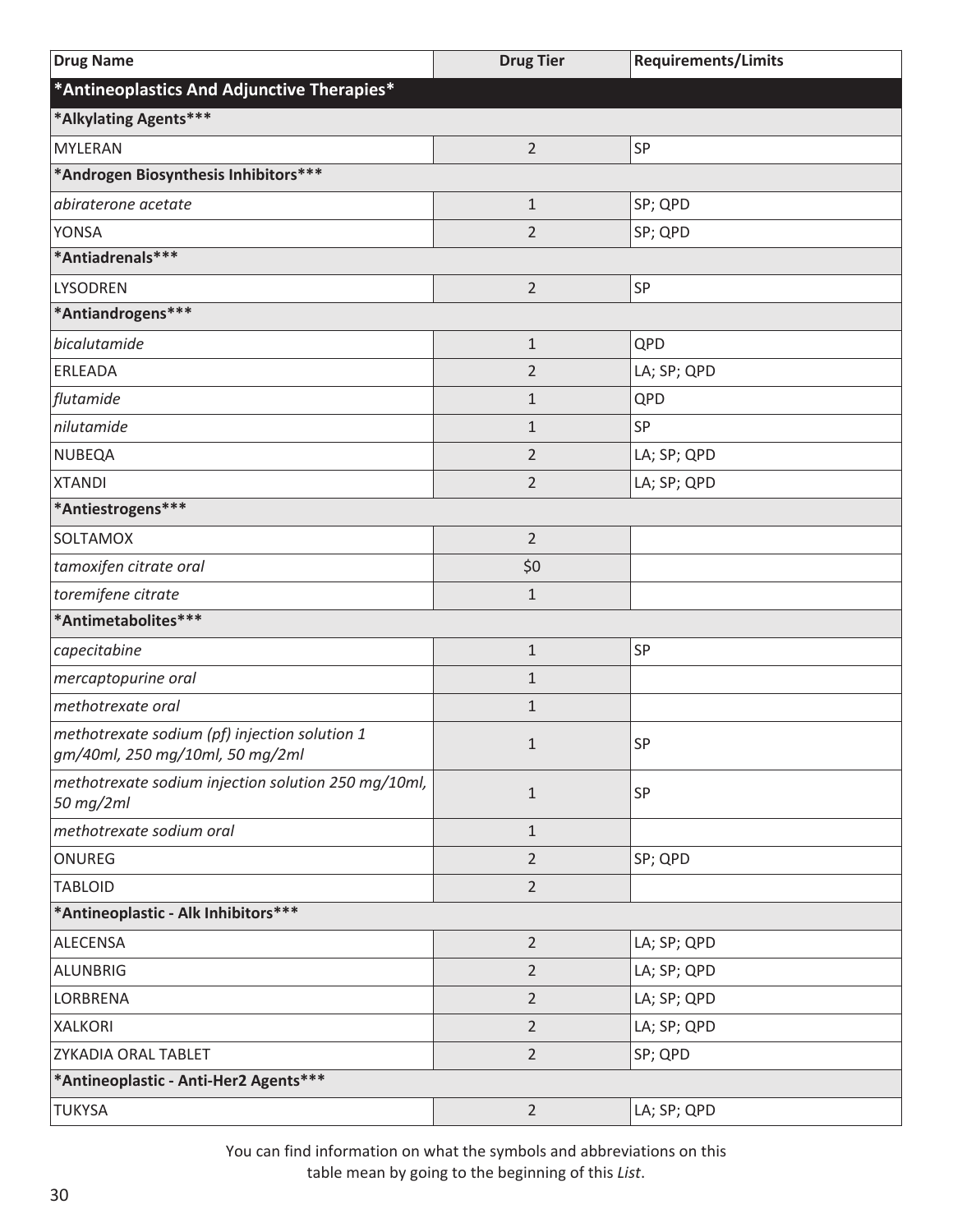| Drug Name | Drug Tier | Requirements/Limits |
|---|---|---|
| ***Antineoplastics And Adjunctive Therapies*** | | |
| ***Alkylating Agents***** | | |
| MYLERAN | 2 | SP |
| ***Androgen Biosynthesis Inhibitors***** | | |
| *abiraterone acetate* | 1 | SP; QPD |
| YONSA | 2 | SP; QPD |
| ***Antiadrenals***** | | |
| LYSODREN | 2 | SP |
| ***Antiandrogens***** | | |
| *bicalutamide* | 1 | QPD |
| ERLEADA | 2 | LA; SP; QPD |
| *flutamide* | 1 | QPD |
| *nilutamide* | 1 | SP |
| NUBEQA | 2 | LA; SP; QPD |
| XTANDI | 2 | LA; SP; QPD |
| ***Antiestrogens***** | | |
| SOLTAMOX | 2 | |
| *tamoxifen citrate oral* | $0 | |
| *toremifene citrate* | 1 | |
| ***Antimetabolites***** | | |
| *capecitabine* | 1 | SP |
| *mercaptopurine oral* | 1 | |
| *methotrexate oral* | 1 | |
| *methotrexate sodium (pf) injection solution 1 gm/40ml, 250 mg/10ml, 50 mg/2ml* | 1 | SP |
| *methotrexate sodium injection solution 250 mg/10ml, 50 mg/2ml* | 1 | SP |
| *methotrexate sodium oral* | 1 | |
| ONUREG | 2 | SP; QPD |
| TABLOID | 2 | |
| ***Antineoplastic - Alk Inhibitors***** | | |
| ALECENSA | 2 | LA; SP; QPD |
| ALUNBRIG | 2 | LA; SP; QPD |
| LORBRENA | 2 | LA; SP; QPD |
| XALKORI | 2 | LA; SP; QPD |
| ZYKADIA ORAL TABLET | 2 | SP; QPD |
| ***Antineoplastic - Anti-Her2 Agents***** | | |
| TUKYSA | 2 | LA; SP; QPD |

You can find information on what the symbols and abbreviations on this table mean by going to the beginning of this *List*.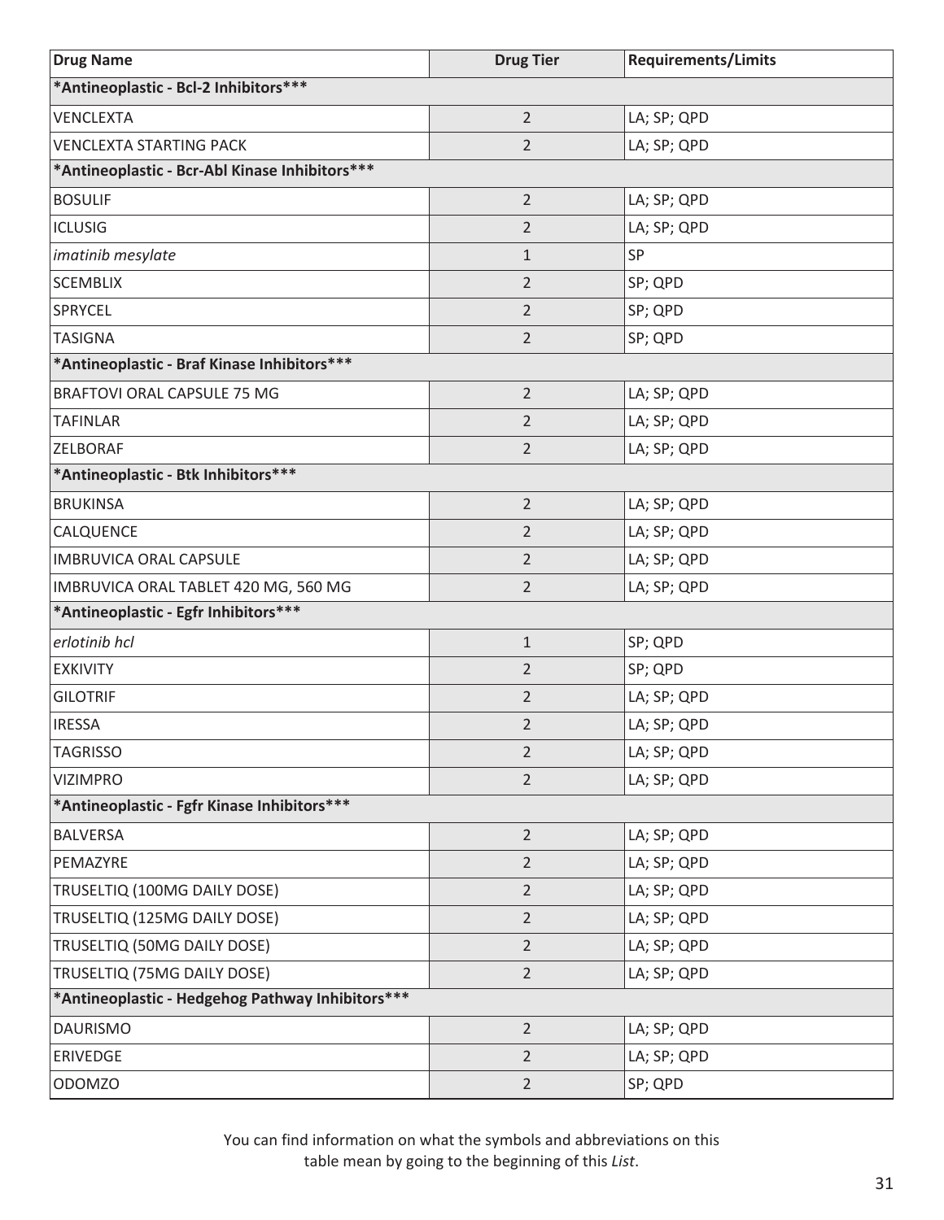| Drug Name | Drug Tier | Requirements/Limits |
|---|---|---|
| ***Antineoplastic - Bcl-2 Inhibitors*****\* | | |
| VENCLEXTA | 2 | LA; SP; QPD |
| VENCLEXTA STARTING PACK | 2 | LA; SP; QPD |
| ***Antineoplastic - Bcr-Abl Kinase Inhibitors*****\* | | |
| BOSULIF | 2 | LA; SP; QPD |
| ICLUSIG | 2 | LA; SP; QPD |
| *imatinib mesylate* | 1 | SP |
| SCEMBLIX | 2 | SP; QPD |
| SPRYCEL | 2 | SP; QPD |
| TASIGNA | 2 | SP; QPD |
| ***Antineoplastic - Braf Kinase Inhibitors*****\* | | |
| BRAFTOVI ORAL CAPSULE 75 MG | 2 | LA; SP; QPD |
| TAFINLAR | 2 | LA; SP; QPD |
| ZELBORAF | 2 | LA; SP; QPD |
| ***Antineoplastic - Btk Inhibitors*****\* | | |
| BRUKINSA | 2 | LA; SP; QPD |
| CALQUENCE | 2 | LA; SP; QPD |
| IMBRUVICA ORAL CAPSULE | 2 | LA; SP; QPD |
| IMBRUVICA ORAL TABLET 420 MG, 560 MG | 2 | LA; SP; QPD |
| ***Antineoplastic - Egfr Inhibitors*****\* | | |
| *erlotinib hcl* | 1 | SP; QPD |
| EXKIVITY | 2 | SP; QPD |
| GILOTRIF | 2 | LA; SP; QPD |
| IRESSA | 2 | LA; SP; QPD |
| TAGRISSO | 2 | LA; SP; QPD |
| VIZIMPRO | 2 | LA; SP; QPD |
| ***Antineoplastic - Fgfr Kinase Inhibitors*****\* | | |
| BALVERSA | 2 | LA; SP; QPD |
| PEMAZYRE | 2 | LA; SP; QPD |
| TRUSELTIQ (100MG DAILY DOSE) | 2 | LA; SP; QPD |
| TRUSELTIQ (125MG DAILY DOSE) | 2 | LA; SP; QPD |
| TRUSELTIQ (50MG DAILY DOSE) | 2 | LA; SP; QPD |
| TRUSELTIQ (75MG DAILY DOSE) | 2 | LA; SP; QPD |
| ***Antineoplastic - Hedgehog Pathway Inhibitors*****\* | | |
| DAURISMO | 2 | LA; SP; QPD |
| ERIVEDGE | 2 | LA; SP; QPD |
| ODOMZO | 2 | SP; QPD |

You can find information on what the symbols and abbreviations on this table mean by going to the beginning of this *List*.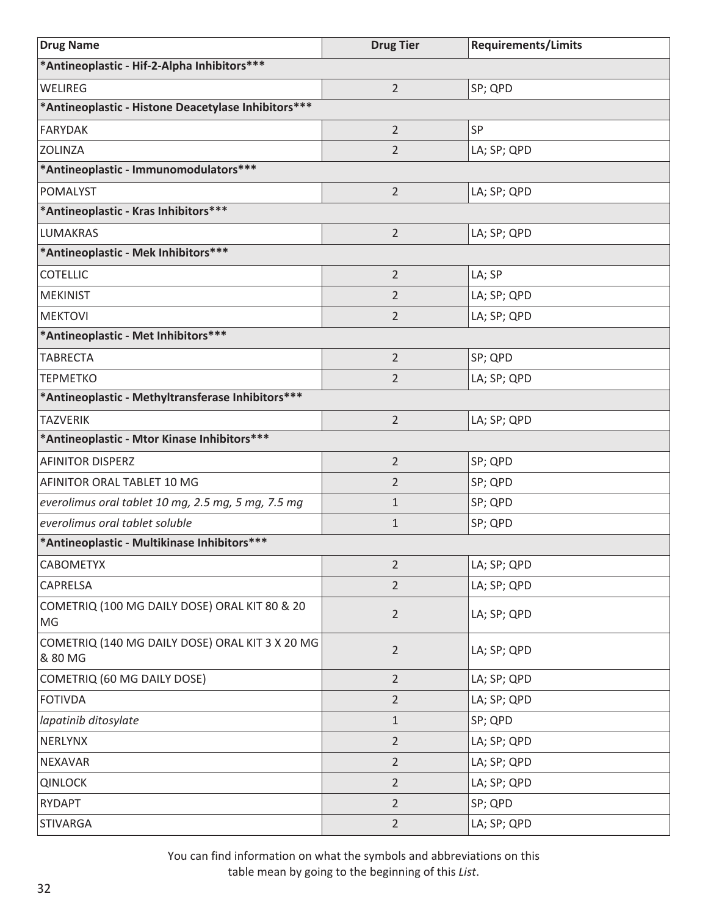| Drug Name | Drug Tier | Requirements/Limits |
| --- | --- | --- |
| ***Antineoplastic - Hif-2-Alpha Inhibitors***** | | |
| WELIREG | 2 | SP; QPD |
| ***Antineoplastic - Histone Deacetylase Inhibitors***** | | |
| FARYDAK | 2 | SP |
| ZOLINZA | 2 | LA; SP; QPD |
| ***Antineoplastic - Immunomodulators***** | | |
| POMALYST | 2 | LA; SP; QPD |
| ***Antineoplastic - Kras Inhibitors***** | | |
| LUMAKRAS | 2 | LA; SP; QPD |
| ***Antineoplastic - Mek Inhibitors***** | | |
| COTELLIC | 2 | LA; SP |
| MEKINIST | 2 | LA; SP; QPD |
| MEKTOVI | 2 | LA; SP; QPD |
| ***Antineoplastic - Met Inhibitors***** | | |
| TABRECTA | 2 | SP; QPD |
| TEPMETKO | 2 | LA; SP; QPD |
| ***Antineoplastic - Methyltransferase Inhibitors***** | | |
| TAZVERIK | 2 | LA; SP; QPD |
| ***Antineoplastic - Mtor Kinase Inhibitors***** | | |
| AFINITOR DISPERZ | 2 | SP; QPD |
| AFINITOR ORAL TABLET 10 MG | 2 | SP; QPD |
| *everolimus oral tablet 10 mg, 2.5 mg, 5 mg, 7.5 mg* | 1 | SP; QPD |
| *everolimus oral tablet soluble* | 1 | SP; QPD |
| ***Antineoplastic - Multikinase Inhibitors***** | | |
| CABOMETYX | 2 | LA; SP; QPD |
| CAPRELSA | 2 | LA; SP; QPD |
| COMETRIQ (100 MG DAILY DOSE) ORAL KIT 80 & 20 MG | 2 | LA; SP; QPD |
| COMETRIQ (140 MG DAILY DOSE) ORAL KIT 3 X 20 MG & 80 MG | 2 | LA; SP; QPD |
| COMETRIQ (60 MG DAILY DOSE) | 2 | LA; SP; QPD |
| FOTIVDA | 2 | LA; SP; QPD |
| *lapatinib ditosylate* | 1 | SP; QPD |
| NERLYNX | 2 | LA; SP; QPD |
| NEXAVAR | 2 | LA; SP; QPD |
| QINLOCK | 2 | LA; SP; QPD |
| RYDAPT | 2 | SP; QPD |
| STIVARGA | 2 | LA; SP; QPD |

You can find information on what the symbols and abbreviations on this table mean by going to the beginning of this *List*.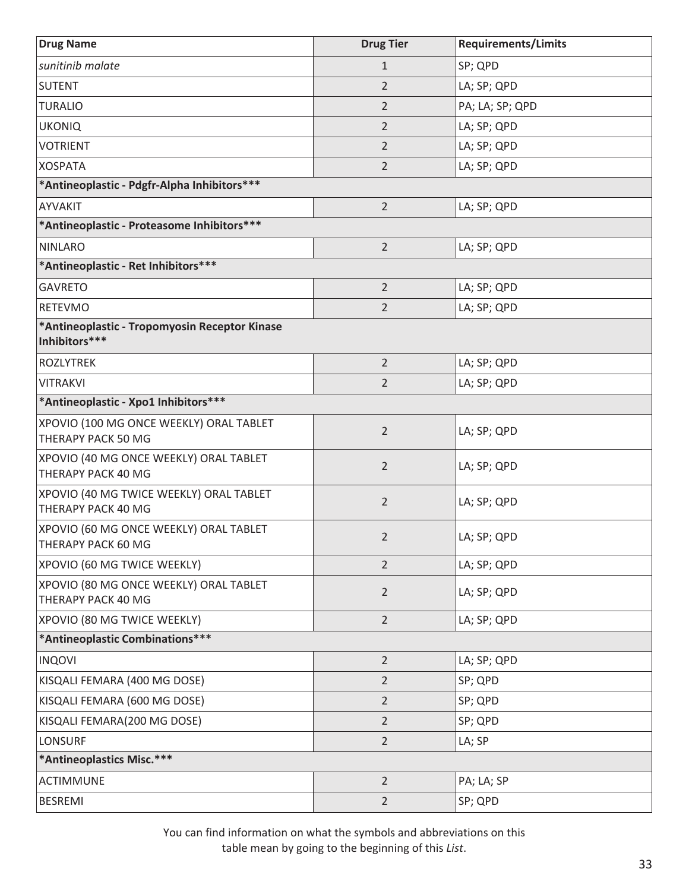| Drug Name | Drug Tier | Requirements/Limits |
|---|---|---|
| *sunitinib malate* | 1 | SP; QPD |
| SUTENT | 2 | LA; SP; QPD |
| TURALIO | 2 | PA; LA; SP; QPD |
| UKONIQ | 2 | LA; SP; QPD |
| VOTRIENT | 2 | LA; SP; QPD |
| XOSPATA | 2 | LA; SP; QPD |
| **\*Antineoplastic - Pdgfr-Alpha Inhibitors\*\*\*** | | |
| AYVAKIT | 2 | LA; SP; QPD |
| **\*Antineoplastic - Proteasome Inhibitors\*\*\*** | | |
| NINLARO | 2 | LA; SP; QPD |
| **\*Antineoplastic - Ret Inhibitors\*\*\*** | | |
| GAVRETO | 2 | LA; SP; QPD |
| RETEVMO | 2 | LA; SP; QPD |
| **\*Antineoplastic - Tropomyosin Receptor Kinase Inhibitors\*\*\*** | | |
| ROZLYTREK | 2 | LA; SP; QPD |
| VITRAKVI | 2 | LA; SP; QPD |
| **\*Antineoplastic - Xpo1 Inhibitors\*\*\*** | | |
| XPOVIO (100 MG ONCE WEEKLY) ORAL TABLET THERAPY PACK 50 MG | 2 | LA; SP; QPD |
| XPOVIO (40 MG ONCE WEEKLY) ORAL TABLET THERAPY PACK 40 MG | 2 | LA; SP; QPD |
| XPOVIO (40 MG TWICE WEEKLY) ORAL TABLET THERAPY PACK 40 MG | 2 | LA; SP; QPD |
| XPOVIO (60 MG ONCE WEEKLY) ORAL TABLET THERAPY PACK 60 MG | 2 | LA; SP; QPD |
| XPOVIO (60 MG TWICE WEEKLY) | 2 | LA; SP; QPD |
| XPOVIO (80 MG ONCE WEEKLY) ORAL TABLET THERAPY PACK 40 MG | 2 | LA; SP; QPD |
| XPOVIO (80 MG TWICE WEEKLY) | 2 | LA; SP; QPD |
| **\*Antineoplastic Combinations\*\*\*** | | |
| INQOVI | 2 | LA; SP; QPD |
| KISQALI FEMARA (400 MG DOSE) | 2 | SP; QPD |
| KISQALI FEMARA (600 MG DOSE) | 2 | SP; QPD |
| KISQALI FEMARA(200 MG DOSE) | 2 | SP; QPD |
| LONSURF | 2 | LA; SP |
| **\*Antineoplastics Misc.\*\*\*** | | |
| ACTIMMUNE | 2 | PA; LA; SP |
| BESREMI | 2 | SP; QPD |

You can find information on what the symbols and abbreviations on this table mean by going to the beginning of this *List*.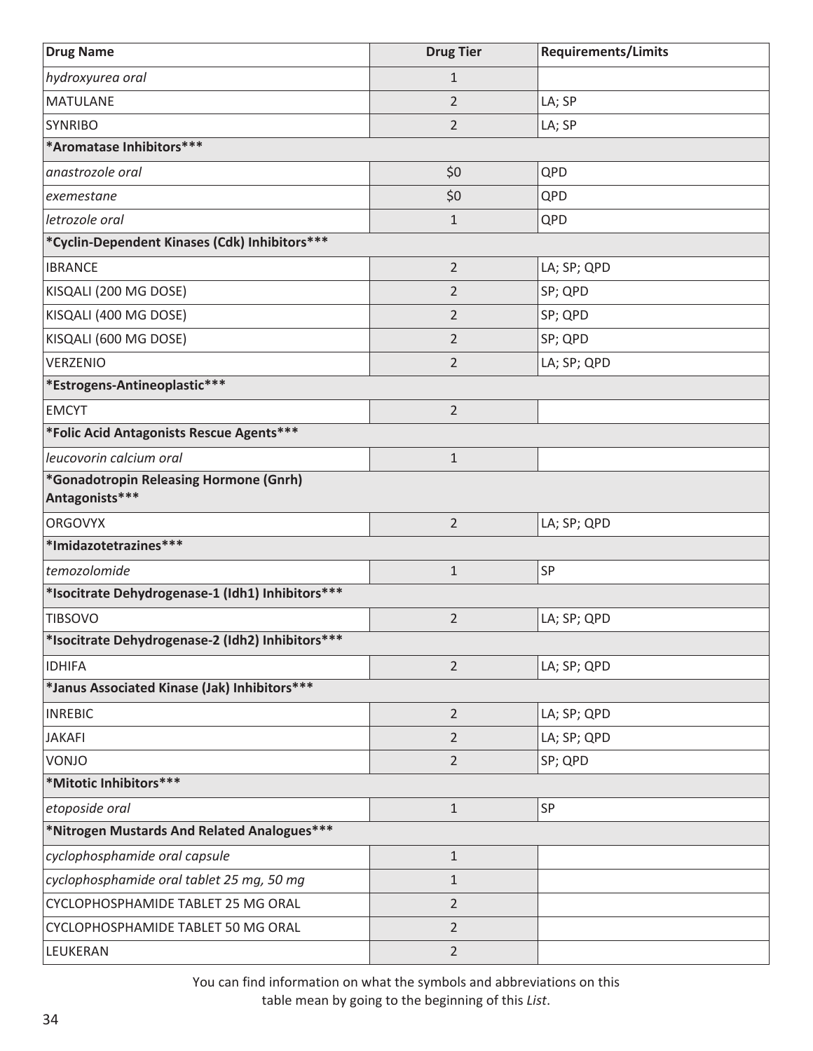| Drug Name | Drug Tier | Requirements/Limits |
|---|---|---|
| *hydroxyurea oral* | 1 | |
| MATULANE | 2 | LA; SP |
| SYNRIBO | 2 | LA; SP |
| **\*Aromatase Inhibitors\*\*\*** | | |
| *anastrozole oral* | $0 | QPD |
| *exemestane* | $0 | QPD |
| *letrozole oral* | 1 | QPD |
| **\*Cyclin-Dependent Kinases (Cdk) Inhibitors\*\*\*** | | |
| IBRANCE | 2 | LA; SP; QPD |
| KISQALI (200 MG DOSE) | 2 | SP; QPD |
| KISQALI (400 MG DOSE) | 2 | SP; QPD |
| KISQALI (600 MG DOSE) | 2 | SP; QPD |
| VERZENIO | 2 | LA; SP; QPD |
| **\*Estrogens-Antineoplastic\*\*\*** | | |
| EMCYT | 2 | |
| **\*Folic Acid Antagonists Rescue Agents\*\*\*** | | |
| *leucovorin calcium oral* | 1 | |
| **\*Gonadotropin Releasing Hormone (Gnrh) Antagonists\*\*\*** | | |
| ORGOVYX | 2 | LA; SP; QPD |
| **\*Imidazotetrazines\*\*\*** | | |
| *temozolomide* | 1 | SP |
| **\*Isocitrate Dehydrogenase-1 (Idh1) Inhibitors\*\*\*** | | |
| TIBSOVO | 2 | LA; SP; QPD |
| **\*Isocitrate Dehydrogenase-2 (Idh2) Inhibitors\*\*\*** | | |
| IDHIFA | 2 | LA; SP; QPD |
| **\*Janus Associated Kinase (Jak) Inhibitors\*\*\*** | | |
| INREBIC | 2 | LA; SP; QPD |
| JAKAFI | 2 | LA; SP; QPD |
| VONJO | 2 | SP; QPD |
| **\*Mitotic Inhibitors\*\*\*** | | |
| *etoposide oral* | 1 | SP |
| **\*Nitrogen Mustards And Related Analogues\*\*\*** | | |
| *cyclophosphamide oral capsule* | 1 | |
| *cyclophosphamide oral tablet 25 mg, 50 mg* | 1 | |
| CYCLOPHOSPHAMIDE TABLET 25 MG ORAL | 2 | |
| CYCLOPHOSPHAMIDE TABLET 50 MG ORAL | 2 | |
| LEUKERAN | 2 | |

You can find information on what the symbols and abbreviations on this table mean by going to the beginning of this *List*.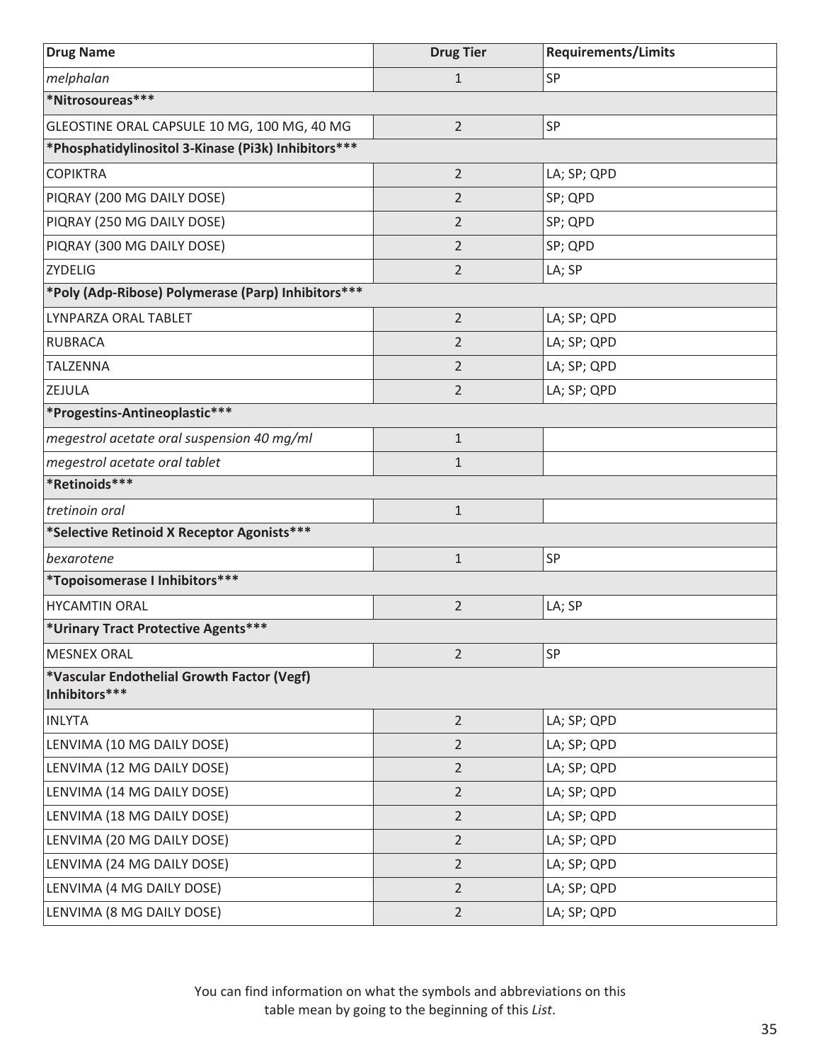| Drug Name | Drug Tier | Requirements/Limits |
|---|---|---|
| *melphalan* | 1 | SP |
| **\*Nitrosoureas\*\*\*** | | |
| GLEOSTINE ORAL CAPSULE 10 MG, 100 MG, 40 MG | 2 | SP |
| **\*Phosphatidylinositol 3-Kinase (Pi3k) Inhibitors\*\*\*** | | |
| COPIKTRA | 2 | LA; SP; QPD |
| PIQRAY (200 MG DAILY DOSE) | 2 | SP; QPD |
| PIQRAY (250 MG DAILY DOSE) | 2 | SP; QPD |
| PIQRAY (300 MG DAILY DOSE) | 2 | SP; QPD |
| ZYDELIG | 2 | LA; SP |
| **\*Poly (Adp-Ribose) Polymerase (Parp) Inhibitors\*\*\*** | | |
| LYNPARZA ORAL TABLET | 2 | LA; SP; QPD |
| RUBRACA | 2 | LA; SP; QPD |
| TALZENNA | 2 | LA; SP; QPD |
| ZEJULA | 2 | LA; SP; QPD |
| **\*Progestins-Antineoplastic\*\*\*** | | |
| *megestrol acetate oral suspension 40 mg/ml* | 1 | |
| *megestrol acetate oral tablet* | 1 | |
| **\*Retinoids\*\*\*** | | |
| *tretinoin oral* | 1 | |
| **\*Selective Retinoid X Receptor Agonists\*\*\*** | | |
| *bexarotene* | 1 | SP |
| **\*Topoisomerase I Inhibitors\*\*\*** | | |
| HYCAMTIN ORAL | 2 | LA; SP |
| **\*Urinary Tract Protective Agents\*\*\*** | | |
| MESNEX ORAL | 2 | SP |
| **\*Vascular Endothelial Growth Factor (Vegf) Inhibitors\*\*\*** | | |
| INLYTA | 2 | LA; SP; QPD |
| LENVIMA (10 MG DAILY DOSE) | 2 | LA; SP; QPD |
| LENVIMA (12 MG DAILY DOSE) | 2 | LA; SP; QPD |
| LENVIMA (14 MG DAILY DOSE) | 2 | LA; SP; QPD |
| LENVIMA (18 MG DAILY DOSE) | 2 | LA; SP; QPD |
| LENVIMA (20 MG DAILY DOSE) | 2 | LA; SP; QPD |
| LENVIMA (24 MG DAILY DOSE) | 2 | LA; SP; QPD |
| LENVIMA (4 MG DAILY DOSE) | 2 | LA; SP; QPD |
| LENVIMA (8 MG DAILY DOSE) | 2 | LA; SP; QPD |

You can find information on what the symbols and abbreviations on this table mean by going to the beginning of this *List*.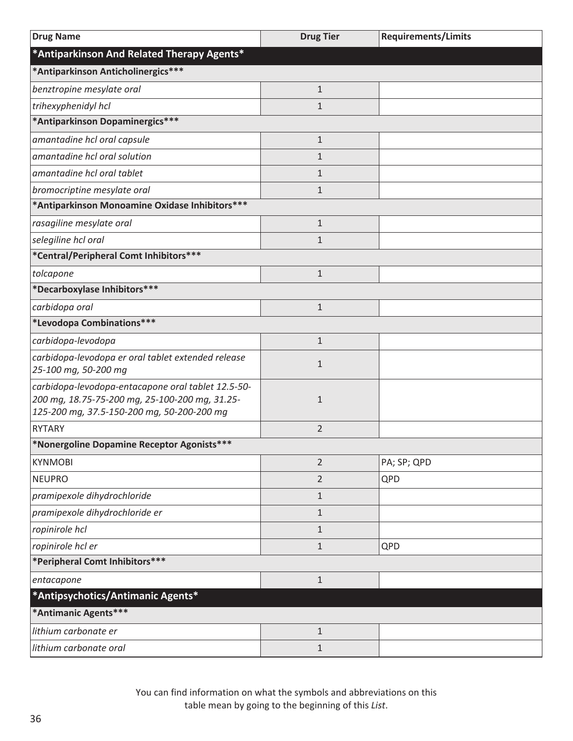| Drug Name | Drug Tier | Requirements/Limits |
|---|---|---|
| **\*Antiparkinson And Related Therapy Agents\*** | | |
| **\*Antiparkinson Anticholinergics\*\*\*** | | |
| *benztropine mesylate oral* | 1 | |
| *trihexyphenidyl hcl* | 1 | |
| **\*Antiparkinson Dopaminergics\*\*\*** | | |
| *amantadine hcl oral capsule* | 1 | |
| *amantadine hcl oral solution* | 1 | |
| *amantadine hcl oral tablet* | 1 | |
| *bromocriptine mesylate oral* | 1 | |
| **\*Antiparkinson Monoamine Oxidase Inhibitors\*\*\*** | | |
| *rasagiline mesylate oral* | 1 | |
| *selegiline hcl oral* | 1 | |
| **\*Central/Peripheral Comt Inhibitors\*\*\*** | | |
| *tolcapone* | 1 | |
| **\*Decarboxylase Inhibitors\*\*\*** | | |
| *carbidopa oral* | 1 | |
| **\*Levodopa Combinations\*\*\*** | | |
| *carbidopa-levodopa* | 1 | |
| *carbidopa-levodopa er oral tablet extended release 25-100 mg, 50-200 mg* | 1 | |
| *carbidopa-levodopa-entacapone oral tablet 12.5-50-200 mg, 18.75-75-200 mg, 25-100-200 mg, 31.25-125-200 mg, 37.5-150-200 mg, 50-200-200 mg* | 1 | |
| RYTARY | 2 | |
| **\*Nonergoline Dopamine Receptor Agonists\*\*\*** | | |
| KYNMOBI | 2 | PA; SP; QPD |
| NEUPRO | 2 | QPD |
| *pramipexole dihydrochloride* | 1 | |
| *pramipexole dihydrochloride er* | 1 | |
| *ropinirole hcl* | 1 | |
| *ropinirole hcl er* | 1 | QPD |
| **\*Peripheral Comt Inhibitors\*\*\*** | | |
| *entacapone* | 1 | |
| **\*Antipsychotics/Antimanic Agents\*** | | |
| **\*Antimanic Agents\*\*\*** | | |
| *lithium carbonate er* | 1 | |
| *lithium carbonate oral* | 1 | |

You can find information on what the symbols and abbreviations on this table mean by going to the beginning of this *List*.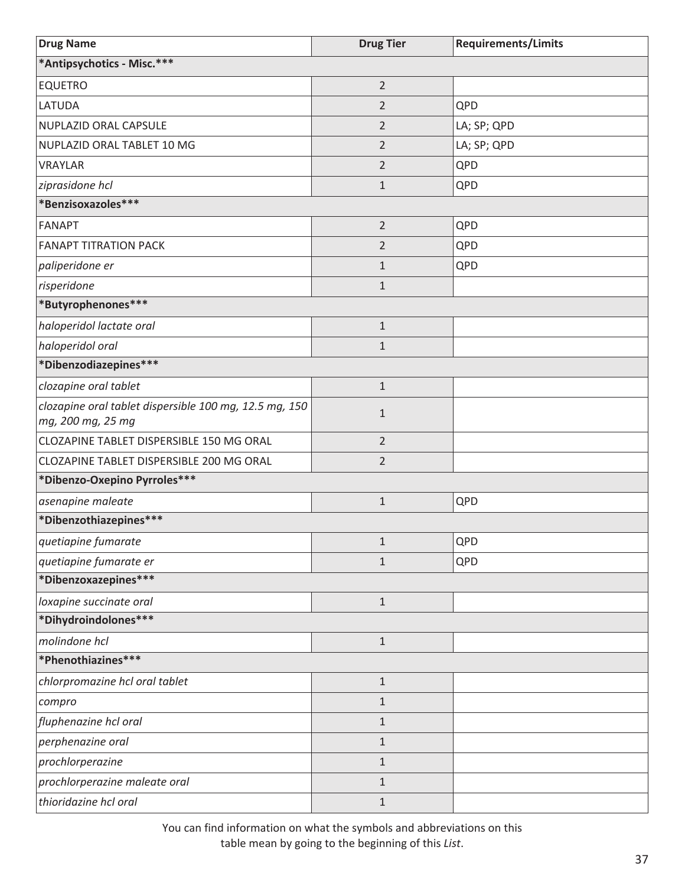| Drug Name | Drug Tier | Requirements/Limits |
|---|---|---|
| ***Antipsychotics - Misc.*** | | |
| EQUETRO | 2 | |
| LATUDA | 2 | QPD |
| NUPLAZID ORAL CAPSULE | 2 | LA; SP; QPD |
| NUPLAZID ORAL TABLET 10 MG | 2 | LA; SP; QPD |
| VRAYLAR | 2 | QPD |
| *ziprasidone hcl* | 1 | QPD |
| ***Benzisoxazoles*** | | |
| FANAPT | 2 | QPD |
| FANAPT TITRATION PACK | 2 | QPD |
| *paliperidone er* | 1 | QPD |
| *risperidone* | 1 | |
| ***Butyrophenones*** | | |
| *haloperidol lactate oral* | 1 | |
| *haloperidol oral* | 1 | |
| ***Dibenzodiazepines*** | | |
| *clozapine oral tablet* | 1 | |
| *clozapine oral tablet dispersible 100 mg, 12.5 mg, 150 mg, 200 mg, 25 mg* | 1 | |
| CLOZAPINE TABLET DISPERSIBLE 150 MG ORAL | 2 | |
| CLOZAPINE TABLET DISPERSIBLE 200 MG ORAL | 2 | |
| ***Dibenzo-Oxepino Pyrroles*** | | |
| *asenapine maleate* | 1 | QPD |
| ***Dibenzothiazepines*** | | |
| *quetiapine fumarate* | 1 | QPD |
| *quetiapine fumarate er* | 1 | QPD |
| ***Dibenzoxazepines*** | | |
| *loxapine succinate oral* | 1 | |
| ***Dihydroindolones*** | | |
| *molindone hcl* | 1 | |
| ***Phenothiazines*** | | |
| *chlorpromazine hcl oral tablet* | 1 | |
| *compro* | 1 | |
| *fluphenazine hcl oral* | 1 | |
| *perphenazine oral* | 1 | |
| *prochlorperazine* | 1 | |
| *prochlorperazine maleate oral* | 1 | |
| *thioridazine hcl oral* | 1 | |

You can find information on what the symbols and abbreviations on this table mean by going to the beginning of this *List*.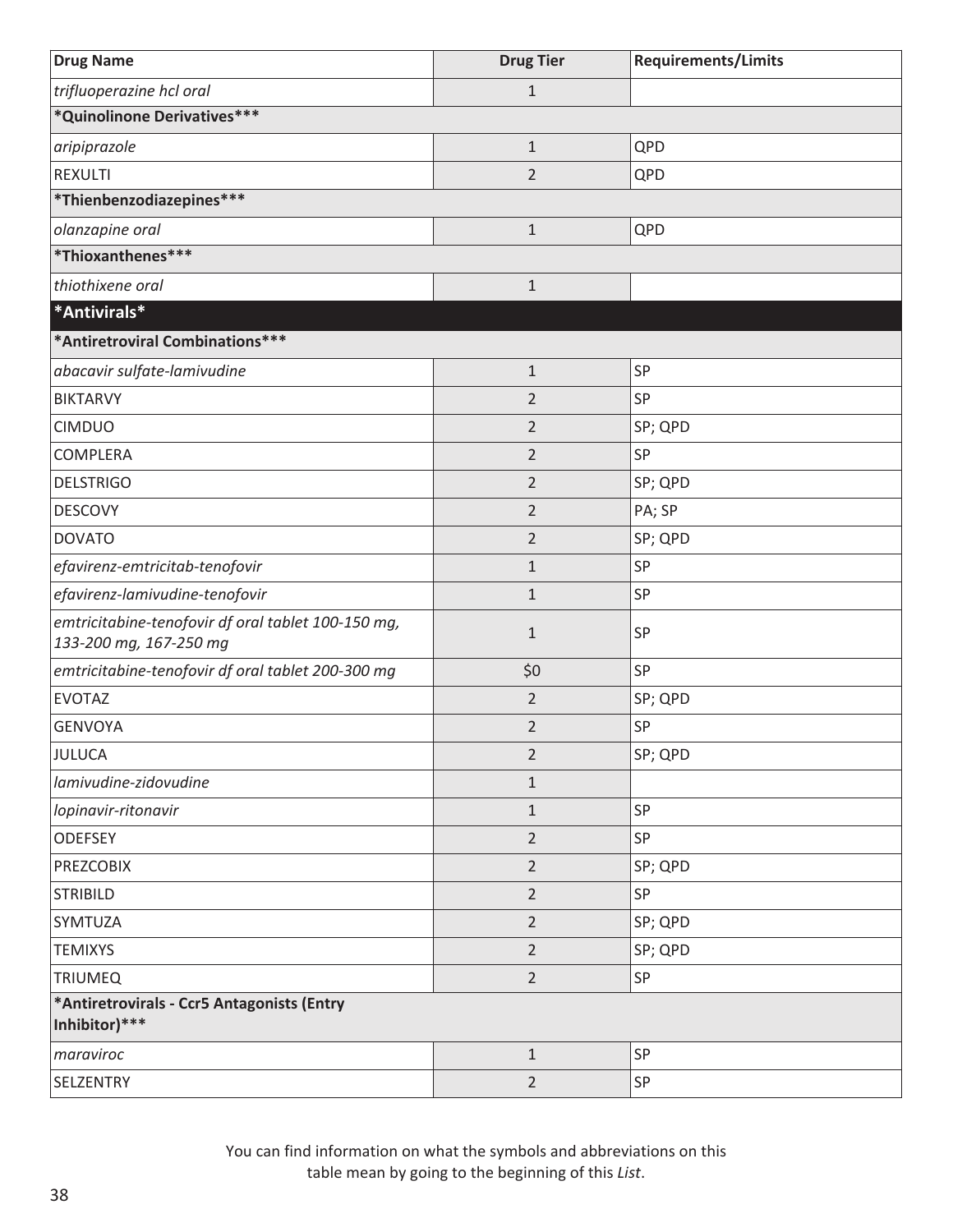| Drug Name | Drug Tier | Requirements/Limits |
|---|---|---|
| *trifluoperazine hcl oral* | 1 | |
| ***Quinolinone Derivatives*** | | |
| *aripiprazole* | 1 | QPD |
| REXULTI | 2 | QPD |
| ***Thienbenzodiazepines*** | | |
| *olanzapine oral* | 1 | QPD |
| ***Thioxanthenes*** | | |
| *thiothixene oral* | 1 | |
| ***Antivirals*** | | |
| ***Antiretroviral Combinations*** | | |
| *abacavir sulfate-lamivudine* | 1 | SP |
| BIKTARVY | 2 | SP |
| CIMDUO | 2 | SP; QPD |
| COMPLERA | 2 | SP |
| DELSTRIGO | 2 | SP; QPD |
| DESCOVY | 2 | PA; SP |
| DOVATO | 2 | SP; QPD |
| *efavirenz-emtricitab-tenofovir* | 1 | SP |
| *efavirenz-lamivudine-tenofovir* | 1 | SP |
| *emtricitabine-tenofovir df oral tablet 100-150 mg, 133-200 mg, 167-250 mg* | 1 | SP |
| *emtricitabine-tenofovir df oral tablet 200-300 mg* | $0 | SP |
| EVOTAZ | 2 | SP; QPD |
| GENVOYA | 2 | SP |
| JULUCA | 2 | SP; QPD |
| *lamivudine-zidovudine* | 1 | |
| *lopinavir-ritonavir* | 1 | SP |
| ODEFSEY | 2 | SP |
| PREZCOBIX | 2 | SP; QPD |
| STRIBILD | 2 | SP |
| SYMTUZA | 2 | SP; QPD |
| TEMIXYS | 2 | SP; QPD |
| TRIUMEQ | 2 | SP |
| ***Antiretrovirals - Ccr5 Antagonists (Entry Inhibitor)*** | | |
| *maraviroc* | 1 | SP |
| SELZENTRY | 2 | SP |

You can find information on what the symbols and abbreviations on this table mean by going to the beginning of this *List*.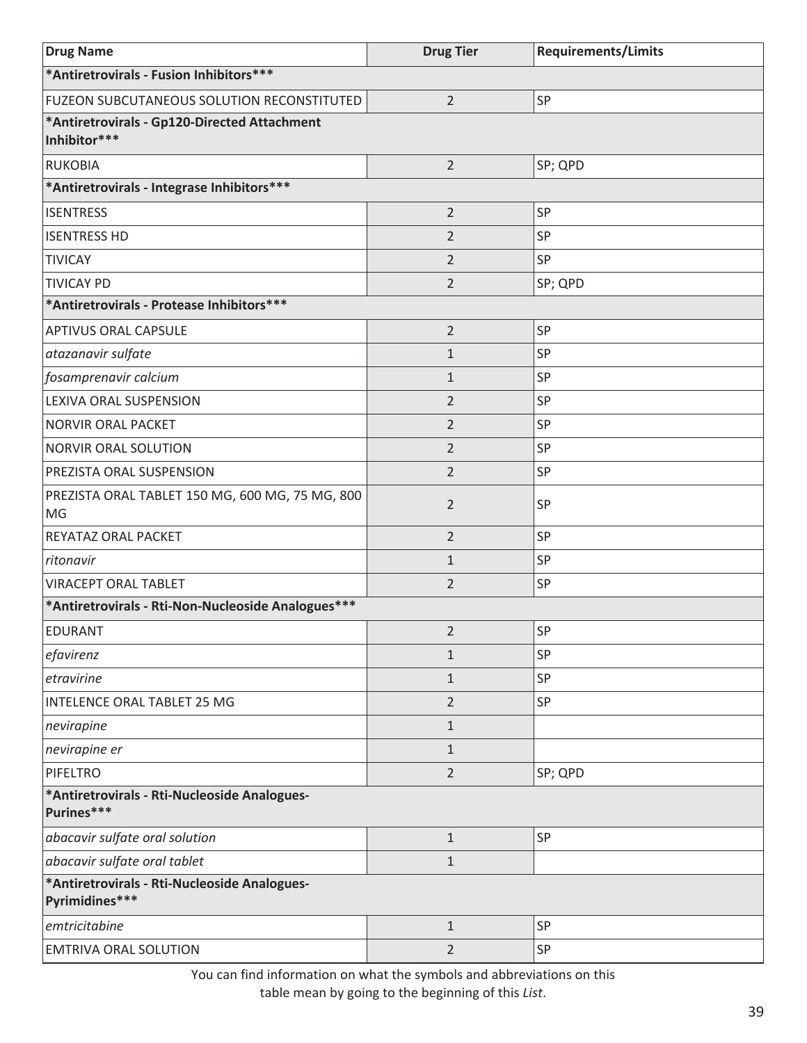| Drug Name | Drug Tier | Requirements/Limits |
|---|---|---|
| ***Antiretrovirals - Fusion Inhibitors***** | | |
| FUZEON SUBCUTANEOUS SOLUTION RECONSTITUTED | 2 | SP |
| ***Antiretrovirals - Gp120-Directed Attachment Inhibitor***** | | |
| RUKOBIA | 2 | SP; QPD |
| ***Antiretrovirals - Integrase Inhibitors***** | | |
| ISENTRESS | 2 | SP |
| ISENTRESS HD | 2 | SP |
| TIVICAY | 2 | SP |
| TIVICAY PD | 2 | SP; QPD |
| ***Antiretrovirals - Protease Inhibitors***** | | |
| APTIVUS ORAL CAPSULE | 2 | SP |
| *atazanavir sulfate* | 1 | SP |
| *fosamprenavir calcium* | 1 | SP |
| LEXIVA ORAL SUSPENSION | 2 | SP |
| NORVIR ORAL PACKET | 2 | SP |
| NORVIR ORAL SOLUTION | 2 | SP |
| PREZISTA ORAL SUSPENSION | 2 | SP |
| PREZISTA ORAL TABLET 150 MG, 600 MG, 75 MG, 800 MG | 2 | SP |
| REYATAZ ORAL PACKET | 2 | SP |
| *ritonavir* | 1 | SP |
| VIRACEPT ORAL TABLET | 2 | SP |
| ***Antiretrovirals - Rti-Non-Nucleoside Analogues***** | | |
| EDURANT | 2 | SP |
| *efavirenz* | 1 | SP |
| *etravirine* | 1 | SP |
| INTELENCE ORAL TABLET 25 MG | 2 | SP |
| *nevirapine* | 1 | |
| *nevirapine er* | 1 | |
| PIFELTRO | 2 | SP; QPD |
| ***Antiretrovirals - Rti-Nucleoside Analogues-Purines***** | | |
| *abacavir sulfate oral solution* | 1 | SP |
| *abacavir sulfate oral tablet* | 1 | |
| ***Antiretrovirals - Rti-Nucleoside Analogues-Pyrimidines***** | | |
| *emtricitabine* | 1 | SP |
| EMTRIVA ORAL SOLUTION | 2 | SP |

You can find information on what the symbols and abbreviations on this table mean by going to the beginning of this *List*.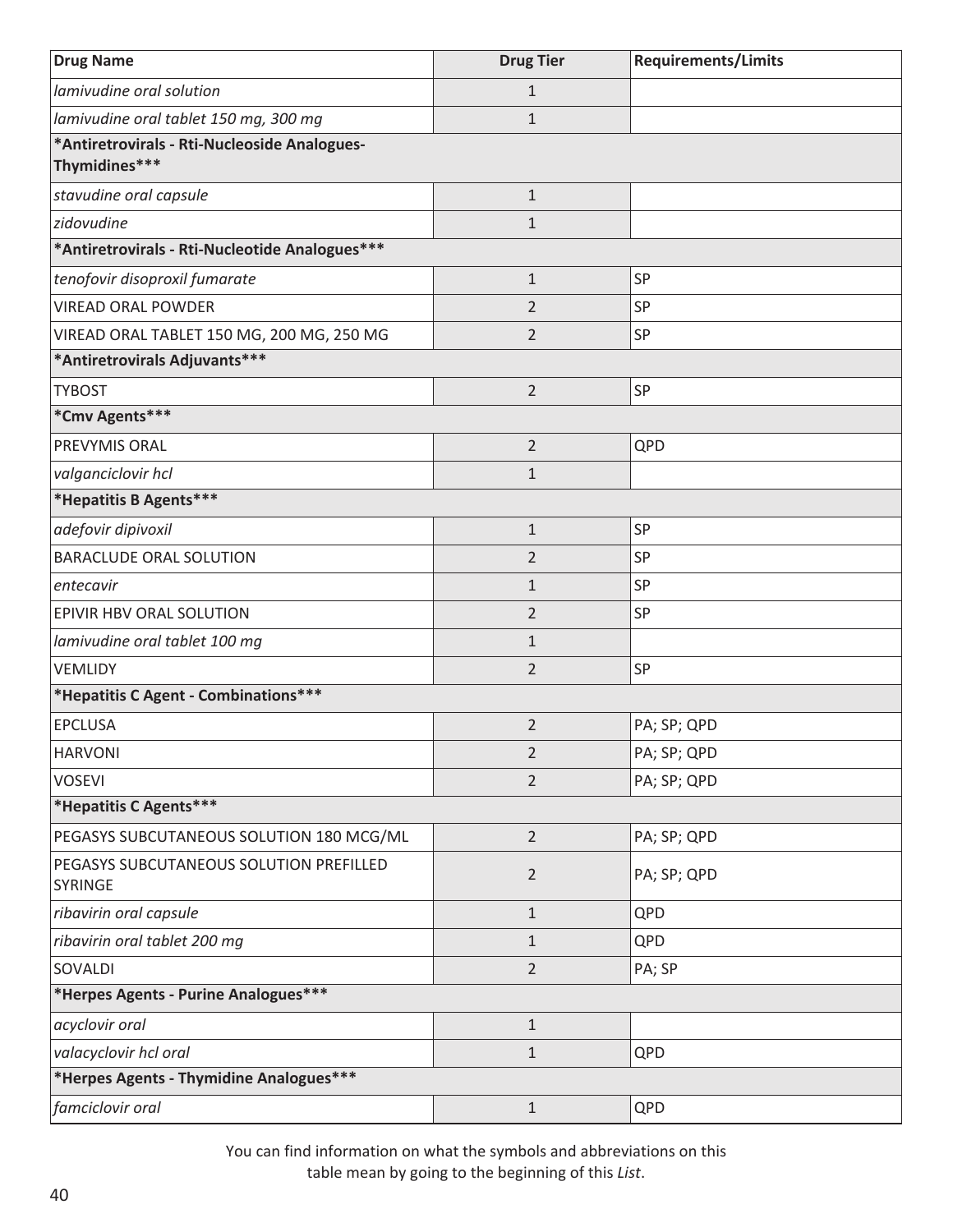| Drug Name | Drug Tier | Requirements/Limits |
|---|---|---|
| *lamivudine oral solution* | 1 | |
| *lamivudine oral tablet 150 mg, 300 mg* | 1 | |
| **\*Antiretrovirals - Rti-Nucleoside Analogues-Thymidines\*\*\*** | | |
| *stavudine oral capsule* | 1 | |
| *zidovudine* | 1 | |
| **\*Antiretrovirals - Rti-Nucleotide Analogues\*\*\*** | | |
| *tenofovir disoproxil fumarate* | 1 | SP |
| VIREAD ORAL POWDER | 2 | SP |
| VIREAD ORAL TABLET 150 MG, 200 MG, 250 MG | 2 | SP |
| **\*Antiretrovirals Adjuvants\*\*\*** | | |
| TYBOST | 2 | SP |
| **\*Cmv Agents\*\*\*** | | |
| PREVYMIS ORAL | 2 | QPD |
| *valganciclovir hcl* | 1 | |
| **\*Hepatitis B Agents\*\*\*** | | |
| *adefovir dipivoxil* | 1 | SP |
| BARACLUDE ORAL SOLUTION | 2 | SP |
| *entecavir* | 1 | SP |
| EPIVIR HBV ORAL SOLUTION | 2 | SP |
| *lamivudine oral tablet 100 mg* | 1 | |
| VEMLIDY | 2 | SP |
| **\*Hepatitis C Agent - Combinations\*\*\*** | | |
| EPCLUSA | 2 | PA; SP; QPD |
| HARVONI | 2 | PA; SP; QPD |
| VOSEVI | 2 | PA; SP; QPD |
| **\*Hepatitis C Agents\*\*\*** | | |
| PEGASYS SUBCUTANEOUS SOLUTION 180 MCG/ML | 2 | PA; SP; QPD |
| PEGASYS SUBCUTANEOUS SOLUTION PREFILLED SYRINGE | 2 | PA; SP; QPD |
| *ribavirin oral capsule* | 1 | QPD |
| *ribavirin oral tablet 200 mg* | 1 | QPD |
| SOVALDI | 2 | PA; SP |
| **\*Herpes Agents - Purine Analogues\*\*\*** | | |
| *acyclovir oral* | 1 | |
| *valacyclovir hcl oral* | 1 | QPD |
| **\*Herpes Agents - Thymidine Analogues\*\*\*** | | |
| *famciclovir oral* | 1 | QPD |

You can find information on what the symbols and abbreviations on this table mean by going to the beginning of this *List*.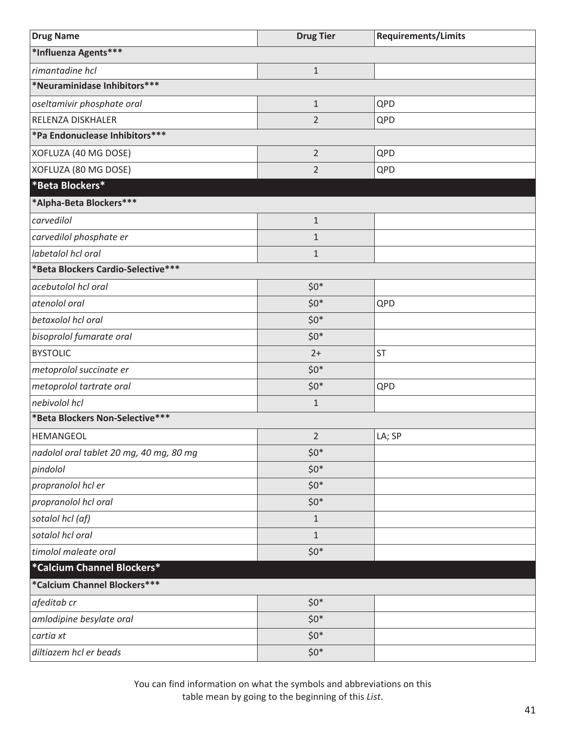| Drug Name | Drug Tier | Requirements/Limits |
|---|---|---|
| ***Influenza Agents*** | | |
| *rimantadine hcl* | 1 | |
| ***Neuraminidase Inhibitors*** | | |
| *oseltamivir phosphate oral* | 1 | QPD |
| RELENZA DISKHALER | 2 | QPD |
| ***Pa Endonuclease Inhibitors*** | | |
| XOFLUZA (40 MG DOSE) | 2 | QPD |
| XOFLUZA (80 MG DOSE) | 2 | QPD |
| ***Beta Blockers*** | | |
| ***Alpha-Beta Blockers*** | | |
| *carvedilol* | 1 | |
| *carvedilol phosphate er* | 1 | |
| *labetalol hcl oral* | 1 | |
| ***Beta Blockers Cardio-Selective*** | | |
| *acebutolol hcl oral* | $0* | |
| *atenolol oral* | $0* | QPD |
| *betaxolol hcl oral* | $0* | |
| *bisoprolol fumarate oral* | $0* | |
| BYSTOLIC | 2+ | ST |
| *metoprolol succinate er* | $0* | |
| *metoprolol tartrate oral* | $0* | QPD |
| *nebivolol hcl* | 1 | |
| ***Beta Blockers Non-Selective*** | | |
| HEMANGEOL | 2 | LA; SP |
| *nadolol oral tablet 20 mg, 40 mg, 80 mg* | $0* | |
| *pindolol* | $0* | |
| *propranolol hcl er* | $0* | |
| *propranolol hcl oral* | $0* | |
| *sotalol hcl (af)* | 1 | |
| *sotalol hcl oral* | 1 | |
| *timolol maleate oral* | $0* | |
| ***Calcium Channel Blockers*** | | |
| ***Calcium Channel Blockers*** | | |
| *afeditab cr* | $0* | |
| *amlodipine besylate oral* | $0* | |
| *cartia xt* | $0* | |
| *diltiazem hcl er beads* | $0* | |

You can find information on what the symbols and abbreviations on this table mean by going to the beginning of this *List*.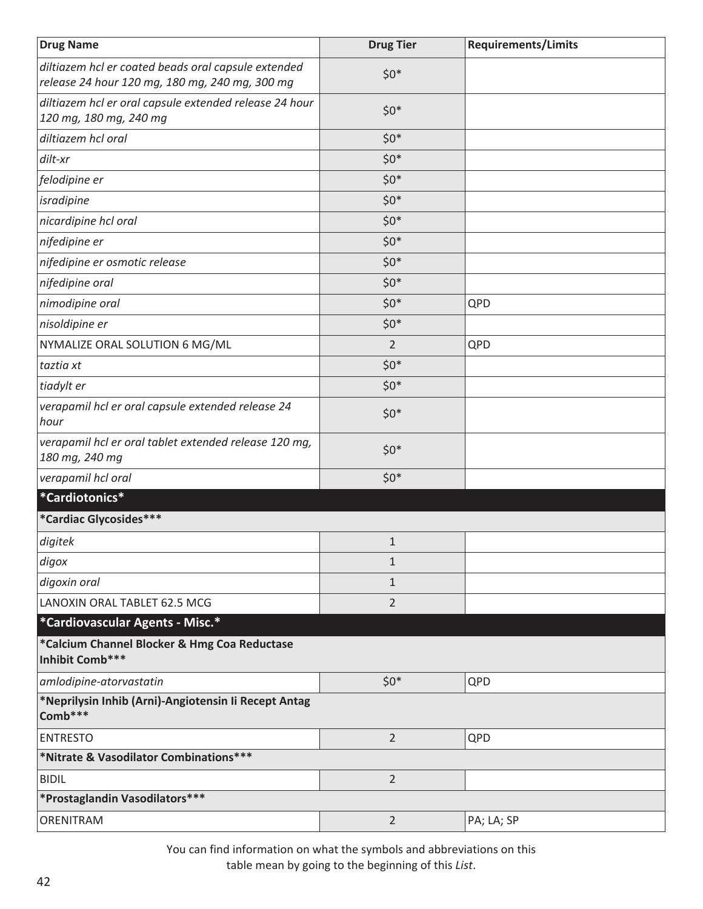| Drug Name | Drug Tier | Requirements/Limits |
| --- | --- | --- |
| *diltiazem hcl er coated beads oral capsule extended release 24 hour 120 mg, 180 mg, 240 mg, 300 mg* | $0* | |
| *diltiazem hcl er oral capsule extended release 24 hour 120 mg, 180 mg, 240 mg* | $0* | |
| *diltiazem hcl oral* | $0* | |
| *dilt-xr* | $0* | |
| *felodipine er* | $0* | |
| *isradipine* | $0* | |
| *nicardipine hcl oral* | $0* | |
| *nifedipine er* | $0* | |
| *nifedipine er osmotic release* | $0* | |
| *nifedipine oral* | $0* | |
| *nimodipine oral* | $0* | QPD |
| *nisoldipine er* | $0* | |
| NYMALIZE ORAL SOLUTION 6 MG/ML | 2 | QPD |
| *taztia xt* | $0* | |
| *tiadylt er* | $0* | |
| *verapamil hcl er oral capsule extended release 24 hour* | $0* | |
| *verapamil hcl er oral tablet extended release 120 mg, 180 mg, 240 mg* | $0* | |
| *verapamil hcl oral* | $0* | |
| **\*Cardiotonics\*** | | |
| **\*Cardiac Glycosides\*\*\*** | | |
| *digitek* | 1 | |
| *digox* | 1 | |
| *digoxin oral* | 1 | |
| LANOXIN ORAL TABLET 62.5 MCG | 2 | |
| **\*Cardiovascular Agents - Misc.\*** | | |
| **\*Calcium Channel Blocker & Hmg Coa Reductase Inhibit Comb\*\*\*** | | |
| *amlodipine-atorvastatin* | $0* | QPD |
| **\*Neprilysin Inhib (Arni)-Angiotensin Ii Recept Antag Comb\*\*\*** | | |
| ENTRESTO | 2 | QPD |
| **\*Nitrate & Vasodilator Combinations\*\*\*** | | |
| BIDIL | 2 | |
| **\*Prostaglandin Vasodilators\*\*\*** | | |
| ORENITRAM | 2 | PA; LA; SP |

You can find information on what the symbols and abbreviations on this table mean by going to the beginning of this *List*.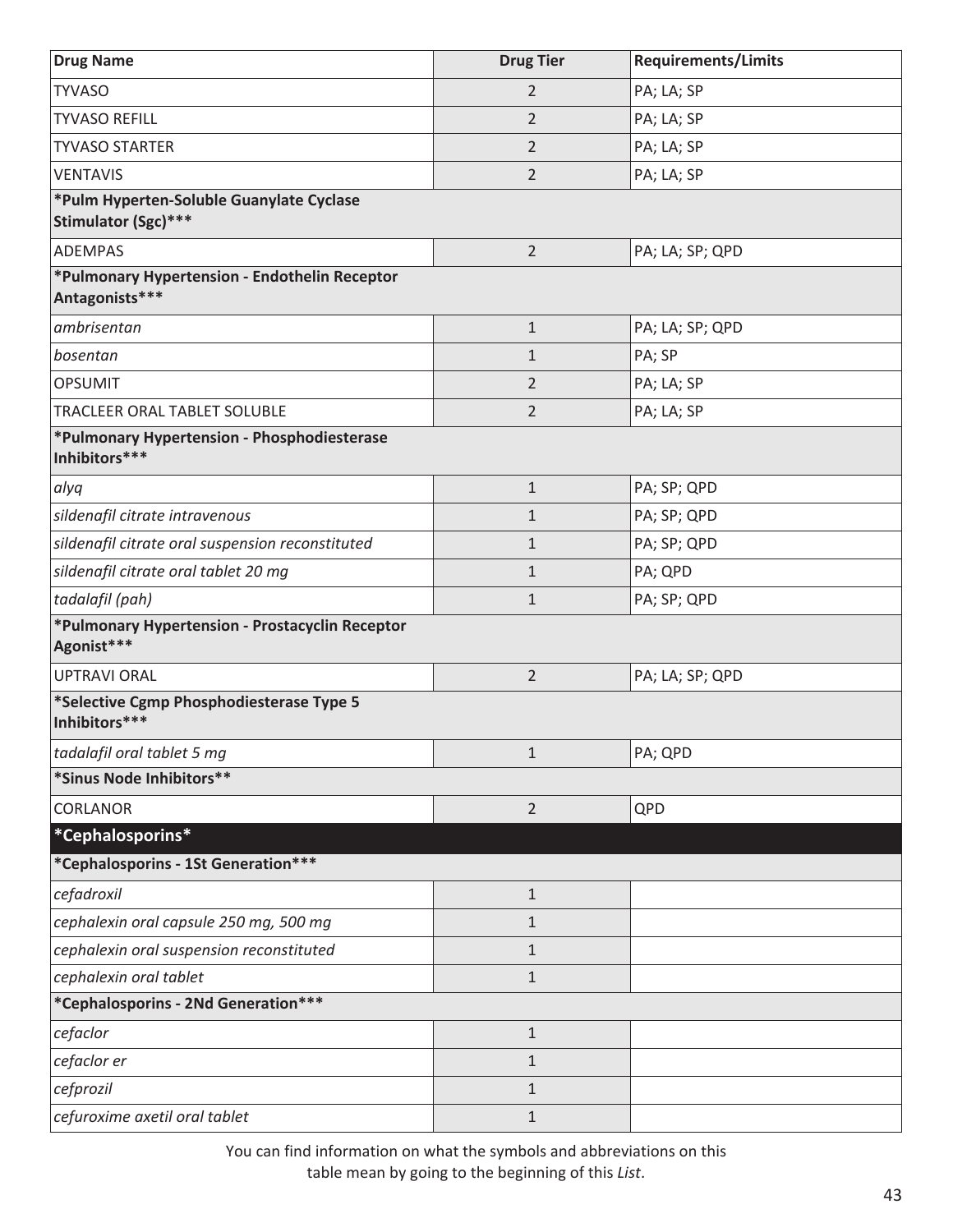| Drug Name | Drug Tier | Requirements/Limits |
|---|---|---|
| TYVASO | 2 | PA; LA; SP |
| TYVASO REFILL | 2 | PA; LA; SP |
| TYVASO STARTER | 2 | PA; LA; SP |
| VENTAVIS | 2 | PA; LA; SP |
| **\*Pulm Hyperten-Soluble Guanylate Cyclase Stimulator (Sgc)\*\*\*** | | |
| ADEMPAS | 2 | PA; LA; SP; QPD |
| **\*Pulmonary Hypertension - Endothelin Receptor Antagonists\*\*\*** | | |
| *ambrisentan* | 1 | PA; LA; SP; QPD |
| *bosentan* | 1 | PA; SP |
| OPSUMIT | 2 | PA; LA; SP |
| TRACLEER ORAL TABLET SOLUBLE | 2 | PA; LA; SP |
| **\*Pulmonary Hypertension - Phosphodiesterase Inhibitors\*\*\*** | | |
| *alyq* | 1 | PA; SP; QPD |
| *sildenafil citrate intravenous* | 1 | PA; SP; QPD |
| *sildenafil citrate oral suspension reconstituted* | 1 | PA; SP; QPD |
| *sildenafil citrate oral tablet 20 mg* | 1 | PA; QPD |
| *tadalafil (pah)* | 1 | PA; SP; QPD |
| **\*Pulmonary Hypertension - Prostacyclin Receptor Agonist\*\*\*** | | |
| UPTRAVI ORAL | 2 | PA; LA; SP; QPD |
| **\*Selective Cgmp Phosphodiesterase Type 5 Inhibitors\*\*\*** | | |
| *tadalafil oral tablet 5 mg* | 1 | PA; QPD |
| **\*Sinus Node Inhibitors\*\*** | | |
| CORLANOR | 2 | QPD |
| **\*Cephalosporins\*** | | |
| **\*Cephalosporins - 1St Generation\*\*\*** | | |
| *cefadroxil* | 1 | |
| *cephalexin oral capsule 250 mg, 500 mg* | 1 | |
| *cephalexin oral suspension reconstituted* | 1 | |
| *cephalexin oral tablet* | 1 | |
| **\*Cephalosporins - 2Nd Generation\*\*\*** | | |
| *cefaclor* | 1 | |
| *cefaclor er* | 1 | |
| *cefprozil* | 1 | |
| *cefuroxime axetil oral tablet* | 1 | |

You can find information on what the symbols and abbreviations on this table mean by going to the beginning of this *List*.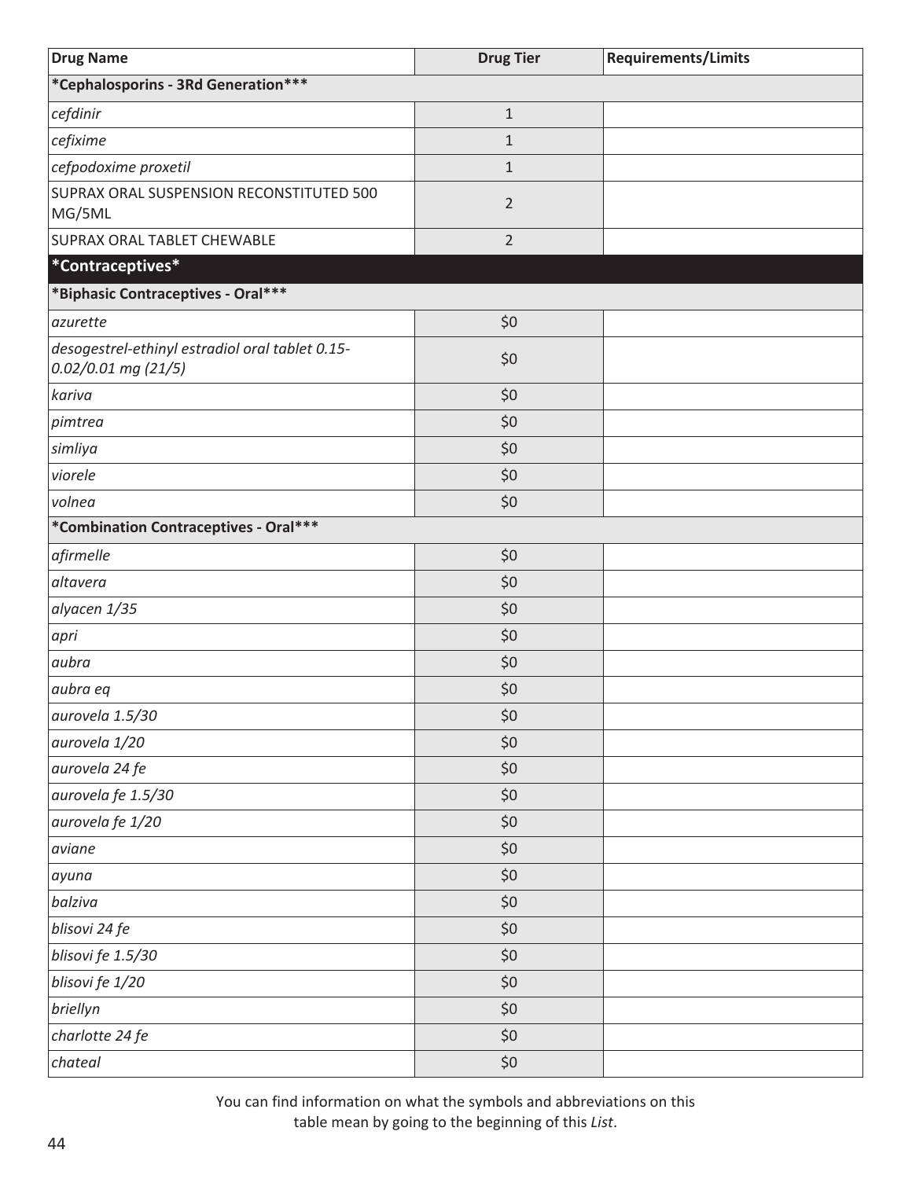| Drug Name | Drug Tier | Requirements/Limits |
|---|---|---|
| ***Cephalosporins - 3Rd Generation***** | | |
| *cefdinir* | 1 | |
| *cefixime* | 1 | |
| *cefpodoxime proxetil* | 1 | |
| SUPRAX ORAL SUSPENSION RECONSTITUTED 500 MG/5ML | 2 | |
| SUPRAX ORAL TABLET CHEWABLE | 2 | |
| ***Contraceptives*** | | |
| ***Biphasic Contraceptives - Oral***** | | |
| *azurette* | $0 | |
| *desogestrel-ethinyl estradiol oral tablet 0.15-0.02/0.01 mg (21/5)* | $0 | |
| *kariva* | $0 | |
| *pimtrea* | $0 | |
| *simliya* | $0 | |
| *viorele* | $0 | |
| *volnea* | $0 | |
| ***Combination Contraceptives - Oral***** | | |
| *afirmelle* | $0 | |
| *altavera* | $0 | |
| *alyacen 1/35* | $0 | |
| *apri* | $0 | |
| *aubra* | $0 | |
| *aubra eq* | $0 | |
| *aurovela 1.5/30* | $0 | |
| *aurovela 1/20* | $0 | |
| *aurovela 24 fe* | $0 | |
| *aurovela fe 1.5/30* | $0 | |
| *aurovela fe 1/20* | $0 | |
| *aviane* | $0 | |
| *ayuna* | $0 | |
| *balziva* | $0 | |
| *blisovi 24 fe* | $0 | |
| *blisovi fe 1.5/30* | $0 | |
| *blisovi fe 1/20* | $0 | |
| *briellyn* | $0 | |
| *charlotte 24 fe* | $0 | |
| *chateal* | $0 | |

You can find information on what the symbols and abbreviations on this table mean by going to the beginning of this *List*.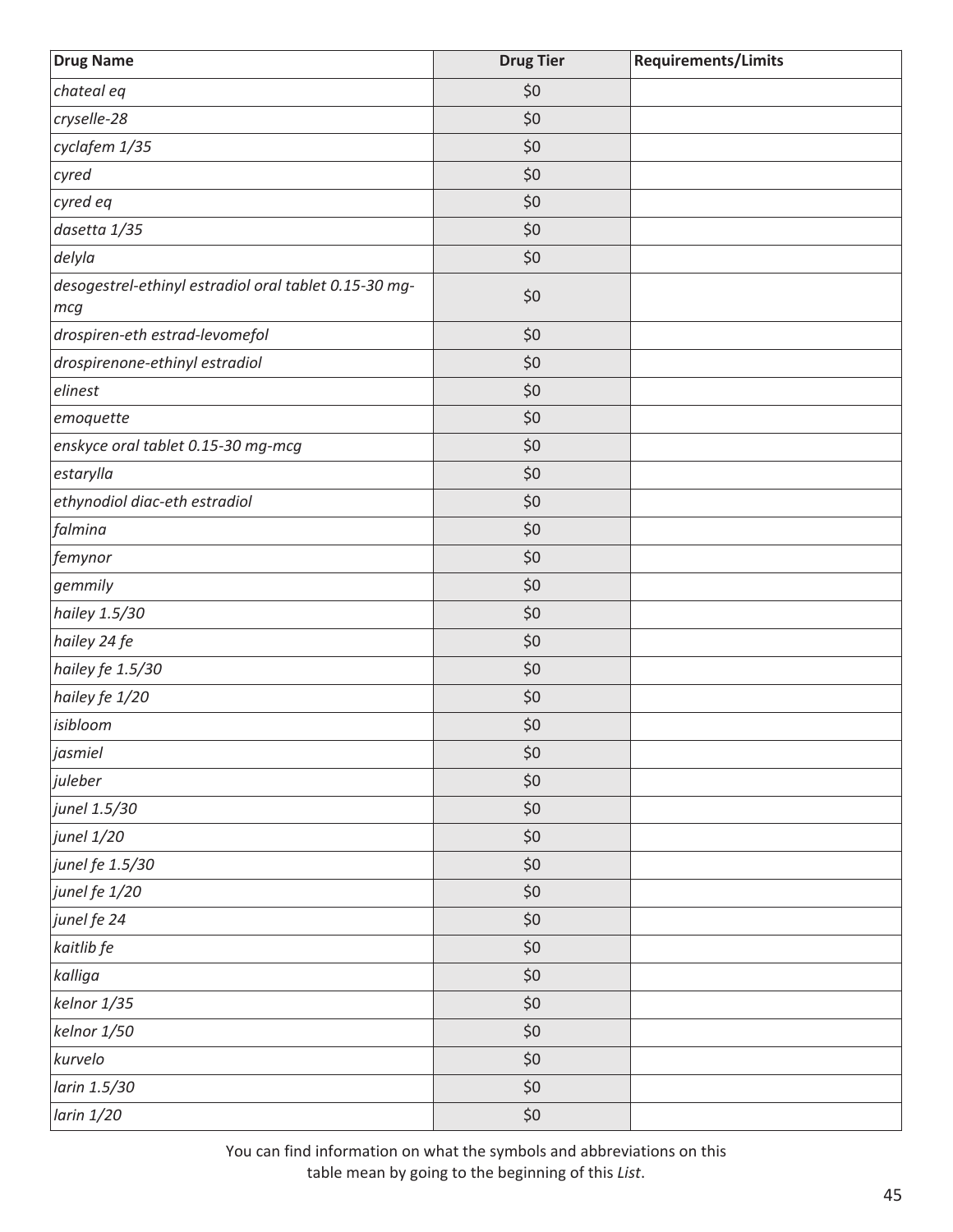| Drug Name | Drug Tier | Requirements/Limits |
|---|---|---|
| *chateal eq* | $0 | |
| *cryselle-28* | $0 | |
| *cyclafem 1/35* | $0 | |
| *cyred* | $0 | |
| *cyred eq* | $0 | |
| *dasetta 1/35* | $0 | |
| *delyla* | $0 | |
| *desogestrel-ethinyl estradiol oral tablet 0.15-30 mg-mcg* | $0 | |
| *drospiren-eth estrad-levomefol* | $0 | |
| *drospirenone-ethinyl estradiol* | $0 | |
| *elinest* | $0 | |
| *emoquette* | $0 | |
| *enskyce oral tablet 0.15-30 mg-mcg* | $0 | |
| *estarylla* | $0 | |
| *ethynodiol diac-eth estradiol* | $0 | |
| *falmina* | $0 | |
| *femynor* | $0 | |
| *gemmily* | $0 | |
| *hailey 1.5/30* | $0 | |
| *hailey 24 fe* | $0 | |
| *hailey fe 1.5/30* | $0 | |
| *hailey fe 1/20* | $0 | |
| *isibloom* | $0 | |
| *jasmiel* | $0 | |
| *juleber* | $0 | |
| *junel 1.5/30* | $0 | |
| *junel 1/20* | $0 | |
| *junel fe 1.5/30* | $0 | |
| *junel fe 1/20* | $0 | |
| *junel fe 24* | $0 | |
| *kaitlib fe* | $0 | |
| *kalliga* | $0 | |
| *kelnor 1/35* | $0 | |
| *kelnor 1/50* | $0 | |
| *kurvelo* | $0 | |
| *larin 1.5/30* | $0 | |
| *larin 1/20* | $0 | |

You can find information on what the symbols and abbreviations on this table mean by going to the beginning of this *List*.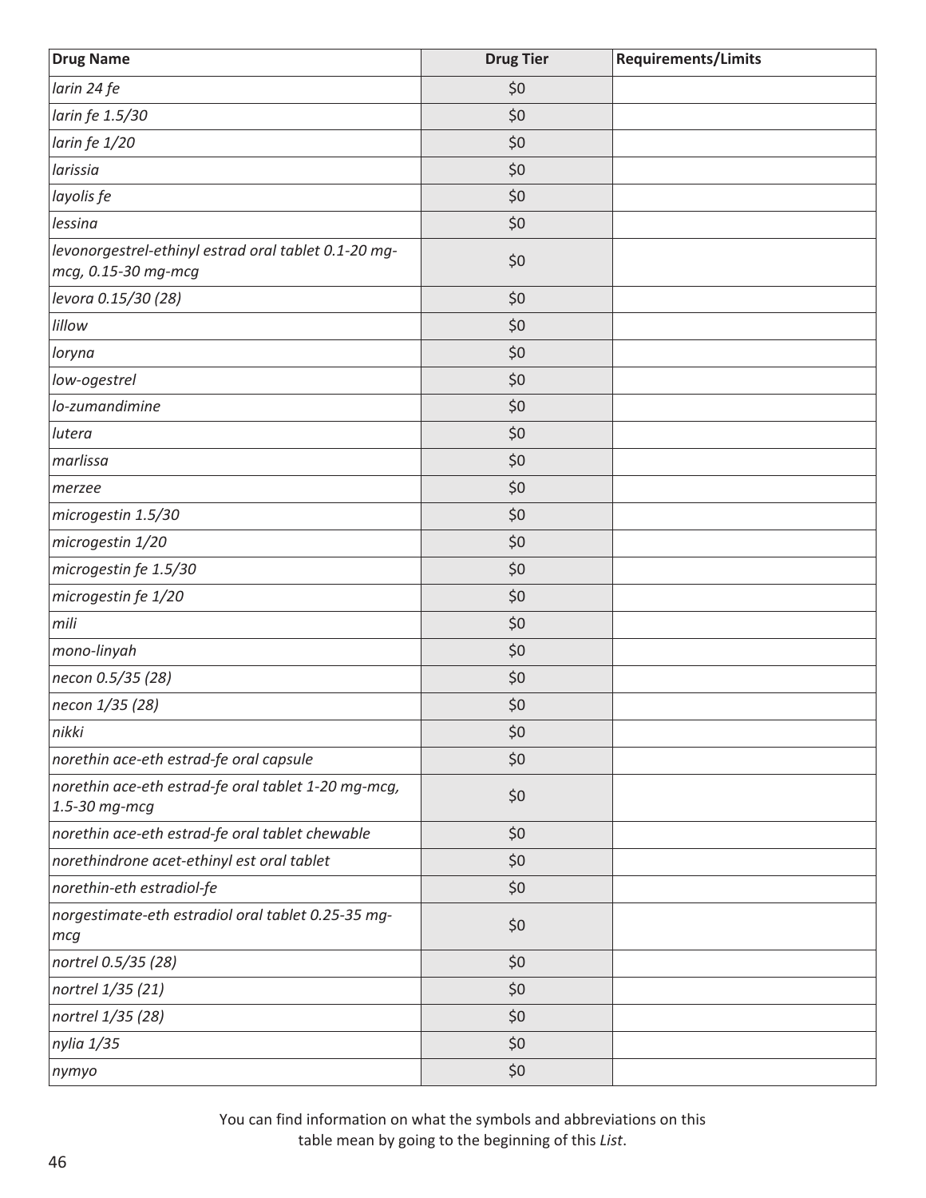| Drug Name | Drug Tier | Requirements/Limits |
| --- | --- | --- |
| *larin 24 fe* | $0 | |
| *larin fe 1.5/30* | $0 | |
| *larin fe 1/20* | $0 | |
| *larissia* | $0 | |
| *layolis fe* | $0 | |
| *lessina* | $0 | |
| *levonorgestrel-ethinyl estrad oral tablet 0.1-20 mg-mcg, 0.15-30 mg-mcg* | $0 | |
| *levora 0.15/30 (28)* | $0 | |
| *lillow* | $0 | |
| *loryna* | $0 | |
| *low-ogestrel* | $0 | |
| *lo-zumandimine* | $0 | |
| *lutera* | $0 | |
| *marlissa* | $0 | |
| *merzee* | $0 | |
| *microgestin 1.5/30* | $0 | |
| *microgestin 1/20* | $0 | |
| *microgestin fe 1.5/30* | $0 | |
| *microgestin fe 1/20* | $0 | |
| *mili* | $0 | |
| *mono-linyah* | $0 | |
| *necon 0.5/35 (28)* | $0 | |
| *necon 1/35 (28)* | $0 | |
| *nikki* | $0 | |
| *norethin ace-eth estrad-fe oral capsule* | $0 | |
| *norethin ace-eth estrad-fe oral tablet 1-20 mg-mcg, 1.5-30 mg-mcg* | $0 | |
| *norethin ace-eth estrad-fe oral tablet chewable* | $0 | |
| *norethindrone acet-ethinyl est oral tablet* | $0 | |
| *norethin-eth estradiol-fe* | $0 | |
| *norgestimate-eth estradiol oral tablet 0.25-35 mg-mcg* | $0 | |
| *nortrel 0.5/35 (28)* | $0 | |
| *nortrel 1/35 (21)* | $0 | |
| *nortrel 1/35 (28)* | $0 | |
| *nylia 1/35* | $0 | |
| *nymyo* | $0 | |

You can find information on what the symbols and abbreviations on this table mean by going to the beginning of this *List*.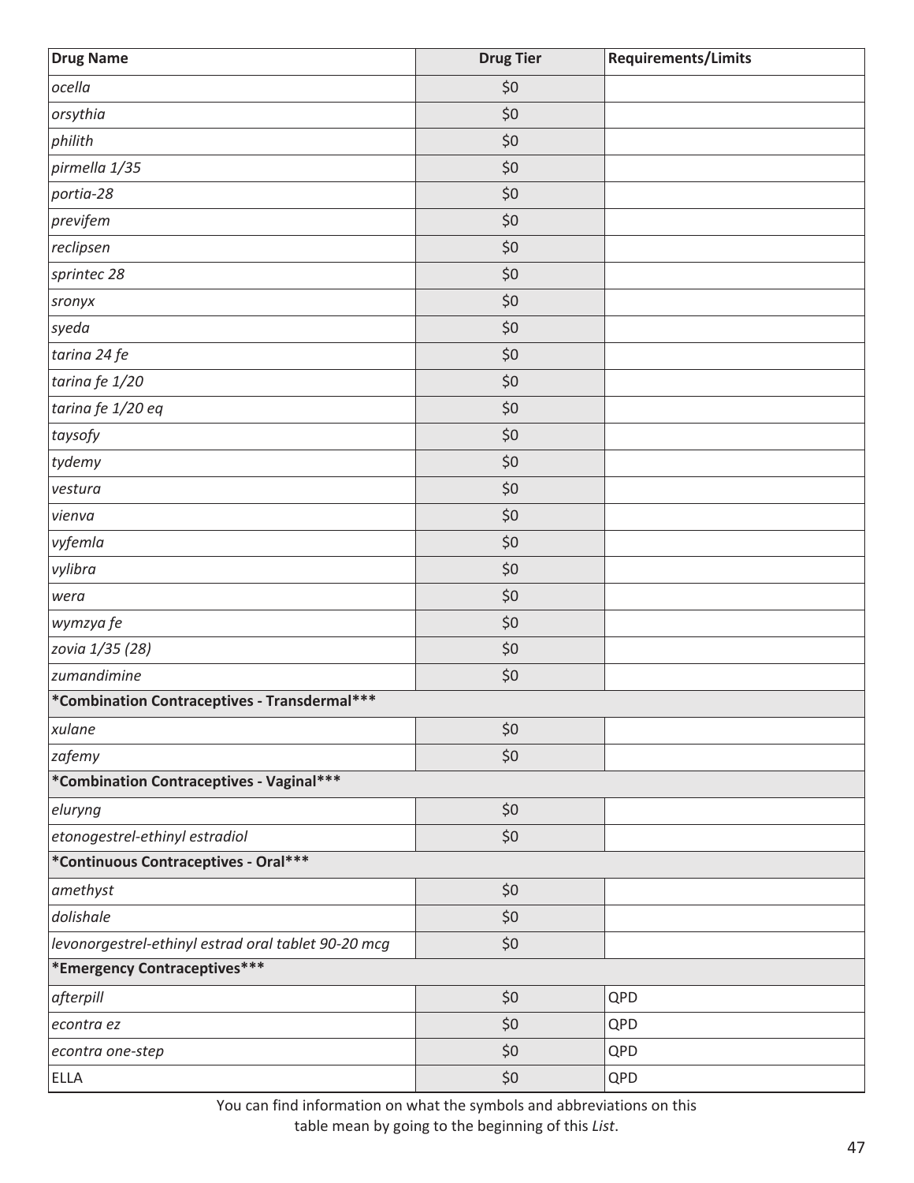| Drug Name | Drug Tier | Requirements/Limits |
|---|---|---|
| *ocella* | $0 | |
| *orsythia* | $0 | |
| *philith* | $0 | |
| *pirmella 1/35* | $0 | |
| *portia-28* | $0 | |
| *previfem* | $0 | |
| *reclipsen* | $0 | |
| *sprintec 28* | $0 | |
| *sronyx* | $0 | |
| *syeda* | $0 | |
| *tarina 24 fe* | $0 | |
| *tarina fe 1/20* | $0 | |
| *tarina fe 1/20 eq* | $0 | |
| *taysofy* | $0 | |
| *tydemy* | $0 | |
| *vestura* | $0 | |
| *vienva* | $0 | |
| *vyfemla* | $0 | |
| *vylibra* | $0 | |
| *wera* | $0 | |
| *wymzya fe* | $0 | |
| *zovia 1/35 (28)* | $0 | |
| *zumandimine* | $0 | |
| **\*Combination Contraceptives - Transdermal\*\*\*** | | |
| *xulane* | $0 | |
| *zafemy* | $0 | |
| **\*Combination Contraceptives - Vaginal\*\*\*** | | |
| *eluryng* | $0 | |
| *etonogestrel-ethinyl estradiol* | $0 | |
| **\*Continuous Contraceptives - Oral\*\*\*** | | |
| *amethyst* | $0 | |
| *dolishale* | $0 | |
| *levonorgestrel-ethinyl estrad oral tablet 90-20 mcg* | $0 | |
| **\*Emergency Contraceptives\*\*\*** | | |
| *afterpill* | $0 | QPD |
| *econtra ez* | $0 | QPD |
| *econtra one-step* | $0 | QPD |
| ELLA | $0 | QPD |

You can find information on what the symbols and abbreviations on this table mean by going to the beginning of this *List*.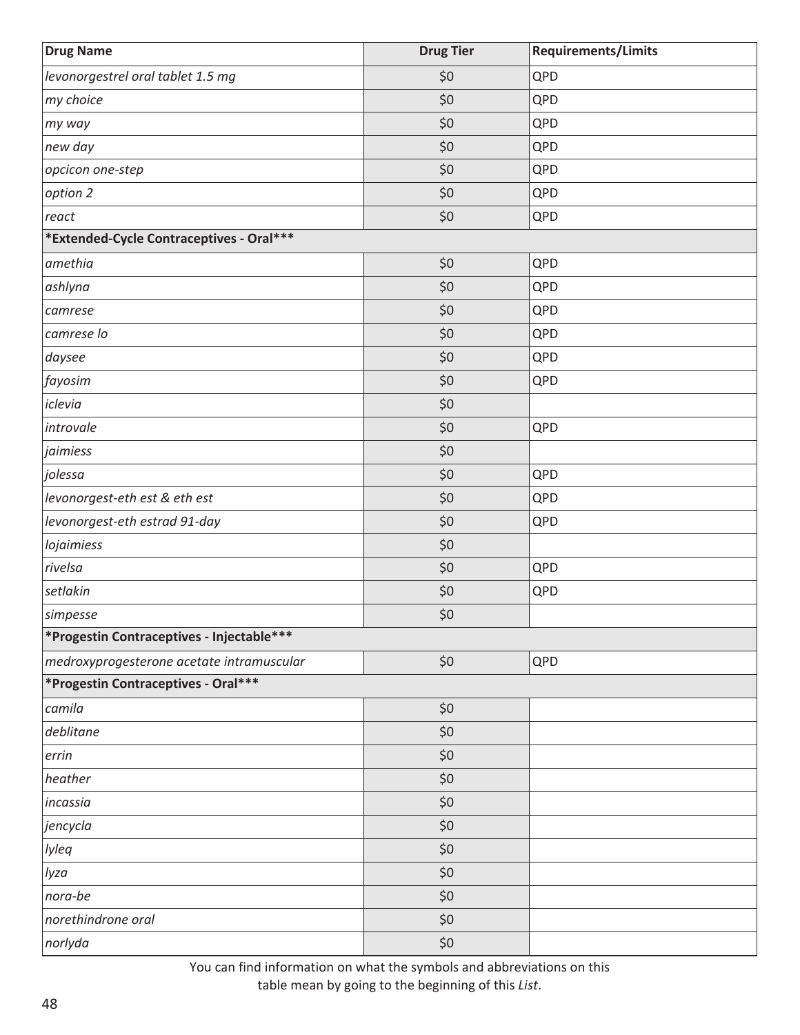| Drug Name | Drug Tier | Requirements/Limits |
|---|---|---|
| *levonorgestrel oral tablet 1.5 mg* | $0 | QPD |
| *my choice* | $0 | QPD |
| *my way* | $0 | QPD |
| *new day* | $0 | QPD |
| *opcicon one-step* | $0 | QPD |
| *option 2* | $0 | QPD |
| *react* | $0 | QPD |
| **\*Extended-Cycle Contraceptives - Oral\*\*\*** | | |
| *amethia* | $0 | QPD |
| *ashlyna* | $0 | QPD |
| *camrese* | $0 | QPD |
| *camrese lo* | $0 | QPD |
| *daysee* | $0 | QPD |
| *fayosim* | $0 | QPD |
| *iclevia* | $0 | |
| *introvale* | $0 | QPD |
| *jaimiess* | $0 | |
| *jolessa* | $0 | QPD |
| *levonorgest-eth est & eth est* | $0 | QPD |
| *levonorgest-eth estrad 91-day* | $0 | QPD |
| *lojaimiess* | $0 | |
| *rivelsa* | $0 | QPD |
| *setlakin* | $0 | QPD |
| *simpesse* | $0 | |
| **\*Progestin Contraceptives - Injectable\*\*\*** | | |
| *medroxyprogesterone acetate intramuscular* | $0 | QPD |
| **\*Progestin Contraceptives - Oral\*\*\*** | | |
| *camila* | $0 | |
| *deblitane* | $0 | |
| *errin* | $0 | |
| *heather* | $0 | |
| *incassia* | $0 | |
| *jencycla* | $0 | |
| *lyleq* | $0 | |
| *lyza* | $0 | |
| *nora-be* | $0 | |
| *norethindrone oral* | $0 | |
| *norlyda* | $0 | |

You can find information on what the symbols and abbreviations on this table mean by going to the beginning of this *List*.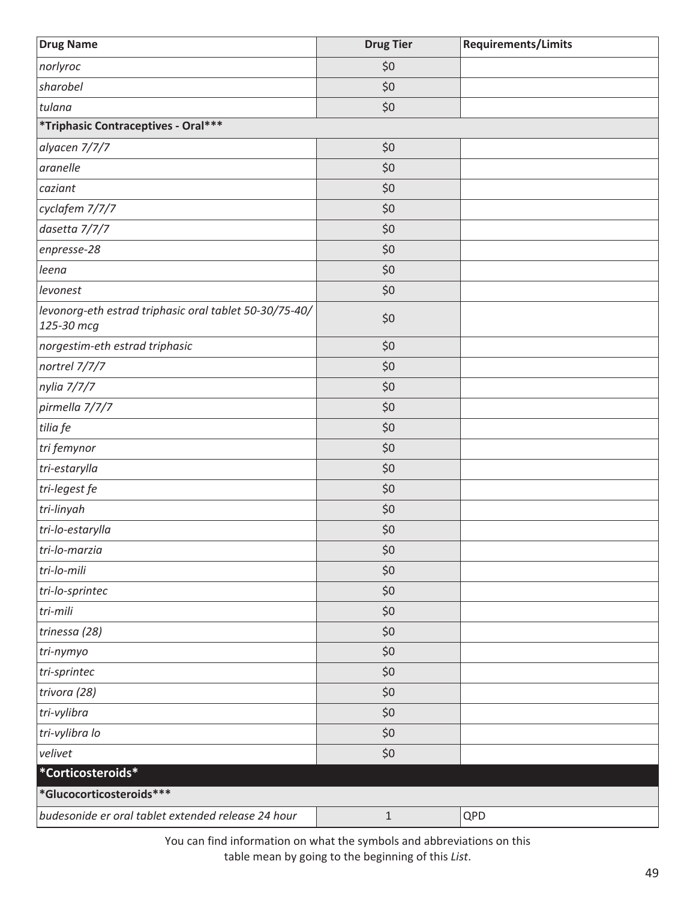| Drug Name | Drug Tier | Requirements/Limits |
|---|---|---|
| *norlyroc* | $0 | |
| *sharobel* | $0 | |
| *tulana* | $0 | |
| **\*Triphasic Contraceptives - Oral\*\*\*** | | |
| *alyacen 7/7/7* | $0 | |
| *aranelle* | $0 | |
| *caziant* | $0 | |
| *cyclafem 7/7/7* | $0 | |
| *dasetta 7/7/7* | $0 | |
| *enpresse-28* | $0 | |
| *leena* | $0 | |
| *levonest* | $0 | |
| *levonorg-eth estrad triphasic oral tablet 50-30/75-40/125-30 mcg* | $0 | |
| *norgestim-eth estrad triphasic* | $0 | |
| *nortrel 7/7/7* | $0 | |
| *nylia 7/7/7* | $0 | |
| *pirmella 7/7/7* | $0 | |
| *tilia fe* | $0 | |
| *tri femynor* | $0 | |
| *tri-estarylla* | $0 | |
| *tri-legest fe* | $0 | |
| *tri-linyah* | $0 | |
| *tri-lo-estarylla* | $0 | |
| *tri-lo-marzia* | $0 | |
| *tri-lo-mili* | $0 | |
| *tri-lo-sprintec* | $0 | |
| *tri-mili* | $0 | |
| *trinessa (28)* | $0 | |
| *tri-nymyo* | $0 | |
| *tri-sprintec* | $0 | |
| *trivora (28)* | $0 | |
| *tri-vylibra* | $0 | |
| *tri-vylibra lo* | $0 | |
| *velivet* | $0 | |
| **\*Corticosteroids\*** | | |
| **\*Glucocorticosteroids\*\*\*** | | |
| *budesonide er oral tablet extended release 24 hour* | 1 | QPD |

You can find information on what the symbols and abbreviations on this table mean by going to the beginning of this *List*.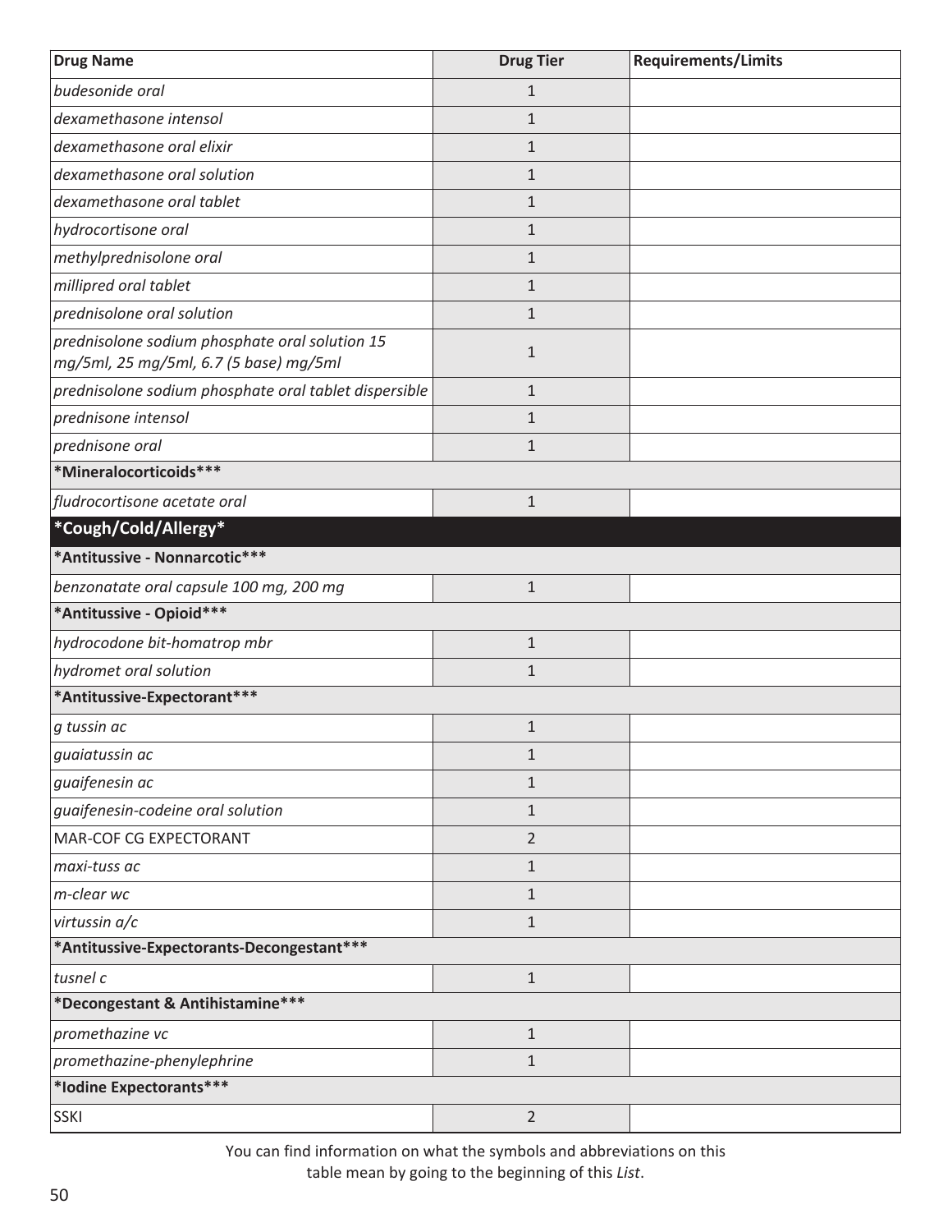| Drug Name | Drug Tier | Requirements/Limits |
|---|---|---|
| *budesonide oral* | 1 | |
| *dexamethasone intensol* | 1 | |
| *dexamethasone oral elixir* | 1 | |
| *dexamethasone oral solution* | 1 | |
| *dexamethasone oral tablet* | 1 | |
| *hydrocortisone oral* | 1 | |
| *methylprednisolone oral* | 1 | |
| *millipred oral tablet* | 1 | |
| *prednisolone oral solution* | 1 | |
| *prednisolone sodium phosphate oral solution 15 mg/5ml, 25 mg/5ml, 6.7 (5 base) mg/5ml* | 1 | |
| *prednisolone sodium phosphate oral tablet dispersible* | 1 | |
| *prednisone intensol* | 1 | |
| *prednisone oral* | 1 | |
| **\*Mineralocorticoids\*\*\*** | | |
| *fludrocortisone acetate oral* | 1 | |
| **\*Cough/Cold/Allergy\*** | | |
| **\*Antitussive - Nonnarcotic\*\*\*** | | |
| *benzonatate oral capsule 100 mg, 200 mg* | 1 | |
| **\*Antitussive - Opioid\*\*\*** | | |
| *hydrocodone bit-homatrop mbr* | 1 | |
| *hydromet oral solution* | 1 | |
| **\*Antitussive-Expectorant\*\*\*** | | |
| *g tussin ac* | 1 | |
| *guaiatussin ac* | 1 | |
| *guaifenesin ac* | 1 | |
| *guaifenesin-codeine oral solution* | 1 | |
| MAR-COF CG EXPECTORANT | 2 | |
| *maxi-tuss ac* | 1 | |
| *m-clear wc* | 1 | |
| *virtussin a/c* | 1 | |
| **\*Antitussive-Expectorants-Decongestant\*\*\*** | | |
| *tusnel c* | 1 | |
| **\*Decongestant & Antihistamine\*\*\*** | | |
| *promethazine vc* | 1 | |
| *promethazine-phenylephrine* | 1 | |
| **\*Iodine Expectorants\*\*\*** | | |
| SSKI | 2 | |

You can find information on what the symbols and abbreviations on this table mean by going to the beginning of this *List*.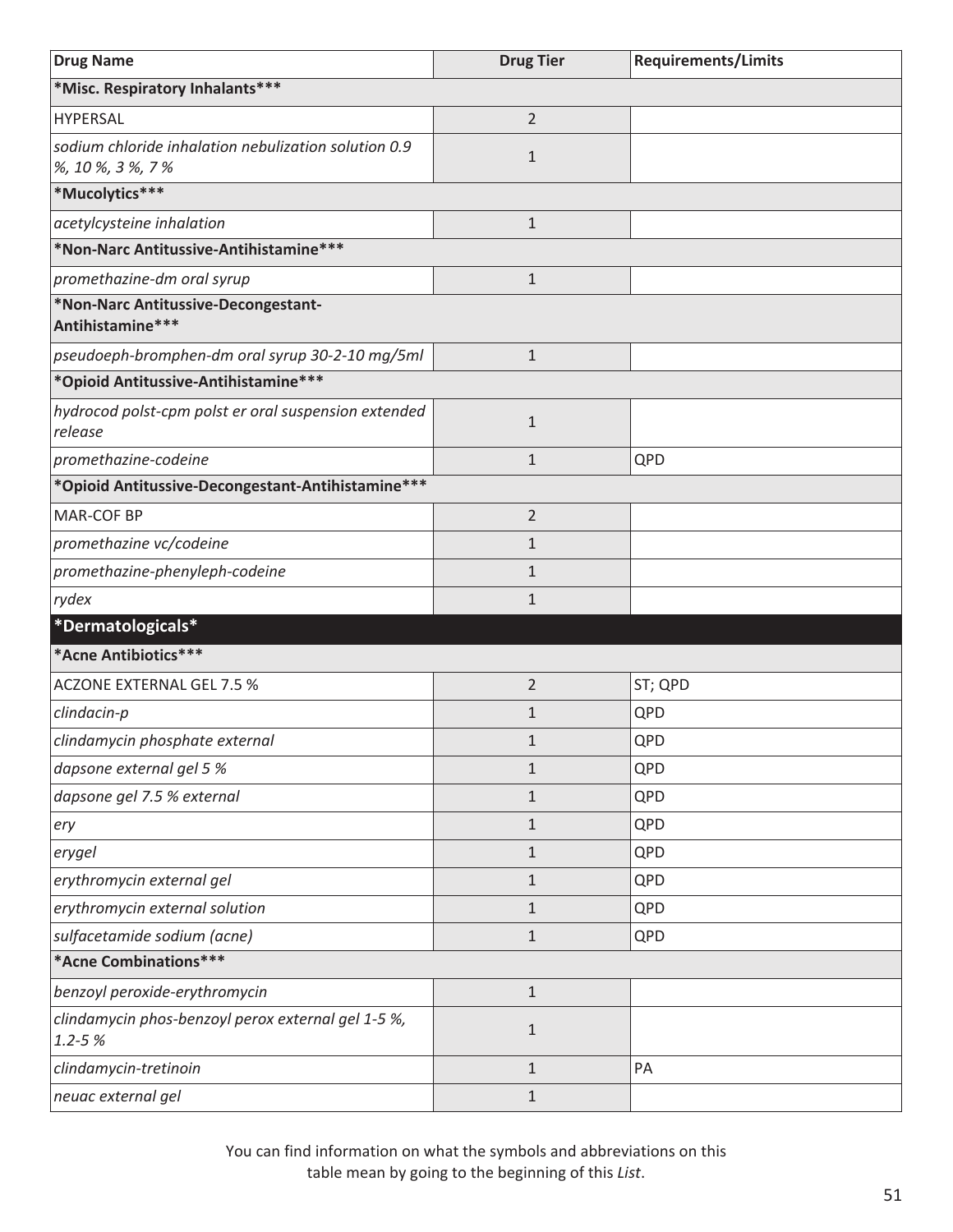| Drug Name | Drug Tier | Requirements/Limits |
|---|---|---|
| **\*Misc. Respiratory Inhalants\*\*\*** | | |
| HYPERSAL | 2 | |
| *sodium chloride inhalation nebulization solution 0.9 %, 10 %, 3 %, 7 %* | 1 | |
| **\*Mucolytics\*\*\*** | | |
| *acetylcysteine inhalation* | 1 | |
| **\*Non-Narc Antitussive-Antihistamine\*\*\*** | | |
| *promethazine-dm oral syrup* | 1 | |
| **\*Non-Narc Antitussive-Decongestant-Antihistamine\*\*\*** | | |
| *pseudoeph-bromphen-dm oral syrup 30-2-10 mg/5ml* | 1 | |
| **\*Opioid Antitussive-Antihistamine\*\*\*** | | |
| *hydrocod polst-cpm polst er oral suspension extended release* | 1 | |
| *promethazine-codeine* | 1 | QPD |
| **\*Opioid Antitussive-Decongestant-Antihistamine\*\*\*** | | |
| MAR-COF BP | 2 | |
| *promethazine vc/codeine* | 1 | |
| *promethazine-phenyleph-codeine* | 1 | |
| *rydex* | 1 | |
| **\*Dermatologicals\*** | | |
| **\*Acne Antibiotics\*\*\*** | | |
| ACZONE EXTERNAL GEL 7.5 % | 2 | ST; QPD |
| *clindacin-p* | 1 | QPD |
| *clindamycin phosphate external* | 1 | QPD |
| *dapsone external gel 5 %* | 1 | QPD |
| *dapsone gel 7.5 % external* | 1 | QPD |
| *ery* | 1 | QPD |
| *erygel* | 1 | QPD |
| *erythromycin external gel* | 1 | QPD |
| *erythromycin external solution* | 1 | QPD |
| *sulfacetamide sodium (acne)* | 1 | QPD |
| **\*Acne Combinations\*\*\*** | | |
| *benzoyl peroxide-erythromycin* | 1 | |
| *clindamycin phos-benzoyl perox external gel 1-5 %, 1.2-5 %* | 1 | |
| *clindamycin-tretinoin* | 1 | PA |
| *neuac external gel* | 1 | |

You can find information on what the symbols and abbreviations on this table mean by going to the beginning of this *List*.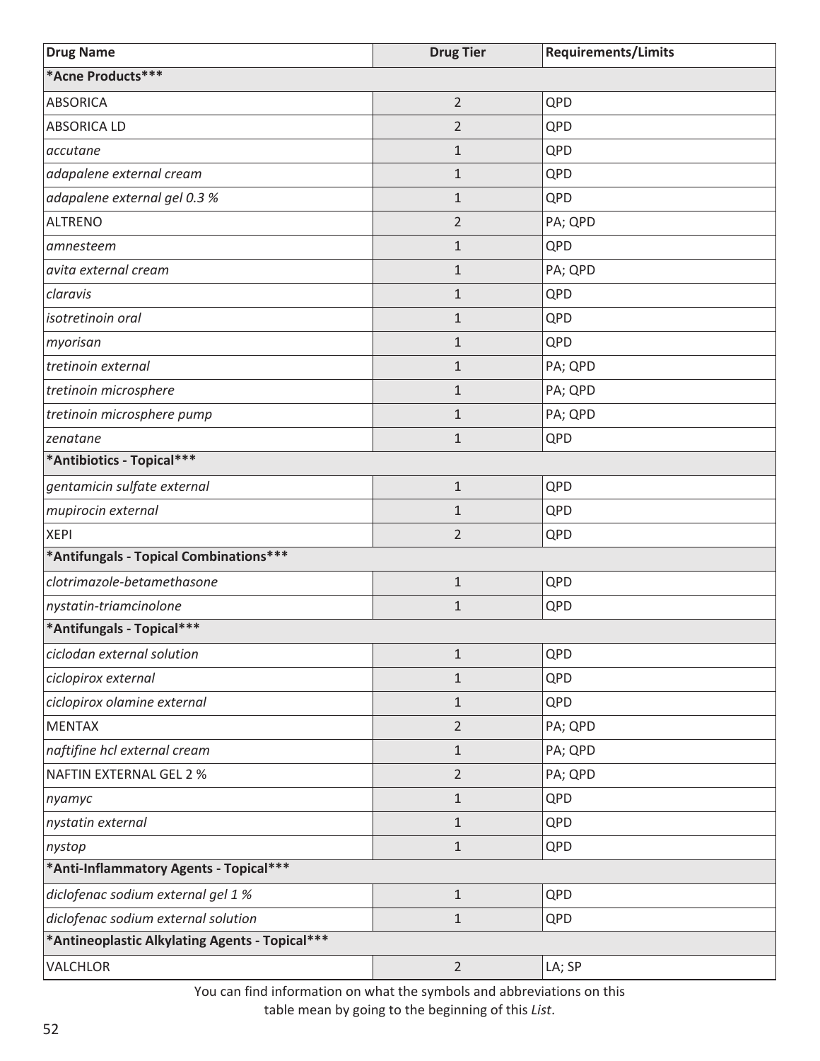| Drug Name | Drug Tier | Requirements/Limits |
|---|---|---|
| ***Acne Products*** | | |
| ABSORICA | 2 | QPD |
| ABSORICA LD | 2 | QPD |
| *accutane* | 1 | QPD |
| *adapalene external cream* | 1 | QPD |
| *adapalene external gel 0.3 %* | 1 | QPD |
| ALTRENO | 2 | PA; QPD |
| *amnesteem* | 1 | QPD |
| *avita external cream* | 1 | PA; QPD |
| *claravis* | 1 | QPD |
| *isotretinoin oral* | 1 | QPD |
| *myorisan* | 1 | QPD |
| *tretinoin external* | 1 | PA; QPD |
| *tretinoin microsphere* | 1 | PA; QPD |
| *tretinoin microsphere pump* | 1 | PA; QPD |
| *zenatane* | 1 | QPD |
| ***Antibiotics - Topical*** | | |
| *gentamicin sulfate external* | 1 | QPD |
| *mupirocin external* | 1 | QPD |
| XEPI | 2 | QPD |
| ***Antifungals - Topical Combinations*** | | |
| *clotrimazole-betamethasone* | 1 | QPD |
| *nystatin-triamcinolone* | 1 | QPD |
| ***Antifungals - Topical*** | | |
| *ciclodan external solution* | 1 | QPD |
| *ciclopirox external* | 1 | QPD |
| *ciclopirox olamine external* | 1 | QPD |
| MENTAX | 2 | PA; QPD |
| *naftifine hcl external cream* | 1 | PA; QPD |
| NAFTIN EXTERNAL GEL 2 % | 2 | PA; QPD |
| *nyamyc* | 1 | QPD |
| *nystatin external* | 1 | QPD |
| *nystop* | 1 | QPD |
| ***Anti-Inflammatory Agents - Topical*** | | |
| *diclofenac sodium external gel 1 %* | 1 | QPD |
| *diclofenac sodium external solution* | 1 | QPD |
| ***Antineoplastic Alkylating Agents - Topical*** | | |
| VALCHLOR | 2 | LA; SP |

You can find information on what the symbols and abbreviations on this table mean by going to the beginning of this *List*.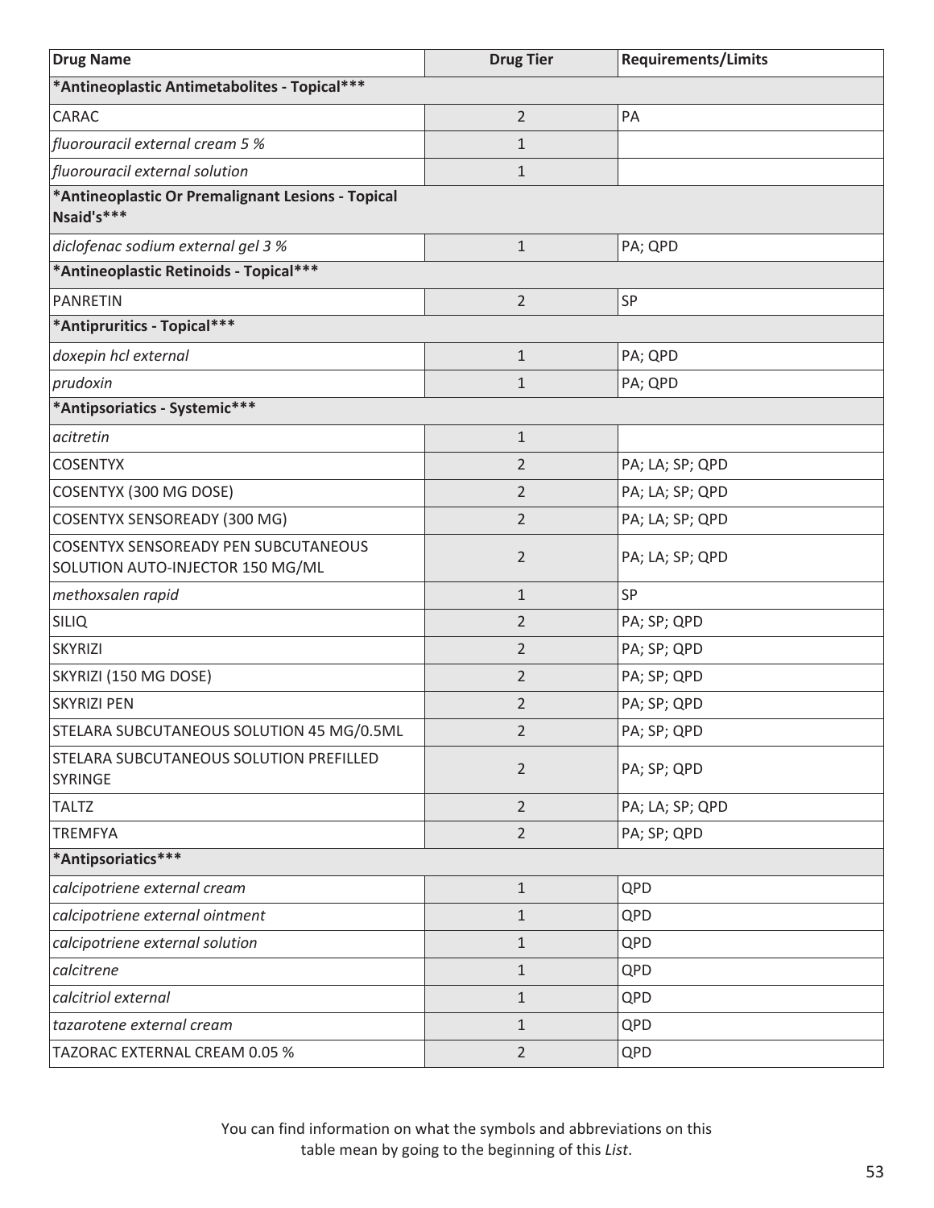| Drug Name | Drug Tier | Requirements/Limits |
|---|---|---|
| ***Antineoplastic Antimetabolites - Topical*** | | |
| CARAC | 2 | PA |
| *fluorouracil external cream 5 %* | 1 | |
| *fluorouracil external solution* | 1 | |
| ***Antineoplastic Or Premalignant Lesions - Topical Nsaid's*** | | |
| *diclofenac sodium external gel 3 %* | 1 | PA; QPD |
| ***Antineoplastic Retinoids - Topical*** | | |
| PANRETIN | 2 | SP |
| ***Antipruritics - Topical*** | | |
| *doxepin hcl external* | 1 | PA; QPD |
| *prudoxin* | 1 | PA; QPD |
| ***Antipsoriatics - Systemic*** | | |
| *acitretin* | 1 | |
| COSENTYX | 2 | PA; LA; SP; QPD |
| COSENTYX (300 MG DOSE) | 2 | PA; LA; SP; QPD |
| COSENTYX SENSOREADY (300 MG) | 2 | PA; LA; SP; QPD |
| COSENTYX SENSOREADY PEN SUBCUTANEOUS SOLUTION AUTO-INJECTOR 150 MG/ML | 2 | PA; LA; SP; QPD |
| *methoxsalen rapid* | 1 | SP |
| SILIQ | 2 | PA; SP; QPD |
| SKYRIZI | 2 | PA; SP; QPD |
| SKYRIZI (150 MG DOSE) | 2 | PA; SP; QPD |
| SKYRIZI PEN | 2 | PA; SP; QPD |
| STELARA SUBCUTANEOUS SOLUTION 45 MG/0.5ML | 2 | PA; SP; QPD |
| STELARA SUBCUTANEOUS SOLUTION PREFILLED SYRINGE | 2 | PA; SP; QPD |
| TALTZ | 2 | PA; LA; SP; QPD |
| TREMFYA | 2 | PA; SP; QPD |
| ***Antipsoriatics*** | | |
| *calcipotriene external cream* | 1 | QPD |
| *calcipotriene external ointment* | 1 | QPD |
| *calcipotriene external solution* | 1 | QPD |
| *calcitrene* | 1 | QPD |
| *calcitriol external* | 1 | QPD |
| *tazarotene external cream* | 1 | QPD |
| TAZORAC EXTERNAL CREAM 0.05 % | 2 | QPD |

You can find information on what the symbols and abbreviations on this table mean by going to the beginning of this *List*.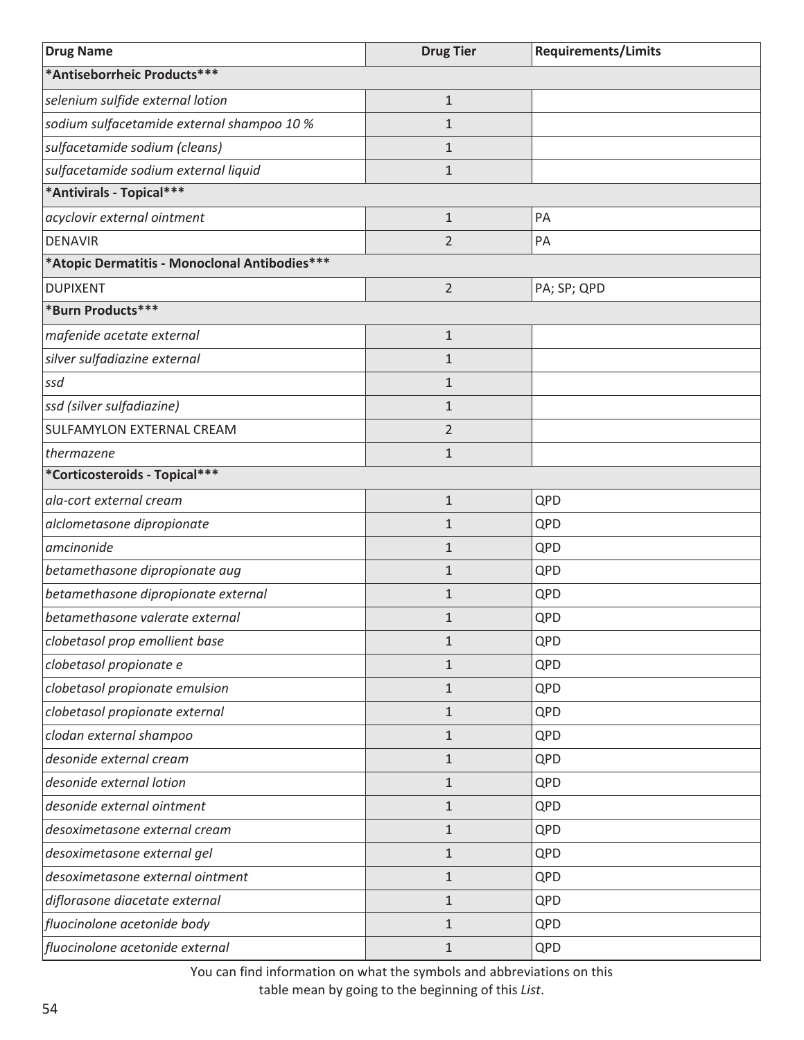| Drug Name | Drug Tier | Requirements/Limits |
|---|---|---|
| ***Antiseborrheic Products*** | | |
| *selenium sulfide external lotion* | 1 | |
| *sodium sulfacetamide external shampoo 10 %* | 1 | |
| *sulfacetamide sodium (cleans)* | 1 | |
| *sulfacetamide sodium external liquid* | 1 | |
| ***Antivirals - Topical*** | | |
| *acyclovir external ointment* | 1 | PA |
| DENAVIR | 2 | PA |
| ***Atopic Dermatitis - Monoclonal Antibodies*** | | |
| DUPIXENT | 2 | PA; SP; QPD |
| ***Burn Products*** | | |
| *mafenide acetate external* | 1 | |
| *silver sulfadiazine external* | 1 | |
| *ssd* | 1 | |
| *ssd (silver sulfadiazine)* | 1 | |
| SULFAMYLON EXTERNAL CREAM | 2 | |
| *thermazene* | 1 | |
| ***Corticosteroids - Topical*** | | |
| *ala-cort external cream* | 1 | QPD |
| *alclometasone dipropionate* | 1 | QPD |
| *amcinonide* | 1 | QPD |
| *betamethasone dipropionate aug* | 1 | QPD |
| *betamethasone dipropionate external* | 1 | QPD |
| *betamethasone valerate external* | 1 | QPD |
| *clobetasol prop emollient base* | 1 | QPD |
| *clobetasol propionate e* | 1 | QPD |
| *clobetasol propionate emulsion* | 1 | QPD |
| *clobetasol propionate external* | 1 | QPD |
| *clodan external shampoo* | 1 | QPD |
| *desonide external cream* | 1 | QPD |
| *desonide external lotion* | 1 | QPD |
| *desonide external ointment* | 1 | QPD |
| *desoximetasone external cream* | 1 | QPD |
| *desoximetasone external gel* | 1 | QPD |
| *desoximetasone external ointment* | 1 | QPD |
| *diflorasone diacetate external* | 1 | QPD |
| *fluocinolone acetonide body* | 1 | QPD |
| *fluocinolone acetonide external* | 1 | QPD |

You can find information on what the symbols and abbreviations on this table mean by going to the beginning of this *List*.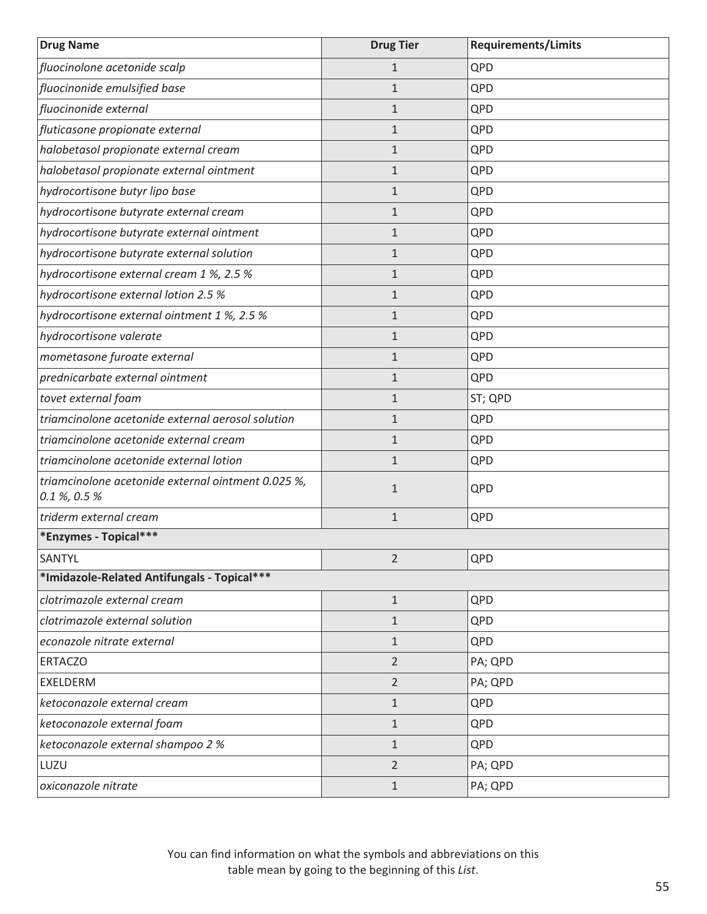| Drug Name | Drug Tier | Requirements/Limits |
| --- | --- | --- |
| *fluocinolone acetonide scalp* | 1 | QPD |
| *fluocinonide emulsified base* | 1 | QPD |
| *fluocinonide external* | 1 | QPD |
| *fluticasone propionate external* | 1 | QPD |
| *halobetasol propionate external cream* | 1 | QPD |
| *halobetasol propionate external ointment* | 1 | QPD |
| *hydrocortisone butyr lipo base* | 1 | QPD |
| *hydrocortisone butyrate external cream* | 1 | QPD |
| *hydrocortisone butyrate external ointment* | 1 | QPD |
| *hydrocortisone butyrate external solution* | 1 | QPD |
| *hydrocortisone external cream 1 %, 2.5 %* | 1 | QPD |
| *hydrocortisone external lotion 2.5 %* | 1 | QPD |
| *hydrocortisone external ointment 1 %, 2.5 %* | 1 | QPD |
| *hydrocortisone valerate* | 1 | QPD |
| *mometasone furoate external* | 1 | QPD |
| *prednicarbate external ointment* | 1 | QPD |
| *tovet external foam* | 1 | ST; QPD |
| *triamcinolone acetonide external aerosol solution* | 1 | QPD |
| *triamcinolone acetonide external cream* | 1 | QPD |
| *triamcinolone acetonide external lotion* | 1 | QPD |
| *triamcinolone acetonide external ointment 0.025 %, 0.1 %, 0.5 %* | 1 | QPD |
| *triderm external cream* | 1 | QPD |
| **\*Enzymes - Topical\*\*\*** | | |
| SANTYL | 2 | QPD |
| **\*Imidazole-Related Antifungals - Topical\*\*\*** | | |
| *clotrimazole external cream* | 1 | QPD |
| *clotrimazole external solution* | 1 | QPD |
| *econazole nitrate external* | 1 | QPD |
| ERTACZO | 2 | PA; QPD |
| EXELDERM | 2 | PA; QPD |
| *ketoconazole external cream* | 1 | QPD |
| *ketoconazole external foam* | 1 | QPD |
| *ketoconazole external shampoo 2 %* | 1 | QPD |
| LUZU | 2 | PA; QPD |
| *oxiconazole nitrate* | 1 | PA; QPD |

You can find information on what the symbols and abbreviations on this table mean by going to the beginning of this *List*.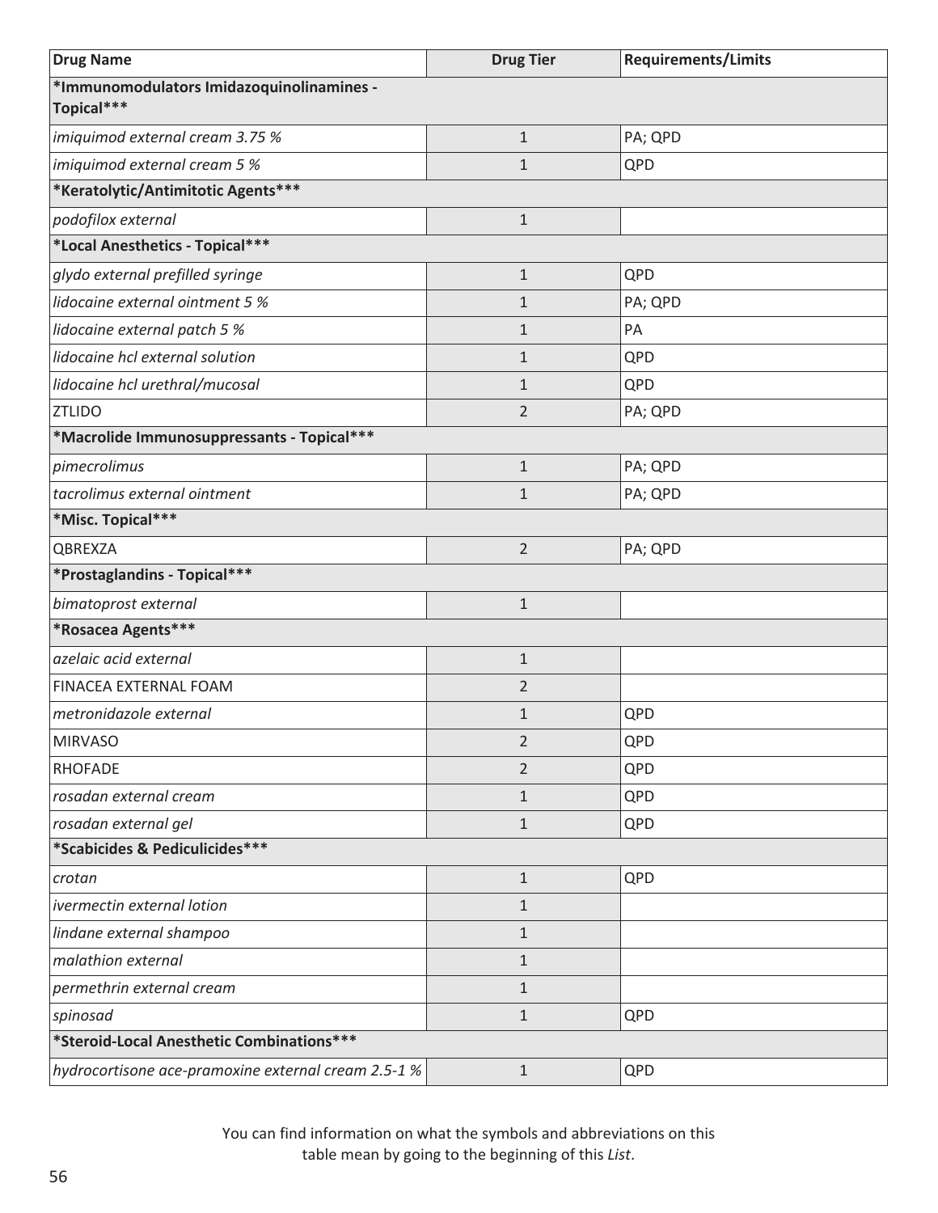| Drug Name | Drug Tier | Requirements/Limits |
|---|---|---|
| ***Immunomodulators Imidazoquinolinamines - Topical***** | | |
| *imiquimod external cream 3.75 %* | 1 | PA; QPD |
| *imiquimod external cream 5 %* | 1 | QPD |
| ***Keratolytic/Antimitotic Agents***** | | |
| *podofilox external* | 1 | |
| ***Local Anesthetics - Topical***** | | |
| *glydo external prefilled syringe* | 1 | QPD |
| *lidocaine external ointment 5 %* | 1 | PA; QPD |
| *lidocaine external patch 5 %* | 1 | PA |
| *lidocaine hcl external solution* | 1 | QPD |
| *lidocaine hcl urethral/mucosal* | 1 | QPD |
| ZTLIDO | 2 | PA; QPD |
| ***Macrolide Immunosuppressants - Topical***** | | |
| *pimecrolimus* | 1 | PA; QPD |
| *tacrolimus external ointment* | 1 | PA; QPD |
| ***Misc. Topical***** | | |
| QBREXZA | 2 | PA; QPD |
| ***Prostaglandins - Topical***** | | |
| *bimatoprost external* | 1 | |
| ***Rosacea Agents***** | | |
| *azelaic acid external* | 1 | |
| FINACEA EXTERNAL FOAM | 2 | |
| *metronidazole external* | 1 | QPD |
| MIRVASO | 2 | QPD |
| RHOFADE | 2 | QPD |
| *rosadan external cream* | 1 | QPD |
| *rosadan external gel* | 1 | QPD |
| ***Scabicides & Pediculicides***** | | |
| *crotan* | 1 | QPD |
| *ivermectin external lotion* | 1 | |
| *lindane external shampoo* | 1 | |
| *malathion external* | 1 | |
| *permethrin external cream* | 1 | |
| *spinosad* | 1 | QPD |
| ***Steroid-Local Anesthetic Combinations***** | | |
| *hydrocortisone ace-pramoxine external cream 2.5-1 %* | 1 | QPD |

You can find information on what the symbols and abbreviations on this table mean by going to the beginning of this *List*.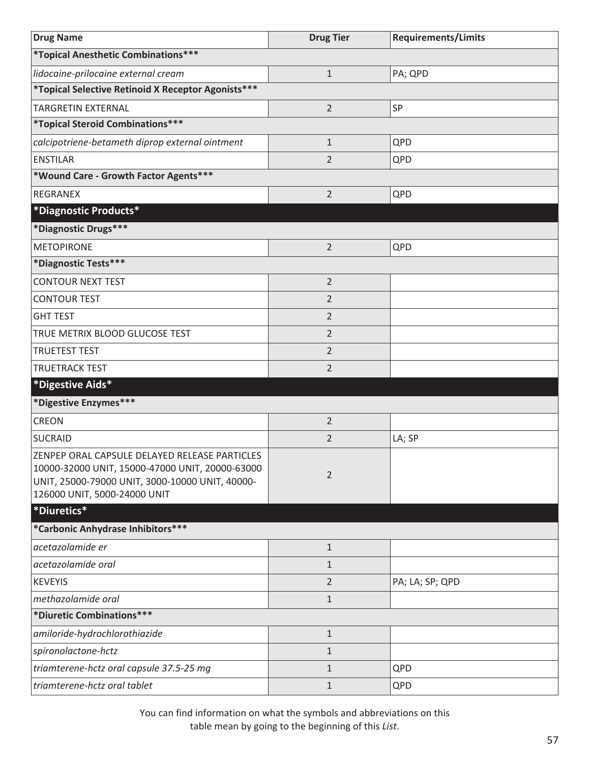| Drug Name | Drug Tier | Requirements/Limits |
|---|---|---|
| ***Topical Anesthetic Combinations*** | | |
| *lidocaine-prilocaine external cream* | 1 | PA; QPD |
| ***Topical Selective Retinoid X Receptor Agonists*** | | |
| TARGRETIN EXTERNAL | 2 | SP |
| ***Topical Steroid Combinations*** | | |
| *calcipotriene-betameth diprop external ointment* | 1 | QPD |
| ENSTILAR | 2 | QPD |
| ***Wound Care - Growth Factor Agents*** | | |
| REGRANEX | 2 | QPD |
| ***Diagnostic Products*** | | |
| ***Diagnostic Drugs*** | | |
| METOPIRONE | 2 | QPD |
| ***Diagnostic Tests*** | | |
| CONTOUR NEXT TEST | 2 | |
| CONTOUR TEST | 2 | |
| GHT TEST | 2 | |
| TRUE METRIX BLOOD GLUCOSE TEST | 2 | |
| TRUETEST TEST | 2 | |
| TRUETRACK TEST | 2 | |
| ***Digestive Aids*** | | |
| ***Digestive Enzymes*** | | |
| CREON | 2 | |
| SUCRAID | 2 | LA; SP |
| ZENPEP ORAL CAPSULE DELAYED RELEASE PARTICLES 10000-32000 UNIT, 15000-47000 UNIT, 20000-63000 UNIT, 25000-79000 UNIT, 3000-10000 UNIT, 40000-126000 UNIT, 5000-24000 UNIT | 2 | |
| ***Diuretics*** | | |
| ***Carbonic Anhydrase Inhibitors*** | | |
| *acetazolamide er* | 1 | |
| *acetazolamide oral* | 1 | |
| KEVEYIS | 2 | PA; LA; SP; QPD |
| *methazolamide oral* | 1 | |
| ***Diuretic Combinations*** | | |
| *amiloride-hydrochlorothiazide* | 1 | |
| *spironolactone-hctz* | 1 | |
| *triamterene-hctz oral capsule 37.5-25 mg* | 1 | QPD |
| *triamterene-hctz oral tablet* | 1 | QPD |

You can find information on what the symbols and abbreviations on this table mean by going to the beginning of this *List*.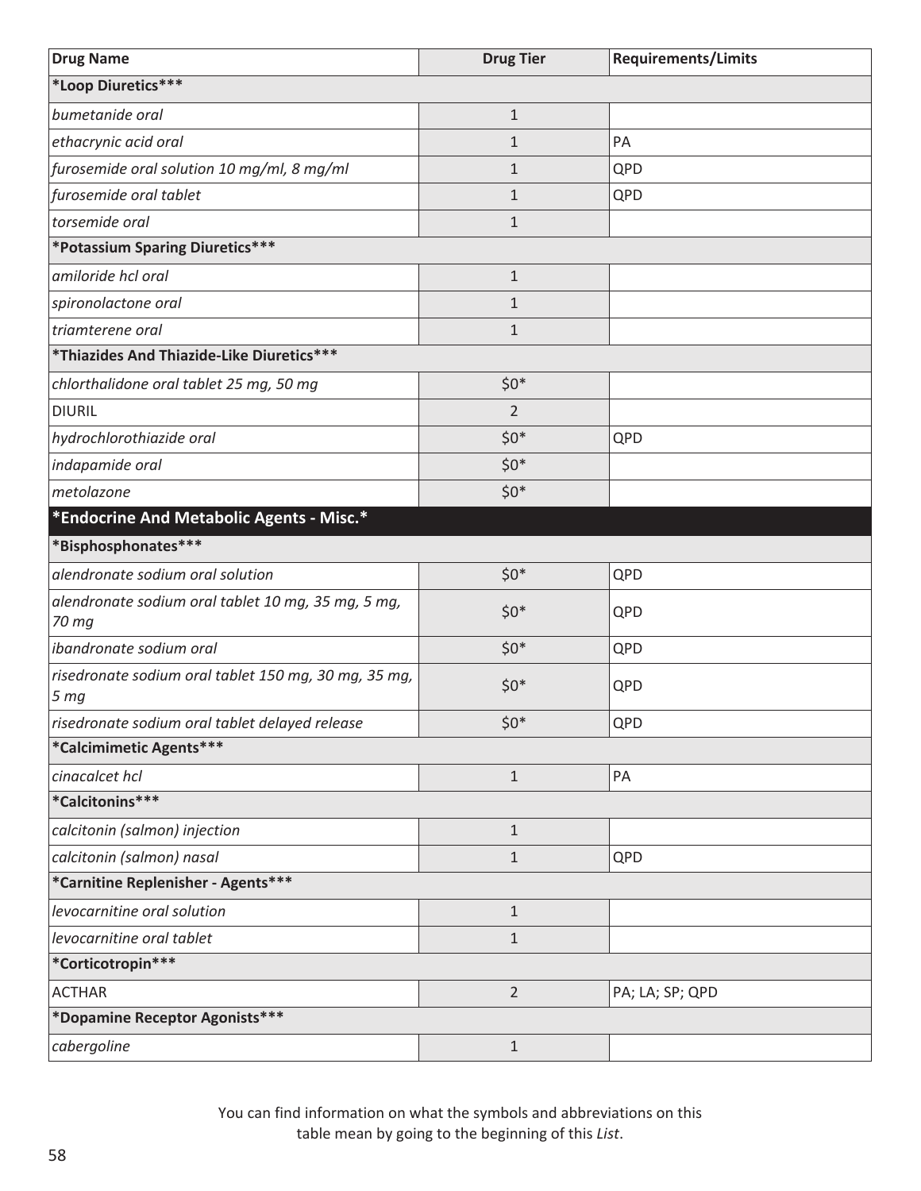| Drug Name | Drug Tier | Requirements/Limits |
| --- | --- | --- |
| ***Loop Diuretics***** | | |
| *bumetanide oral* | 1 | |
| *ethacrynic acid oral* | 1 | PA |
| *furosemide oral solution 10 mg/ml, 8 mg/ml* | 1 | QPD |
| *furosemide oral tablet* | 1 | QPD |
| *torsemide oral* | 1 | |
| ***Potassium Sparing Diuretics***** | | |
| *amiloride hcl oral* | 1 | |
| *spironolactone oral* | 1 | |
| *triamterene oral* | 1 | |
| ***Thiazides And Thiazide-Like Diuretics***** | | |
| *chlorthalidone oral tablet 25 mg, 50 mg* | $0* | |
| DIURIL | 2 | |
| *hydrochlorothiazide oral* | $0* | QPD |
| *indapamide oral* | $0* | |
| *metolazone* | $0* | |
| ***Endocrine And Metabolic Agents - Misc.*** | | |
| ***Bisphosphonates***** | | |
| *alendronate sodium oral solution* | $0* | QPD |
| *alendronate sodium oral tablet 10 mg, 35 mg, 5 mg, 70 mg* | $0* | QPD |
| *ibandronate sodium oral* | $0* | QPD |
| *risedronate sodium oral tablet 150 mg, 30 mg, 35 mg, 5 mg* | $0* | QPD |
| *risedronate sodium oral tablet delayed release* | $0* | QPD |
| ***Calcimimetic Agents***** | | |
| *cinacalcet hcl* | 1 | PA |
| ***Calcitonins***** | | |
| *calcitonin (salmon) injection* | 1 | |
| *calcitonin (salmon) nasal* | 1 | QPD |
| ***Carnitine Replenisher - Agents***** | | |
| *levocarnitine oral solution* | 1 | |
| *levocarnitine oral tablet* | 1 | |
| ***Corticotropin***** | | |
| ACTHAR | 2 | PA; LA; SP; QPD |
| ***Dopamine Receptor Agonists***** | | |
| *cabergoline* | 1 | |

You can find information on what the symbols and abbreviations on this table mean by going to the beginning of this *List*.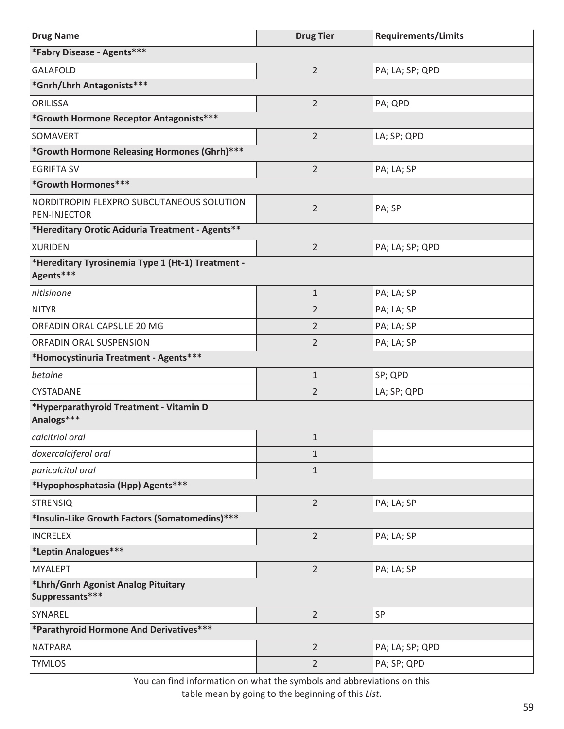| Drug Name | Drug Tier | Requirements/Limits |
|---|---|---|
| ***Fabry Disease - Agents*** | | |
| GALAFOLD | 2 | PA; LA; SP; QPD |
| ***Gnrh/Lhrh Antagonists*** | | |
| ORILISSA | 2 | PA; QPD |
| ***Growth Hormone Receptor Antagonists*** | | |
| SOMAVERT | 2 | LA; SP; QPD |
| ***Growth Hormone Releasing Hormones (Ghrh)*** | | |
| EGRIFTA SV | 2 | PA; LA; SP |
| ***Growth Hormones*** | | |
| NORDITROPIN FLEXPRO SUBCUTANEOUS SOLUTION PEN-INJECTOR | 2 | PA; SP |
| ***Hereditary Orotic Aciduria Treatment - Agents*** | | |
| XURIDEN | 2 | PA; LA; SP; QPD |
| ***Hereditary Tyrosinemia Type 1 (Ht-1) Treatment - Agents*** | | |
| *nitisinone* | 1 | PA; LA; SP |
| NITYR | 2 | PA; LA; SP |
| ORFADIN ORAL CAPSULE 20 MG | 2 | PA; LA; SP |
| ORFADIN ORAL SUSPENSION | 2 | PA; LA; SP |
| ***Homocystinuria Treatment - Agents*** | | |
| *betaine* | 1 | SP; QPD |
| CYSTADANE | 2 | LA; SP; QPD |
| ***Hyperparathyroid Treatment - Vitamin D Analogs*** | | |
| *calcitriol oral* | 1 | |
| *doxercalciferol oral* | 1 | |
| *paricalcitol oral* | 1 | |
| ***Hypophosphatasia (Hpp) Agents*** | | |
| STRENSIQ | 2 | PA; LA; SP |
| ***Insulin-Like Growth Factors (Somatomedins)*** | | |
| INCRELEX | 2 | PA; LA; SP |
| ***Leptin Analogues*** | | |
| MYALEPT | 2 | PA; LA; SP |
| ***Lhrh/Gnrh Agonist Analog Pituitary Suppressants*** | | |
| SYNAREL | 2 | SP |
| ***Parathyroid Hormone And Derivatives*** | | |
| NATPARA | 2 | PA; LA; SP; QPD |
| TYMLOS | 2 | PA; SP; QPD |

You can find information on what the symbols and abbreviations on this table mean by going to the beginning of this *List*.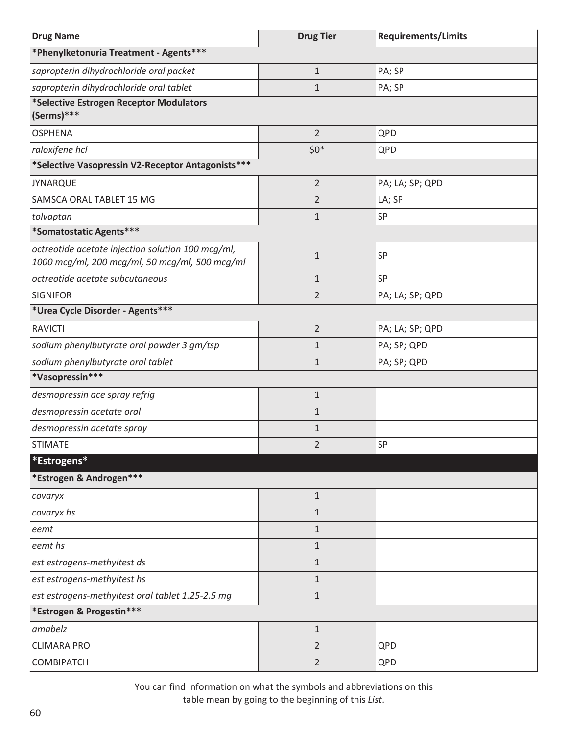| Drug Name | Drug Tier | Requirements/Limits |
|---|---|---|
| **\*Phenylketonuria Treatment - Agents\*\*\*** | | |
| *sapropterin dihydrochloride oral packet* | 1 | PA; SP |
| *sapropterin dihydrochloride oral tablet* | 1 | PA; SP |
| **\*Selective Estrogen Receptor Modulators (Serms)\*\*\*** | | |
| OSPHENA | 2 | QPD |
| *raloxifene hcl* | $0* | QPD |
| **\*Selective Vasopressin V2-Receptor Antagonists\*\*\*** | | |
| JYNARQUE | 2 | PA; LA; SP; QPD |
| SAMSCA ORAL TABLET 15 MG | 2 | LA; SP |
| *tolvaptan* | 1 | SP |
| **\*Somatostatic Agents\*\*\*** | | |
| *octreotide acetate injection solution 100 mcg/ml, 1000 mcg/ml, 200 mcg/ml, 50 mcg/ml, 500 mcg/ml* | 1 | SP |
| *octreotide acetate subcutaneous* | 1 | SP |
| SIGNIFOR | 2 | PA; LA; SP; QPD |
| **\*Urea Cycle Disorder - Agents\*\*\*** | | |
| RAVICTI | 2 | PA; LA; SP; QPD |
| *sodium phenylbutyrate oral powder 3 gm/tsp* | 1 | PA; SP; QPD |
| *sodium phenylbutyrate oral tablet* | 1 | PA; SP; QPD |
| **\*Vasopressin\*\*\*** | | |
| *desmopressin ace spray refrig* | 1 | |
| *desmopressin acetate oral* | 1 | |
| *desmopressin acetate spray* | 1 | |
| STIMATE | 2 | SP |
| **\*Estrogens\*** | | |
| **\*Estrogen & Androgen\*\*\*** | | |
| *covaryx* | 1 | |
| *covaryx hs* | 1 | |
| *eemt* | 1 | |
| *eemt hs* | 1 | |
| *est estrogens-methyltest ds* | 1 | |
| *est estrogens-methyltest hs* | 1 | |
| *est estrogens-methyltest oral tablet 1.25-2.5 mg* | 1 | |
| **\*Estrogen & Progestin\*\*\*** | | |
| *amabelz* | 1 | |
| CLIMARA PRO | 2 | QPD |
| COMBIPATCH | 2 | QPD |

You can find information on what the symbols and abbreviations on this table mean by going to the beginning of this *List*.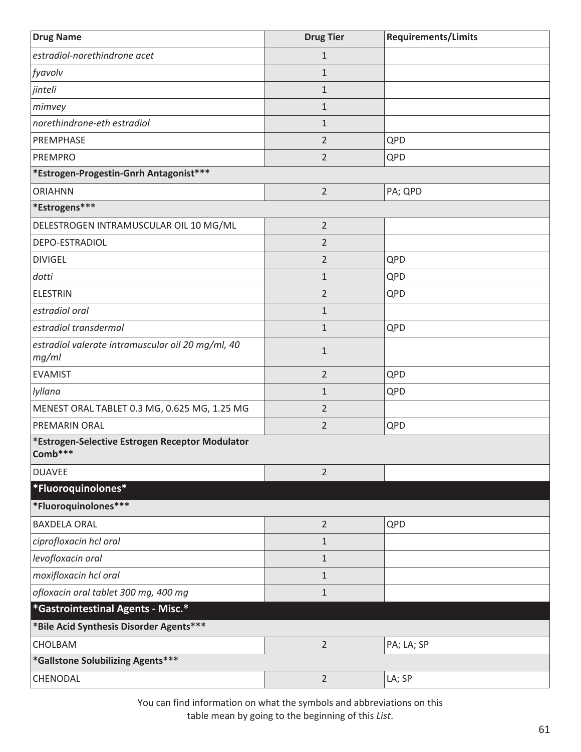| Drug Name | Drug Tier | Requirements/Limits |
|---|---|---|
| *estradiol-norethindrone acet* | 1 | |
| *fyavolv* | 1 | |
| *jinteli* | 1 | |
| *mimvey* | 1 | |
| *norethindrone-eth estradiol* | 1 | |
| PREMPHASE | 2 | QPD |
| PREMPRO | 2 | QPD |
| **\*Estrogen-Progestin-Gnrh Antagonist\*\*\*** | | |
| ORIAHNN | 2 | PA; QPD |
| **\*Estrogens\*\*\*** | | |
| DELESTROGEN INTRAMUSCULAR OIL 10 MG/ML | 2 | |
| DEPO-ESTRADIOL | 2 | |
| DIVIGEL | 2 | QPD |
| *dotti* | 1 | QPD |
| ELESTRIN | 2 | QPD |
| *estradiol oral* | 1 | |
| *estradiol transdermal* | 1 | QPD |
| *estradiol valerate intramuscular oil 20 mg/ml, 40 mg/ml* | 1 | |
| EVAMIST | 2 | QPD |
| *lyllana* | 1 | QPD |
| MENEST ORAL TABLET 0.3 MG, 0.625 MG, 1.25 MG | 2 | |
| PREMARIN ORAL | 2 | QPD |
| **\*Estrogen-Selective Estrogen Receptor Modulator Comb\*\*\*** | | |
| DUAVEE | 2 | |
| **\*Fluoroquinolones\*** | | |
| **\*Fluoroquinolones\*\*\*** | | |
| BAXDELA ORAL | 2 | QPD |
| *ciprofloxacin hcl oral* | 1 | |
| *levofloxacin oral* | 1 | |
| *moxifloxacin hcl oral* | 1 | |
| *ofloxacin oral tablet 300 mg, 400 mg* | 1 | |
| **\*Gastrointestinal Agents - Misc.\*** | | |
| **\*Bile Acid Synthesis Disorder Agents\*\*\*** | | |
| CHOLBAM | 2 | PA; LA; SP |
| **\*Gallstone Solubilizing Agents\*\*\*** | | |
| CHENODAL | 2 | LA; SP |

You can find information on what the symbols and abbreviations on this table mean by going to the beginning of this *List*.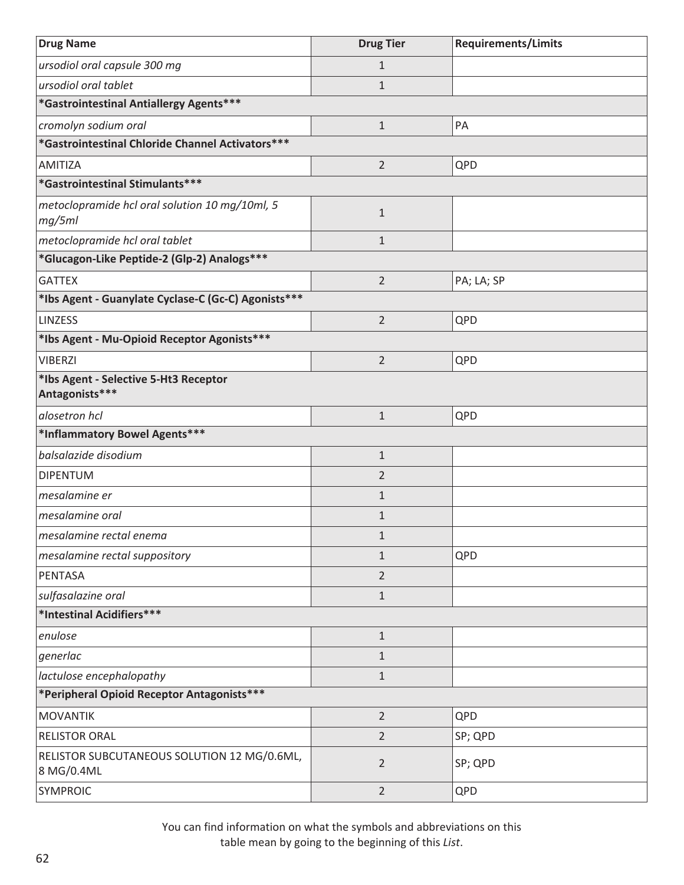| Drug Name | Drug Tier | Requirements/Limits |
|---|---|---|
| *ursodiol oral capsule 300 mg* | 1 | |
| *ursodiol oral tablet* | 1 | |
| **\*Gastrointestinal Antiallergy Agents\*\*\*** | | |
| *cromolyn sodium oral* | 1 | PA |
| **\*Gastrointestinal Chloride Channel Activators\*\*\*** | | |
| AMITIZA | 2 | QPD |
| **\*Gastrointestinal Stimulants\*\*\*** | | |
| *metoclopramide hcl oral solution 10 mg/10ml, 5 mg/5ml* | 1 | |
| *metoclopramide hcl oral tablet* | 1 | |
| **\*Glucagon-Like Peptide-2 (Glp-2) Analogs\*\*\*** | | |
| GATTEX | 2 | PA; LA; SP |
| **\*Ibs Agent - Guanylate Cyclase-C (Gc-C) Agonists\*\*\*** | | |
| LINZESS | 2 | QPD |
| **\*Ibs Agent - Mu-Opioid Receptor Agonists\*\*\*** | | |
| VIBERZI | 2 | QPD |
| **\*Ibs Agent - Selective 5-Ht3 Receptor Antagonists\*\*\*** | | |
| *alosetron hcl* | 1 | QPD |
| **\*Inflammatory Bowel Agents\*\*\*** | | |
| *balsalazide disodium* | 1 | |
| DIPENTUM | 2 | |
| *mesalamine er* | 1 | |
| *mesalamine oral* | 1 | |
| *mesalamine rectal enema* | 1 | |
| *mesalamine rectal suppository* | 1 | QPD |
| PENTASA | 2 | |
| *sulfasalazine oral* | 1 | |
| **\*Intestinal Acidifiers\*\*\*** | | |
| *enulose* | 1 | |
| *generlac* | 1 | |
| *lactulose encephalopathy* | 1 | |
| **\*Peripheral Opioid Receptor Antagonists\*\*\*** | | |
| MOVANTIK | 2 | QPD |
| RELISTOR ORAL | 2 | SP; QPD |
| RELISTOR SUBCUTANEOUS SOLUTION 12 MG/0.6ML, 8 MG/0.4ML | 2 | SP; QPD |
| SYMPROIC | 2 | QPD |

You can find information on what the symbols and abbreviations on this table mean by going to the beginning of this *List*.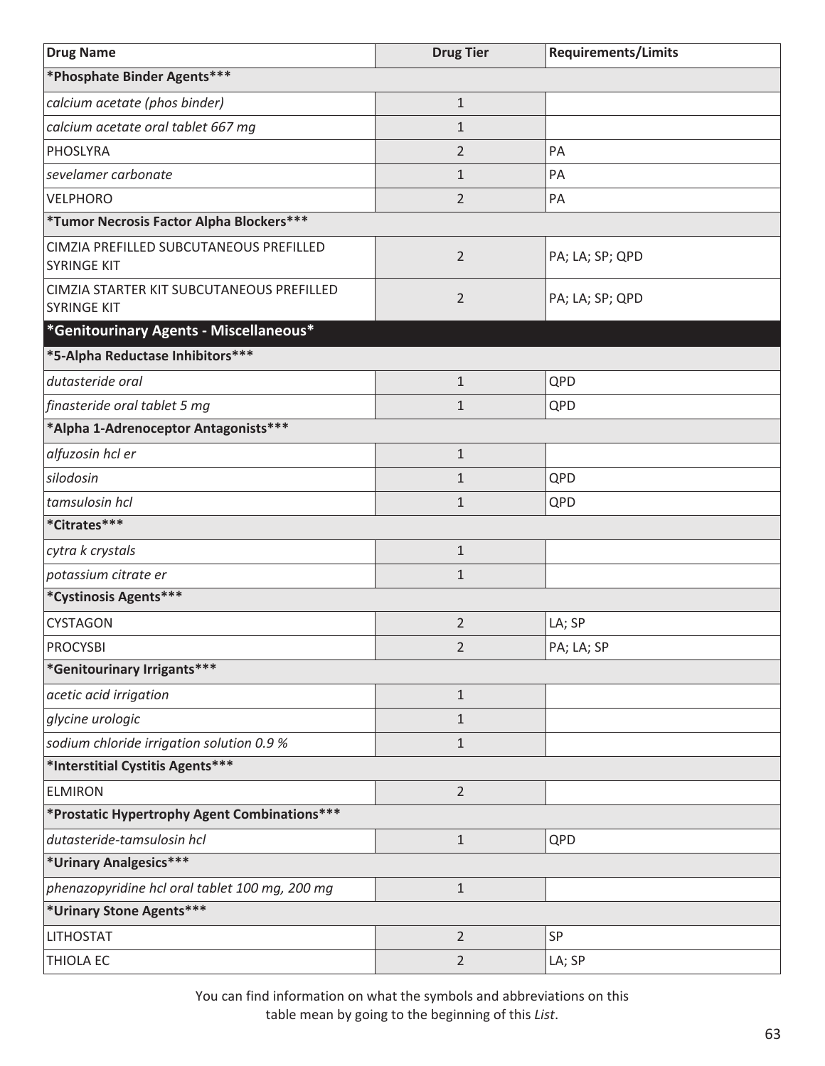| Drug Name | Drug Tier | Requirements/Limits |
|---|---|---|
| ***Phosphate Binder Agents*** | | |
| *calcium acetate (phos binder)* | 1 | |
| *calcium acetate oral tablet 667 mg* | 1 | |
| PHOSLYRA | 2 | PA |
| *sevelamer carbonate* | 1 | PA |
| VELPHORO | 2 | PA |
| ***Tumor Necrosis Factor Alpha Blockers*** | | |
| CIMZIA PREFILLED SUBCUTANEOUS PREFILLED SYRINGE KIT | 2 | PA; LA; SP; QPD |
| CIMZIA STARTER KIT SUBCUTANEOUS PREFILLED SYRINGE KIT | 2 | PA; LA; SP; QPD |
| ***Genitourinary Agents - Miscellaneous*** | | |
| ***5-Alpha Reductase Inhibitors*** | | |
| *dutasteride oral* | 1 | QPD |
| *finasteride oral tablet 5 mg* | 1 | QPD |
| ***Alpha 1-Adrenoceptor Antagonists*** | | |
| *alfuzosin hcl er* | 1 | |
| *silodosin* | 1 | QPD |
| *tamsulosin hcl* | 1 | QPD |
| ***Citrates*** | | |
| *cytra k crystals* | 1 | |
| *potassium citrate er* | 1 | |
| ***Cystinosis Agents*** | | |
| CYSTAGON | 2 | LA; SP |
| PROCYSBI | 2 | PA; LA; SP |
| ***Genitourinary Irrigants*** | | |
| *acetic acid irrigation* | 1 | |
| *glycine urologic* | 1 | |
| *sodium chloride irrigation solution 0.9 %* | 1 | |
| ***Interstitial Cystitis Agents*** | | |
| ELMIRON | 2 | |
| ***Prostatic Hypertrophy Agent Combinations*** | | |
| *dutasteride-tamsulosin hcl* | 1 | QPD |
| ***Urinary Analgesics*** | | |
| *phenazopyridine hcl oral tablet 100 mg, 200 mg* | 1 | |
| ***Urinary Stone Agents*** | | |
| LITHOSTAT | 2 | SP |
| THIOLA EC | 2 | LA; SP |

You can find information on what the symbols and abbreviations on this table mean by going to the beginning of this *List*.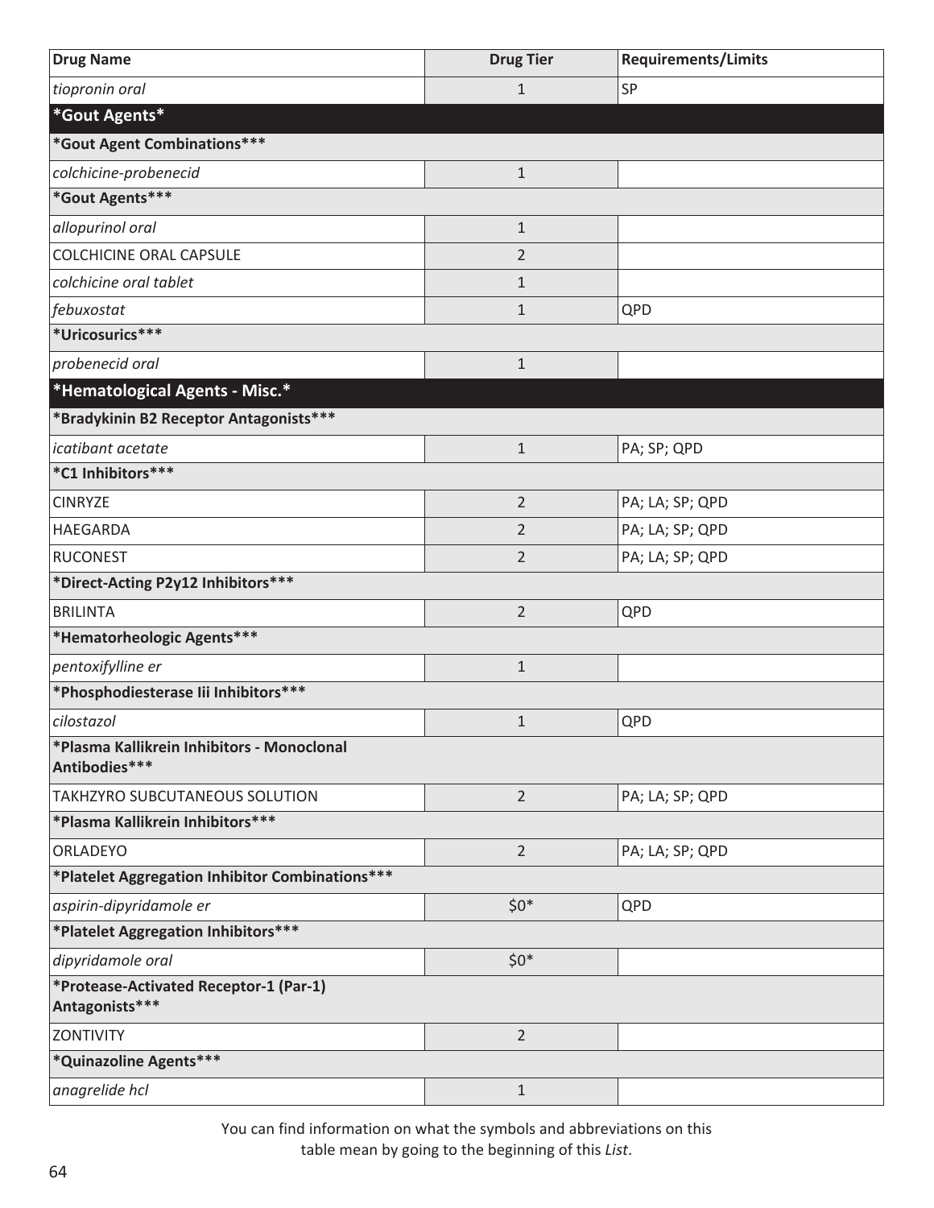| Drug Name | Drug Tier | Requirements/Limits |
|---|---|---|
| *tiopronin oral* | 1 | SP |
| **\*Gout Agents\*** | | |
| **\*Gout Agent Combinations\*\*\*** | | |
| *colchicine-probenecid* | 1 | |
| **\*Gout Agents\*\*\*** | | |
| *allopurinol oral* | 1 | |
| COLCHICINE ORAL CAPSULE | 2 | |
| *colchicine oral tablet* | 1 | |
| *febuxostat* | 1 | QPD |
| **\*Uricosurics\*\*\*** | | |
| *probenecid oral* | 1 | |
| **\*Hematological Agents - Misc.\*** | | |
| **\*Bradykinin B2 Receptor Antagonists\*\*\*** | | |
| *icatibant acetate* | 1 | PA; SP; QPD |
| **\*C1 Inhibitors\*\*\*** | | |
| CINRYZE | 2 | PA; LA; SP; QPD |
| HAEGARDA | 2 | PA; LA; SP; QPD |
| RUCONEST | 2 | PA; LA; SP; QPD |
| **\*Direct-Acting P2y12 Inhibitors\*\*\*** | | |
| BRILINTA | 2 | QPD |
| **\*Hematorheologic Agents\*\*\*** | | |
| *pentoxifylline er* | 1 | |
| **\*Phosphodiesterase Iii Inhibitors\*\*\*** | | |
| *cilostazol* | 1 | QPD |
| **\*Plasma Kallikrein Inhibitors - Monoclonal Antibodies\*\*\*** | | |
| TAKHZYRO SUBCUTANEOUS SOLUTION | 2 | PA; LA; SP; QPD |
| **\*Plasma Kallikrein Inhibitors\*\*\*** | | |
| ORLADEYO | 2 | PA; LA; SP; QPD |
| **\*Platelet Aggregation Inhibitor Combinations\*\*\*** | | |
| *aspirin-dipyridamole er* | $0* | QPD |
| **\*Platelet Aggregation Inhibitors\*\*\*** | | |
| *dipyridamole oral* | $0* | |
| **\*Protease-Activated Receptor-1 (Par-1) Antagonists\*\*\*** | | |
| ZONTIVITY | 2 | |
| **\*Quinazoline Agents\*\*\*** | | |
| *anagrelide hcl* | 1 | |

You can find information on what the symbols and abbreviations on this table mean by going to the beginning of this *List*.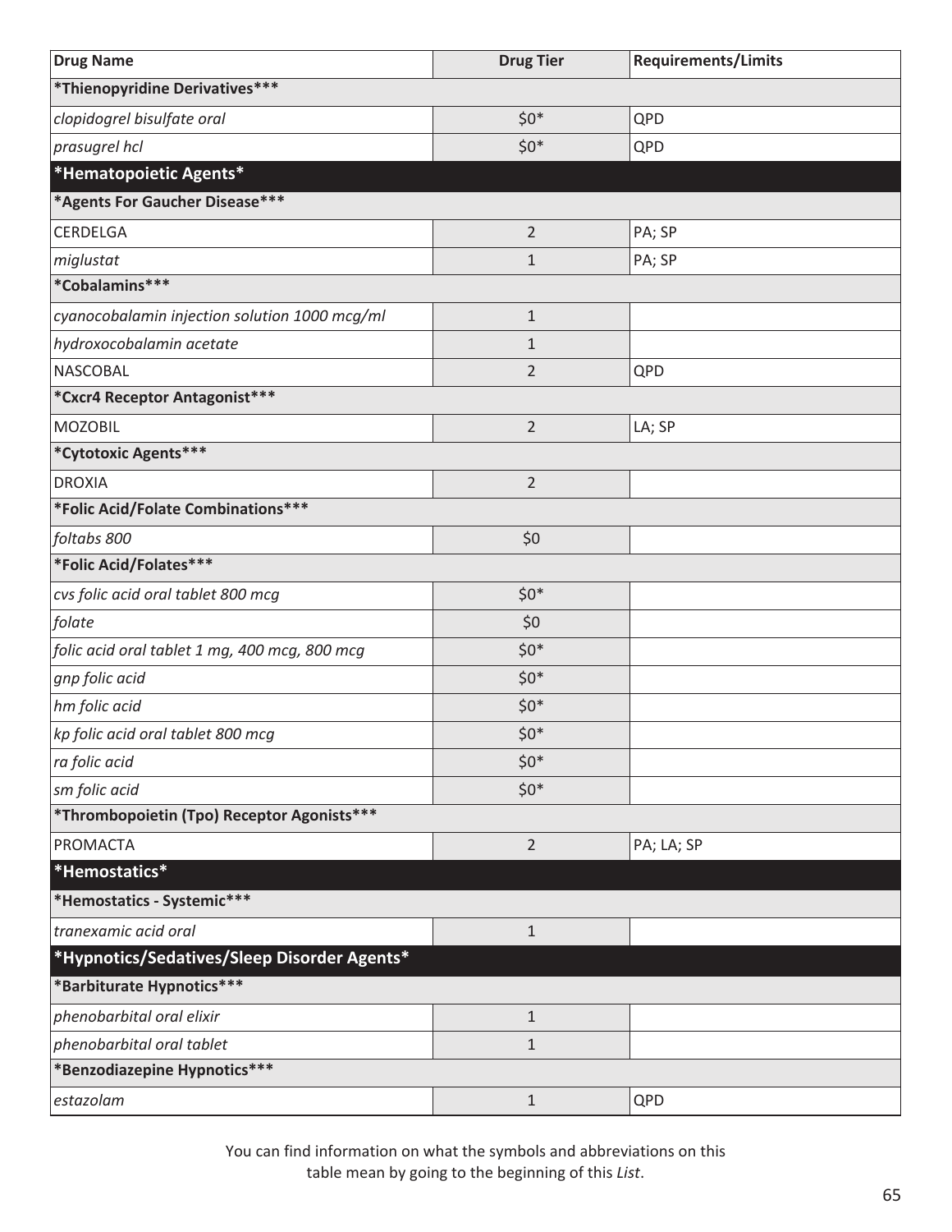| Drug Name | Drug Tier | Requirements/Limits |
|---|---|---|
| ***Thienopyridine Derivatives***** | | |
| *clopidogrel bisulfate oral* | $0* | QPD |
| *prasugrel hcl* | $0* | QPD |
| ***Hematopoietic Agents*** | | |
| ***Agents For Gaucher Disease***** | | |
| CERDELGA | 2 | PA; SP |
| *miglustat* | 1 | PA; SP |
| ***Cobalamins***** | | |
| *cyanocobalamin injection solution 1000 mcg/ml* | 1 | |
| *hydroxocobalamin acetate* | 1 | |
| NASCOBAL | 2 | QPD |
| ***Cxcr4 Receptor Antagonist***** | | |
| MOZOBIL | 2 | LA; SP |
| ***Cytotoxic Agents***** | | |
| DROXIA | 2 | |
| ***Folic Acid/Folate Combinations***** | | |
| *foltabs 800* | $0 | |
| ***Folic Acid/Folates***** | | |
| *cvs folic acid oral tablet 800 mcg* | $0* | |
| *folate* | $0 | |
| *folic acid oral tablet 1 mg, 400 mcg, 800 mcg* | $0* | |
| *gnp folic acid* | $0* | |
| *hm folic acid* | $0* | |
| *kp folic acid oral tablet 800 mcg* | $0* | |
| *ra folic acid* | $0* | |
| *sm folic acid* | $0* | |
| ***Thrombopoietin (Tpo) Receptor Agonists***** | | |
| PROMACTA | 2 | PA; LA; SP |
| ***Hemostatics*** | | |
| ***Hemostatics - Systemic***** | | |
| *tranexamic acid oral* | 1 | |
| ***Hypnotics/Sedatives/Sleep Disorder Agents*** | | |
| ***Barbiturate Hypnotics***** | | |
| *phenobarbital oral elixir* | 1 | |
| *phenobarbital oral tablet* | 1 | |
| ***Benzodiazepine Hypnotics***** | | |
| *estazolam* | 1 | QPD |

You can find information on what the symbols and abbreviations on this table mean by going to the beginning of this *List*.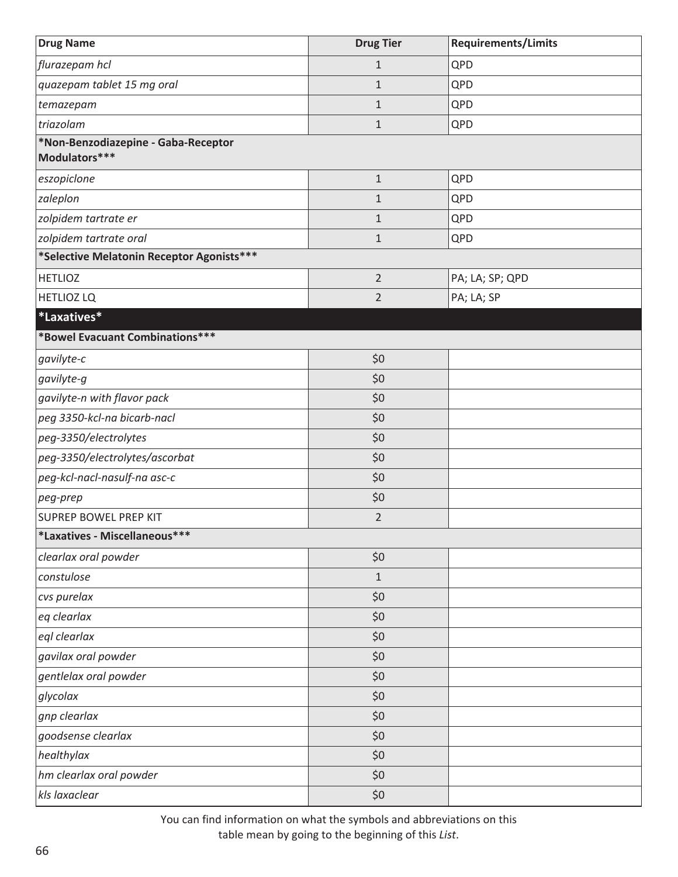| Drug Name | Drug Tier | Requirements/Limits |
|---|---|---|
| *flurazepam hcl* | 1 | QPD |
| *quazepam tablet 15 mg oral* | 1 | QPD |
| *temazepam* | 1 | QPD |
| *triazolam* | 1 | QPD |
| **\*Non-Benzodiazepine - Gaba-Receptor Modulators\*\*\*** | | |
| *eszopiclone* | 1 | QPD |
| *zaleplon* | 1 | QPD |
| *zolpidem tartrate er* | 1 | QPD |
| *zolpidem tartrate oral* | 1 | QPD |
| **\*Selective Melatonin Receptor Agonists\*\*\*** | | |
| HETLIOZ | 2 | PA; LA; SP; QPD |
| HETLIOZ LQ | 2 | PA; LA; SP |
| **\*Laxatives\*** | | |
| **\*Bowel Evacuant Combinations\*\*\*** | | |
| *gavilyte-c* | $0 | |
| *gavilyte-g* | $0 | |
| *gavilyte-n with flavor pack* | $0 | |
| *peg 3350-kcl-na bicarb-nacl* | $0 | |
| *peg-3350/electrolytes* | $0 | |
| *peg-3350/electrolytes/ascorbat* | $0 | |
| *peg-kcl-nacl-nasulf-na asc-c* | $0 | |
| *peg-prep* | $0 | |
| SUPREP BOWEL PREP KIT | 2 | |
| **\*Laxatives - Miscellaneous\*\*\*** | | |
| *clearlax oral powder* | $0 | |
| *constulose* | 1 | |
| *cvs purelax* | $0 | |
| *eq clearlax* | $0 | |
| *eql clearlax* | $0 | |
| *gavilax oral powder* | $0 | |
| *gentlelax oral powder* | $0 | |
| *glycolax* | $0 | |
| *gnp clearlax* | $0 | |
| *goodsense clearlax* | $0 | |
| *healthylax* | $0 | |
| *hm clearlax oral powder* | $0 | |
| *kls laxaclear* | $0 | |

You can find information on what the symbols and abbreviations on this table mean by going to the beginning of this *List*.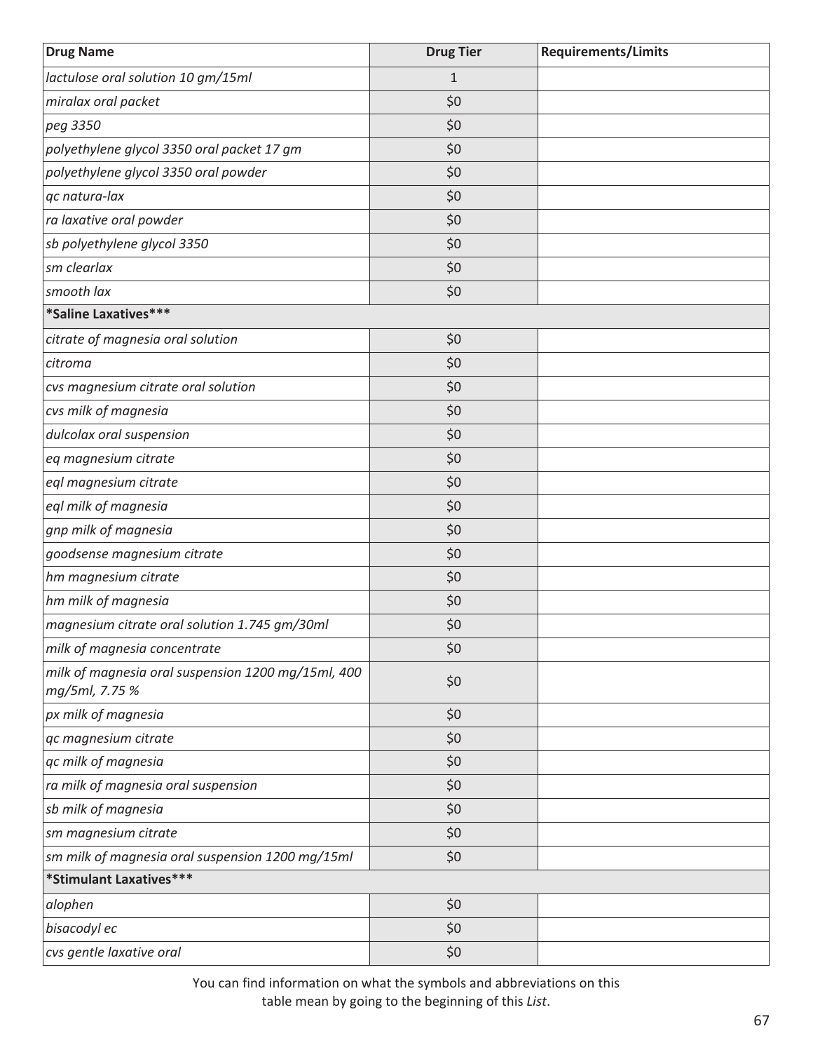| Drug Name | Drug Tier | Requirements/Limits |
|---|---|---|
| *lactulose oral solution 10 gm/15ml* | 1 | |
| *miralax oral packet* | $0 | |
| *peg 3350* | $0 | |
| *polyethylene glycol 3350 oral packet 17 gm* | $0 | |
| *polyethylene glycol 3350 oral powder* | $0 | |
| *qc natura-lax* | $0 | |
| *ra laxative oral powder* | $0 | |
| *sb polyethylene glycol 3350* | $0 | |
| *sm clearlax* | $0 | |
| *smooth lax* | $0 | |
| **\*Saline Laxatives\*\*\*** | | |
| *citrate of magnesia oral solution* | $0 | |
| *citroma* | $0 | |
| *cvs magnesium citrate oral solution* | $0 | |
| *cvs milk of magnesia* | $0 | |
| *dulcolax oral suspension* | $0 | |
| *eq magnesium citrate* | $0 | |
| *eql magnesium citrate* | $0 | |
| *eql milk of magnesia* | $0 | |
| *gnp milk of magnesia* | $0 | |
| *goodsense magnesium citrate* | $0 | |
| *hm magnesium citrate* | $0 | |
| *hm milk of magnesia* | $0 | |
| *magnesium citrate oral solution 1.745 gm/30ml* | $0 | |
| *milk of magnesia concentrate* | $0 | |
| *milk of magnesia oral suspension 1200 mg/15ml, 400 mg/5ml, 7.75 %* | $0 | |
| *px milk of magnesia* | $0 | |
| *qc magnesium citrate* | $0 | |
| *qc milk of magnesia* | $0 | |
| *ra milk of magnesia oral suspension* | $0 | |
| *sb milk of magnesia* | $0 | |
| *sm magnesium citrate* | $0 | |
| *sm milk of magnesia oral suspension 1200 mg/15ml* | $0 | |
| **\*Stimulant Laxatives\*\*\*** | | |
| *alophen* | $0 | |
| *bisacodyl ec* | $0 | |
| *cvs gentle laxative oral* | $0 | |

You can find information on what the symbols and abbreviations on this table mean by going to the beginning of this *List*.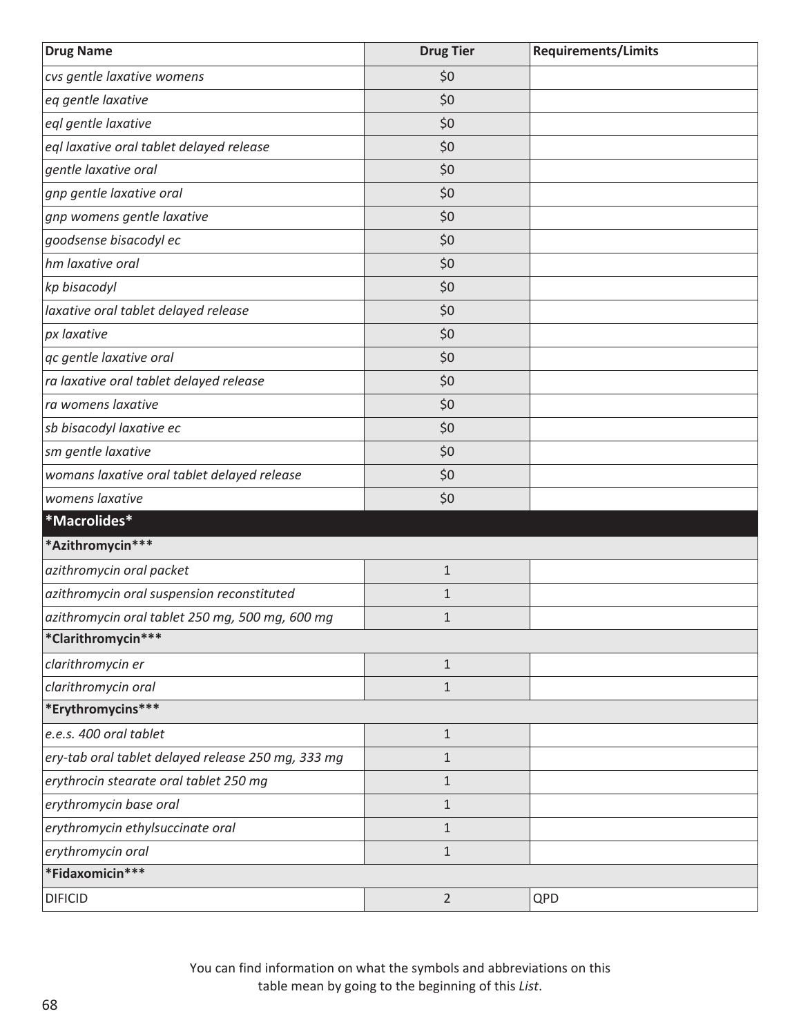| Drug Name | Drug Tier | Requirements/Limits |
|---|---|---|
| *cvs gentle laxative womens* | $0 | |
| *eq gentle laxative* | $0 | |
| *eql gentle laxative* | $0 | |
| *eql laxative oral tablet delayed release* | $0 | |
| *gentle laxative oral* | $0 | |
| *gnp gentle laxative oral* | $0 | |
| *gnp womens gentle laxative* | $0 | |
| *goodsense bisacodyl ec* | $0 | |
| *hm laxative oral* | $0 | |
| *kp bisacodyl* | $0 | |
| *laxative oral tablet delayed release* | $0 | |
| *px laxative* | $0 | |
| *qc gentle laxative oral* | $0 | |
| *ra laxative oral tablet delayed release* | $0 | |
| *ra womens laxative* | $0 | |
| *sb bisacodyl laxative ec* | $0 | |
| *sm gentle laxative* | $0 | |
| *womans laxative oral tablet delayed release* | $0 | |
| *womens laxative* | $0 | |
| **\*Macrolides\*** | | |
| **\*Azithromycin\*\*\*** | | |
| *azithromycin oral packet* | 1 | |
| *azithromycin oral suspension reconstituted* | 1 | |
| *azithromycin oral tablet 250 mg, 500 mg, 600 mg* | 1 | |
| **\*Clarithromycin\*\*\*** | | |
| *clarithromycin er* | 1 | |
| *clarithromycin oral* | 1 | |
| **\*Erythromycins\*\*\*** | | |
| *e.e.s. 400 oral tablet* | 1 | |
| *ery-tab oral tablet delayed release 250 mg, 333 mg* | 1 | |
| *erythrocin stearate oral tablet 250 mg* | 1 | |
| *erythromycin base oral* | 1 | |
| *erythromycin ethylsuccinate oral* | 1 | |
| *erythromycin oral* | 1 | |
| **\*Fidaxomicin\*\*\*** | | |
| DIFICID | 2 | QPD |

You can find information on what the symbols and abbreviations on this table mean by going to the beginning of this *List*.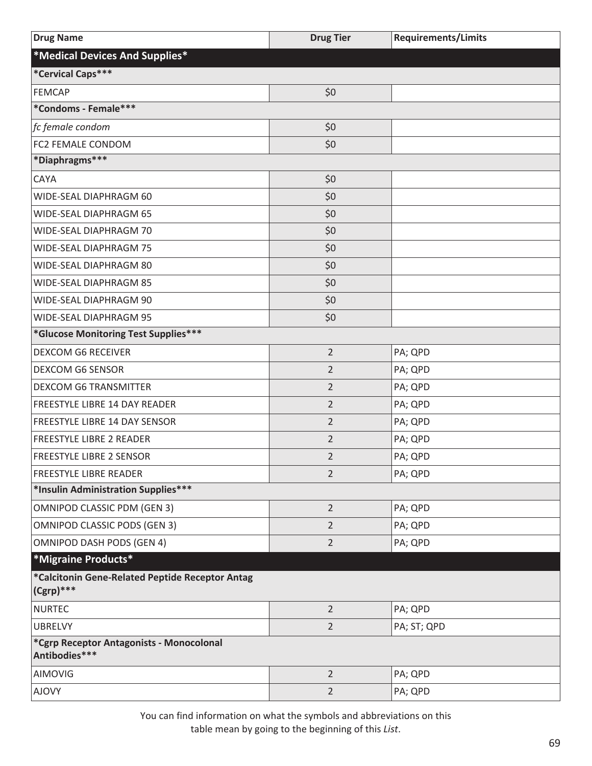| Drug Name | Drug Tier | Requirements/Limits |
|---|---|---|
| ***Medical Devices And Supplies*** | | |
| ***Cervical Caps***** | | |
| FEMCAP | $0 | |
| ***Condoms - Female***** | | |
| *fc female condom* | $0 | |
| FC2 FEMALE CONDOM | $0 | |
| ***Diaphragms***** | | |
| CAYA | $0 | |
| WIDE-SEAL DIAPHRAGM 60 | $0 | |
| WIDE-SEAL DIAPHRAGM 65 | $0 | |
| WIDE-SEAL DIAPHRAGM 70 | $0 | |
| WIDE-SEAL DIAPHRAGM 75 | $0 | |
| WIDE-SEAL DIAPHRAGM 80 | $0 | |
| WIDE-SEAL DIAPHRAGM 85 | $0 | |
| WIDE-SEAL DIAPHRAGM 90 | $0 | |
| WIDE-SEAL DIAPHRAGM 95 | $0 | |
| ***Glucose Monitoring Test Supplies***** | | |
| DEXCOM G6 RECEIVER | 2 | PA; QPD |
| DEXCOM G6 SENSOR | 2 | PA; QPD |
| DEXCOM G6 TRANSMITTER | 2 | PA; QPD |
| FREESTYLE LIBRE 14 DAY READER | 2 | PA; QPD |
| FREESTYLE LIBRE 14 DAY SENSOR | 2 | PA; QPD |
| FREESTYLE LIBRE 2 READER | 2 | PA; QPD |
| FREESTYLE LIBRE 2 SENSOR | 2 | PA; QPD |
| FREESTYLE LIBRE READER | 2 | PA; QPD |
| ***Insulin Administration Supplies***** | | |
| OMNIPOD CLASSIC PDM (GEN 3) | 2 | PA; QPD |
| OMNIPOD CLASSIC PODS (GEN 3) | 2 | PA; QPD |
| OMNIPOD DASH PODS (GEN 4) | 2 | PA; QPD |
| ***Migraine Products*** | | |
| ***Calcitonin Gene-Related Peptide Receptor Antag (Cgrp)***** | | |
| NURTEC | 2 | PA; QPD |
| UBRELVY | 2 | PA; ST; QPD |
| ***Cgrp Receptor Antagonists - Monocolonal Antibodies***** | | |
| AIMOVIG | 2 | PA; QPD |
| AJOVY | 2 | PA; QPD |

You can find information on what the symbols and abbreviations on this table mean by going to the beginning of this *List*.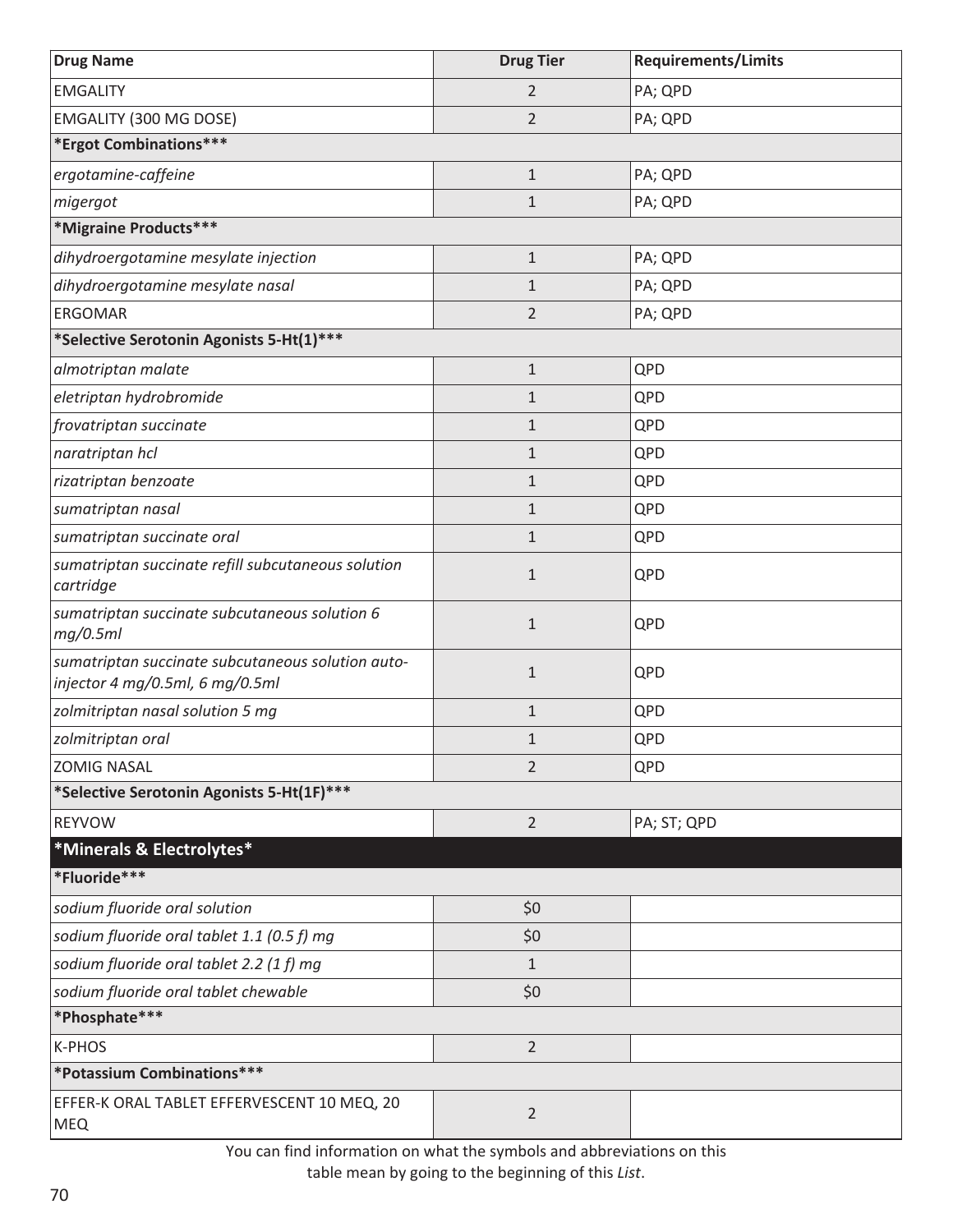| Drug Name | Drug Tier | Requirements/Limits |
|---|---|---|
| EMGALITY | 2 | PA; QPD |
| EMGALITY (300 MG DOSE) | 2 | PA; QPD |
| ***Ergot Combinations*** | | |
| *ergotamine-caffeine* | 1 | PA; QPD |
| *migergot* | 1 | PA; QPD |
| ***Migraine Products*** | | |
| *dihydroergotamine mesylate injection* | 1 | PA; QPD |
| *dihydroergotamine mesylate nasal* | 1 | PA; QPD |
| ERGOMAR | 2 | PA; QPD |
| ***Selective Serotonin Agonists 5-Ht(1)*** | | |
| *almotriptan malate* | 1 | QPD |
| *eletriptan hydrobromide* | 1 | QPD |
| *frovatriptan succinate* | 1 | QPD |
| *naratriptan hcl* | 1 | QPD |
| *rizatriptan benzoate* | 1 | QPD |
| *sumatriptan nasal* | 1 | QPD |
| *sumatriptan succinate oral* | 1 | QPD |
| *sumatriptan succinate refill subcutaneous solution cartridge* | 1 | QPD |
| *sumatriptan succinate subcutaneous solution 6 mg/0.5ml* | 1 | QPD |
| *sumatriptan succinate subcutaneous solution auto-injector 4 mg/0.5ml, 6 mg/0.5ml* | 1 | QPD |
| *zolmitriptan nasal solution 5 mg* | 1 | QPD |
| *zolmitriptan oral* | 1 | QPD |
| ZOMIG NASAL | 2 | QPD |
| ***Selective Serotonin Agonists 5-Ht(1F)*** | | |
| REYVOW | 2 | PA; ST; QPD |
| ***Minerals & Electrolytes*** | | |
| ***Fluoride*** | | |
| *sodium fluoride oral solution* | $0 | |
| *sodium fluoride oral tablet 1.1 (0.5 f) mg* | $0 | |
| *sodium fluoride oral tablet 2.2 (1 f) mg* | 1 | |
| *sodium fluoride oral tablet chewable* | $0 | |
| ***Phosphate*** | | |
| K-PHOS | 2 | |
| ***Potassium Combinations*** | | |
| EFFER-K ORAL TABLET EFFERVESCENT 10 MEQ, 20 MEQ | 2 | |

You can find information on what the symbols and abbreviations on this table mean by going to the beginning of this *List*.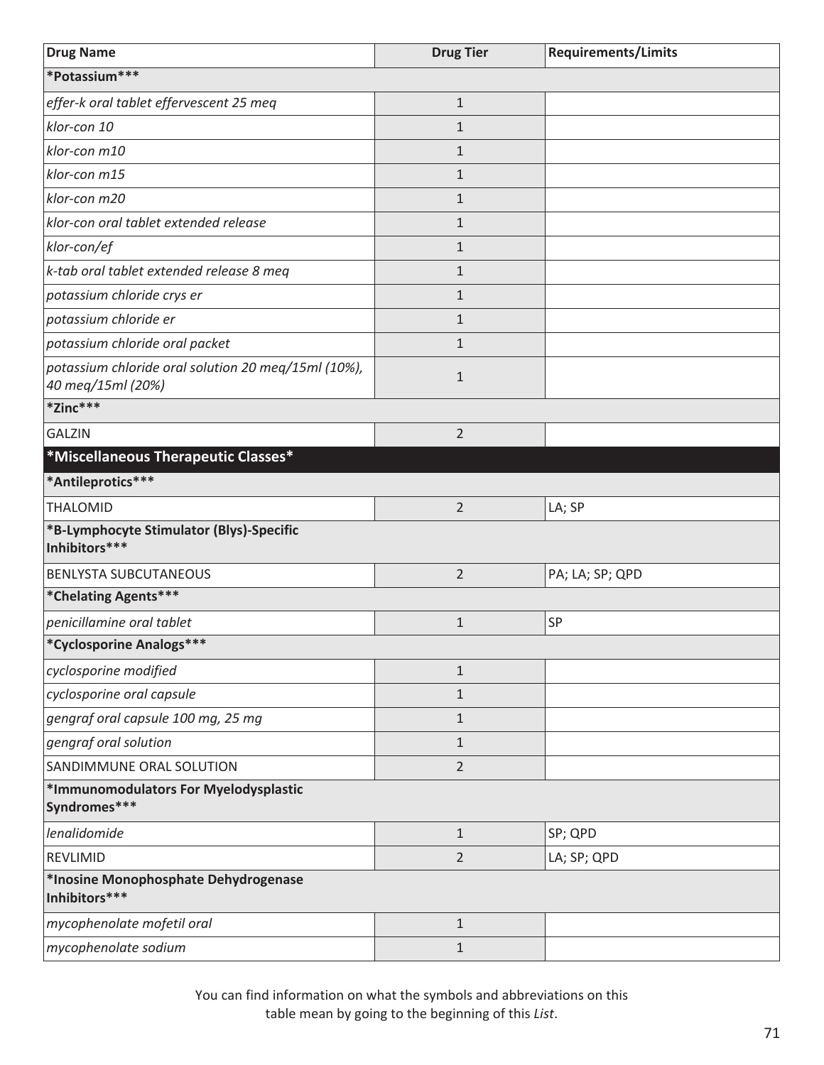| Drug Name | Drug Tier | Requirements/Limits |
|---|---|---|
| ***Potassium*** | | |
| *effer-k oral tablet effervescent 25 meq* | 1 | |
| *klor-con 10* | 1 | |
| *klor-con m10* | 1 | |
| *klor-con m15* | 1 | |
| *klor-con m20* | 1 | |
| *klor-con oral tablet extended release* | 1 | |
| *klor-con/ef* | 1 | |
| *k-tab oral tablet extended release 8 meq* | 1 | |
| *potassium chloride crys er* | 1 | |
| *potassium chloride er* | 1 | |
| *potassium chloride oral packet* | 1 | |
| *potassium chloride oral solution 20 meq/15ml (10%), 40 meq/15ml (20%)* | 1 | |
| ***Zinc*** | | |
| GALZIN | 2 | |
| ***Miscellaneous Therapeutic Classes*** | | |
| ***Antileprotics*** | | |
| THALOMID | 2 | LA; SP |
| ***B-Lymphocyte Stimulator (Blys)-Specific Inhibitors*** | | |
| BENLYSTA SUBCUTANEOUS | 2 | PA; LA; SP; QPD |
| ***Chelating Agents*** | | |
| *penicillamine oral tablet* | 1 | SP |
| ***Cyclosporine Analogs*** | | |
| *cyclosporine modified* | 1 | |
| *cyclosporine oral capsule* | 1 | |
| *gengraf oral capsule 100 mg, 25 mg* | 1 | |
| *gengraf oral solution* | 1 | |
| SANDIMMUNE ORAL SOLUTION | 2 | |
| ***Immunomodulators For Myelodysplastic Syndromes*** | | |
| *lenalidomide* | 1 | SP; QPD |
| REVLIMID | 2 | LA; SP; QPD |
| ***Inosine Monophosphate Dehydrogenase Inhibitors*** | | |
| *mycophenolate mofetil oral* | 1 | |
| *mycophenolate sodium* | 1 | |

You can find information on what the symbols and abbreviations on this table mean by going to the beginning of this *List*.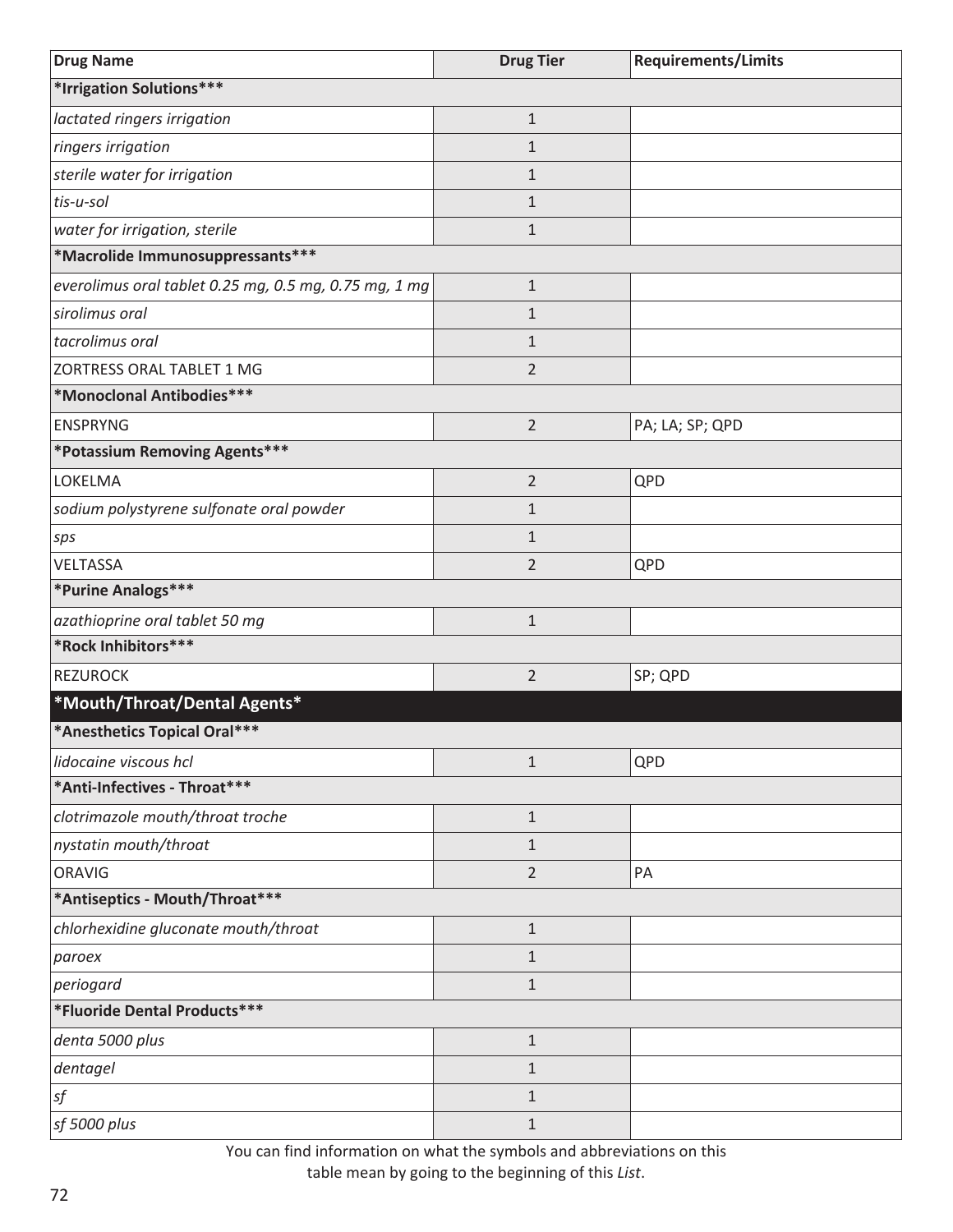| Drug Name | Drug Tier | Requirements/Limits |
|---|---|---|
| ***Irrigation Solutions***** | | |
| *lactated ringers irrigation* | 1 | |
| *ringers irrigation* | 1 | |
| *sterile water for irrigation* | 1 | |
| *tis-u-sol* | 1 | |
| *water for irrigation, sterile* | 1 | |
| ***Macrolide Immunosuppressants***** | | |
| *everolimus oral tablet 0.25 mg, 0.5 mg, 0.75 mg, 1 mg* | 1 | |
| *sirolimus oral* | 1 | |
| *tacrolimus oral* | 1 | |
| ZORTRESS ORAL TABLET 1 MG | 2 | |
| ***Monoclonal Antibodies***** | | |
| ENSPRYNG | 2 | PA; LA; SP; QPD |
| ***Potassium Removing Agents***** | | |
| LOKELMA | 2 | QPD |
| *sodium polystyrene sulfonate oral powder* | 1 | |
| *sps* | 1 | |
| VELTASSA | 2 | QPD |
| ***Purine Analogs***** | | |
| *azathioprine oral tablet 50 mg* | 1 | |
| ***Rock Inhibitors***** | | |
| REZUROCK | 2 | SP; QPD |
| ***Mouth/Throat/Dental Agents*** | | |
| ***Anesthetics Topical Oral***** | | |
| *lidocaine viscous hcl* | 1 | QPD |
| ***Anti-Infectives - Throat***** | | |
| *clotrimazole mouth/throat troche* | 1 | |
| *nystatin mouth/throat* | 1 | |
| ORAVIG | 2 | PA |
| ***Antiseptics - Mouth/Throat***** | | |
| *chlorhexidine gluconate mouth/throat* | 1 | |
| *paroex* | 1 | |
| *periogard* | 1 | |
| ***Fluoride Dental Products***** | | |
| *denta 5000 plus* | 1 | |
| *dentagel* | 1 | |
| *sf* | 1 | |
| *sf 5000 plus* | 1 | |

You can find information on what the symbols and abbreviations on this table mean by going to the beginning of this *List*.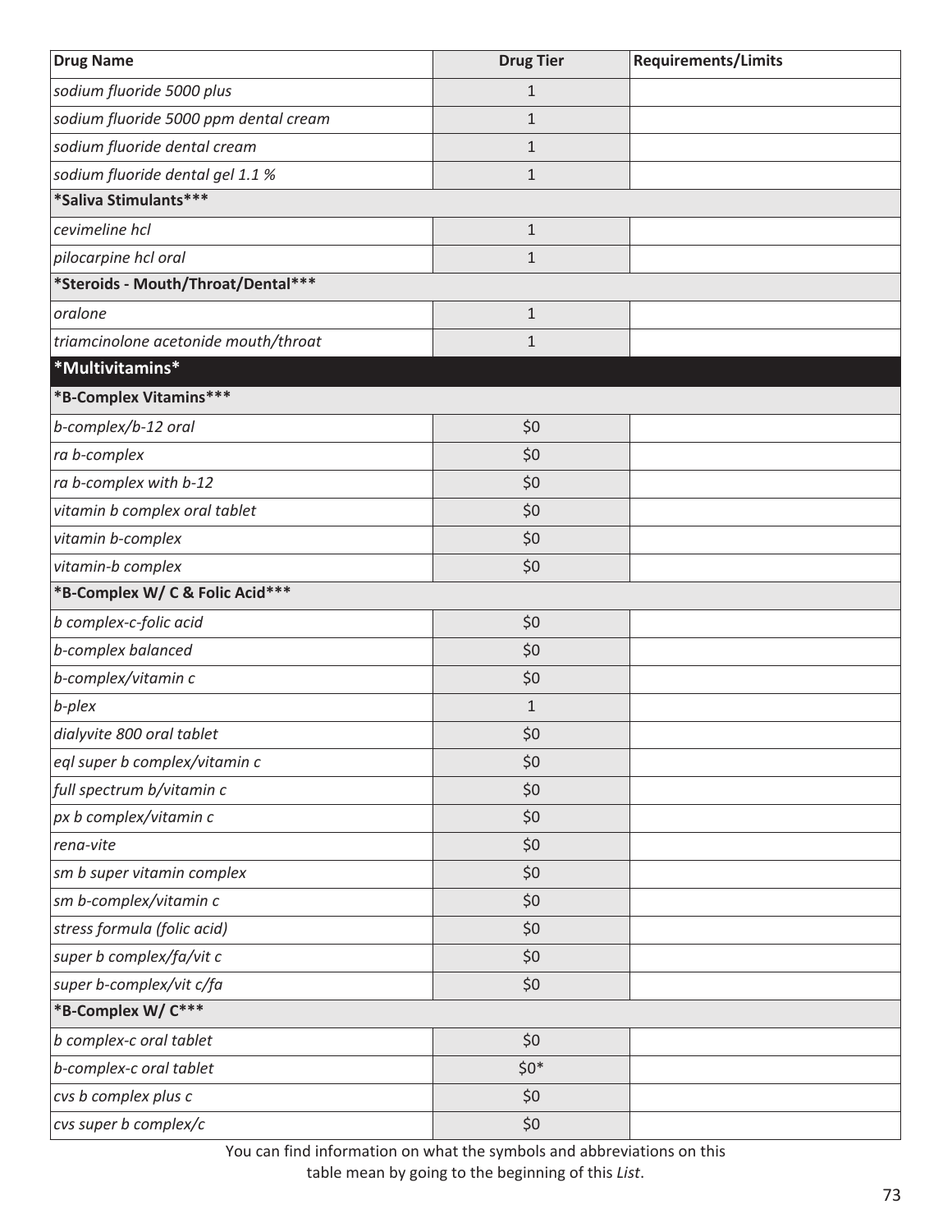| Drug Name | Drug Tier | Requirements/Limits |
|---|---|---|
| *sodium fluoride 5000 plus* | 1 | |
| *sodium fluoride 5000 ppm dental cream* | 1 | |
| *sodium fluoride dental cream* | 1 | |
| *sodium fluoride dental gel 1.1 %* | 1 | |
| **\*Saliva Stimulants\*\*\*** | | |
| *cevimeline hcl* | 1 | |
| *pilocarpine hcl oral* | 1 | |
| **\*Steroids - Mouth/Throat/Dental\*\*\*** | | |
| *oralone* | 1 | |
| *triamcinolone acetonide mouth/throat* | 1 | |
| **\*Multivitamins\*** | | |
| **\*B-Complex Vitamins\*\*\*** | | |
| *b-complex/b-12 oral* | $0 | |
| *ra b-complex* | $0 | |
| *ra b-complex with b-12* | $0 | |
| *vitamin b complex oral tablet* | $0 | |
| *vitamin b-complex* | $0 | |
| *vitamin-b complex* | $0 | |
| **\*B-Complex W/ C & Folic Acid\*\*\*** | | |
| *b complex-c-folic acid* | $0 | |
| *b-complex balanced* | $0 | |
| *b-complex/vitamin c* | $0 | |
| *b-plex* | 1 | |
| *dialyvite 800 oral tablet* | $0 | |
| *eql super b complex/vitamin c* | $0 | |
| *full spectrum b/vitamin c* | $0 | |
| *px b complex/vitamin c* | $0 | |
| *rena-vite* | $0 | |
| *sm b super vitamin complex* | $0 | |
| *sm b-complex/vitamin c* | $0 | |
| *stress formula (folic acid)* | $0 | |
| *super b complex/fa/vit c* | $0 | |
| *super b-complex/vit c/fa* | $0 | |
| **\*B-Complex W/ C\*\*\*** | | |
| *b complex-c oral tablet* | $0 | |
| *b-complex-c oral tablet* | $0* | |
| *cvs b complex plus c* | $0 | |
| *cvs super b complex/c* | $0 | |

You can find information on what the symbols and abbreviations on this table mean by going to the beginning of this *List*.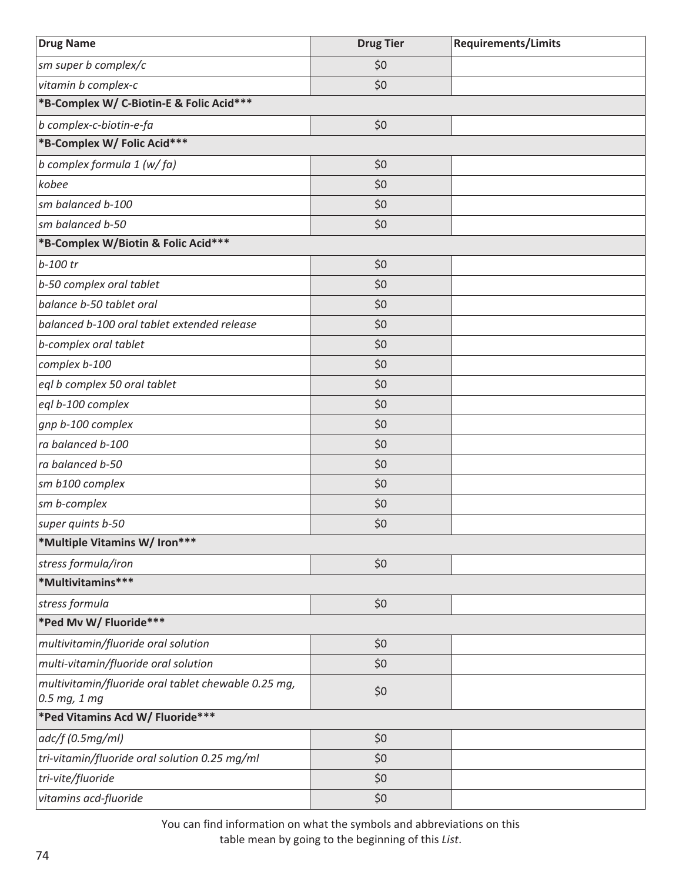| Drug Name | Drug Tier | Requirements/Limits |
|---|---|---|
| *sm super b complex/c* | $0 | |
| *vitamin b complex-c* | $0 | |
| **\*B-Complex W/ C-Biotin-E & Folic Acid\*\*\*** | | |
| *b complex-c-biotin-e-fa* | $0 | |
| **\*B-Complex W/ Folic Acid\*\*\*** | | |
| *b complex formula 1 (w/ fa)* | $0 | |
| *kobee* | $0 | |
| *sm balanced b-100* | $0 | |
| *sm balanced b-50* | $0 | |
| **\*B-Complex W/Biotin & Folic Acid\*\*\*** | | |
| *b-100 tr* | $0 | |
| *b-50 complex oral tablet* | $0 | |
| *balance b-50 tablet oral* | $0 | |
| *balanced b-100 oral tablet extended release* | $0 | |
| *b-complex oral tablet* | $0 | |
| *complex b-100* | $0 | |
| *eql b complex 50 oral tablet* | $0 | |
| *eql b-100 complex* | $0 | |
| *gnp b-100 complex* | $0 | |
| *ra balanced b-100* | $0 | |
| *ra balanced b-50* | $0 | |
| *sm b100 complex* | $0 | |
| *sm b-complex* | $0 | |
| *super quints b-50* | $0 | |
| **\*Multiple Vitamins W/ Iron\*\*\*** | | |
| *stress formula/iron* | $0 | |
| **\*Multivitamins\*\*\*** | | |
| *stress formula* | $0 | |
| **\*Ped Mv W/ Fluoride\*\*\*** | | |
| *multivitamin/fluoride oral solution* | $0 | |
| *multi-vitamin/fluoride oral solution* | $0 | |
| *multivitamin/fluoride oral tablet chewable 0.25 mg, 0.5 mg, 1 mg* | $0 | |
| **\*Ped Vitamins Acd W/ Fluoride\*\*\*** | | |
| *adc/f (0.5mg/ml)* | $0 | |
| *tri-vitamin/fluoride oral solution 0.25 mg/ml* | $0 | |
| *tri-vite/fluoride* | $0 | |
| *vitamins acd-fluoride* | $0 | |

You can find information on what the symbols and abbreviations on this table mean by going to the beginning of this *List*.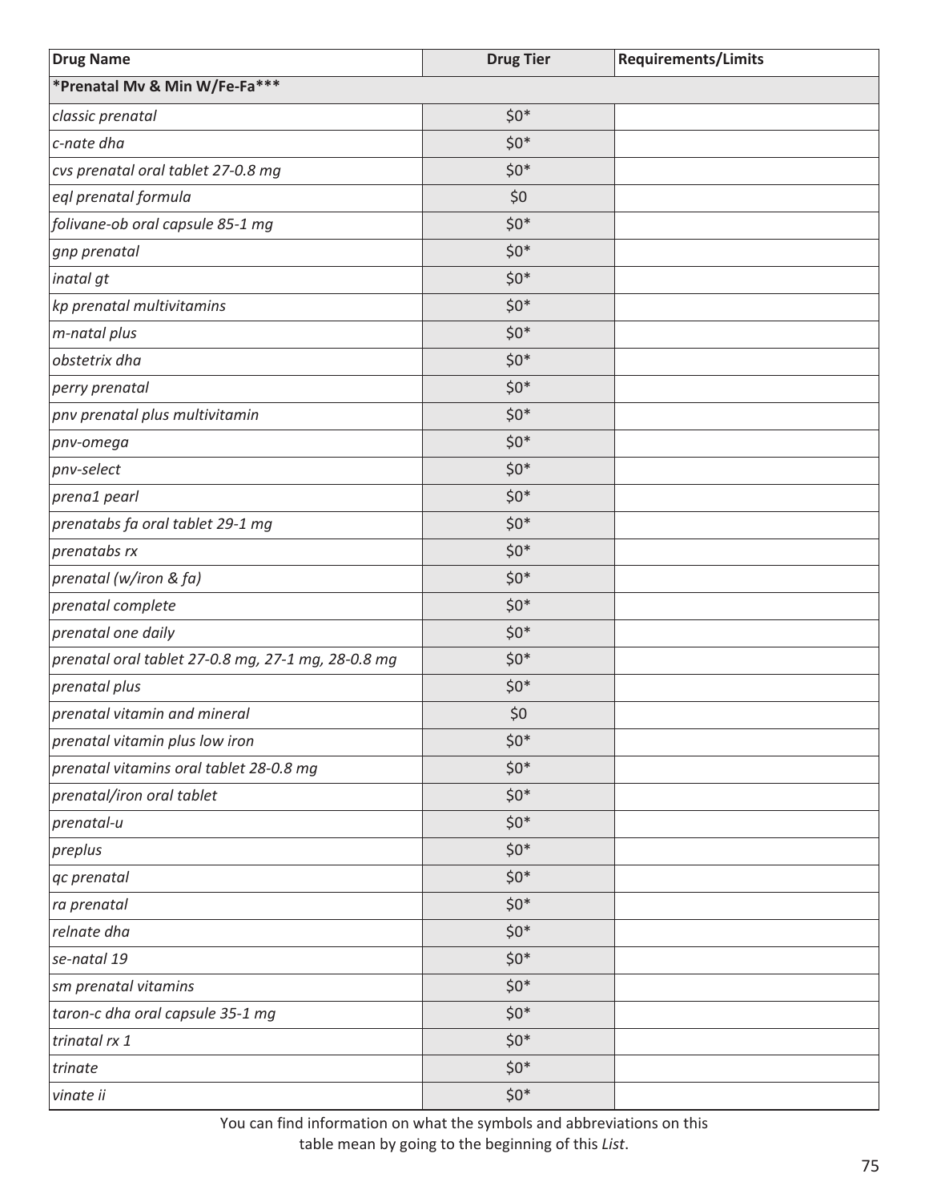| Drug Name | Drug Tier | Requirements/Limits |
|---|---|---|
| ***Prenatal Mv & Min W/Fe-Fa*** | | |
| *classic prenatal* | $0* | |
| *c-nate dha* | $0* | |
| *cvs prenatal oral tablet 27-0.8 mg* | $0* | |
| *eql prenatal formula* | $0 | |
| *folivane-ob oral capsule 85-1 mg* | $0* | |
| *gnp prenatal* | $0* | |
| *inatal gt* | $0* | |
| *kp prenatal multivitamins* | $0* | |
| *m-natal plus* | $0* | |
| *obstetrix dha* | $0* | |
| *perry prenatal* | $0* | |
| *pnv prenatal plus multivitamin* | $0* | |
| *pnv-omega* | $0* | |
| *pnv-select* | $0* | |
| *prena1 pearl* | $0* | |
| *prenatabs fa oral tablet 29-1 mg* | $0* | |
| *prenatabs rx* | $0* | |
| *prenatal (w/iron & fa)* | $0* | |
| *prenatal complete* | $0* | |
| *prenatal one daily* | $0* | |
| *prenatal oral tablet 27-0.8 mg, 27-1 mg, 28-0.8 mg* | $0* | |
| *prenatal plus* | $0* | |
| *prenatal vitamin and mineral* | $0 | |
| *prenatal vitamin plus low iron* | $0* | |
| *prenatal vitamins oral tablet 28-0.8 mg* | $0* | |
| *prenatal/iron oral tablet* | $0* | |
| *prenatal-u* | $0* | |
| *preplus* | $0* | |
| *qc prenatal* | $0* | |
| *ra prenatal* | $0* | |
| *relnate dha* | $0* | |
| *se-natal 19* | $0* | |
| *sm prenatal vitamins* | $0* | |
| *taron-c dha oral capsule 35-1 mg* | $0* | |
| *trinatal rx 1* | $0* | |
| *trinate* | $0* | |
| *vinate ii* | $0* | |

You can find information on what the symbols and abbreviations on this table mean by going to the beginning of this *List*.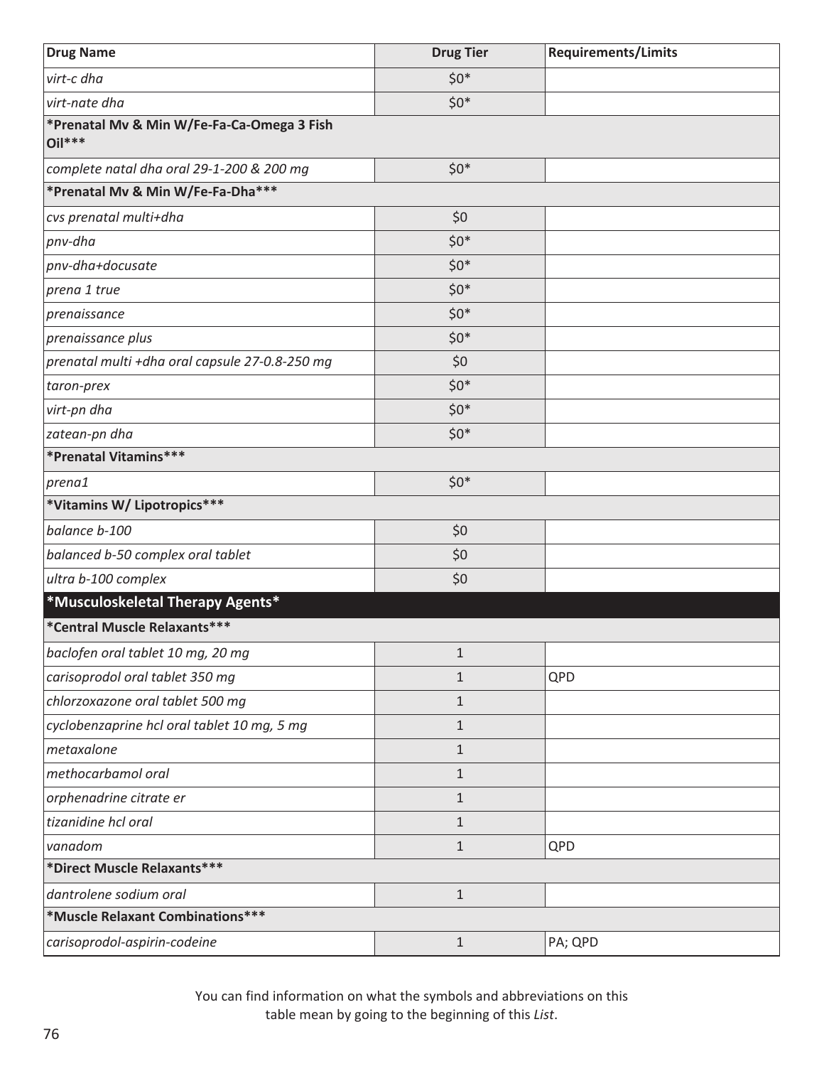| Drug Name | Drug Tier | Requirements/Limits |
|---|---|---|
| *virt-c dha* | $0* | |
| *virt-nate dha* | $0* | |
| **\*Prenatal Mv & Min W/Fe-Fa-Ca-Omega 3 Fish Oil\*\*\*** | | |
| *complete natal dha oral 29-1-200 & 200 mg* | $0* | |
| **\*Prenatal Mv & Min W/Fe-Fa-Dha\*\*\*** | | |
| *cvs prenatal multi+dha* | $0 | |
| *pnv-dha* | $0* | |
| *pnv-dha+docusate* | $0* | |
| *prena 1 true* | $0* | |
| *prenaissance* | $0* | |
| *prenaissance plus* | $0* | |
| *prenatal multi +dha oral capsule 27-0.8-250 mg* | $0 | |
| *taron-prex* | $0* | |
| *virt-pn dha* | $0* | |
| *zatean-pn dha* | $0* | |
| **\*Prenatal Vitamins\*\*\*** | | |
| *prena1* | $0* | |
| **\*Vitamins W/ Lipotropics\*\*\*** | | |
| *balance b-100* | $0 | |
| *balanced b-50 complex oral tablet* | $0 | |
| *ultra b-100 complex* | $0 | |
| **\*Musculoskeletal Therapy Agents\*** | | |
| **\*Central Muscle Relaxants\*\*\*** | | |
| *baclofen oral tablet 10 mg, 20 mg* | 1 | |
| *carisoprodol oral tablet 350 mg* | 1 | QPD |
| *chlorzoxazone oral tablet 500 mg* | 1 | |
| *cyclobenzaprine hcl oral tablet 10 mg, 5 mg* | 1 | |
| *metaxalone* | 1 | |
| *methocarbamol oral* | 1 | |
| *orphenadrine citrate er* | 1 | |
| *tizanidine hcl oral* | 1 | |
| *vanadom* | 1 | QPD |
| **\*Direct Muscle Relaxants\*\*\*** | | |
| *dantrolene sodium oral* | 1 | |
| **\*Muscle Relaxant Combinations\*\*\*** | | |
| *carisoprodol-aspirin-codeine* | 1 | PA; QPD |

You can find information on what the symbols and abbreviations on this table mean by going to the beginning of this *List*.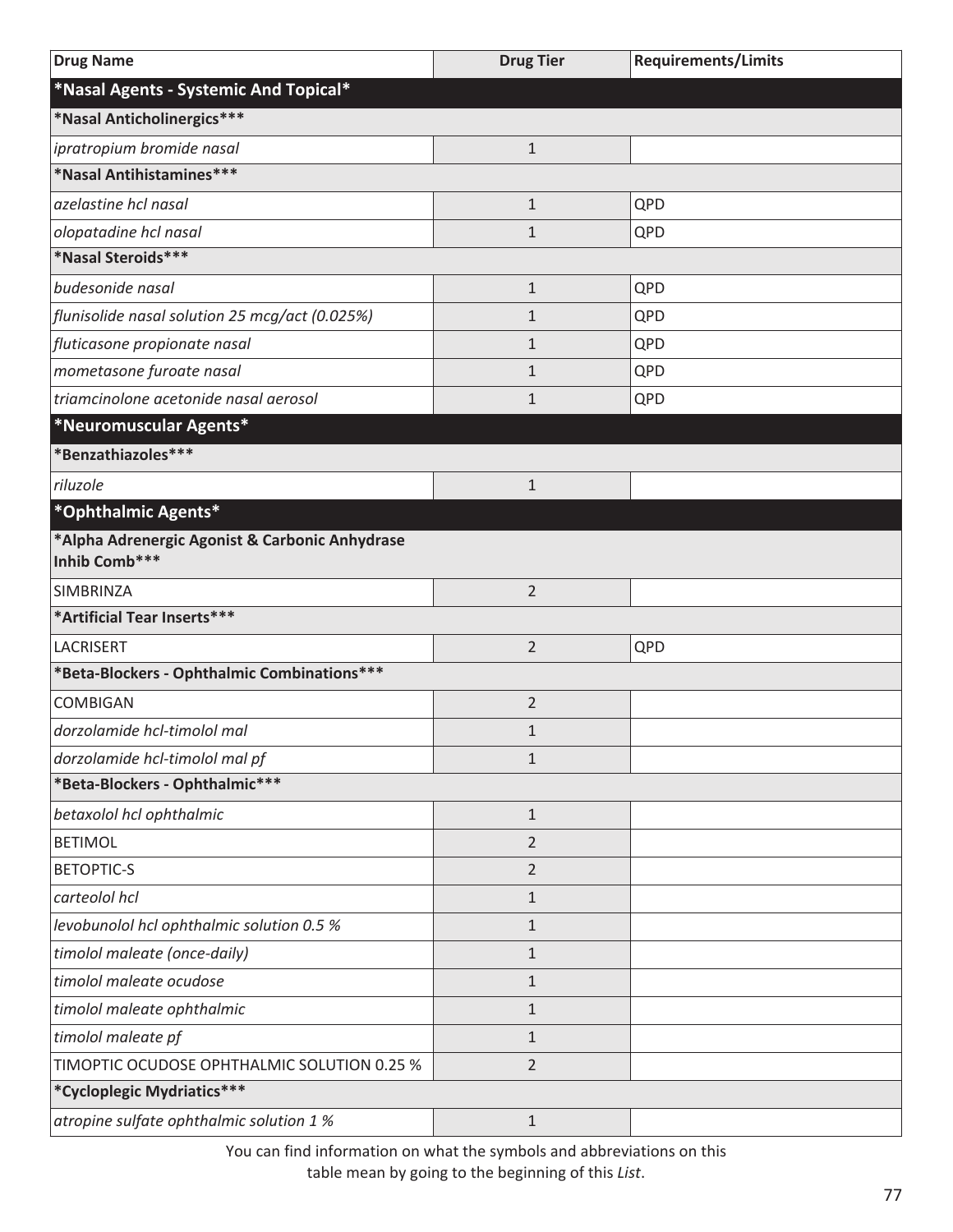| Drug Name | Drug Tier | Requirements/Limits |
|---|---|---|
| **\*Nasal Agents - Systemic And Topical\*** | | |
| **\*Nasal Anticholinergics\*\*\*** | | |
| *ipratropium bromide nasal* | 1 | |
| **\*Nasal Antihistamines\*\*\*** | | |
| *azelastine hcl nasal* | 1 | QPD |
| *olopatadine hcl nasal* | 1 | QPD |
| **\*Nasal Steroids\*\*\*** | | |
| *budesonide nasal* | 1 | QPD |
| *flunisolide nasal solution 25 mcg/act (0.025%)* | 1 | QPD |
| *fluticasone propionate nasal* | 1 | QPD |
| *mometasone furoate nasal* | 1 | QPD |
| *triamcinolone acetonide nasal aerosol* | 1 | QPD |
| **\*Neuromuscular Agents\*** | | |
| **\*Benzathiazoles\*\*\*** | | |
| *riluzole* | 1 | |
| **\*Ophthalmic Agents\*** | | |
| **\*Alpha Adrenergic Agonist & Carbonic Anhydrase Inhib Comb\*\*\*** | | |
| SIMBRINZA | 2 | |
| **\*Artificial Tear Inserts\*\*\*** | | |
| LACRISERT | 2 | QPD |
| **\*Beta-Blockers - Ophthalmic Combinations\*\*\*** | | |
| COMBIGAN | 2 | |
| *dorzolamide hcl-timolol mal* | 1 | |
| *dorzolamide hcl-timolol mal pf* | 1 | |
| **\*Beta-Blockers - Ophthalmic\*\*\*** | | |
| *betaxolol hcl ophthalmic* | 1 | |
| BETIMOL | 2 | |
| BETOPTIC-S | 2 | |
| *carteolol hcl* | 1 | |
| *levobunolol hcl ophthalmic solution 0.5 %* | 1 | |
| *timolol maleate (once-daily)* | 1 | |
| *timolol maleate ocudose* | 1 | |
| *timolol maleate ophthalmic* | 1 | |
| *timolol maleate pf* | 1 | |
| TIMOPTIC OCUDOSE OPHTHALMIC SOLUTION 0.25 % | 2 | |
| **\*Cycloplegic Mydriatics\*\*\*** | | |
| *atropine sulfate ophthalmic solution 1 %* | 1 | |

You can find information on what the symbols and abbreviations on this table mean by going to the beginning of this *List*.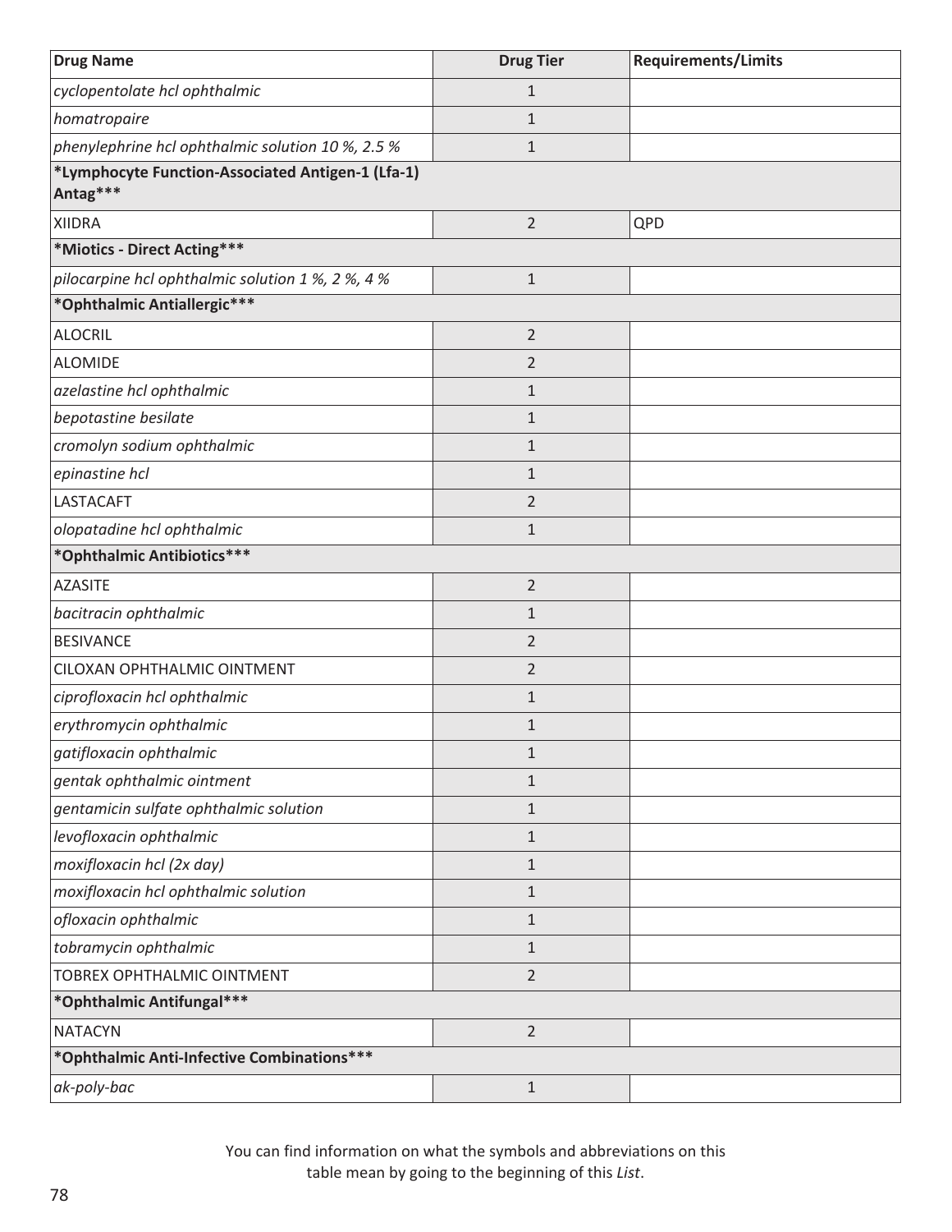| Drug Name | Drug Tier | Requirements/Limits |
|---|---|---|
| *cyclopentolate hcl ophthalmic* | 1 | |
| *homatropaire* | 1 | |
| *phenylephrine hcl ophthalmic solution 10 %, 2.5 %* | 1 | |
| ***Lymphocyte Function-Associated Antigen-1 (Lfa-1) Antag***** | | |
| XIIDRA | 2 | QPD |
| ***Miotics - Direct Acting***** | | |
| *pilocarpine hcl ophthalmic solution 1 %, 2 %, 4 %* | 1 | |
| ***Ophthalmic Antiallergic***** | | |
| ALOCRIL | 2 | |
| ALOMIDE | 2 | |
| *azelastine hcl ophthalmic* | 1 | |
| *bepotastine besilate* | 1 | |
| *cromolyn sodium ophthalmic* | 1 | |
| *epinastine hcl* | 1 | |
| LASTACAFT | 2 | |
| *olopatadine hcl ophthalmic* | 1 | |
| ***Ophthalmic Antibiotics***** | | |
| AZASITE | 2 | |
| *bacitracin ophthalmic* | 1 | |
| BESIVANCE | 2 | |
| CILOXAN OPHTHALMIC OINTMENT | 2 | |
| *ciprofloxacin hcl ophthalmic* | 1 | |
| *erythromycin ophthalmic* | 1 | |
| *gatifloxacin ophthalmic* | 1 | |
| *gentak ophthalmic ointment* | 1 | |
| *gentamicin sulfate ophthalmic solution* | 1 | |
| *levofloxacin ophthalmic* | 1 | |
| *moxifloxacin hcl (2x day)* | 1 | |
| *moxifloxacin hcl ophthalmic solution* | 1 | |
| *ofloxacin ophthalmic* | 1 | |
| *tobramycin ophthalmic* | 1 | |
| TOBREX OPHTHALMIC OINTMENT | 2 | |
| ***Ophthalmic Antifungal***** | | |
| NATACYN | 2 | |
| ***Ophthalmic Anti-Infective Combinations***** | | |
| *ak-poly-bac* | 1 | |

You can find information on what the symbols and abbreviations on this table mean by going to the beginning of this *List*.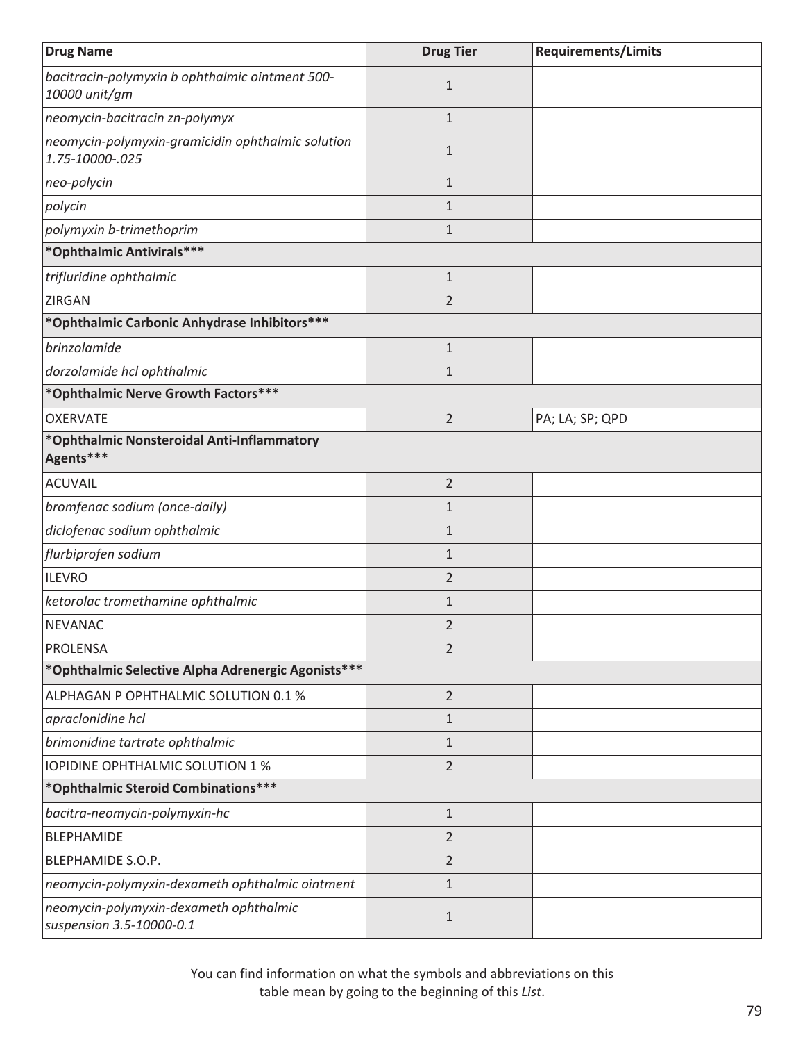| Drug Name | Drug Tier | Requirements/Limits |
|---|---|---|
| *bacitracin-polymyxin b ophthalmic ointment 500-10000 unit/gm* | 1 | |
| *neomycin-bacitracin zn-polymyx* | 1 | |
| *neomycin-polymyxin-gramicidin ophthalmic solution 1.75-10000-.025* | 1 | |
| *neo-polycin* | 1 | |
| *polycin* | 1 | |
| *polymyxin b-trimethoprim* | 1 | |
| **\*Ophthalmic Antivirals\*\*\*** | | |
| *trifluridine ophthalmic* | 1 | |
| ZIRGAN | 2 | |
| **\*Ophthalmic Carbonic Anhydrase Inhibitors\*\*\*** | | |
| *brinzolamide* | 1 | |
| *dorzolamide hcl ophthalmic* | 1 | |
| **\*Ophthalmic Nerve Growth Factors\*\*\*** | | |
| OXERVATE | 2 | PA; LA; SP; QPD |
| **\*Ophthalmic Nonsteroidal Anti-Inflammatory Agents\*\*\*** | | |
| ACUVAIL | 2 | |
| *bromfenac sodium (once-daily)* | 1 | |
| *diclofenac sodium ophthalmic* | 1 | |
| *flurbiprofen sodium* | 1 | |
| ILEVRO | 2 | |
| *ketorolac tromethamine ophthalmic* | 1 | |
| NEVANAC | 2 | |
| PROLENSA | 2 | |
| **\*Ophthalmic Selective Alpha Adrenergic Agonists\*\*\*** | | |
| ALPHAGAN P OPHTHALMIC SOLUTION 0.1 % | 2 | |
| *apraclonidine hcl* | 1 | |
| *brimonidine tartrate ophthalmic* | 1 | |
| IOPIDINE OPHTHALMIC SOLUTION 1 % | 2 | |
| **\*Ophthalmic Steroid Combinations\*\*\*** | | |
| *bacitra-neomycin-polymyxin-hc* | 1 | |
| BLEPHAMIDE | 2 | |
| BLEPHAMIDE S.O.P. | 2 | |
| *neomycin-polymyxin-dexameth ophthalmic ointment* | 1 | |
| *neomycin-polymyxin-dexameth ophthalmic suspension 3.5-10000-0.1* | 1 | |

You can find information on what the symbols and abbreviations on this table mean by going to the beginning of this *List*.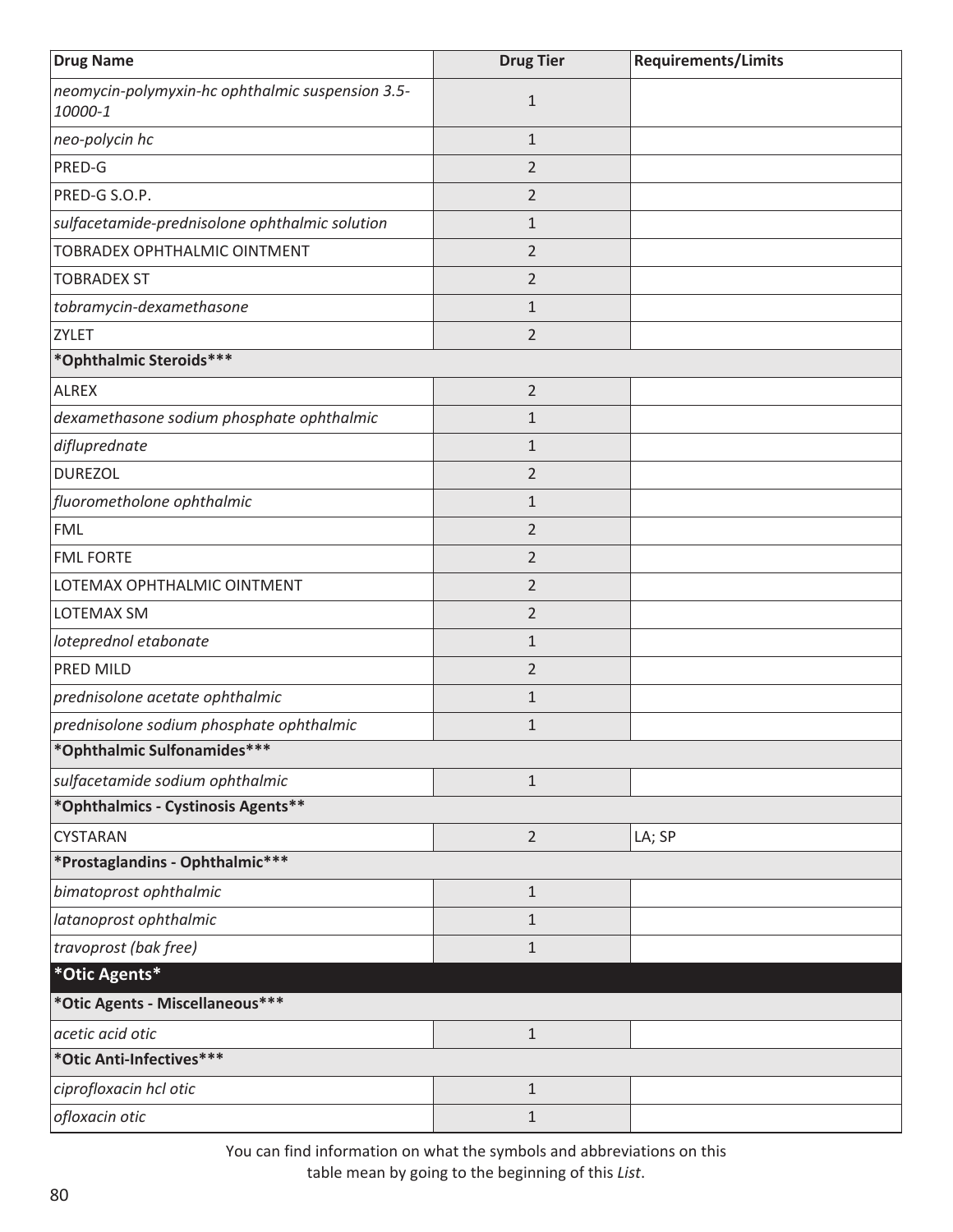| Drug Name | Drug Tier | Requirements/Limits |
|---|---|---|
| *neomycin-polymyxin-hc ophthalmic suspension 3.5-10000-1* | 1 | |
| *neo-polycin hc* | 1 | |
| PRED-G | 2 | |
| PRED-G S.O.P. | 2 | |
| *sulfacetamide-prednisolone ophthalmic solution* | 1 | |
| TOBRADEX OPHTHALMIC OINTMENT | 2 | |
| TOBRADEX ST | 2 | |
| *tobramycin-dexamethasone* | 1 | |
| ZYLET | 2 | |
| **\*Ophthalmic Steroids\*\*\*** | | |
| ALREX | 2 | |
| *dexamethasone sodium phosphate ophthalmic* | 1 | |
| *difluprednate* | 1 | |
| DUREZOL | 2 | |
| *fluorometholone ophthalmic* | 1 | |
| FML | 2 | |
| FML FORTE | 2 | |
| LOTEMAX OPHTHALMIC OINTMENT | 2 | |
| LOTEMAX SM | 2 | |
| *loteprednol etabonate* | 1 | |
| PRED MILD | 2 | |
| *prednisolone acetate ophthalmic* | 1 | |
| *prednisolone sodium phosphate ophthalmic* | 1 | |
| **\*Ophthalmic Sulfonamides\*\*\*** | | |
| *sulfacetamide sodium ophthalmic* | 1 | |
| **\*Ophthalmics - Cystinosis Agents\*\*** | | |
| CYSTARAN | 2 | LA; SP |
| **\*Prostaglandins - Ophthalmic\*\*\*** | | |
| *bimatoprost ophthalmic* | 1 | |
| *latanoprost ophthalmic* | 1 | |
| *travoprost (bak free)* | 1 | |
| **\*Otic Agents\*** | | |
| **\*Otic Agents - Miscellaneous\*\*\*** | | |
| *acetic acid otic* | 1 | |
| **\*Otic Anti-Infectives\*\*\*** | | |
| *ciprofloxacin hcl otic* | 1 | |
| *ofloxacin otic* | 1 | |

You can find information on what the symbols and abbreviations on this table mean by going to the beginning of this *List*.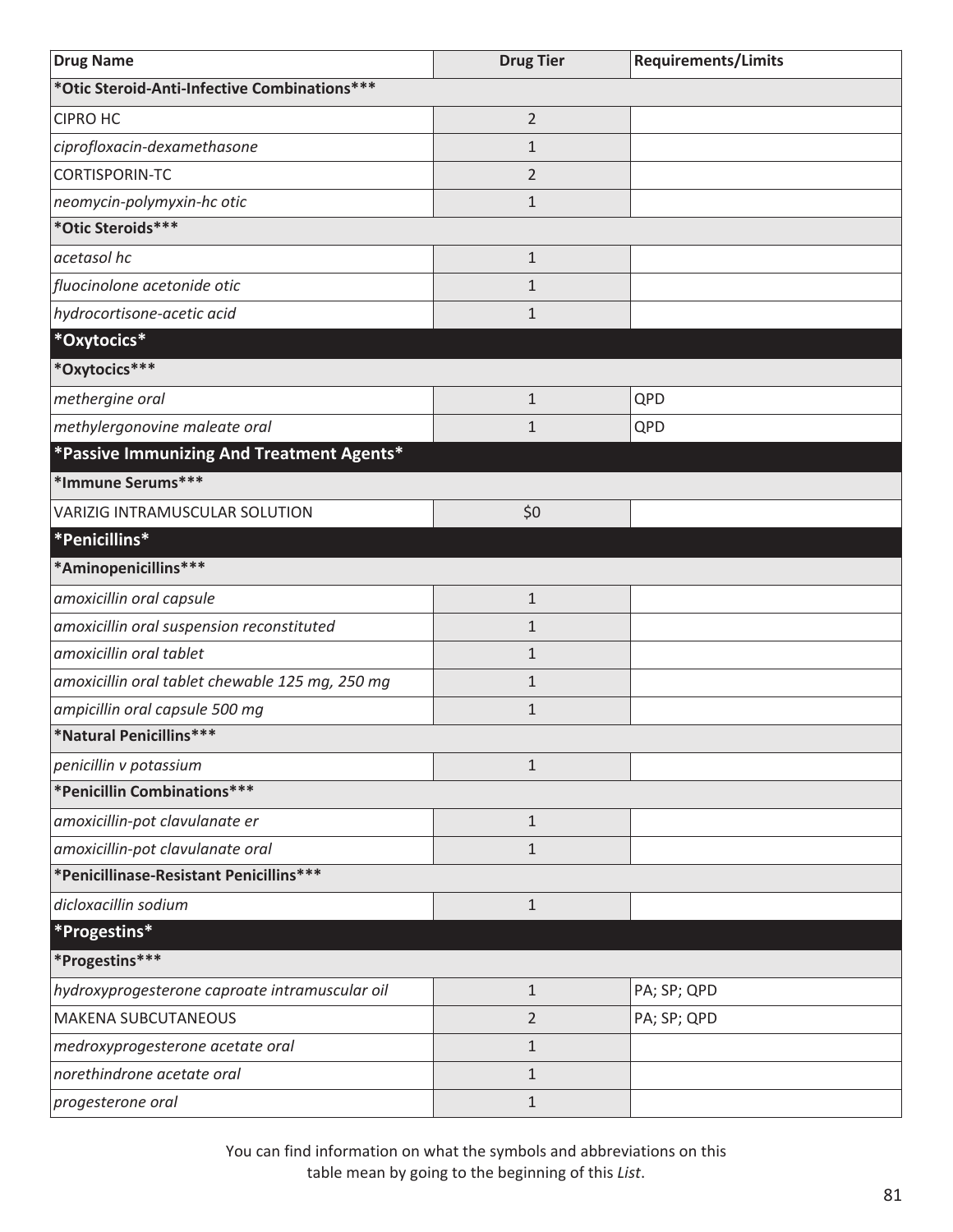| Drug Name | Drug Tier | Requirements/Limits |
| --- | --- | --- |
| ***Otic Steroid-Anti-Infective Combinations***** | | |
| CIPRO HC | 2 | |
| *ciprofloxacin-dexamethasone* | 1 | |
| CORTISPORIN-TC | 2 | |
| *neomycin-polymyxin-hc otic* | 1 | |
| ***Otic Steroids***** | | |
| *acetasol hc* | 1 | |
| *fluocinolone acetonide otic* | 1 | |
| *hydrocortisone-acetic acid* | 1 | |
| ***Oxytocics*** | | |
| ***Oxytocics***** | | |
| *methergine oral* | 1 | QPD |
| *methylergonovine maleate oral* | 1 | QPD |
| ***Passive Immunizing And Treatment Agents*** | | |
| ***Immune Serums***** | | |
| VARIZIG INTRAMUSCULAR SOLUTION | $0 | |
| ***Penicillins*** | | |
| ***Aminopenicillins***** | | |
| *amoxicillin oral capsule* | 1 | |
| *amoxicillin oral suspension reconstituted* | 1 | |
| *amoxicillin oral tablet* | 1 | |
| *amoxicillin oral tablet chewable 125 mg, 250 mg* | 1 | |
| *ampicillin oral capsule 500 mg* | 1 | |
| ***Natural Penicillins***** | | |
| *penicillin v potassium* | 1 | |
| ***Penicillin Combinations***** | | |
| *amoxicillin-pot clavulanate er* | 1 | |
| *amoxicillin-pot clavulanate oral* | 1 | |
| ***Penicillinase-Resistant Penicillins***** | | |
| *dicloxacillin sodium* | 1 | |
| ***Progestins*** | | |
| ***Progestins***** | | |
| *hydroxyprogesterone caproate intramuscular oil* | 1 | PA; SP; QPD |
| MAKENA SUBCUTANEOUS | 2 | PA; SP; QPD |
| *medroxyprogesterone acetate oral* | 1 | |
| *norethindrone acetate oral* | 1 | |
| *progesterone oral* | 1 | |

You can find information on what the symbols and abbreviations on this table mean by going to the beginning of this *List*.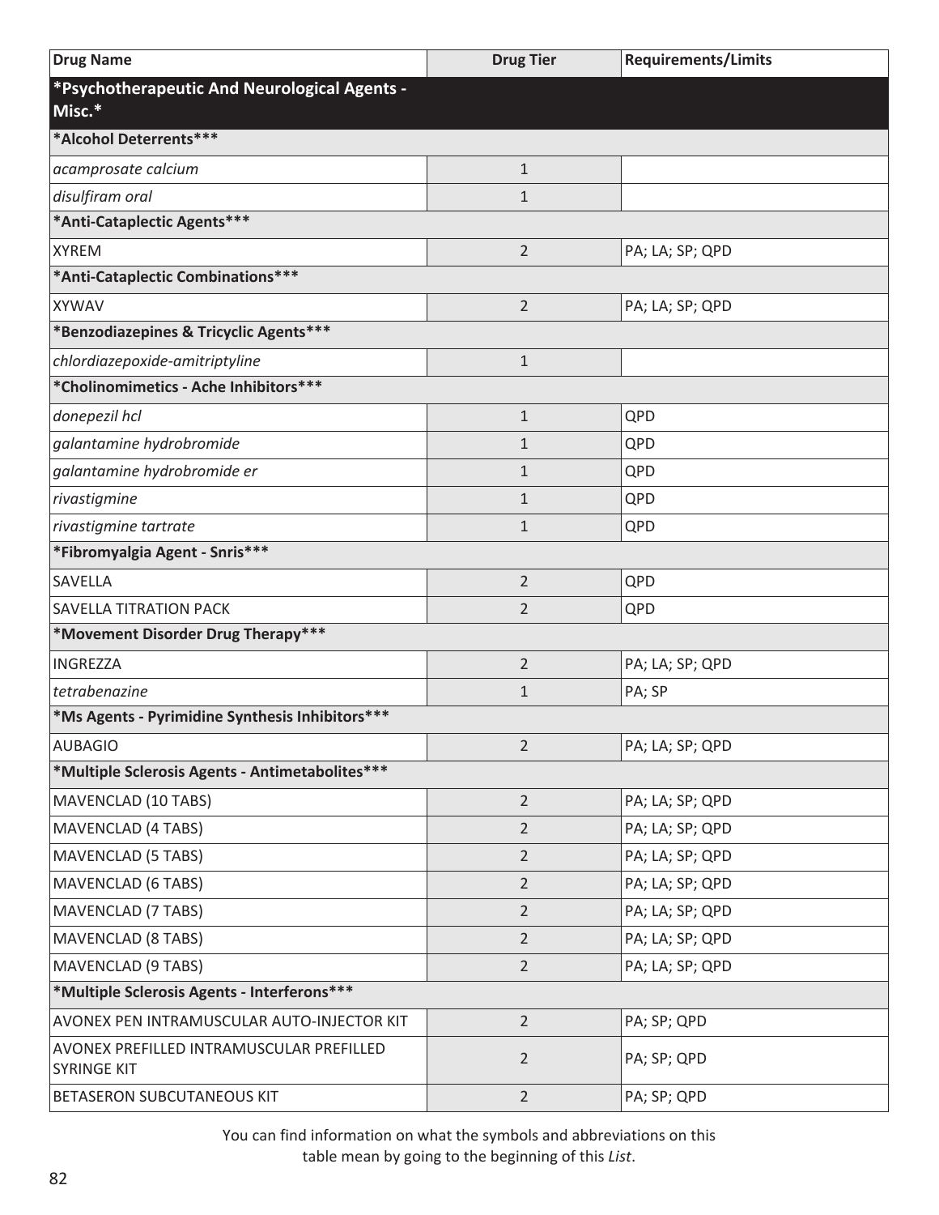| Drug Name | Drug Tier | Requirements/Limits |
|---|---|---|
| ***Psychotherapeutic And Neurological Agents - Misc.*** | | |
| ***Alcohol Deterrents***** | | |
| *acamprosate calcium* | 1 | |
| *disulfiram oral* | 1 | |
| ***Anti-Cataplectic Agents***** | | |
| XYREM | 2 | PA; LA; SP; QPD |
| ***Anti-Cataplectic Combinations***** | | |
| XYWAV | 2 | PA; LA; SP; QPD |
| ***Benzodiazepines & Tricyclic Agents***** | | |
| *chlordiazepoxide-amitriptyline* | 1 | |
| ***Cholinomimetics - Ache Inhibitors***** | | |
| *donepezil hcl* | 1 | QPD |
| *galantamine hydrobromide* | 1 | QPD |
| *galantamine hydrobromide er* | 1 | QPD |
| *rivastigmine* | 1 | QPD |
| *rivastigmine tartrate* | 1 | QPD |
| ***Fibromyalgia Agent - Snris***** | | |
| SAVELLA | 2 | QPD |
| SAVELLA TITRATION PACK | 2 | QPD |
| ***Movement Disorder Drug Therapy***** | | |
| INGREZZA | 2 | PA; LA; SP; QPD |
| *tetrabenazine* | 1 | PA; SP |
| ***Ms Agents - Pyrimidine Synthesis Inhibitors***** | | |
| AUBAGIO | 2 | PA; LA; SP; QPD |
| ***Multiple Sclerosis Agents - Antimetabolites***** | | |
| MAVENCLAD (10 TABS) | 2 | PA; LA; SP; QPD |
| MAVENCLAD (4 TABS) | 2 | PA; LA; SP; QPD |
| MAVENCLAD (5 TABS) | 2 | PA; LA; SP; QPD |
| MAVENCLAD (6 TABS) | 2 | PA; LA; SP; QPD |
| MAVENCLAD (7 TABS) | 2 | PA; LA; SP; QPD |
| MAVENCLAD (8 TABS) | 2 | PA; LA; SP; QPD |
| MAVENCLAD (9 TABS) | 2 | PA; LA; SP; QPD |
| ***Multiple Sclerosis Agents - Interferons***** | | |
| AVONEX PEN INTRAMUSCULAR AUTO-INJECTOR KIT | 2 | PA; SP; QPD |
| AVONEX PREFILLED INTRAMUSCULAR PREFILLED SYRINGE KIT | 2 | PA; SP; QPD |
| BETASERON SUBCUTANEOUS KIT | 2 | PA; SP; QPD |

You can find information on what the symbols and abbreviations on this table mean by going to the beginning of this *List*.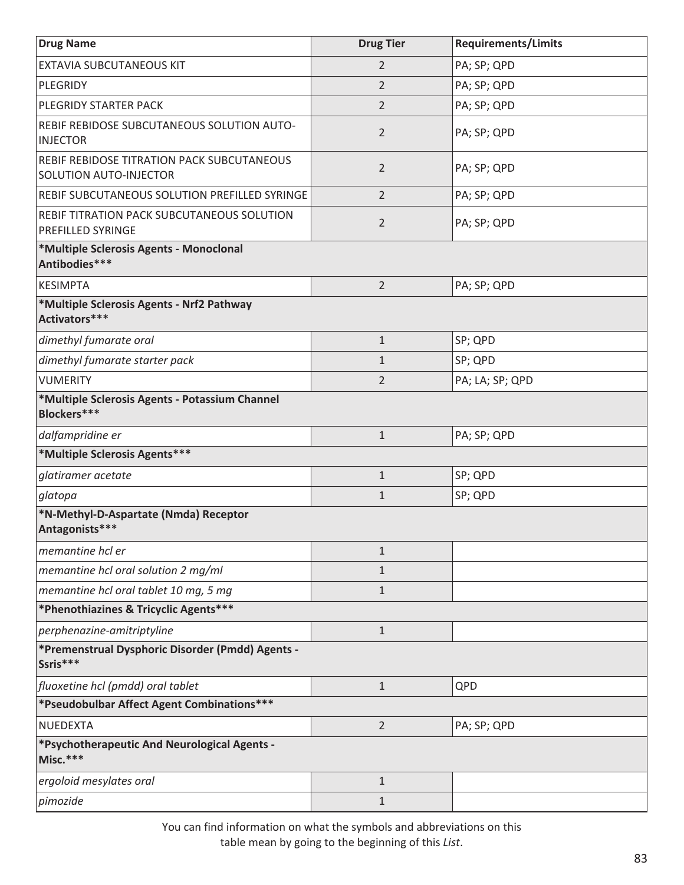| Drug Name | Drug Tier | Requirements/Limits |
|---|---|---|
| EXTAVIA SUBCUTANEOUS KIT | 2 | PA; SP; QPD |
| PLEGRIDY | 2 | PA; SP; QPD |
| PLEGRIDY STARTER PACK | 2 | PA; SP; QPD |
| REBIF REBIDOSE SUBCUTANEOUS SOLUTION AUTO-INJECTOR | 2 | PA; SP; QPD |
| REBIF REBIDOSE TITRATION PACK SUBCUTANEOUS SOLUTION AUTO-INJECTOR | 2 | PA; SP; QPD |
| REBIF SUBCUTANEOUS SOLUTION PREFILLED SYRINGE | 2 | PA; SP; QPD |
| REBIF TITRATION PACK SUBCUTANEOUS SOLUTION PREFILLED SYRINGE | 2 | PA; SP; QPD |
| **\*Multiple Sclerosis Agents - Monoclonal Antibodies\*\*\*** | | |
| KESIMPTA | 2 | PA; SP; QPD |
| **\*Multiple Sclerosis Agents - Nrf2 Pathway Activators\*\*\*** | | |
| *dimethyl fumarate oral* | 1 | SP; QPD |
| *dimethyl fumarate starter pack* | 1 | SP; QPD |
| VUMERITY | 2 | PA; LA; SP; QPD |
| **\*Multiple Sclerosis Agents - Potassium Channel Blockers\*\*\*** | | |
| *dalfampridine er* | 1 | PA; SP; QPD |
| **\*Multiple Sclerosis Agents\*\*\*** | | |
| *glatiramer acetate* | 1 | SP; QPD |
| *glatopa* | 1 | SP; QPD |
| **\*N-Methyl-D-Aspartate (Nmda) Receptor Antagonists\*\*\*** | | |
| *memantine hcl er* | 1 | |
| *memantine hcl oral solution 2 mg/ml* | 1 | |
| *memantine hcl oral tablet 10 mg, 5 mg* | 1 | |
| **\*Phenothiazines & Tricyclic Agents\*\*\*** | | |
| *perphenazine-amitriptyline* | 1 | |
| **\*Premenstrual Dysphoric Disorder (Pmdd) Agents - Ssris\*\*\*** | | |
| *fluoxetine hcl (pmdd) oral tablet* | 1 | QPD |
| **\*Pseudobulbar Affect Agent Combinations\*\*\*** | | |
| NUEDEXTA | 2 | PA; SP; QPD |
| **\*Psychotherapeutic And Neurological Agents - Misc.\*\*\*** | | |
| *ergoloid mesylates oral* | 1 | |
| *pimozide* | 1 | |

You can find information on what the symbols and abbreviations on this table mean by going to the beginning of this *List*.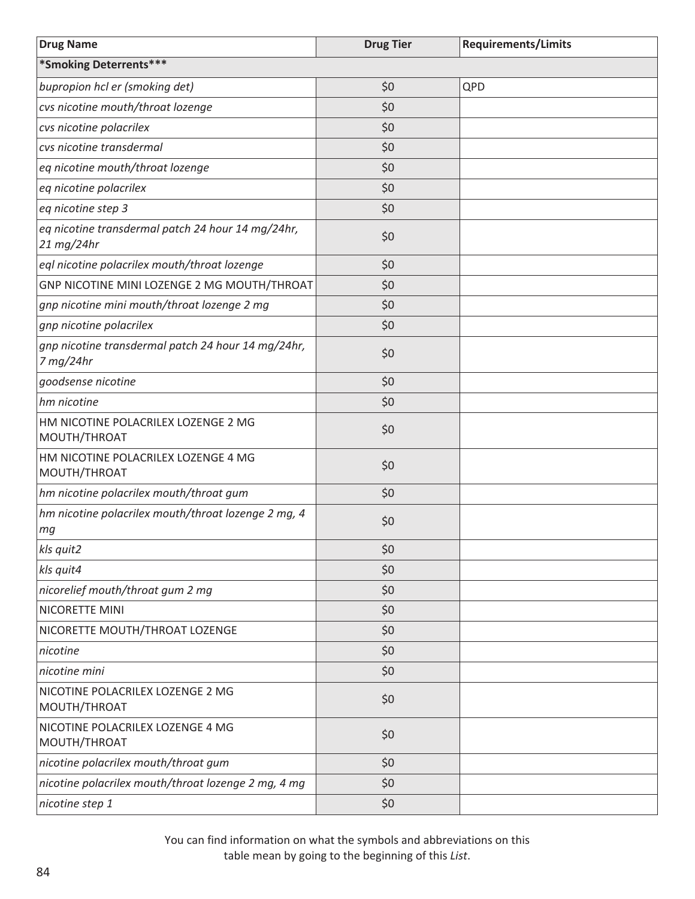| Drug Name | Drug Tier | Requirements/Limits |
|---|---|---|
| ***Smoking Deterrents*** | | |
| *bupropion hcl er (smoking det)* | $0 | QPD |
| *cvs nicotine mouth/throat lozenge* | $0 | |
| *cvs nicotine polacrilex* | $0 | |
| *cvs nicotine transdermal* | $0 | |
| *eq nicotine mouth/throat lozenge* | $0 | |
| *eq nicotine polacrilex* | $0 | |
| *eq nicotine step 3* | $0 | |
| *eq nicotine transdermal patch 24 hour 14 mg/24hr, 21 mg/24hr* | $0 | |
| *eql nicotine polacrilex mouth/throat lozenge* | $0 | |
| GNP NICOTINE MINI LOZENGE 2 MG MOUTH/THROAT | $0 | |
| *gnp nicotine mini mouth/throat lozenge 2 mg* | $0 | |
| *gnp nicotine polacrilex* | $0 | |
| *gnp nicotine transdermal patch 24 hour 14 mg/24hr, 7 mg/24hr* | $0 | |
| *goodsense nicotine* | $0 | |
| *hm nicotine* | $0 | |
| HM NICOTINE POLACRILEX LOZENGE 2 MG MOUTH/THROAT | $0 | |
| HM NICOTINE POLACRILEX LOZENGE 4 MG MOUTH/THROAT | $0 | |
| *hm nicotine polacrilex mouth/throat gum* | $0 | |
| *hm nicotine polacrilex mouth/throat lozenge 2 mg, 4 mg* | $0 | |
| *kls quit2* | $0 | |
| *kls quit4* | $0 | |
| *nicorelief mouth/throat gum 2 mg* | $0 | |
| NICORETTE MINI | $0 | |
| NICORETTE MOUTH/THROAT LOZENGE | $0 | |
| *nicotine* | $0 | |
| *nicotine mini* | $0 | |
| NICOTINE POLACRILEX LOZENGE 2 MG MOUTH/THROAT | $0 | |
| NICOTINE POLACRILEX LOZENGE 4 MG MOUTH/THROAT | $0 | |
| *nicotine polacrilex mouth/throat gum* | $0 | |
| *nicotine polacrilex mouth/throat lozenge 2 mg, 4 mg* | $0 | |
| *nicotine step 1* | $0 | |

You can find information on what the symbols and abbreviations on this table mean by going to the beginning of this *List*.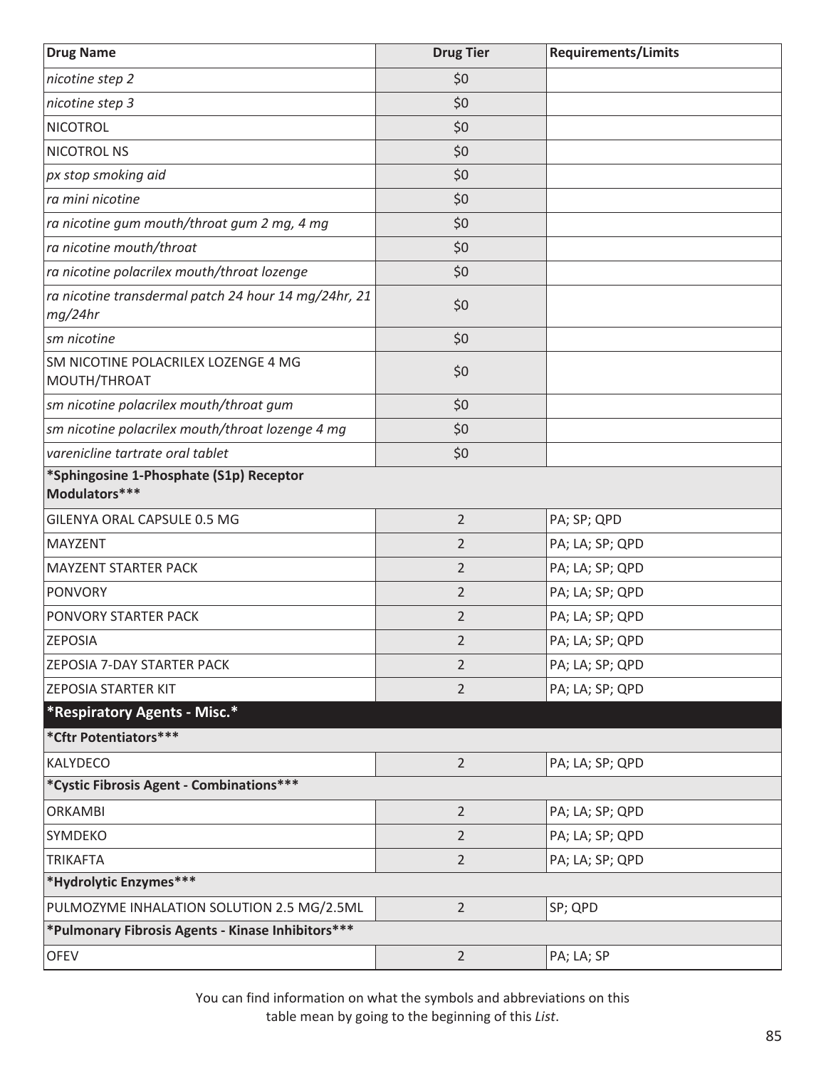| Drug Name | Drug Tier | Requirements/Limits |
|---|---|---|
| *nicotine step 2* | $0 | |
| *nicotine step 3* | $0 | |
| NICOTROL | $0 | |
| NICOTROL NS | $0 | |
| *px stop smoking aid* | $0 | |
| *ra mini nicotine* | $0 | |
| *ra nicotine gum mouth/throat gum 2 mg, 4 mg* | $0 | |
| *ra nicotine mouth/throat* | $0 | |
| *ra nicotine polacrilex mouth/throat lozenge* | $0 | |
| *ra nicotine transdermal patch 24 hour 14 mg/24hr, 21 mg/24hr* | $0 | |
| *sm nicotine* | $0 | |
| SM NICOTINE POLACRILEX LOZENGE 4 MG MOUTH/THROAT | $0 | |
| *sm nicotine polacrilex mouth/throat gum* | $0 | |
| *sm nicotine polacrilex mouth/throat lozenge 4 mg* | $0 | |
| *varenicline tartrate oral tablet* | $0 | |
| **\*Sphingosine 1-Phosphate (S1p) Receptor Modulators\*\*\*** | | |
| GILENYA ORAL CAPSULE 0.5 MG | 2 | PA; SP; QPD |
| MAYZENT | 2 | PA; LA; SP; QPD |
| MAYZENT STARTER PACK | 2 | PA; LA; SP; QPD |
| PONVORY | 2 | PA; LA; SP; QPD |
| PONVORY STARTER PACK | 2 | PA; LA; SP; QPD |
| ZEPOSIA | 2 | PA; LA; SP; QPD |
| ZEPOSIA 7-DAY STARTER PACK | 2 | PA; LA; SP; QPD |
| ZEPOSIA STARTER KIT | 2 | PA; LA; SP; QPD |
| **\*Respiratory Agents - Misc.\*** | | |
| **\*Cftr Potentiators\*\*\*** | | |
| KALYDECO | 2 | PA; LA; SP; QPD |
| **\*Cystic Fibrosis Agent - Combinations\*\*\*** | | |
| ORKAMBI | 2 | PA; LA; SP; QPD |
| SYMDEKO | 2 | PA; LA; SP; QPD |
| TRIKAFTA | 2 | PA; LA; SP; QPD |
| **\*Hydrolytic Enzymes\*\*\*** | | |
| PULMOZYME INHALATION SOLUTION 2.5 MG/2.5ML | 2 | SP; QPD |
| **\*Pulmonary Fibrosis Agents - Kinase Inhibitors\*\*\*** | | |
| OFEV | 2 | PA; LA; SP |

You can find information on what the symbols and abbreviations on this table mean by going to the beginning of this *List*.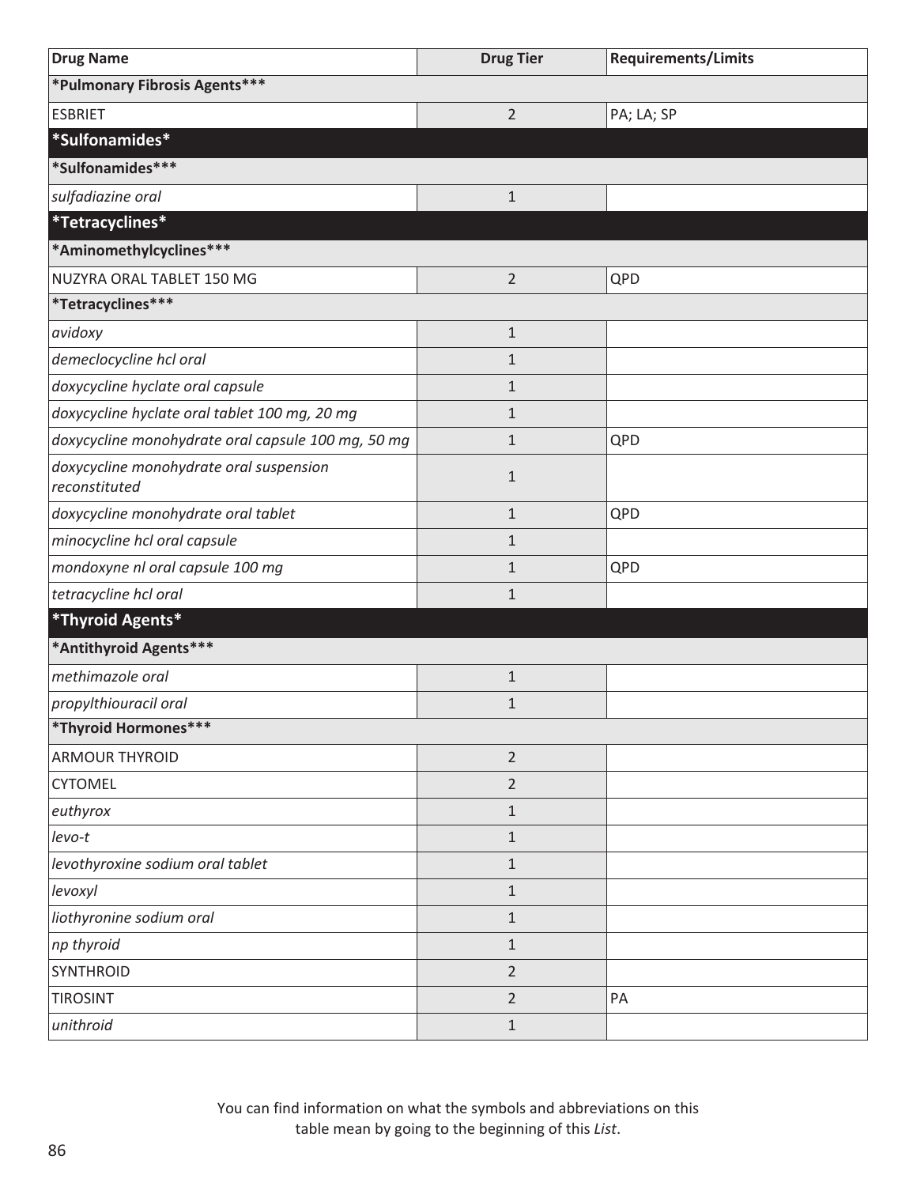| Drug Name | Drug Tier | Requirements/Limits |
| --- | --- | --- |
| ***Pulmonary Fibrosis Agents*** | | |
| ESBRIET | 2 | PA; LA; SP |
| ***Sulfonamides*** | | |
| ***Sulfonamides*** | | |
| *sulfadiazine oral* | 1 | |
| ***Tetracyclines*** | | |
| ***Aminomethylcyclines*** | | |
| NUZYRA ORAL TABLET 150 MG | 2 | QPD |
| ***Tetracyclines*** | | |
| *avidoxy* | 1 | |
| *demeclocycline hcl oral* | 1 | |
| *doxycycline hyclate oral capsule* | 1 | |
| *doxycycline hyclate oral tablet 100 mg, 20 mg* | 1 | |
| *doxycycline monohydrate oral capsule 100 mg, 50 mg* | 1 | QPD |
| *doxycycline monohydrate oral suspension reconstituted* | 1 | |
| *doxycycline monohydrate oral tablet* | 1 | QPD |
| *minocycline hcl oral capsule* | 1 | |
| *mondoxyne nl oral capsule 100 mg* | 1 | QPD |
| *tetracycline hcl oral* | 1 | |
| ***Thyroid Agents*** | | |
| ***Antithyroid Agents*** | | |
| *methimazole oral* | 1 | |
| *propylthiouracil oral* | 1 | |
| ***Thyroid Hormones*** | | |
| ARMOUR THYROID | 2 | |
| CYTOMEL | 2 | |
| *euthyrox* | 1 | |
| *levo-t* | 1 | |
| *levothyroxine sodium oral tablet* | 1 | |
| *levoxyl* | 1 | |
| *liothyronine sodium oral* | 1 | |
| *np thyroid* | 1 | |
| SYNTHROID | 2 | |
| TIROSINT | 2 | PA |
| *unithroid* | 1 | |

You can find information on what the symbols and abbreviations on this table mean by going to the beginning of this *List*.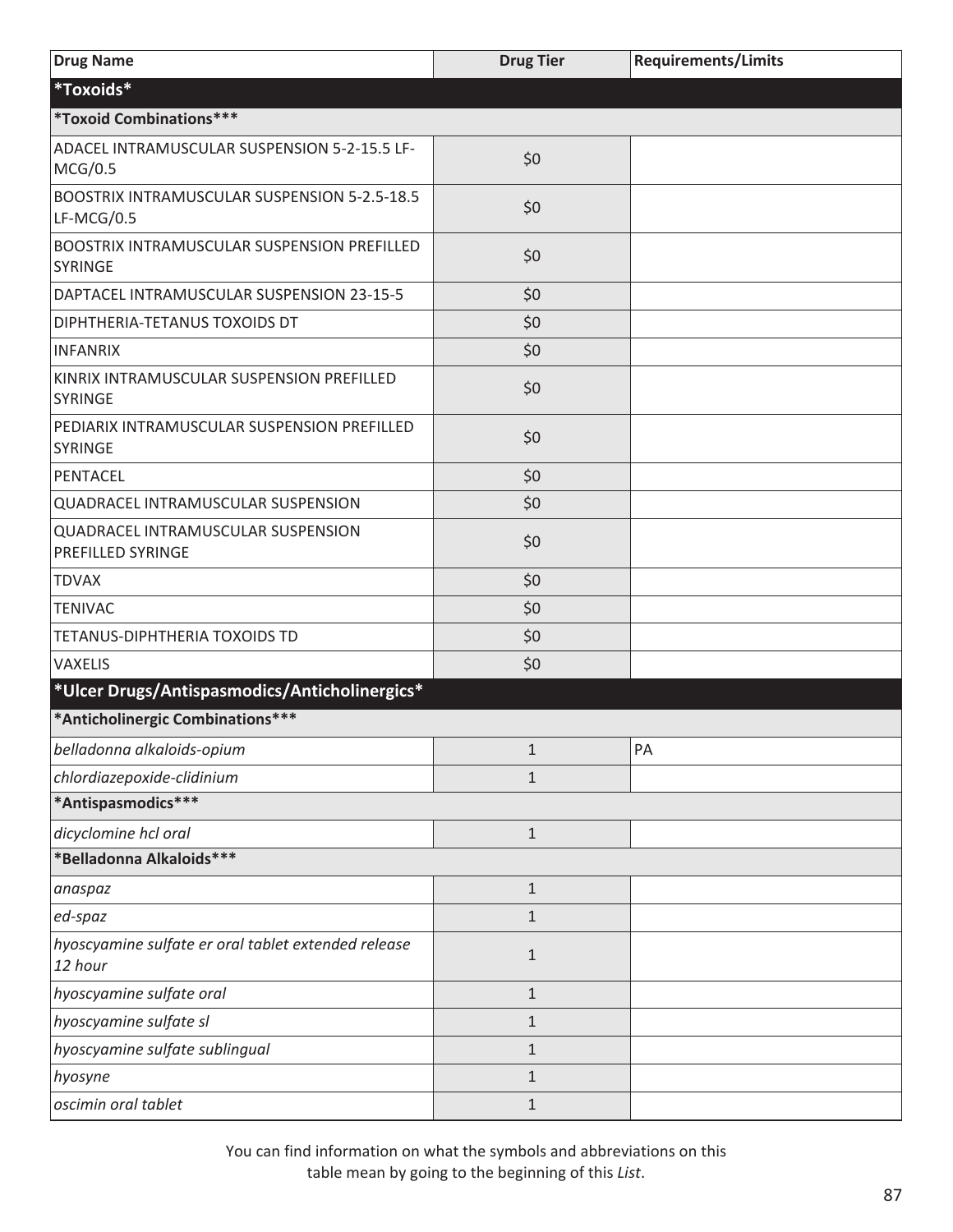| Drug Name | Drug Tier | Requirements/Limits |
|---|---|---|
| ***Toxoids*** | | |
| ***Toxoid Combinations***** | | |
| ADACEL INTRAMUSCULAR SUSPENSION 5-2-15.5 LF-MCG/0.5 | $0 | |
| BOOSTRIX INTRAMUSCULAR SUSPENSION 5-2.5-18.5 LF-MCG/0.5 | $0 | |
| BOOSTRIX INTRAMUSCULAR SUSPENSION PREFILLED SYRINGE | $0 | |
| DAPTACEL INTRAMUSCULAR SUSPENSION 23-15-5 | $0 | |
| DIPHTHERIA-TETANUS TOXOIDS DT | $0 | |
| INFANRIX | $0 | |
| KINRIX INTRAMUSCULAR SUSPENSION PREFILLED SYRINGE | $0 | |
| PEDIARIX INTRAMUSCULAR SUSPENSION PREFILLED SYRINGE | $0 | |
| PENTACEL | $0 | |
| QUADRACEL INTRAMUSCULAR SUSPENSION | $0 | |
| QUADRACEL INTRAMUSCULAR SUSPENSION PREFILLED SYRINGE | $0 | |
| TDVAX | $0 | |
| TENIVAC | $0 | |
| TETANUS-DIPHTHERIA TOXOIDS TD | $0 | |
| VAXELIS | $0 | |
| ***Ulcer Drugs/Antispasmodics/Anticholinergics*** | | |
| ***Anticholinergic Combinations***** | | |
| *belladonna alkaloids-opium* | 1 | PA |
| *chlordiazepoxide-clidinium* | 1 | |
| ***Antispasmodics***** | | |
| *dicyclomine hcl oral* | 1 | |
| ***Belladonna Alkaloids***** | | |
| *anaspaz* | 1 | |
| *ed-spaz* | 1 | |
| *hyoscyamine sulfate er oral tablet extended release 12 hour* | 1 | |
| *hyoscyamine sulfate oral* | 1 | |
| *hyoscyamine sulfate sl* | 1 | |
| *hyoscyamine sulfate sublingual* | 1 | |
| *hyosyne* | 1 | |
| *oscimin oral tablet* | 1 | |

You can find information on what the symbols and abbreviations on this table mean by going to the beginning of this *List*.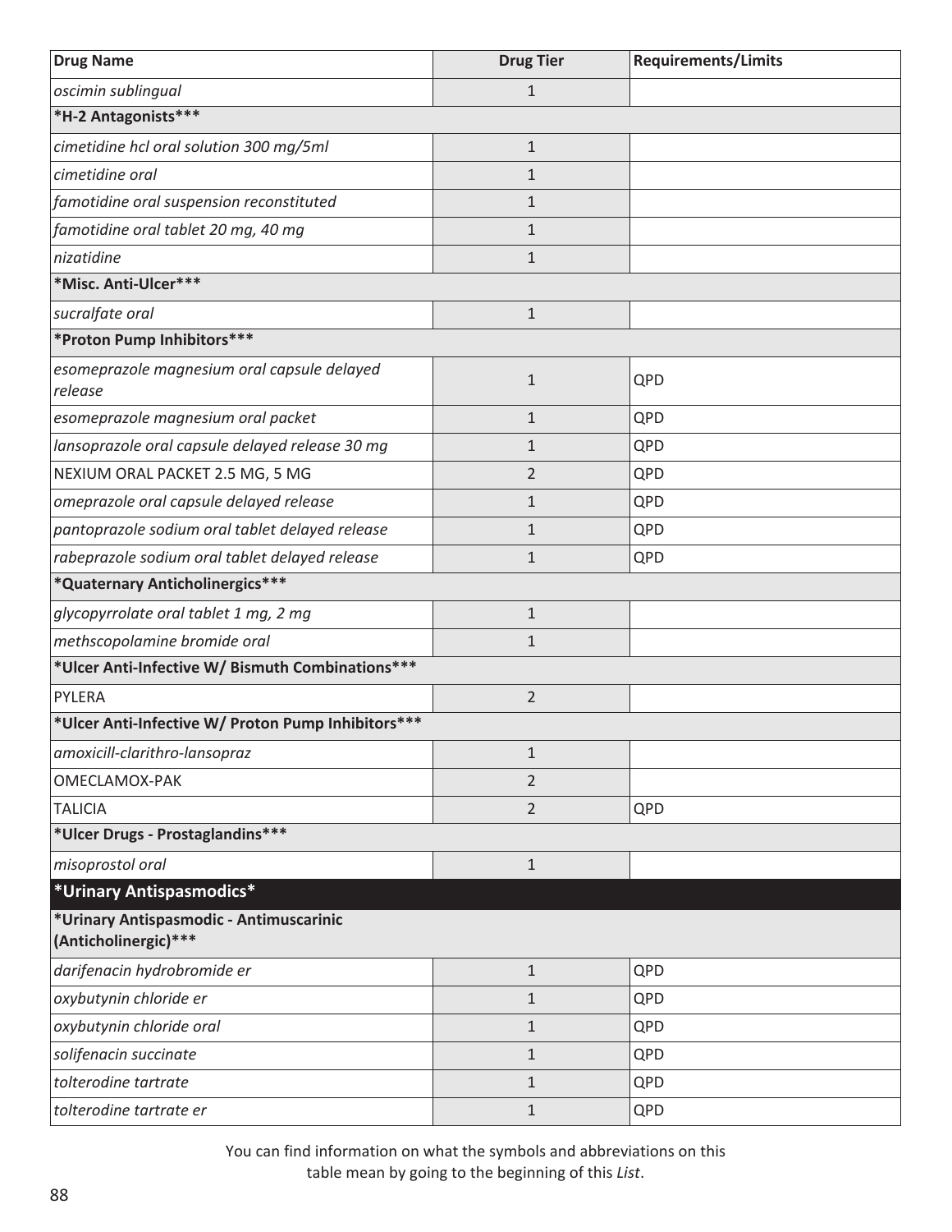| Drug Name | Drug Tier | Requirements/Limits |
|---|---|---|
| *oscimin sublingual* | 1 | |
| **\*H-2 Antagonists\*\*\*** | | |
| *cimetidine hcl oral solution 300 mg/5ml* | 1 | |
| *cimetidine oral* | 1 | |
| *famotidine oral suspension reconstituted* | 1 | |
| *famotidine oral tablet 20 mg, 40 mg* | 1 | |
| *nizatidine* | 1 | |
| **\*Misc. Anti-Ulcer\*\*\*** | | |
| *sucralfate oral* | 1 | |
| **\*Proton Pump Inhibitors\*\*\*** | | |
| *esomeprazole magnesium oral capsule delayed release* | 1 | QPD |
| *esomeprazole magnesium oral packet* | 1 | QPD |
| *lansoprazole oral capsule delayed release 30 mg* | 1 | QPD |
| NEXIUM ORAL PACKET 2.5 MG, 5 MG | 2 | QPD |
| *omeprazole oral capsule delayed release* | 1 | QPD |
| *pantoprazole sodium oral tablet delayed release* | 1 | QPD |
| *rabeprazole sodium oral tablet delayed release* | 1 | QPD |
| **\*Quaternary Anticholinergics\*\*\*** | | |
| *glycopyrrolate oral tablet 1 mg, 2 mg* | 1 | |
| *methscopolamine bromide oral* | 1 | |
| **\*Ulcer Anti-Infective W/ Bismuth Combinations\*\*\*** | | |
| PYLERA | 2 | |
| **\*Ulcer Anti-Infective W/ Proton Pump Inhibitors\*\*\*** | | |
| *amoxicill-clarithro-lansopraz* | 1 | |
| OMECLAMOX-PAK | 2 | |
| TALICIA | 2 | QPD |
| **\*Ulcer Drugs - Prostaglandins\*\*\*** | | |
| *misoprostol oral* | 1 | |
| **\*Urinary Antispasmodics\*** | | |
| **\*Urinary Antispasmodic - Antimuscarinic (Anticholinergic)\*\*\*** | | |
| *darifenacin hydrobromide er* | 1 | QPD |
| *oxybutynin chloride er* | 1 | QPD |
| *oxybutynin chloride oral* | 1 | QPD |
| *solifenacin succinate* | 1 | QPD |
| *tolterodine tartrate* | 1 | QPD |
| *tolterodine tartrate er* | 1 | QPD |

You can find information on what the symbols and abbreviations on this table mean by going to the beginning of this *List*.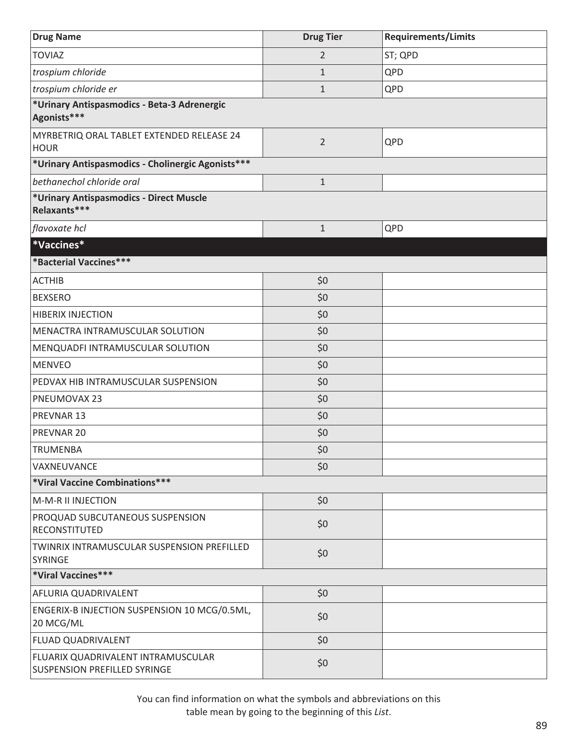| Drug Name | Drug Tier | Requirements/Limits |
|---|---|---|
| TOVIAZ | 2 | ST; QPD |
| *trospium chloride* | 1 | QPD |
| *trospium chloride er* | 1 | QPD |
| **\*Urinary Antispasmodics - Beta-3 Adrenergic Agonists\*\*\*** | | |
| MYRBETRIQ ORAL TABLET EXTENDED RELEASE 24 HOUR | 2 | QPD |
| **\*Urinary Antispasmodics - Cholinergic Agonists\*\*\*** | | |
| *bethanechol chloride oral* | 1 | |
| **\*Urinary Antispasmodics - Direct Muscle Relaxants\*\*\*** | | |
| *flavoxate hcl* | 1 | QPD |
| **\*Vaccines\*** | | |
| **\*Bacterial Vaccines\*\*\*** | | |
| ACTHIB | $0 | |
| BEXSERO | $0 | |
| HIBERIX INJECTION | $0 | |
| MENACTRA INTRAMUSCULAR SOLUTION | $0 | |
| MENQUADFI INTRAMUSCULAR SOLUTION | $0 | |
| MENVEO | $0 | |
| PEDVAX HIB INTRAMUSCULAR SUSPENSION | $0 | |
| PNEUMOVAX 23 | $0 | |
| PREVNAR 13 | $0 | |
| PREVNAR 20 | $0 | |
| TRUMENBA | $0 | |
| VAXNEUVANCE | $0 | |
| **\*Viral Vaccine Combinations\*\*\*** | | |
| M-M-R II INJECTION | $0 | |
| PROQUAD SUBCUTANEOUS SUSPENSION RECONSTITUTED | $0 | |
| TWINRIX INTRAMUSCULAR SUSPENSION PREFILLED SYRINGE | $0 | |
| **\*Viral Vaccines\*\*\*** | | |
| AFLURIA QUADRIVALENT | $0 | |
| ENGERIX-B INJECTION SUSPENSION 10 MCG/0.5ML, 20 MCG/ML | $0 | |
| FLUAD QUADRIVALENT | $0 | |
| FLUARIX QUADRIVALENT INTRAMUSCULAR SUSPENSION PREFILLED SYRINGE | $0 | |

You can find information on what the symbols and abbreviations on this table mean by going to the beginning of this *List*.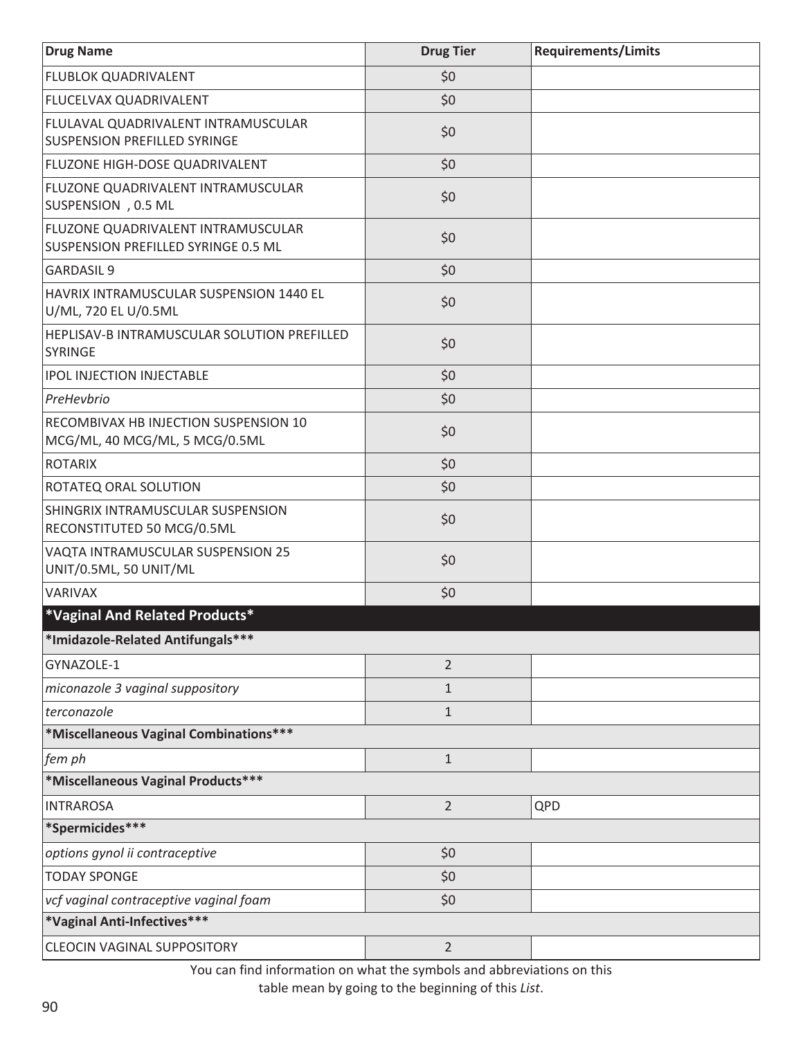| Drug Name | Drug Tier | Requirements/Limits |
|---|---|---|
| FLUBLOK QUADRIVALENT | $0 | |
| FLUCELVAX QUADRIVALENT | $0 | |
| FLULAVAL QUADRIVALENT INTRAMUSCULAR SUSPENSION PREFILLED SYRINGE | $0 | |
| FLUZONE HIGH-DOSE QUADRIVALENT | $0 | |
| FLUZONE QUADRIVALENT INTRAMUSCULAR SUSPENSION , 0.5 ML | $0 | |
| FLUZONE QUADRIVALENT INTRAMUSCULAR SUSPENSION PREFILLED SYRINGE 0.5 ML | $0 | |
| GARDASIL 9 | $0 | |
| HAVRIX INTRAMUSCULAR SUSPENSION 1440 EL U/ML, 720 EL U/0.5ML | $0 | |
| HEPLISAV-B INTRAMUSCULAR SOLUTION PREFILLED SYRINGE | $0 | |
| IPOL INJECTION INJECTABLE | $0 | |
| *PreHevbrio* | $0 | |
| RECOMBIVAX HB INJECTION SUSPENSION 10 MCG/ML, 40 MCG/ML, 5 MCG/0.5ML | $0 | |
| ROTARIX | $0 | |
| ROTATEQ ORAL SOLUTION | $0 | |
| SHINGRIX INTRAMUSCULAR SUSPENSION RECONSTITUTED 50 MCG/0.5ML | $0 | |
| VAQTA INTRAMUSCULAR SUSPENSION 25 UNIT/0.5ML, 50 UNIT/ML | $0 | |
| VARIVAX | $0 | |
| **\*Vaginal And Related Products\*** | | |
| **\*Imidazole-Related Antifungals\*\*\*** | | |
| GYNAZOLE-1 | 2 | |
| *miconazole 3 vaginal suppository* | 1 | |
| *terconazole* | 1 | |
| **\*Miscellaneous Vaginal Combinations\*\*\*** | | |
| *fem ph* | 1 | |
| **\*Miscellaneous Vaginal Products\*\*\*** | | |
| INTRAROSA | 2 | QPD |
| **\*Spermicides\*\*\*** | | |
| *options gynol ii contraceptive* | $0 | |
| TODAY SPONGE | $0 | |
| *vcf vaginal contraceptive vaginal foam* | $0 | |
| **\*Vaginal Anti-Infectives\*\*\*** | | |
| CLEOCIN VAGINAL SUPPOSITORY | 2 | |

You can find information on what the symbols and abbreviations on this table mean by going to the beginning of this *List*.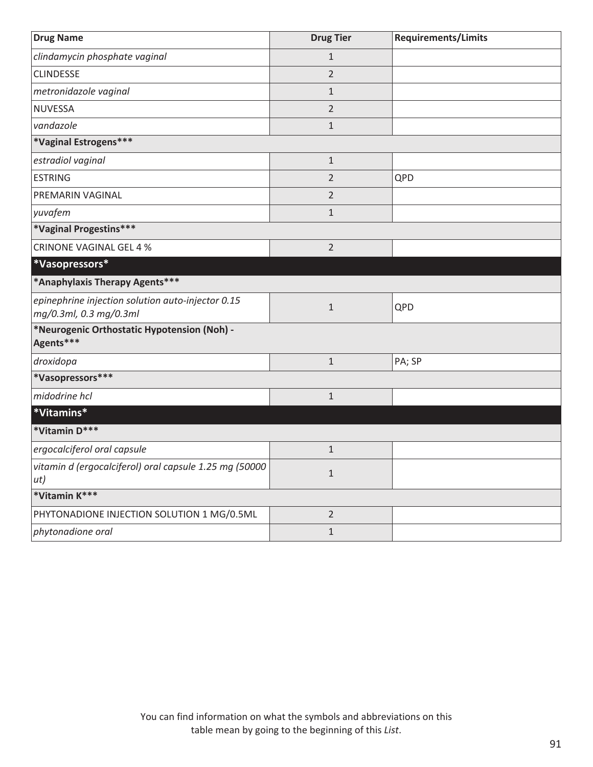| Drug Name | Drug Tier | Requirements/Limits |
|---|---|---|
| *clindamycin phosphate vaginal* | 1 | |
| CLINDESSE | 2 | |
| *metronidazole vaginal* | 1 | |
| NUVESSA | 2 | |
| *vandazole* | 1 | |
| **\*Vaginal Estrogens\*\*\*** | | |
| *estradiol vaginal* | 1 | |
| ESTRING | 2 | QPD |
| PREMARIN VAGINAL | 2 | |
| *yuvafem* | 1 | |
| **\*Vaginal Progestins\*\*\*** | | |
| CRINONE VAGINAL GEL 4 % | 2 | |
| **\*Vasopressors\*** | | |
| **\*Anaphylaxis Therapy Agents\*\*\*** | | |
| *epinephrine injection solution auto-injector 0.15 mg/0.3ml, 0.3 mg/0.3ml* | 1 | QPD |
| **\*Neurogenic Orthostatic Hypotension (Noh) - Agents\*\*\*** | | |
| *droxidopa* | 1 | PA; SP |
| **\*Vasopressors\*\*\*** | | |
| *midodrine hcl* | 1 | |
| **\*Vitamins\*** | | |
| **\*Vitamin D\*\*\*** | | |
| *ergocalciferol oral capsule* | 1 | |
| *vitamin d (ergocalciferol) oral capsule 1.25 mg (50000 ut)* | 1 | |
| **\*Vitamin K\*\*\*** | | |
| PHYTONADIONE INJECTION SOLUTION 1 MG/0.5ML | 2 | |
| *phytonadione oral* | 1 | |

You can find information on what the symbols and abbreviations on this table mean by going to the beginning of this *List*.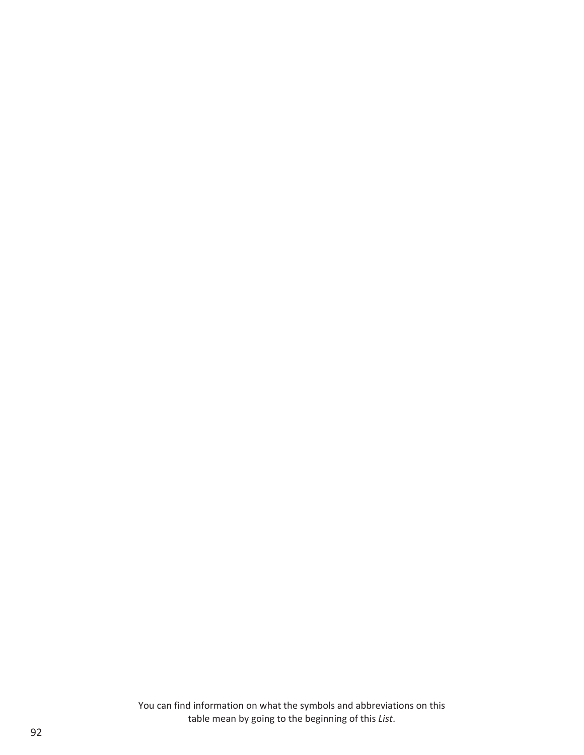You can find information on what the symbols and abbreviations on this table mean by going to the beginning of this *List*.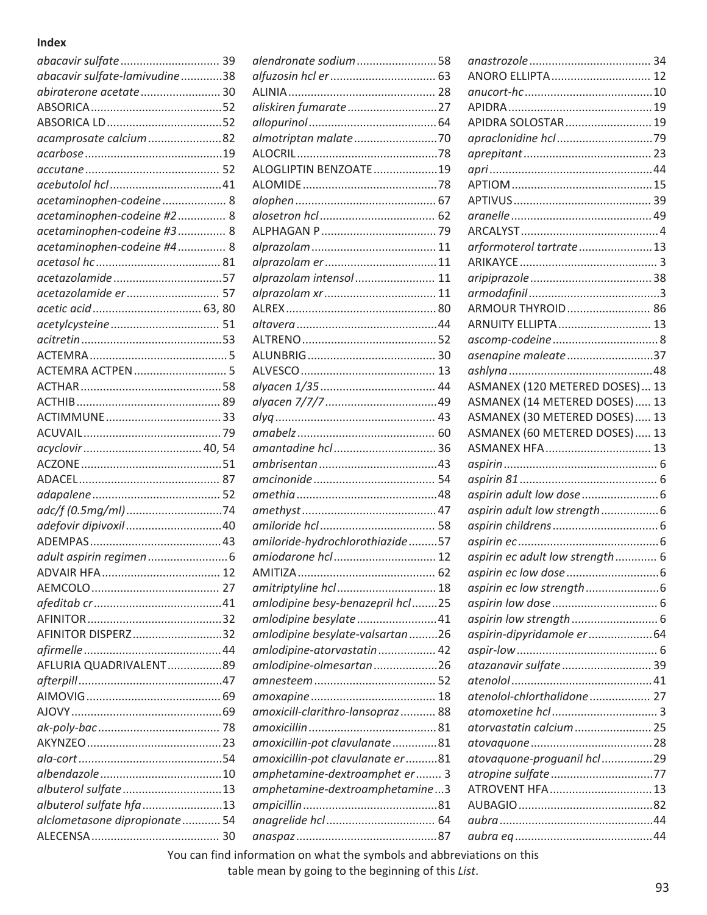**Index**

*abacavir sulfate* ............................... 39
*abacavir sulfate-lamivudine* .............38
*abiraterone acetate* .........................30
ABSORICA..........................................52
ABSORICA LD....................................52
*acamprosate calcium*.......................82
*acarbose*...........................................19
*accutane*.......................................... 52
*acebutolol hcl*...................................41
*acetaminophen-codeine* .................... 8
*acetaminophen-codeine #2* ............... 8
*acetaminophen-codeine #3* ............... 8
*acetaminophen-codeine #4* ............... 8
*acetasol hc*.......................................81
*acetazolamide*..................................57
*acetazolamide er*............................. 57
*acetic acid*.................................. 63, 80
*acetylcysteine*.................................. 51
*acitretin*............................................53
ACTEMRA...........................................5
ACTEMRA ACTPEN............................. 5
ACTHAR............................................58
ACTHIB.............................................89
ACTIMMUNE....................................33
ACUVAIL............................................79
*acyclovir*..................................... 40, 54
ACZONE............................................51
ADACEL............................................ 87
*adapalene*........................................ 52
*adc/f (0.5mg/ml)*..............................74
*adefovir dipivoxil*..............................40
ADEMPAS..........................................43
*adult aspirin regimen*.........................6
ADVAIR HFA..................................... 12
AEMCOLO........................................ 27
*afeditab cr*........................................41
AFINITOR..........................................32
AFINITOR DISPERZ............................32
*afirmelle*...........................................44
AFLURIA QUADRIVALENT.................89
*afterpill*.............................................47
AIMOVIG.......................................... 69
AJOVY...............................................69
*ak-poly-bac*...................................... 78
AKYNZEO..........................................23
*ala-cort*.............................................54
*albendazole*......................................10
*albuterol sulfate*...............................13
*albuterol sulfate hfa*.........................13
*alclometasone dipropionate*............54
ALECENSA........................................ 30
*alendronate sodium*.........................58
*alfuzosin hcl er*................................. 63
ALINIA.............................................. 28
*aliskiren fumarate*............................27
*allopurinol*........................................64
*almotriptan malate*..........................70
ALOCRIL............................................78
ALOGLIPTIN BENZOATE....................19
ALOMIDE..........................................78
*alophen*............................................ 67
*alosetron hcl*.................................... 62
ALPHAGAN P....................................79
*alprazolam*....................................... 11
*alprazolam er*...................................11
*alprazolam intensol*......................... 11
*alprazolam xr*...................................11
ALREX...............................................80
*altavera*............................................44
ALTRENO..........................................52
ALUNBRIG........................................ 30
ALVESCO.......................................... 13
*alyacen 1/35*.................................... 44
*alyacen 7/7/7*...................................49
*alyq*.................................................. 43
*amabelz*........................................... 60
*amantadine hcl*................................ 36
*ambrisentan*.....................................43
*amcinonide*...................................... 54
*amethia*............................................48
*amethyst*..........................................47
*amiloride hcl*.................................... 58
*amiloride-hydrochlorothiazide*.........57
*amiodarone hcl*................................ 12
AMITIZA........................................... 62
*amitriptyline hcl*............................... 18
*amlodipine besy-benazepril hcl*........25
*amlodipine besylate*.........................41
*amlodipine besylate-valsartan*.........26
*amlodipine-atorvastatin*.................. 42
*amlodipine-olmesartan*....................26
*amnesteem*...................................... 52
*amoxapine*....................................... 18
*amoxicill-clarithro-lansopraz*........... 88
*amoxicillin*........................................81
*amoxicillin-pot clavulanate*..............81
*amoxicillin-pot clavulanate er*..........81
*amphetamine-dextroamphet er*........ 3
*amphetamine-dextroamphetamine*...3
*ampicillin*..........................................81
*anagrelide hcl*.................................. 64
*anaspaz*............................................87
*anastrozole*...................................... 34
ANORO ELLIPTA............................... 12
*anucort-hc*........................................10
APIDRA.............................................19
APIDRA SOLOSTAR........................... 19
*apraclonidine hcl*..............................79
*aprepitant*........................................ 23
*apri*...................................................44
APTIOM............................................15
APTIVUS........................................... 39
*aranelle*............................................ 49
ARCALYST...........................................4
*arformoterol tartrate*.......................13
ARIKAYCE........................................... 3
*aripiprazole*......................................38
*armodafinil*.........................................3
ARMOUR THYROID.......................... 86
ARNUITY ELLIPTA............................. 13
*ascomp-codeine*.................................8
*asenapine maleate*...........................37
*ashlyna*.............................................48
ASMANEX (120 METERED DOSES)... 13
ASMANEX (14 METERED DOSES)..... 13
ASMANEX (30 METERED DOSES)..... 13
ASMANEX (60 METERED DOSES)..... 13
ASMANEX HFA................................. 13
*aspirin*................................................ 6
*aspirin 81*........................................... 6
*aspirin adult low dose*........................6
*aspirin adult low strength*..................6
*aspirin childrens*.................................6
*aspirin ec*............................................6
*aspirin ec adult low strength*............. 6
*aspirin ec low dose*.............................6
*aspirin ec low strength*.......................6
*aspirin low dose*................................. 6
*aspirin low strength*........................... 6
*aspirin-dipyridamole er*....................64
*aspir-low*............................................ 6
*atazanavir sulfate*............................ 39
*atenolol*............................................41
*atenolol-chlorthalidone*................... 27
*atomoxetine hcl*................................. 3
*atorvastatin calcium*........................ 25
*atovaquone*......................................28
*atovaquone-proguanil hcl*................29
*atropine sulfate*................................77
ATROVENT HFA................................13
AUBAGIO..........................................82
*aubra*................................................44
*aubra eq*...........................................44

You can find information on what the symbols and abbreviations on this table mean by going to the beginning of this *List*.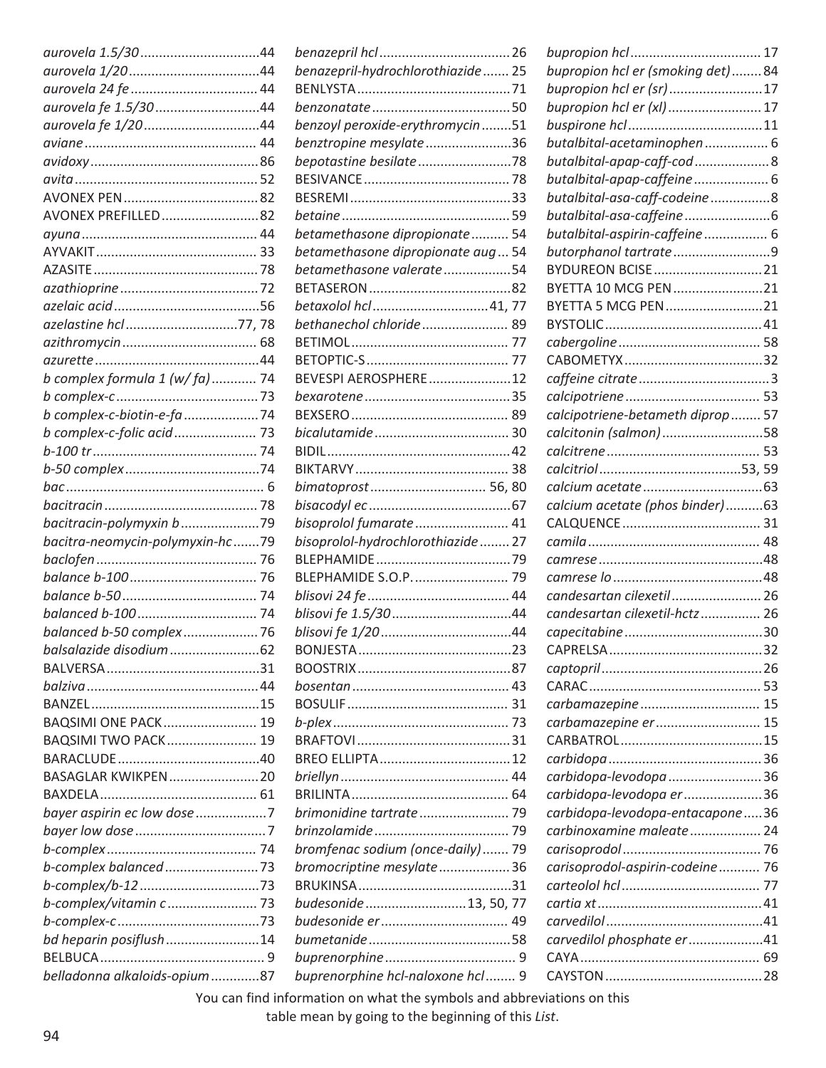*aurovela 1.5/30* ....................................44
*aurovela 1/20* ........................................44
*aurovela 24 fe* ....................................... 44
*aurovela fe 1.5/30* ................................44
*aurovela fe 1/20* ...................................44
*aviane* .................................................. 44
*avidoxy* .................................................86
*avita* ..................................................... 52
AVONEX PEN ........................................82
AVONEX PREFILLED ..............................82
*ayuna* .................................................... 44
AYVAKIT ................................................ 33
AZASITE .................................................78
*azathioprine* ..........................................72
*azelaic acid* ...........................................56
*azelastine hcl* ................................77, 78
*azithromycin* ......................................... 68
*azurette* .................................................44
*b complex formula 1 (w/ fa)* ............. 74
*b complex-c* ..........................................73
*b complex-c-biotin-e-fa* ......................74
*b complex-c-folic acid* ........................ 73
*b-100 tr* ................................................ 74
*b-50 complex* ........................................74
*bac* ........................................................ 6
*bacitracin* .............................................. 78
*bacitracin-polymyxin b* ........................79
*bacitra-neomycin-polymyxin-hc* ..........79
*baclofen* ................................................ 76
*balance b-100* ...................................... 76
*balance b-50* ........................................ 74
*balanced b-100* .................................... 74
*balanced b-50 complex* ....................... 76
*balsalazide disodium* ...........................62
BALVERSA ............................................31
*balziva* ...................................................44
BANZEL ..................................................15
BAQSIMI ONE PACK ........................... 19
BAQSIMI TWO PACK .......................... 19
BARACLUDE .........................................40
BASAGLAR KWIKPEN ..........................20
BAXDELA ............................................... 61
*bayer aspirin ec low dose* ....................7
*bayer low dose* ......................................7
*b-complex* ............................................ 74
*b-complex balanced* ............................73
*b-complex/b-12* ...................................73
*b-complex/vitamin c* ........................... 73
*b-complex-c* .........................................73
*bd heparin posiflush* ...........................14
BELBUCA ................................................ 9
*belladonna alkaloids-opium* ...............87
*benazepril hcl* ...................................... 26
*benazepril-hydrochlorothiazide* ....... 25
BENLYSTA ............................................. 71
*benzonatate* ......................................... 50
*benzoyl peroxide-erythromycin* ........ 51
*benztropine mesylate* ........................ 36
*bepotastine besilate* ........................... 78
BESIVANCE ........................................... 78
BESREMI ............................................... 33
*betaine* ................................................. 59
*betamethasone dipropionate* ........... 54
*betamethasone dipropionate aug* ... 54
*betamethasone valerate* .................. 54
BETASERON .......................................... 82
*betaxolol hcl* ................................. 41, 77
*bethanechol chloride* ......................... 89
BETIMOL ............................................... 77
BETOPTIC-S .......................................... 77
BEVESPI AEROSPHERE ....................... 12
*bexarotene* .......................................... 35
BEXSERO .............................................. 89
*bicalutamide* ....................................... 30
BIDIL ..................................................... 42
BIKTARVY ............................................. 38
*bimatoprost* ................................. 56, 80
*bisacodyl ec* ........................................ 67
*bisoprolol fumarate* ........................... 41
*bisoprolol-hydrochlorothiazide* ........ 27
BLEPHAMIDE ........................................ 79
BLEPHAMIDE S.O.P. ............................ 79
*blisovi 24 fe* ........................................ 44
*blisovi fe 1.5/30* ................................. 44
*blisovi fe 1/20* .................................... 44
BONJESTA ............................................. 23
BOOSTRIX ............................................. 87
*bosentan* ............................................. 43
BOSULIF ................................................ 31
*b-plex* .................................................. 73
BRAFTOVI ............................................. 31
BREO ELLIPTA ...................................... 12
*briellyn* ................................................ 44
BRILINTA .............................................. 64
*brimonidine tartrate* .......................... 79
*brinzolamide* ...................................... 79
*bromfenac sodium (once-daily)* ....... 79
*bromocriptine mesylate* .................... 36
BRUKINSA ............................................. 31
*budesonide* ........................... 13, 50, 77
*budesonide er* .................................... 49
*bumetanide* ......................................... 58
*buprenorphine* ...................................... 9
*buprenorphine hcl-naloxone hcl* ........ 9
*bupropion hcl* ...................................... 17
*bupropion hcl er (smoking det)* ........ 84
*bupropion hcl er (sr)* .......................... 17
*bupropion hcl er (xl)* .......................... 17
*buspirone hcl* ...................................... 11
*butalbital-acetaminophen* ................... 6
*butalbital-apap-caff-cod* ..................... 8
*butalbital-apap-caffeine* ..................... 6
*butalbital-asa-caff-codeine* ................. 8
*butalbital-asa-caffeine* ........................ 6
*butalbital-aspirin-caffeine* .................. 6
*butorphanol tartrate* ........................... 9
BYDUREON BCISE ................................ 21
BYETTA 10 MCG PEN ........................... 21
BYETTA 5 MCG PEN ............................. 21
BYSTOLIC .............................................. 41
*cabergoline* ......................................... 58
CABOMETYX ......................................... 32
*caffeine citrate* ..................................... 3
*calcipotriene* ...................................... 53
*calcipotriene-betameth diprop* ......... 57
*calcitonin (salmon)* ............................ 58
*calcitrene* ............................................ 53
*calcitriol* ....................................... 53, 59
*calcium acetate* .................................. 63
*calcium acetate (phos binder)* .......... 63
CALQUENCE ......................................... 31
*camila* .................................................. 48
*camrese* ............................................... 48
*camrese lo* ........................................... 48
*candesartan cilexetil* .......................... 26
*candesartan cilexetil-hctz* ................. 26
*capecitabine* ....................................... 30
CAPRELSA ............................................ 32
*captopril* ............................................. 26
CARAC .................................................. 53
*carbamazepine* ................................... 15
*carbamazepine er* .............................. 15
CARBATROL .......................................... 15
*carbidopa* ........................................... 36
*carbidopa-levodopa* ........................... 36
*carbidopa-levodopa er* ...................... 36
*carbidopa-levodopa-entacapone* ...... 36
*carbinoxamine maleate* ..................... 24
*carisoprodol* ....................................... 76
*carisoprodol-aspirin-codeine* ............ 76
*carteolol hcl* ....................................... 77
*cartia xt* ............................................... 41
*carvedilol* ............................................ 41
*carvedilol phosphate er* ..................... 41
CAYA ..................................................... 69
CAYSTON .............................................. 28

You can find information on what the symbols and abbreviations on this table mean by going to the beginning of this *List*.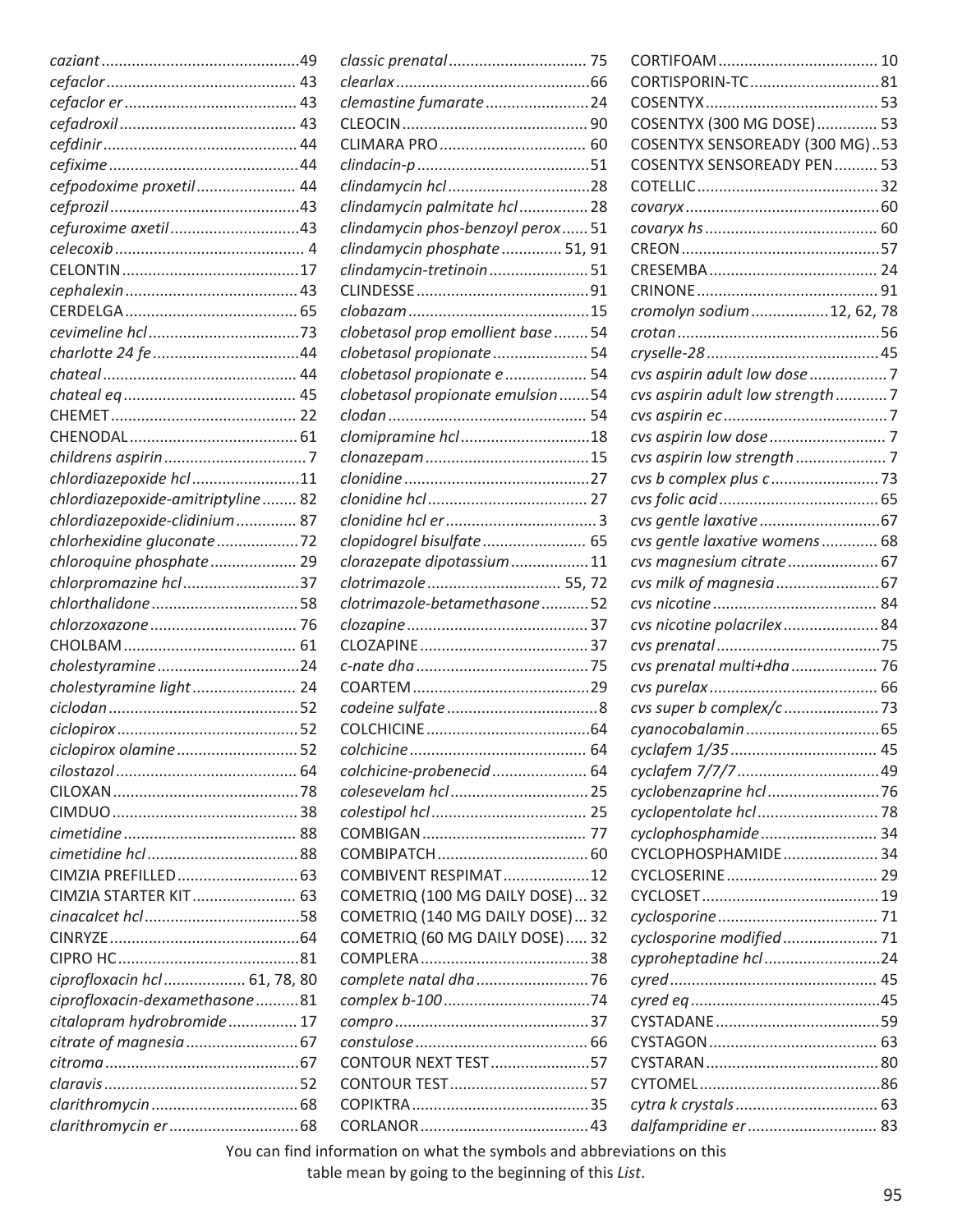*caziant* ... 49
*cefaclor* ... 43
*cefaclor er* ... 43
*cefadroxil* ... 43
*cefdinir* ... 44
*cefixime* ... 44
*cefpodoxime proxetil* ... 44
*cefprozil* ... 43
*cefuroxime axetil* ... 43
*celecoxib* ... 4
CELONTIN ... 17
*cephalexin* ... 43
CERDELGA ... 65
*cevimeline hcl* ... 73
*charlotte 24 fe* ... 44
*chateal* ... 44
*chateal eq* ... 45
CHEMET ... 22
CHENODAL ... 61
*childrens aspirin* ... 7
*chlordiazepoxide hcl* ... 11
*chlordiazepoxide-amitriptyline* ... 82
*chlordiazepoxide-clidinium* ... 87
*chlorhexidine gluconate* ... 72
*chloroquine phosphate* ... 29
*chlorpromazine hcl* ... 37
*chlorthalidone* ... 58
*chlorzoxazone* ... 76
CHOLBAM ... 61
*cholestyramine* ... 24
*cholestyramine light* ... 24
*ciclodan* ... 52
*ciclopirox* ... 52
*ciclopirox olamine* ... 52
*cilostazol* ... 64
CILOXAN ... 78
CIMDUO ... 38
*cimetidine* ... 88
*cimetidine hcl* ... 88
CIMZIA PREFILLED ... 63
CIMZIA STARTER KIT ... 63
*cinacalcet hcl* ... 58
CINRYZE ... 64
CIPRO HC ... 81
*ciprofloxacin hcl* ... 61, 78, 80
*ciprofloxacin-dexamethasone* ... 81
*citalopram hydrobromide* ... 17
*citrate of magnesia* ... 67
*citroma* ... 67
*claravis* ... 52
*clarithromycin* ... 68
*clarithromycin er* ... 68
*classic prenatal* ... 75
*clearlax* ... 66
*clemastine fumarate* ... 24
CLEOCIN ... 90
CLIMARA PRO ... 60
*clindacin-p* ... 51
*clindamycin hcl* ... 28
*clindamycin palmitate hcl* ... 28
*clindamycin phos-benzoyl perox* ... 51
*clindamycin phosphate* ... 51, 91
*clindamycin-tretinoin* ... 51
CLINDESSE ... 91
*clobazam* ... 15
*clobetasol prop emollient base* ... 54
*clobetasol propionate* ... 54
*clobetasol propionate e* ... 54
*clobetasol propionate emulsion* ... 54
*clodan* ... 54
*clomipramine hcl* ... 18
*clonazepam* ... 15
*clonidine* ... 27
*clonidine hcl* ... 27
*clonidine hcl er* ... 3
*clopidogrel bisulfate* ... 65
*clorazepate dipotassium* ... 11
*clotrimazole* ... 55, 72
*clotrimazole-betamethasone* ... 52
*clozapine* ... 37
CLOZAPINE ... 37
*c-nate dha* ... 75
COARTEM ... 29
*codeine sulfate* ... 8
COLCHICINE ... 64
*colchicine* ... 64
*colchicine-probenecid* ... 64
*colesevelam hcl* ... 25
*colestipol hcl* ... 25
COMBIGAN ... 77
COMBIPATCH ... 60
COMBIVENT RESPIMAT ... 12
COMETRIQ (100 MG DAILY DOSE) ... 32
COMETRIQ (140 MG DAILY DOSE) ... 32
COMETRIQ (60 MG DAILY DOSE) ... 32
COMPLERA ... 38
*complete natal dha* ... 76
*complex b-100* ... 74
*compro* ... 37
*constulose* ... 66
CONTOUR NEXT TEST ... 57
CONTOUR TEST ... 57
COPIKTRA ... 35
CORLANOR ... 43
CORTIFOAM ... 10
CORTISPORIN-TC ... 81
COSENTYX ... 53
COSENTYX (300 MG DOSE) ... 53
COSENTYX SENSOREADY (300 MG) ... 53
COSENTYX SENSOREADY PEN ... 53
COTELLIC ... 32
*covaryx* ... 60
*covaryx hs* ... 60
CREON ... 57
CRESEMBA ... 24
CRINONE ... 91
*cromolyn sodium* ... 12, 62, 78
*crotan* ... 56
*cryselle-28* ... 45
*cvs aspirin adult low dose* ... 7
*cvs aspirin adult low strength* ... 7
*cvs aspirin ec* ... 7
*cvs aspirin low dose* ... 7
*cvs aspirin low strength* ... 7
*cvs b complex plus c* ... 73
*cvs folic acid* ... 65
*cvs gentle laxative* ... 67
*cvs gentle laxative womens* ... 68
*cvs magnesium citrate* ... 67
*cvs milk of magnesia* ... 67
*cvs nicotine* ... 84
*cvs nicotine polacrilex* ... 84
*cvs prenatal* ... 75
*cvs prenatal multi+dha* ... 76
*cvs purelax* ... 66
*cvs super b complex/c* ... 73
*cyanocobalamin* ... 65
*cyclafem 1/35* ... 45
*cyclafem 7/7/7* ... 49
*cyclobenzaprine hcl* ... 76
*cyclopentolate hcl* ... 78
*cyclophosphamide* ... 34
CYCLOPHOSPHAMIDE ... 34
CYCLOSERINE ... 29
CYCLOSET ... 19
*cyclosporine* ... 71
*cyclosporine modified* ... 71
*cyproheptadine hcl* ... 24
*cyred* ... 45
*cyred eq* ... 45
CYSTADANE ... 59
CYSTAGON ... 63
CYSTARAN ... 80
CYTOMEL ... 86
*cytra k crystals* ... 63
*dalfampridine er* ... 83

You can find information on what the symbols and abbreviations on this table mean by going to the beginning of this *List*.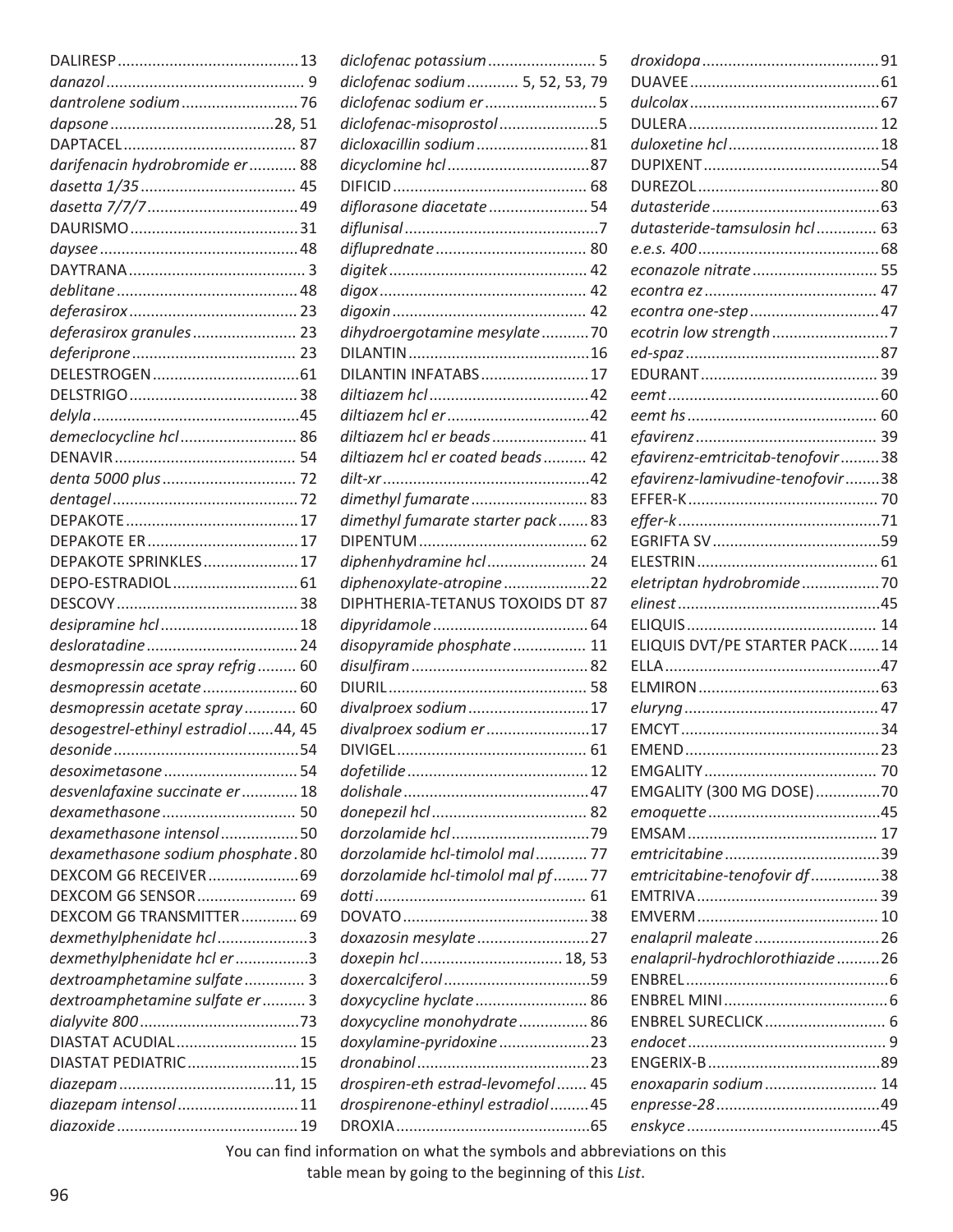DALIRESP.......................................13
*danazol*........................................ 9
*dantrolene sodium*.......................... 76
*dapsone*....................................28, 51
DAPTACEL...................................... 87
*darifenacin hydrobromide er*........... 88
*dasetta 1/35*.................................. 45
*dasetta 7/7/7*.................................49
DAURISMO.....................................31
*daysee*..........................................48
DAYTRANA...................................... 3
*deblitane*.......................................48
*deferasirox*..................................... 23
*deferasirox granules*....................... 23
*deferiprone*.................................... 23
DELESTROGEN...............................61
DELSTRIGO.....................................38
*delyla*............................................45
*demeclocycline hcl*......................... 86
DENAVIR........................................ 54
*denta 5000 plus*............................. 72
*dentagel*........................................72
DEPAKOTE......................................17
DEPAKOTE ER.................................17
DEPAKOTE SPRINKLES....................17
DEPO-ESTRADIOL...........................61
DESCOVY........................................38
*desipramine hcl*..............................18
*desloratadine*.................................24
*desmopressin ace spray refrig*......... 60
*desmopressin acetate*.....................60
*desmopressin acetate spray*........... 60
*desogestrel-ethinyl estradiol*......44, 45
*desonide*........................................54
*desoximetasone*.............................54
*desvenlafaxine succinate er*............18
*dexamethasone*............................. 50
*dexamethasone intensol*.................50
*dexamethasone sodium phosphate*.80
DEXCOM G6 RECEIVER...................69
DEXCOM G6 SENSOR..................... 69
DEXCOM G6 TRANSMITTER............ 69
*dexmethylphenidate hcl*...................3
*dexmethylphenidate hcl er*...............3
*dextroamphetamine sulfate*............. 3
*dextroamphetamine sulfate er*.......... 3
*dialyvite 800*...................................73
DIASTAT ACUDIAL.......................... 15
DIASTAT PEDIATRIC........................15
*diazepam*..................................11, 15
*diazepam intensol*..........................11
*diazoxide*.......................................19
*diclofenac potassium*........................ 5
*diclofenac sodium*............ 5, 52, 53, 79
*diclofenac sodium er*.........................5
*diclofenac-misoprostol*......................5
*dicloxacillin sodium*.........................81
*dicyclomine hcl*...............................87
DIFICID.......................................... 68
*diflorasone diacetate*...................... 54
*diflunisal*..........................................7
*difluprednate*................................. 80
*digitek*........................................... 42
*digox*............................................. 42
*digoxin*.......................................... 42
*dihydroergotamine mesylate*...........70
DILANTIN........................................16
DILANTIN INFATABS........................17
*diltiazem hcl*...................................42
*diltiazem hcl er*...............................42
*diltiazem hcl er beads*..................... 41
*diltiazem hcl er coated beads*.......... 42
*dilt-xr*............................................42
*dimethyl fumarate*.......................... 83
*dimethyl fumarate starter pack*....... 83
DIPENTUM..................................... 62
*diphenhydramine hcl*...................... 24
*diphenoxylate-atropine*...................22
DIPHTHERIA-TETANUS TOXOIDS DT 87
*dipyridamole*.................................. 64
*disopyramide phosphate*................ 11
*disulfiram*.......................................82
DIURIL............................................ 58
*divalproex sodium*...........................17
*divalproex sodium er*.......................17
DIVIGEL.......................................... 61
*dofetilide*........................................12
*dolishale*.........................................47
*donepezil hcl*.................................. 82
*dorzolamide hcl*..............................79
*dorzolamide hcl-timolol mal*............ 77
*dorzolamide hcl-timolol mal pf*........77
*dotti*............................................... 61
DOVATO.........................................38
*doxazosin mesylate*.........................27
*doxepin hcl*............................... 18, 53
*doxercalciferol*................................59
*doxycycline hyclate*......................... 86
*doxycycline monohydrate*............... 86
*doxylamine-pyridoxine*....................23
*dronabinol*......................................23
*drospiren-eth estrad-levomefol*....... 45
*drospirenone-ethinyl estradiol*.........45
DROXIA...........................................65
*droxidopa*.......................................91
DUAVEE..........................................61
*dulcolax*..........................................67
DULERA.......................................... 12
*duloxetine hcl*.................................18
DUPIXENT.......................................54
DUREZOL........................................80
*dutasteride*.....................................63
*dutasteride-tamsulosin hcl*............. 63
*e.e.s. 400*........................................68
*econazole nitrate*........................... 55
*econtra ez*...................................... 47
*econtra one-step*.............................47
*ecotrin low strength*..........................7
*ed-spaz*...........................................87
EDURANT....................................... 39
*eemt*...............................................60
*eemt hs*.......................................... 60
*efavirenz*........................................ 39
*efavirenz-emtricitab-tenofovir*.........38
*efavirenz-lamivudine-tenofovir*........38
EFFER-K..........................................70
*effer-k*.............................................71
EGRIFTA SV.....................................59
ELESTRIN........................................ 61
*eletriptan hydrobromide*..................70
*elinest*.............................................45
ELIQUIS.......................................... 14
ELIQUIS DVT/PE STARTER PACK.......14
ELLA................................................47
ELMIRON........................................63
*eluryng*........................................... 47
EMCYT............................................34
EMEND...........................................23
EMGALITY...................................... 70
EMGALITY (300 MG DOSE)...............70
*emoquette*.......................................45
EMSAM.......................................... 17
*emtricitabine*...................................39
*emtricitabine-tenofovir df*................38
EMTRIVA........................................ 39
EMVERM........................................ 10
*enalapril maleate*............................26
*enalapril-hydrochlorothiazide*..........26
ENBREL.............................................6
ENBREL MINI.....................................6
ENBREL SURECLICK.......................... 6
*endocet*............................................ 9
ENGERIX-B.......................................89
*enoxaparin sodium*......................... 14
*enpresse-28*.....................................49
*enskyce*...........................................45

You can find information on what the symbols and abbreviations on this table mean by going to the beginning of this *List*.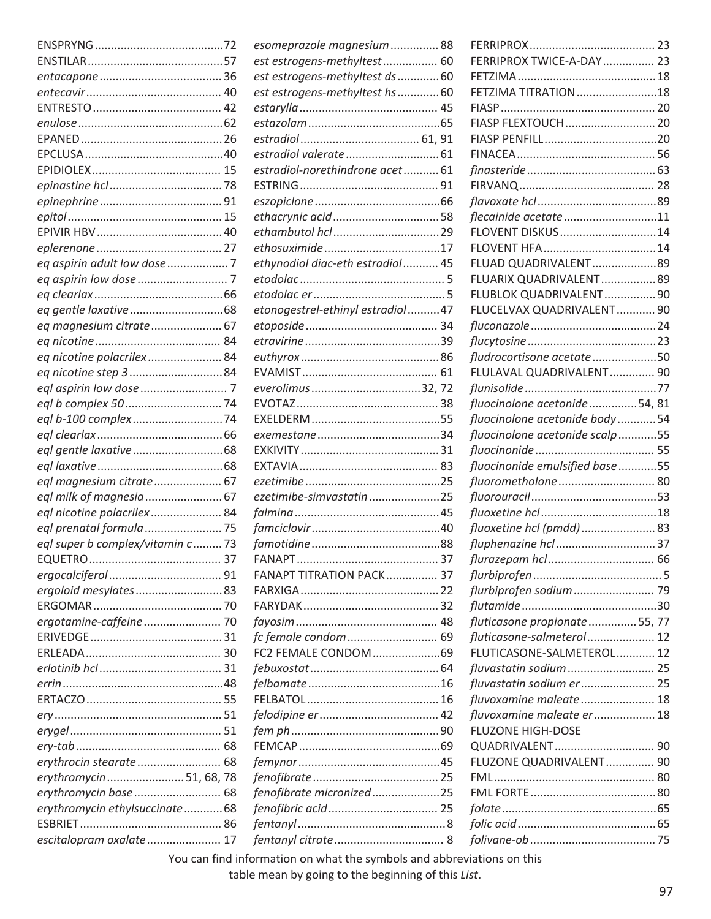ENSPRYNG ........ 72
ENSTILAR ........ 57
*entacapone* ........ 36
*entecavir* ........ 40
ENTRESTO ........ 42
*enulose* ........ 62
EPANED ........ 26
EPCLUSA ........ 40
EPIDIOLEX ........ 15
*epinastine hcl* ........ 78
*epinephrine* ........ 91
*epitol* ........ 15
EPIVIR HBV ........ 40
*eplerenone* ........ 27
*eq aspirin adult low dose* ........ 7
*eq aspirin low dose* ........ 7
*eq clearlax* ........ 66
*eq gentle laxative* ........ 68
*eq magnesium citrate* ........ 67
*eq nicotine* ........ 84
*eq nicotine polacrilex* ........ 84
*eq nicotine step 3* ........ 84
*eql aspirin low dose* ........ 7
*eql b complex 50* ........ 74
*eql b-100 complex* ........ 74
*eql clearlax* ........ 66
*eql gentle laxative* ........ 68
*eql laxative* ........ 68
*eql magnesium citrate* ........ 67
*eql milk of magnesia* ........ 67
*eql nicotine polacrilex* ........ 84
*eql prenatal formula* ........ 75
*eql super b complex/vitamin c* ........ 73
EQUETRO ........ 37
*ergocalciferol* ........ 91
*ergoloid mesylates* ........ 83
ERGOMAR ........ 70
*ergotamine-caffeine* ........ 70
ERIVEDGE ........ 31
ERLEADA ........ 30
*erlotinib hcl* ........ 31
*errin* ........ 48
ERTACZO ........ 55
*ery* ........ 51
*erygel* ........ 51
*ery-tab* ........ 68
*erythrocin stearate* ........ 68
*erythromycin* ........ 51, 68, 78
*erythromycin base* ........ 68
*erythromycin ethylsuccinate* ........ 68
ESBRIET ........ 86
*escitalopram oxalate* ........ 17
*esomeprazole magnesium* ........ 88
*est estrogens-methyltest* ........ 60
*est estrogens-methyltest ds* ........ 60
*est estrogens-methyltest hs* ........ 60
*estarylla* ........ 45
*estazolam* ........ 65
*estradiol* ........ 61, 91
*estradiol valerate* ........ 61
*estradiol-norethindrone acet* ........ 61
ESTRING ........ 91
*eszopiclone* ........ 66
*ethacrynic acid* ........ 58
*ethambutol hcl* ........ 29
*ethosuximide* ........ 17
*ethynodiol diac-eth estradiol* ........ 45
*etodolac* ........ 5
*etodolac er* ........ 5
*etonogestrel-ethinyl estradiol* ........ 47
*etoposide* ........ 34
*etravirine* ........ 39
*euthyrox* ........ 86
EVAMIST ........ 61
*everolimus* ........ 32, 72
EVOTAZ ........ 38
EXELDERM ........ 55
*exemestane* ........ 34
EXKIVITY ........ 31
EXTAVIA ........ 83
*ezetimibe* ........ 25
*ezetimibe-simvastatin* ........ 25
*falmina* ........ 45
*famciclovir* ........ 40
*famotidine* ........ 88
FANAPT ........ 37
FANAPT TITRATION PACK ........ 37
FARXIGA ........ 22
FARYDAK ........ 32
*fayosim* ........ 48
*fc female condom* ........ 69
FC2 FEMALE CONDOM ........ 69
*febuxostat* ........ 64
*felbamate* ........ 16
FELBATOL ........ 16
*felodipine er* ........ 42
*fem ph* ........ 90
FEMCAP ........ 69
*femynor* ........ 45
*fenofibrate* ........ 25
*fenofibrate micronized* ........ 25
*fenofibric acid* ........ 25
*fentanyl* ........ 8
*fentanyl citrate* ........ 8
FERRIPROX ........ 23
FERRIPROX TWICE-A-DAY ........ 23
FETZIMA ........ 18
FETZIMA TITRATION ........ 18
FIASP ........ 20
FIASP FLEXTOUCH ........ 20
FIASP PENFILL ........ 20
FINACEA ........ 56
*finasteride* ........ 63
FIRVANQ ........ 28
*flavoxate hcl* ........ 89
*flecainide acetate* ........ 11
FLOVENT DISKUS ........ 14
FLOVENT HFA ........ 14
FLUAD QUADRIVALENT ........ 89
FLUARIX QUADRIVALENT ........ 89
FLUBLOK QUADRIVALENT ........ 90
FLUCELVAX QUADRIVALENT ........ 90
*fluconazole* ........ 24
*flucytosine* ........ 23
*fludrocortisone acetate* ........ 50
FLULAVAL QUADRIVALENT ........ 90
*flunisolide* ........ 77
*fluocinolone acetonide* ........ 54, 81
*fluocinolone acetonide body* ........ 54
*fluocinolone acetonide scalp* ........ 55
*fluocinonide* ........ 55
*fluocinonide emulsified base* ........ 55
*fluorometholone* ........ 80
*fluorouracil* ........ 53
*fluoxetine hcl* ........ 18
*fluoxetine hcl (pmdd)* ........ 83
*fluphenazine hcl* ........ 37
*flurazepam hcl* ........ 66
*flurbiprofen* ........ 5
*flurbiprofen sodium* ........ 79
*flutamide* ........ 30
*fluticasone propionate* ........ 55, 77
*fluticasone-salmeterol* ........ 12
FLUTICASONE-SALMETEROL ........ 12
*fluvastatin sodium* ........ 25
*fluvastatin sodium er* ........ 25
*fluvoxamine maleate* ........ 18
*fluvoxamine maleate er* ........ 18
FLUZONE HIGH-DOSE QUADRIVALENT ........ 90
FLUZONE QUADRIVALENT ........ 90
FML ........ 80
FML FORTE ........ 80
*folate* ........ 65
*folic acid* ........ 65
*folivane-ob* ........ 75

You can find information on what the symbols and abbreviations on this table mean by going to the beginning of this *List*.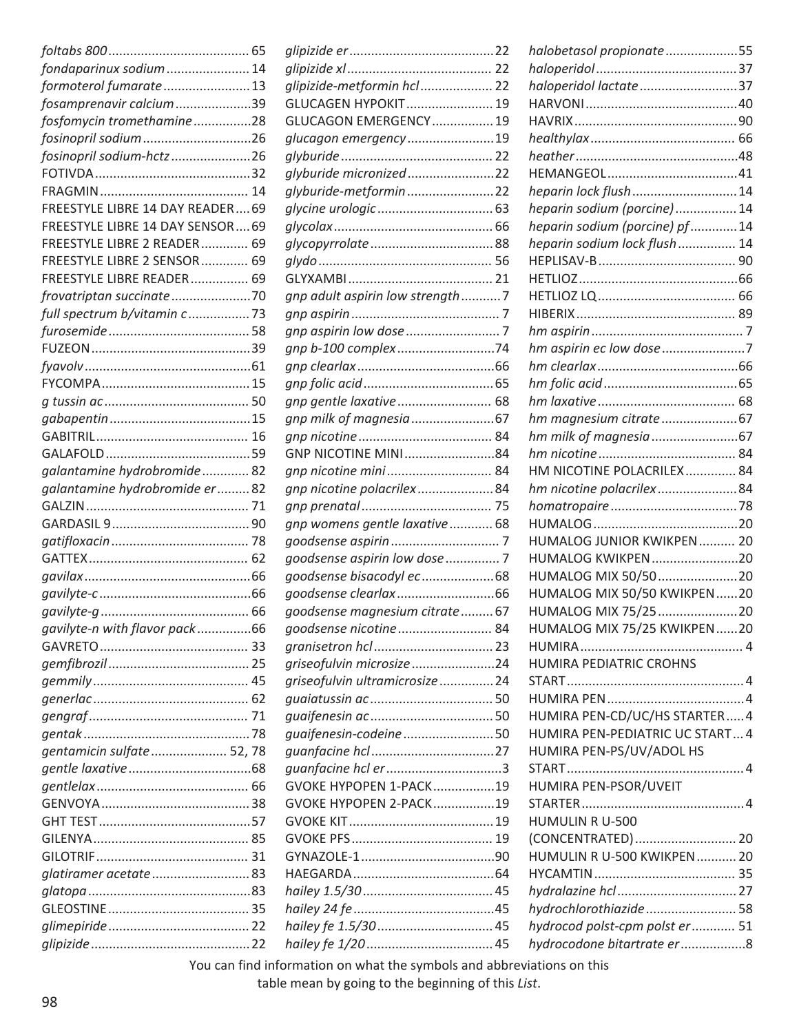*foltabs 800* ....................................... 65
*fondaparinux sodium* ....................... 14
*formoterol fumarate* ........................ 13
*fosamprenavir calcium* ..................... 39
*fosfomycin tromethamine* ................ 28
*fosinopril sodium* .............................. 26
*fosinopril sodium-hctz* ...................... 26
FOTIVDA ........................................... 32
FRAGMIN ......................................... 14
FREESTYLE LIBRE 14 DAY READER .... 69
FREESTYLE LIBRE 14 DAY SENSOR .... 69
FREESTYLE LIBRE 2 READER ............. 69
FREESTYLE LIBRE 2 SENSOR ............. 69
FREESTYLE LIBRE READER ................ 69
*frovatriptan succinate* ...................... 70
*full spectrum b/vitamin c* ................. 73
*furosemide* ....................................... 58
FUZEON ............................................ 39
*fyavolv* .............................................. 61
FYCOMPA ......................................... 15
*g tussin ac* ........................................ 50
*gabapentin* ....................................... 15
GABITRIL .......................................... 16
GALAFOLD ........................................ 59
*galantamine hydrobromide* ............. 82
*galantamine hydrobromide er* ......... 82
GALZIN ............................................. 71
GARDASIL 9 ...................................... 90
*gatifloxacin* ...................................... 78
GATTEX ............................................ 62
*gavilax* .............................................. 66
*gavilyte-c* .......................................... 66
*gavilyte-g* ......................................... 66
*gavilyte-n with flavor pack* ............... 66
GAVRETO ......................................... 33
*gemfibrozil* ....................................... 25
*gemmily* ........................................... 45
*generlac* ........................................... 62
*gengraf* ............................................ 71
*gentak* .............................................. 78
*gentamicin sulfate* ..................... 52, 78
*gentle laxative* .................................. 68
*gentlelax* .......................................... 66
GENVOYA ......................................... 38
GHT TEST .......................................... 57
GILENYA ........................................... 85
GILOTRIF .......................................... 31
*glatiramer acetate* ........................... 83
*glatopa* ............................................. 83
GLEOSTINE ....................................... 35
*glimepiride* ....................................... 22
*glipizide* ............................................ 22
*glipizide er* ........................................ 22
*glipizide xl* ........................................ 22
*glipizide-metformin hcl* .................... 22
GLUCAGEN HYPOKIT ........................ 19
GLUCAGON EMERGENCY ................. 19
*glucagon emergency* ........................ 19
*glyburide* .......................................... 22
*glyburide micronized* ....................... 22
*glyburide-metformin* ........................ 22
*glycine urologic* ................................ 63
*glycolax* ............................................ 66
*glycopyrrolate* .................................. 88
*glydo* ................................................ 56
GLYXAMBI ........................................ 21
*gnp adult aspirin low strength* ........... 7
*gnp aspirin* ......................................... 7
*gnp aspirin low dose* .......................... 7
*gnp b-100 complex* ........................... 74
*gnp clearlax* ...................................... 66
*gnp folic acid* .................................... 65
*gnp gentle laxative* ........................... 68
*gnp milk of magnesia* ....................... 67
*gnp nicotine* ..................................... 84
GNP NICOTINE MINI ......................... 84
*gnp nicotine mini* ............................. 84
*gnp nicotine polacrilex* ..................... 84
*gnp prenatal* ..................................... 75
*gnp womens gentle laxative* ............ 68
*goodsense aspirin* .............................. 7
*goodsense aspirin low dose* .............. 7
*goodsense bisacodyl ec* .................... 68
*goodsense clearlax* ........................... 66
*goodsense magnesium citrate* ......... 67
*goodsense nicotine* .......................... 84
*granisetron hcl* ................................. 23
*griseofulvin microsize* ....................... 24
*griseofulvin ultramicrosize* ............... 24
*guaiatussin ac* ................................... 50
*guaifenesin ac* .................................. 50
*guaifenesin-codeine* ......................... 50
*guanfacine hcl* .................................. 27
*guanfacine hcl er* ................................ 3
GVOKE HYPOPEN 1-PACK ................. 19
GVOKE HYPOPEN 2-PACK ................. 19
GVOKE KIT ........................................ 19
GVOKE PFS ....................................... 19
GYNAZOLE-1 ..................................... 90
HAEGARDA ....................................... 64
*hailey 1.5/30* .................................... 45
*hailey 24 fe* ....................................... 45
*hailey fe 1.5/30* ................................ 45
*hailey fe 1/20* ................................... 45
*halobetasol propionate* .................... 55
*haloperidol* ....................................... 37
*haloperidol lactate* ........................... 37
HARVONI .......................................... 40
HAVRIX ............................................. 90
*healthylax* ........................................ 66
*heather* ............................................. 48
HEMANGEOL .................................... 41
*heparin lock flush* ............................. 14
*heparin sodium (porcine)* ................. 14
*heparin sodium (porcine) pf* ............. 14
*heparin sodium lock flush* ................ 14
HEPLISAV-B ...................................... 90
HETLIOZ ............................................ 66
HETLIOZ LQ ...................................... 66
HIBERIX ............................................ 89
*hm aspirin* .......................................... 7
*hm aspirin ec low dose* ....................... 7
*hm clearlax* ....................................... 66
*hm folic acid* ..................................... 65
*hm laxative* ....................................... 68
*hm magnesium citrate* ..................... 67
*hm milk of magnesia* ........................ 67
*hm nicotine* ...................................... 84
HM NICOTINE POLACRILEX .............. 84
*hm nicotine polacrilex* ...................... 84
*homatropaire* .................................... 78
HUMALOG ........................................ 20
HUMALOG JUNIOR KWIKPEN .......... 20
HUMALOG KWIKPEN ........................ 20
HUMALOG MIX 50/50 ...................... 20
HUMALOG MIX 50/50 KWIKPEN ...... 20
HUMALOG MIX 75/25 ...................... 20
HUMALOG MIX 75/25 KWIKPEN ...... 20
HUMIRA ............................................. 4
HUMIRA PEDIATRIC CROHNS START ................................................. 4
HUMIRA PEN ...................................... 4
HUMIRA PEN-CD/UC/HS STARTER ..... 4
HUMIRA PEN-PEDIATRIC UC START ... 4
HUMIRA PEN-PS/UV/ADOL HS START ................................................. 4
HUMIRA PEN-PSOR/UVEIT STARTER ............................................. 4
HUMULIN R U-500 (CONCENTRATED) ............................ 20
HUMULIN R U-500 KWIKPEN ........... 20
HYCAMTIN ....................................... 35
*hydralazine hcl* .................................. 27
*hydrochlorothiazide* ......................... 58
*hydrocod polst-cpm polst er* ............ 51
*hydrocodone bitartrate er* .................. 8

You can find information on what the symbols and abbreviations on this table mean by going to the beginning of this *List*.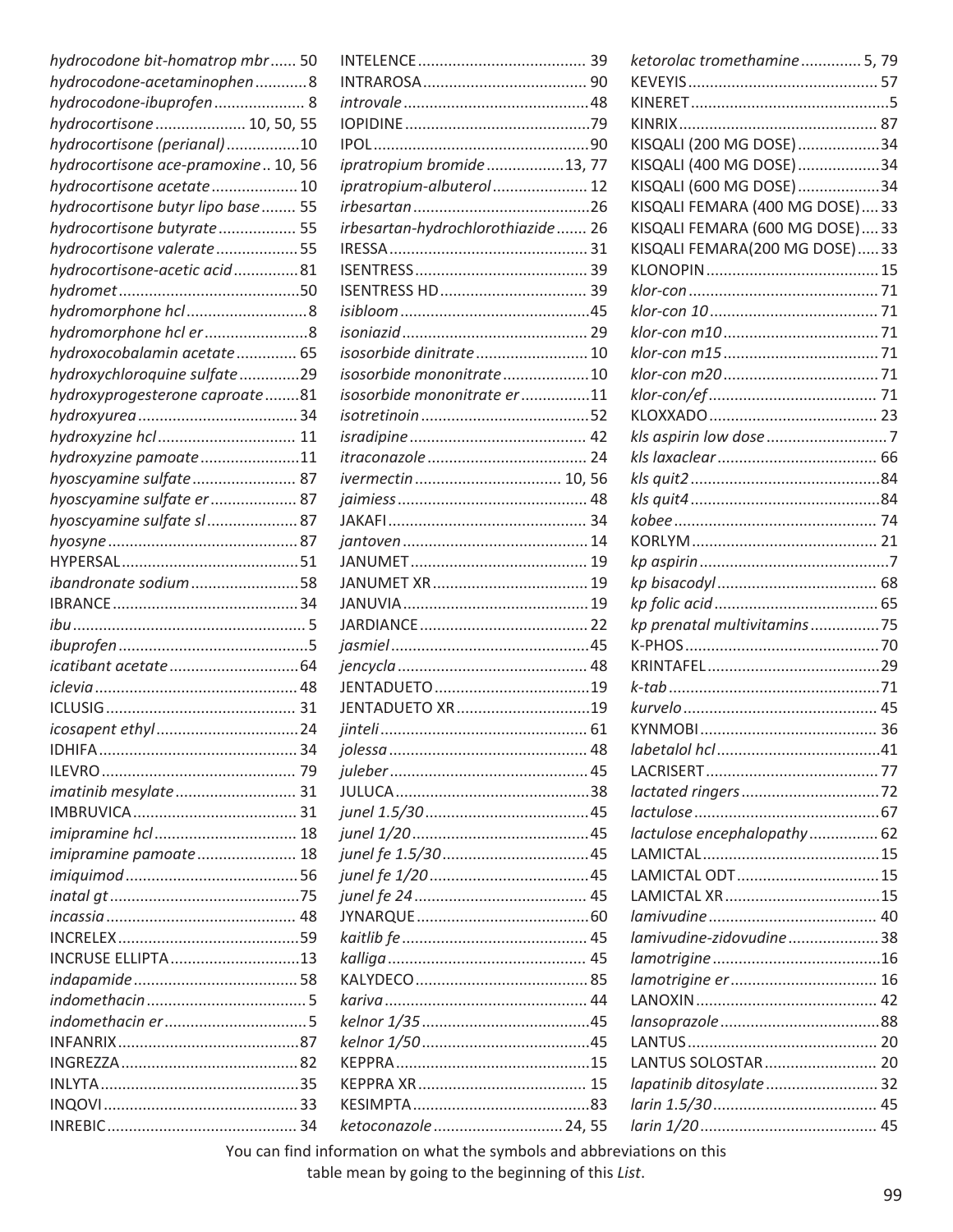*hydrocodone bit-homatrop mbr* ...... 50
*hydrocodone-acetaminophen* ............ 8
*hydrocodone-ibuprofen* ..................... 8
*hydrocortisone* ..................... 10, 50, 55
*hydrocortisone (perianal)* ................. 10
*hydrocortisone ace-pramoxine* .. 10, 56
*hydrocortisone acetate* .................... 10
*hydrocortisone butyr lipo base* ........ 55
*hydrocortisone butyrate* .................. 55
*hydrocortisone valerate* ................... 55
*hydrocortisone-acetic acid* ............... 81
*hydromet* .......................................... 50
*hydromorphone hcl* ............................ 8
*hydromorphone hcl er* ........................ 8
*hydroxocobalamin acetate* .............. 65
*hydroxychloroquine sulfate* .............. 29
*hydroxyprogesterone caproate* ........ 81
*hydroxyurea* ..................................... 34
*hydroxyzine hcl* ................................ 11
*hydroxyzine pamoate* ....................... 11
*hyoscyamine sulfate* ........................ 87
*hyoscyamine sulfate er* .................... 87
*hyoscyamine sulfate sl* ..................... 87
*hyosyne* ............................................ 87
HYPERSAL .......................................... 51
*ibandronate sodium* ......................... 58
IBRANCE ............................................ 34
*ibu* ...................................................... 5
*ibuprofen* ............................................ 5
*icatibant acetate* .............................. 64
*iclevia* ............................................... 48
ICLUSIG ............................................. 31
*icosapent ethyl* ................................. 24
IDHIFA ............................................... 34
ILEVRO .............................................. 79
*imatinib mesylate* ............................ 31
IMBRUVICA ....................................... 31
*imipramine hcl* ................................. 18
*imipramine pamoate* ....................... 18
*imiquimod* ........................................ 56
*inatal gt* ............................................ 75
*incassia* ............................................ 48
INCRELEX ........................................... 59
INCRUSE ELLIPTA .............................. 13
*indapamide* ...................................... 58
*indomethacin* ..................................... 5
*indomethacin er* ................................. 5
INFANRIX ........................................... 87
INGREZZA .......................................... 82
INLYTA ............................................... 35
INQOVI .............................................. 33
INREBIC ............................................. 34
INTELENCE ........................................ 39
INTRAROSA ....................................... 90
*introvale* ........................................... 48
IOPIDINE ........................................... 79
IPOL ................................................... 90
*ipratropium bromide* .................. 13, 77
*ipratropium-albuterol* ...................... 12
*irbesartan* ......................................... 26
*irbesartan-hydrochlorothiazide* ....... 26
IRESSA ............................................... 31
ISENTRESS ......................................... 39
ISENTRESS HD ................................... 39
*isibloom* ............................................ 45
*isoniazid* ........................................... 29
*isosorbide dinitrate* .......................... 10
*isosorbide mononitrate* .................... 10
*isosorbide mononitrate er* ................ 11
*isotretinoin* ....................................... 52
*isradipine* .......................................... 42
*itraconazole* ..................................... 24
*ivermectin* .................................. 10, 56
*jaimiess* ............................................ 48
JAKAFI ............................................... 34
*jantoven* ........................................... 14
JANUMET .......................................... 19
JANUMET XR ..................................... 19
JANUVIA ............................................ 19
JARDIANCE ........................................ 22
*jasmiel* .............................................. 45
*jencycla* ............................................ 48
JENTADUETO ..................................... 19
JENTADUETO XR ................................ 19
*jinteli* ................................................ 61
*jolessa* .............................................. 48
*juleber* .............................................. 45
JULUCA .............................................. 38
*junel 1.5/30* ...................................... 45
*junel 1/20* ......................................... 45
*junel fe 1.5/30* .................................. 45
*junel fe 1/20* ..................................... 45
*junel fe 24* ........................................ 45
JYNARQUE ......................................... 60
*kaitlib fe* ........................................... 45
*kalliga* .............................................. 45
KALYDECO ......................................... 85
*kariva* ............................................... 44
*kelnor 1/35* ....................................... 45
*kelnor 1/50* ....................................... 45
KEPPRA .............................................. 15
KEPPRA XR ........................................ 15
KESIMPTA .......................................... 83
*ketoconazole* ............................. 24, 55
*ketorolac tromethamine* .............. 5, 79
KEVEYIS ............................................. 57
KINERET ............................................... 5
KINRIX ............................................... 87
KISQALI (200 MG DOSE) ................... 34
KISQALI (400 MG DOSE) ................... 34
KISQALI (600 MG DOSE) ................... 34
KISQALI FEMARA (400 MG DOSE) .... 33
KISQALI FEMARA (600 MG DOSE) .... 33
KISQALI FEMARA(200 MG DOSE) ..... 33
KLONOPIN ......................................... 15
*klor-con* ............................................ 71
*klor-con 10* ....................................... 71
*klor-con m10* .................................... 71
*klor-con m15* .................................... 71
*klor-con m20* .................................... 71
*klor-con/ef* ....................................... 71
KLOXXADO ........................................ 23
*kls aspirin low dose* ............................ 7
*kls laxaclear* ..................................... 66
*kls quit2* ............................................ 84
*kls quit4* ............................................ 84
*kobee* ............................................... 74
KORLYM ............................................ 21
*kp aspirin* ............................................ 7
*kp bisacodyl* ..................................... 68
*kp folic acid* ...................................... 65
*kp prenatal multivitamins* ................ 75
K-PHOS .............................................. 70
KRINTAFEL ......................................... 29
*k-tab* ................................................. 71
*kurvelo* ............................................. 45
KYNMOBI .......................................... 36
*labetalol hcl* ...................................... 41
LACRISERT ......................................... 77
*lactated ringers* ................................ 72
*lactulose* ........................................... 67
*lactulose encephalopathy* ................ 62
LAMICTAL .......................................... 15
LAMICTAL ODT .................................. 15
LAMICTAL XR ..................................... 15
*lamivudine* ....................................... 40
*lamivudine-zidovudine* ..................... 38
*lamotrigine* ....................................... 16
*lamotrigine er* .................................. 16
LANOXIN ........................................... 42
*lansoprazole* ..................................... 88
LANTUS ............................................. 20
LANTUS SOLOSTAR ........................... 20
*lapatinib ditosylate* .......................... 32
*larin 1.5/30* ...................................... 45
*larin 1/20* ......................................... 45

You can find information on what the symbols and abbreviations on this table mean by going to the beginning of this *List*.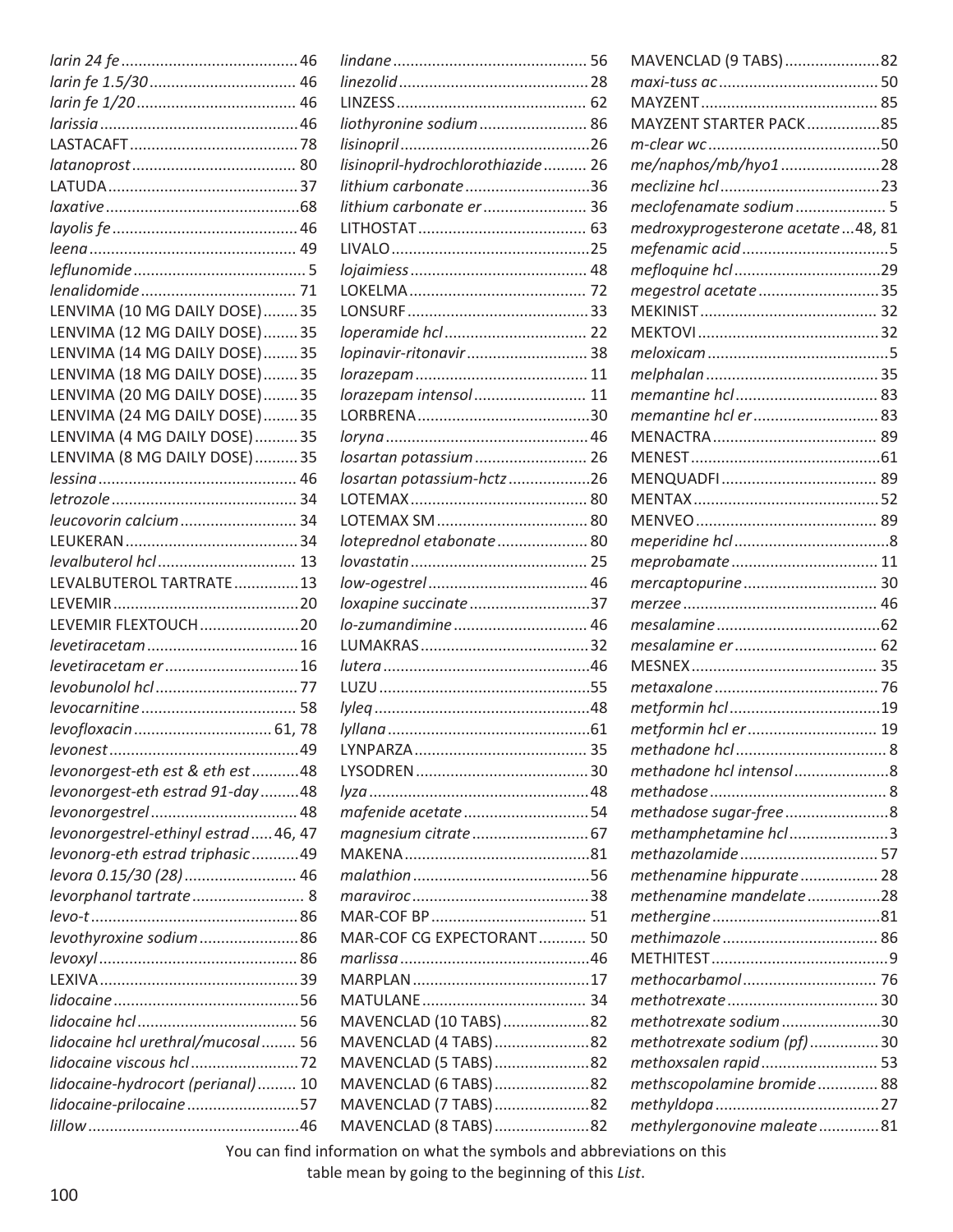*larin 24 fe* ........................................ 46
*larin fe 1.5/30* .................................. 46
*larin fe 1/20* ..................................... 46
*larissia* .............................................. 46
LASTACAFT ....................................... 78
*latanoprost* ...................................... 80
LATUDA ............................................ 37
*laxative* ............................................. 68
*layolis fe* ........................................... 46
*leena* ................................................ 49
*leflunomide* ........................................ 5
*lenalidomide* .................................... 71
LENVIMA (10 MG DAILY DOSE) ........ 35
LENVIMA (12 MG DAILY DOSE) ........ 35
LENVIMA (14 MG DAILY DOSE) ........ 35
LENVIMA (18 MG DAILY DOSE) ........ 35
LENVIMA (20 MG DAILY DOSE) ........ 35
LENVIMA (24 MG DAILY DOSE) ........ 35
LENVIMA (4 MG DAILY DOSE) .......... 35
LENVIMA (8 MG DAILY DOSE) .......... 35
*lessina* .............................................. 46
*letrozole* ........................................... 34
*leucovorin calcium* ........................... 34
LEUKERAN ........................................ 34
*levalbuterol hcl* ................................ 13
LEVALBUTEROL TARTRATE ............... 13
LEVEMIR ........................................... 20
LEVEMIR FLEXTOUCH ....................... 20
*levetiracetam* ................................... 16
*levetiracetam er* ............................... 16
*levobunolol hcl* ................................. 77
*levocarnitine* .................................... 58
*levofloxacin* ................................ 61, 78
*levonest* ............................................ 49
*levonorgest-eth est & eth est* ........... 48
*levonorgest-eth estrad 91-day* ......... 48
*levonorgestrel* .................................. 48
*levonorgestrel-ethinyl estrad* ..... 46, 47
*levonorg-eth estrad triphasic* ........... 49
*levora 0.15/30 (28)* .......................... 46
*levorphanol tartrate* .......................... 8
*levo-t* ................................................ 86
*levothyroxine sodium* ....................... 86
*levoxyl* .............................................. 86
LEXIVA .............................................. 39
*lidocaine* ........................................... 56
*lidocaine hcl* ..................................... 56
*lidocaine hcl urethral/mucosal* ........ 56
*lidocaine viscous hcl* ......................... 72
*lidocaine-hydrocort (perianal)* ......... 10
*lidocaine-prilocaine* .......................... 57
*lillow* ................................................. 46
*lindane* ............................................. 56
*linezolid* ............................................ 28
LINZESS ............................................ 62
*liothyronine sodium* ......................... 86
*lisinopril* ........................................... 26
*lisinopril-hydrochlorothiazide* .......... 26
*lithium carbonate* ............................. 36
*lithium carbonate er* ........................ 36
LITHOSTAT ....................................... 63
LIVALO .............................................. 25
*lojaimiess* ......................................... 48
LOKELMA .......................................... 72
LONSURF .......................................... 33
*loperamide hcl* ................................. 22
*lopinavir-ritonavir* ............................ 38
*lorazepam* ........................................ 11
*lorazepam intensol* .......................... 11
LORBRENA ........................................ 30
*loryna* ............................................... 46
*losartan potassium* .......................... 26
*losartan potassium-hctz* ................... 26
LOTEMAX .......................................... 80
LOTEMAX SM .................................... 80
*loteprednol etabonate* ..................... 80
*lovastatin* ......................................... 25
*low-ogestrel* ..................................... 46
*loxapine succinate* ........................... 37
*lo-zumandimine* ............................... 46
LUMAKRAS ....................................... 32
*lutera* ................................................ 46
LUZU ................................................. 55
*lyleq* ................................................. 48
*lyllana* .............................................. 61
LYNPARZA ........................................ 35
LYSODREN ........................................ 30
*lyza* ................................................... 48
*mafenide acetate* ............................. 54
*magnesium citrate* ........................... 67
MAKENA ........................................... 81
*malathion* ......................................... 56
*maraviroc* ......................................... 38
MAR-COF BP .................................... 51
MAR-COF CG EXPECTORANT ........... 50
*marlissa* ............................................ 46
MARPLAN ......................................... 17
MATULANE ....................................... 34
MAVENCLAD (10 TABS) .................... 82
MAVENCLAD (4 TABS) ...................... 82
MAVENCLAD (5 TABS) ...................... 82
MAVENCLAD (6 TABS) ...................... 82
MAVENCLAD (7 TABS) ...................... 82
MAVENCLAD (8 TABS) ...................... 82
MAVENCLAD (9 TABS) ...................... 82
*maxi-tuss ac* ..................................... 50
MAYZENT ......................................... 85
MAYZENT STARTER PACK ................. 85
*m-clear wc* ........................................ 50
*me/naphos/mb/hyo1* ....................... 28
*meclizine hcl* .................................... 23
*meclofenamate sodium* ..................... 5
*medroxyprogesterone acetate* ... 48, 81
*mefenamic acid* .................................. 5
*mefloquine hcl* ................................. 29
*megestrol acetate* ............................ 35
MEKINIST ......................................... 32
MEKTOVI .......................................... 32
*meloxicam* .......................................... 5
*melphalan* ........................................ 35
*memantine hcl* ................................. 83
*memantine hcl er* ............................. 83
MENACTRA ....................................... 89
MENEST ............................................ 61
MENQUADFI .................................... 89
MENTAX ........................................... 52
MENVEO ........................................... 89
*meperidine hcl* ................................... 8
*meprobamate* .................................. 11
*mercaptopurine* ............................... 30
*merzee* ............................................. 46
*mesalamine* ...................................... 62
*mesalamine er* ................................. 62
MESNEX ............................................ 35
*metaxalone* ...................................... 76
*metformin hcl* .................................. 19
*metformin hcl er* .............................. 19
*methadone hcl* ................................... 8
*methadone hcl intensol* ...................... 8
*methadose* .......................................... 8
*methadose sugar-free* ......................... 8
*methamphetamine hcl* ........................ 3
*methazolamide* ................................ 57
*methenamine hippurate* ................... 28
*methenamine mandelate* ................. 28
*methergine* ....................................... 81
*methimazole* ..................................... 86
METHITEST .......................................... 9
*methocarbamol* ................................ 76
*methotrexate* .................................... 30
*methotrexate sodium* ....................... 30
*methotrexate sodium (pf)* ................ 30
*methoxsalen rapid* ........................... 53
*methscopolamine bromide* .............. 88
*methyldopa* ....................................... 27
*methylergonovine maleate* .............. 81

You can find information on what the symbols and abbreviations on this table mean by going to the beginning of this *List*.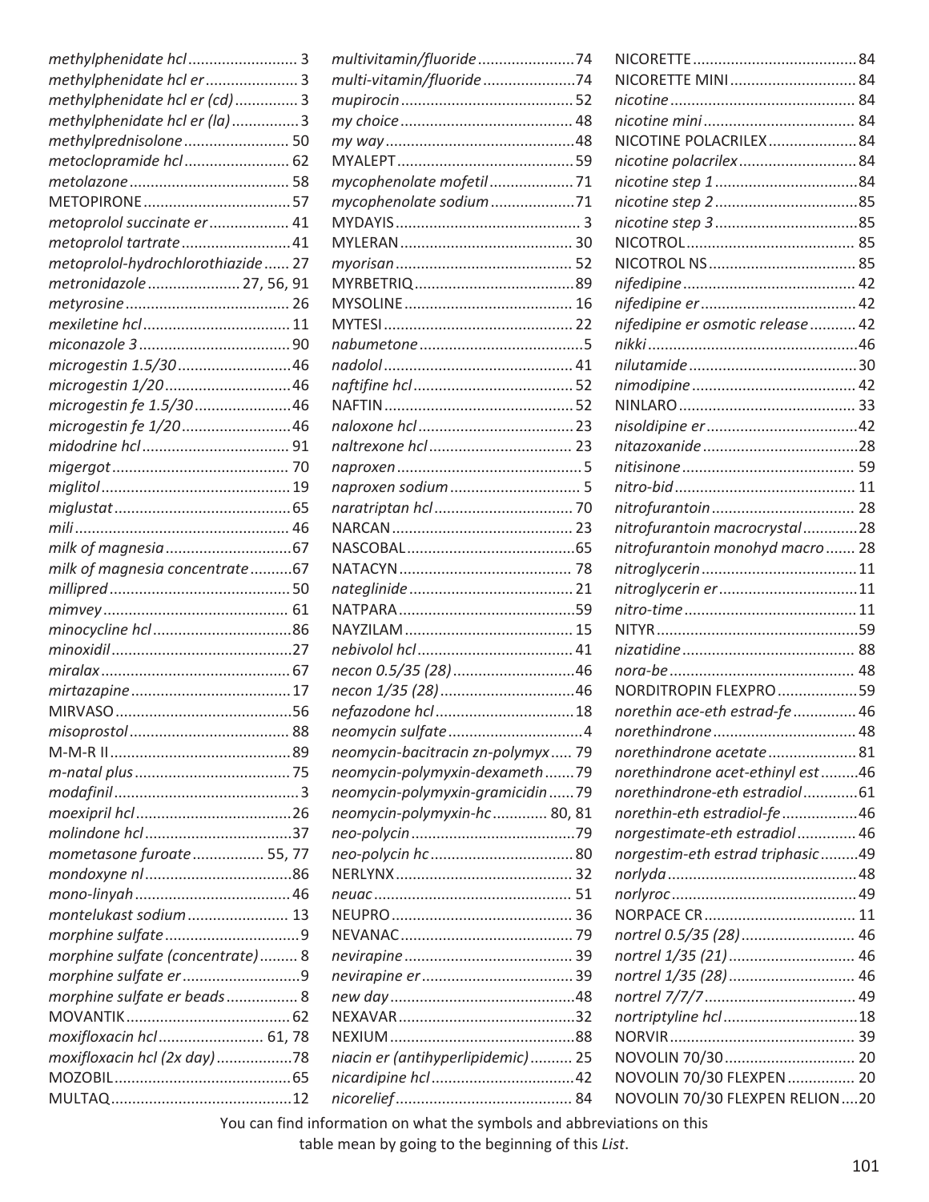*methylphenidate hcl* ........................... 3
*methylphenidate hcl er* ...................... 3
*methylphenidate hcl er (cd)* ............... 3
*methylphenidate hcl er (la)* ................ 3
*methylprednisolone* .......................... 50
*metoclopramide hcl* .......................... 62
*metolazone* ....................................... 58
METOPIRONE .................................... 57
*metoprolol succinate er* ................... 41
*metoprolol tartrate* ........................... 41
*metoprolol-hydrochlorothiazide* ...... 27
*metronidazole* ...................... 27, 56, 91
*metyrosine* ........................................ 26
*mexiletine hcl* .................................... 11
*miconazole 3* ..................................... 90
*microgestin 1.5/30* ............................ 46
*microgestin 1/20* ............................... 46
*microgestin fe 1.5/30* ........................ 46
*microgestin fe 1/20* ........................... 46
*midodrine hcl* .................................... 91
*migergot* ........................................... 70
*miglitol* .............................................. 19
*miglustat* ........................................... 65
*mili* .................................................... 46
*milk of magnesia* ............................... 67
*milk of magnesia concentrate* .......... 67
*millipred* ............................................ 50
*mimvey* .............................................. 61
*minocycline hcl* .................................. 86
*minoxidil* ............................................ 27
*miralax* .............................................. 67
*mirtazapine* ....................................... 17
MIRVASO ............................................ 56
*misoprostol* ....................................... 88
M-M-R II ............................................. 89
*m-natal plus* ...................................... 75
*modafinil* ............................................. 3
*moexipril hcl* ...................................... 26
*molindone hcl* .................................... 37
*mometasone furoate* ................. 55, 77
*mondoxyne nl* .................................... 86
*mono-linyah* ....................................... 46
*montelukast sodium* ......................... 13
*morphine sulfate* ................................. 9
*morphine sulfate (concentrate)* ......... 8
*morphine sulfate er* ............................ 9
*morphine sulfate er beads* ................. 8
MOVANTIK .......................................... 62
*moxifloxacin hcl* ......................... 61, 78
*moxifloxacin hcl (2x day)* .................. 78
MOZOBIL ............................................ 65
MULTAQ ............................................. 12
*multivitamin/fluoride* ........................ 74
*multi-vitamin/fluoride* ...................... 74
*mupirocin* .......................................... 52
*my choice* .......................................... 48
*my way* .............................................. 48
MYALEPT ............................................ 59
*mycophenolate mofetil* .................... 71
*mycophenolate sodium* .................... 71
MYDAYIS ............................................... 3
MYLERAN ............................................ 30
*myorisan* ........................................... 52
MYRBETRIQ ........................................ 89
MYSOLINE .......................................... 16
MYTESI ............................................... 22
*nabumetone* ........................................ 5
*nadolol* .............................................. 41
*naftifine hcl* ....................................... 52
NAFTIN ............................................... 52
*naloxone hcl* ...................................... 23
*naltrexone hcl* ................................... 23
*naproxen* ............................................. 5
*naproxen sodium* ................................ 5
*naratriptan hcl* .................................. 70
NARCAN ............................................. 23
NASCOBAL .......................................... 65
NATACYN ............................................ 78
*nateglinide* ........................................ 21
NATPARA ............................................ 59
NAYZILAM .......................................... 15
*nebivolol hcl* ..................................... 41
*necon 0.5/35 (28)* ............................. 46
*necon 1/35 (28)* ................................ 46
*nefazodone hcl* ................................. 18
*neomycin sulfate* ................................ 4
*neomycin-bacitracin zn-polymyx* ..... 79
*neomycin-polymyxin-dexameth* ....... 79
*neomycin-polymyxin-gramicidin* ...... 79
*neomycin-polymyxin-hc* ............. 80, 81
*neo-polycin* ....................................... 79
*neo-polycin hc* ................................... 80
NERLYNX ............................................ 32
*neuac* ................................................. 51
NEUPRO .............................................. 36
NEVANAC ............................................ 79
*nevirapine* ......................................... 39
*nevirapine er* ..................................... 39
*new day* ............................................. 48
NEXAVAR ............................................ 32
NEXIUM .............................................. 88
*niacin er (antihyperlipidemic)* .......... 25
*nicardipine hcl* .................................. 42
*nicorelief* ........................................... 84
NICORETTE ......................................... 84
NICORETTE MINI ................................ 84
*nicotine* ............................................. 84
*nicotine mini* ..................................... 84
NICOTINE POLACRILEX ....................... 84
*nicotine polacrilex* ............................ 84
*nicotine step 1* .................................. 84
*nicotine step 2* .................................. 85
*nicotine step 3* .................................. 85
NICOTROL .......................................... 85
NICOTROL NS ..................................... 85
*nifedipine* .......................................... 42
*nifedipine er* ...................................... 42
*nifedipine er osmotic release* ........... 42
*nikki* .................................................. 46
*nilutamide* ......................................... 30
*nimodipine* ........................................ 42
NINLARO ............................................ 33
*nisoldipine er* ..................................... 42
*nitazoxanide* ...................................... 28
*nitisinone* .......................................... 59
*nitro-bid* ............................................ 11
*nitrofurantoin* ................................... 28
*nitrofurantoin macrocrystal* ............. 28
*nitrofurantoin monohyd macro* ....... 28
*nitroglycerin* ...................................... 11
*nitroglycerin er* .................................. 11
*nitro-time* .......................................... 11
NITYR ................................................. 59
*nizatidine* ........................................... 88
*nora-be* .............................................. 48
NORDITROPIN FLEXPRO ..................... 59
*norethin ace-eth estrad-fe* ............... 46
*norethindrone* ................................... 48
*norethindrone acetate* ..................... 81
*norethindrone acet-ethinyl est* ......... 46
*norethindrone-eth estradiol* ............. 61
*norethin-eth estradiol-fe* .................. 46
*norgestimate-eth estradiol* ............... 46
*norgestim-eth estrad triphasic* .......... 49
*norlyda* .............................................. 48
*norlyroc* ............................................. 49
NORPACE CR ...................................... 11
*nortrel 0.5/35 (28)* ............................ 46
*nortrel 1/35 (21)* ............................... 46
*nortrel 1/35 (28)* ............................... 46
*nortrel 7/7/7* ..................................... 49
*nortriptyline hcl* ................................ 18
NORVIR .............................................. 39
NOVOLIN 70/30 .................................. 20
NOVOLIN 70/30 FLEXPEN ................... 20
NOVOLIN 70/30 FLEXPEN RELION ...... 20

You can find information on what the symbols and abbreviations on this table mean by going to the beginning of this *List*.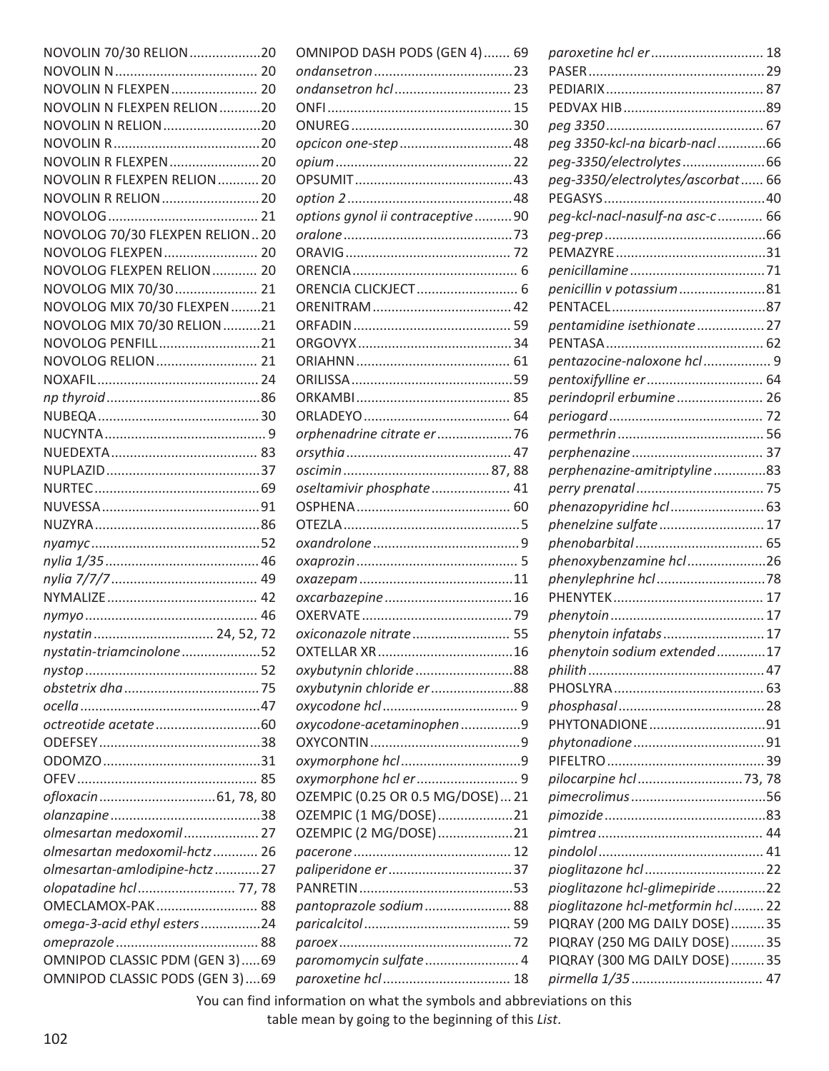NOVOLIN 70/30 RELION ..................20
NOVOLIN N ...................................... 20
NOVOLIN N FLEXPEN ....................... 20
NOVOLIN N FLEXPEN RELION ...........20
NOVOLIN N RELION ..........................20
NOVOLIN R .......................................20
NOVOLIN R FLEXPEN ........................20
NOVOLIN R FLEXPEN RELION ........... 20
NOVOLIN R RELION .......................... 20
NOVOLOG ........................................ 21
NOVOLOG 70/30 FLEXPEN RELION .. 20
NOVOLOG FLEXPEN ......................... 20
NOVOLOG FLEXPEN RELION ............ 20
NOVOLOG MIX 70/30 ...................... 21
NOVOLOG MIX 70/30 FLEXPEN ........21
NOVOLOG MIX 70/30 RELION ..........21
NOVOLOG PENFILL ...........................21
NOVOLOG RELION ........................... 21
NOXAFIL ........................................... 24
*np thyroid* .........................................86
NUBEQA ...........................................30
NUCYNTA ........................................... 9
NUEDEXTA ....................................... 83
NUPLAZID .........................................37
NURTEC ............................................69
NUVESSA ..........................................91
NUZYRA ............................................86
*nyamyc* .............................................52
*nylia 1/35* .........................................46
*nylia 7/7/7* ....................................... 49
NYMALIZE ........................................ 42
*nymyo* .............................................. 46
*nystatin* ................................ 24, 52, 72
*nystatin-triamcinolone* .....................52
*nystop* .............................................. 52
*obstetrix dha* ....................................75
*ocella* ................................................47
*octreotide acetate* ............................60
ODEFSEY ...........................................38
ODOMZO ..........................................31
OFEV ................................................ 85
*ofloxacin* ..............................61, 78, 80
*olanzapine* ........................................38
*olmesartan medoxomil* .................... 27
*olmesartan medoxomil-hctz* ............ 26
*olmesartan-amlodipine-hctz* ............27
*olopatadine hcl* .......................... 77, 78
OMECLAMOX-PAK ........................... 88
*omega-3-acid ethyl esters* ................24
*omeprazole* ...................................... 88
OMNIPOD CLASSIC PDM (GEN 3) .....69
OMNIPOD CLASSIC PODS (GEN 3) ....69
OMNIPOD DASH PODS (GEN 4) ....... 69
*ondansetron* .....................................23
*ondansetron hcl* .............................. 23
ONFI ................................................. 15
ONUREG ...........................................30
*opcicon one-step* ..............................48
*opium* ...............................................22
OPSUMIT ..........................................43
*option 2* ............................................48
*options gynol ii contraceptive* ..........90
*oralone* .............................................73
ORAVIG ............................................ 72
ORENCIA ............................................ 6
ORENCIA CLICKJECT ........................... 6
ORENITRAM ..................................... 42
ORFADIN .......................................... 59
ORGOVYX ..........................................34
ORIAHNN ......................................... 61
ORILISSA ...........................................59
ORKAMBI ......................................... 85
ORLADEYO ....................................... 64
*orphenadrine citrate er* ....................76
*orsythia* ............................................ 47
*oscimin* .......................................87, 88
*oseltamivir phosphate* ..................... 41
OSPHENA ......................................... 60
OTEZLA ...............................................5
*oxandrolone* .......................................9
*oxaprozin* ........................................... 5
*oxazepam* .........................................11
*oxcarbazepine* ..................................16
OXERVATE .........................................79
*oxiconazole nitrate* .......................... 55
OXTELLAR XR ....................................16
*oxybutynin chloride* ..........................88
*oxybutynin chloride er* ......................88
*oxycodone hcl* ................................... 9
*oxycodone-acetaminophen* ................9
OXYCONTIN ........................................9
*oxymorphone hcl* ................................9
*oxymorphone hcl er* .......................... 9
OZEMPIC (0.25 OR 0.5 MG/DOSE) ... 21
OZEMPIC (1 MG/DOSE) ....................21
OZEMPIC (2 MG/DOSE) ....................21
*pacerone* .......................................... 12
*paliperidone er* .................................37
PANRETIN .........................................53
*pantoprazole sodium* ....................... 88
*paricalcitol* ....................................... 59
*paroex* ..............................................72
*paromomycin sulfate* ......................... 4
*paroxetine hcl* .................................. 18
*paroxetine hcl er* .............................. 18
PASER ...............................................29
PEDIARIX ..........................................87
PEDVAX HIB ......................................89
*peg 3350* ......................................... 67
*peg 3350-kcl-na bicarb-nacl* .............66
*peg-3350/electrolytes* ......................66
*peg-3350/electrolytes/ascorbat* ...... 66
PEGASYS ...........................................40
*peg-kcl-nacl-nasulf-na asc-c* ............ 66
*peg-prep* ...........................................66
PEMAZYRE ........................................31
*penicillamine* ....................................71
*penicillin v potassium* .......................81
PENTACEL .........................................87
*pentamidine isethionate* ..................27
PENTASA .......................................... 62
*pentazocine-naloxone hcl* .................. 9
*pentoxifylline er* ............................... 64
*perindopril erbumine* ....................... 26
*periogard* ......................................... 72
*permethrin* ....................................... 56
*perphenazine* ................................... 37
*perphenazine-amitriptyline* ..............83
*perry prenatal* .................................. 75
*phenazopyridine hcl* .........................63
*phenelzine sulfate* ............................ 17
*phenobarbital* .................................. 65
*phenoxybenzamine hcl* .....................26
*phenylephrine hcl* .............................78
PHENYTEK ........................................ 17
*phenytoin* ......................................... 17
*phenytoin infatabs* ........................... 17
*phenytoin sodium extended* .............17
*philith* ...............................................47
PHOSLYRA ........................................ 63
*phosphasal* .......................................28
PHYTONADIONE ...............................91
*phytonadione* ...................................91
PIFELTRO ..........................................39
*pilocarpine hcl* ............................73, 78
*pimecrolimus* ....................................56
*pimozide* ...........................................83
*pimtrea* ............................................ 44
*pindolol* ............................................ 41
*pioglitazone hcl* ................................22
*pioglitazone hcl-glimepiride* .............22
*pioglitazone hcl-metformin hcl* ........ 22
PIQRAY (200 MG DAILY DOSE) .........35
PIQRAY (250 MG DAILY DOSE) .........35
PIQRAY (300 MG DAILY DOSE) .........35
*pirmella 1/35* ................................... 47

You can find information on what the symbols and abbreviations on this table mean by going to the beginning of this *List*.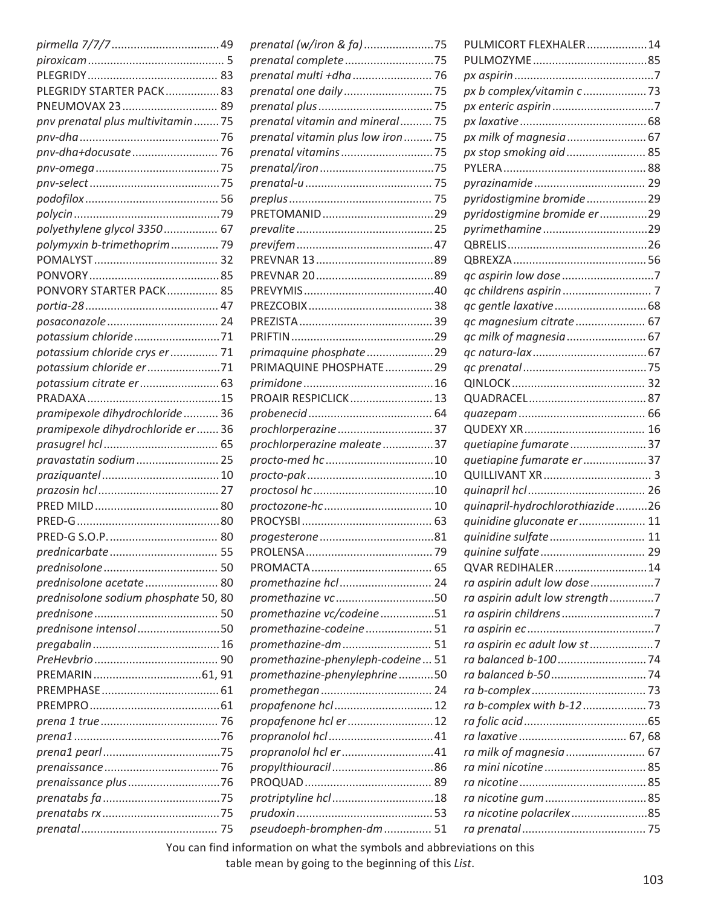*pirmella 7/7/7* .................................. 49
*piroxicam* .......................................... 5
PLEGRIDY ......................................... 83
PLEGRIDY STARTER PACK ................. 83
PNEUMOVAX 23 .............................. 89
*pnv prenatal plus multivitamin* ........ 75
*pnv-dha* ............................................ 76
*pnv-dha+docusate* ........................... 76
*pnv-omega* ....................................... 75
*pnv-select* ......................................... 75
*podofilox* .......................................... 56
*polycin* .............................................. 79
*polyethylene glycol 3350* ................. 67
*polymyxin b-trimethoprim* ............... 79
POMALYST ....................................... 32
PONVORY ......................................... 85
PONVORY STARTER PACK ................ 85
*portia-28* .......................................... 47
*posaconazole* ................................... 24
*potassium chloride* ........................... 71
*potassium chloride crys er* ............... 71
*potassium chloride er* ....................... 71
*potassium citrate er* ......................... 63
PRADAXA .......................................... 15
*pramipexole dihydrochloride* ........... 36
*pramipexole dihydrochloride er* ....... 36
*prasugrel hcl* .................................... 65
*pravastatin sodium* .......................... 25
*praziquantel* ..................................... 10
*prazosin hcl* ...................................... 27
PRED MILD ....................................... 80
PRED-G ............................................. 80
PRED-G S.O.P. .................................. 80
*prednicarbate* .................................. 55
*prednisolone* .................................... 50
*prednisolone acetate* ....................... 80
*prednisolone sodium phosphate* 50, 80
*prednisone* ....................................... 50
*prednisone intensol* .......................... 50
*pregabalin* ........................................ 16
*PreHevbrio* ....................................... 90
PREMARIN ................................. 61, 91
PREMPHASE ..................................... 61
PREMPRO ......................................... 61
*prena 1 true* ..................................... 76
*prena1* .............................................. 76
*prena1 pearl* ..................................... 75
*prenaissance* .................................... 76
*prenaissance plus* ............................. 76
*prenatabs fa* ..................................... 75
*prenatabs rx* ..................................... 75
*prenatal* ............................................ 75
*prenatal (w/iron & fa)* ....................... 75
*prenatal complete* ............................ 75
*prenatal multi +dha* .......................... 76
*prenatal one daily* ............................ 75
*prenatal plus* .................................... 75
*prenatal vitamin and mineral* .......... 75
*prenatal vitamin plus low iron* ......... 75
*prenatal vitamins* ............................. 75
*prenatal/iron* .................................... 75
*prenatal-u* ........................................ 75
*preplus* ............................................. 75
PRETOMANID ................................... 29
*prevalite* ........................................... 25
*previfem* ........................................... 47
PREVNAR 13 ..................................... 89
PREVNAR 20 ..................................... 89
PREVYMIS ......................................... 40
PREZCOBIX ....................................... 38
PREZISTA .......................................... 39
PRIFTIN ............................................. 29
*primaquine phosphate* ..................... 29
PRIMAQUINE PHOSPHATE ............... 29
*primidone* ......................................... 16
PROAIR RESPICLICK .......................... 13
*probenecid* ....................................... 64
*prochlorperazine* .............................. 37
*prochlorperazine maleate* ................ 37
*procto-med hc* .................................. 10
*procto-pak* ........................................ 10
*proctosol hc* ...................................... 10
*proctozone-hc* .................................. 10
PROCYSBI ......................................... 63
*progesterone* .................................... 81
PROLENSA ........................................ 79
PROMACTA ...................................... 65
*promethazine hcl* ............................. 24
*promethazine vc* ............................... 50
*promethazine vc/codeine* ................. 51
*promethazine-codeine* ..................... 51
*promethazine-dm* ............................. 51
*promethazine-phenyleph-codeine* ... 51
*promethazine-phenylephrine* ........... 50
*promethegan* .................................... 24
*propafenone hcl* ............................... 12
*propafenone hcl er* ........................... 12
*propranolol hcl* ................................. 41
*propranolol hcl er* ............................. 41
*propylthiouracil* ................................ 86
PROQUAD ........................................ 89
*protriptyline hcl* ................................ 18
*prudoxin* ........................................... 53
*pseudoeph-bromphen-dm* ............... 51
PULMICORT FLEXHALER ................... 14
PULMOZYME .................................... 85
*px aspirin* ............................................ 7
*px b complex/vitamin c* .................... 73
*px enteric aspirin* ................................ 7
*px laxative* ........................................ 68
*px milk of magnesia* ......................... 67
*px stop smoking aid* ......................... 85
PYLERA ............................................. 88
*pyrazinamide* ................................... 29
*pyridostigmine bromide* ................... 29
*pyridostigmine bromide er* ............... 29
*pyrimethamine* ................................. 29
QBRELIS ............................................ 26
QBREXZA .......................................... 56
*qc aspirin low dose* ............................. 7
*qc childrens aspirin* ............................ 7
*qc gentle laxative* ............................. 68
*qc magnesium citrate* ...................... 67
*qc milk of magnesia* ......................... 67
*qc natura-lax* .................................... 67
*qc prenatal* ....................................... 75
QINLOCK .......................................... 32
QUADRACEL ..................................... 87
*quazepam* ........................................ 66
QUDEXY XR ...................................... 16
*quetiapine fumarate* ........................ 37
*quetiapine fumarate er* .................... 37
QUILLIVANT XR .................................. 3
*quinapril hcl* ..................................... 26
*quinapril-hydrochlorothiazide* .......... 26
*quinidine gluconate er* ..................... 11
*quinidine sulfate* .............................. 11
*quinine sulfate* ................................. 29
QVAR REDIHALER ............................. 14
*ra aspirin adult low dose* .................... 7
*ra aspirin adult low strength* .............. 7
*ra aspirin childrens* ............................. 7
*ra aspirin ec* ........................................ 7
*ra aspirin ec adult low st* .................... 7
*ra balanced b-100* ............................ 74
*ra balanced b-50* .............................. 74
*ra b-complex* .................................... 73
*ra b-complex with b-12* .................... 73
*ra folic acid* ....................................... 65
*ra laxative* .................................. 67, 68
*ra milk of magnesia* ......................... 67
*ra mini nicotine* ................................ 85
*ra nicotine* ........................................ 85
*ra nicotine gum* ................................ 85
*ra nicotine polacrilex* ........................ 85
*ra prenatal* ....................................... 75

You can find information on what the symbols and abbreviations on this table mean by going to the beginning of this *List*.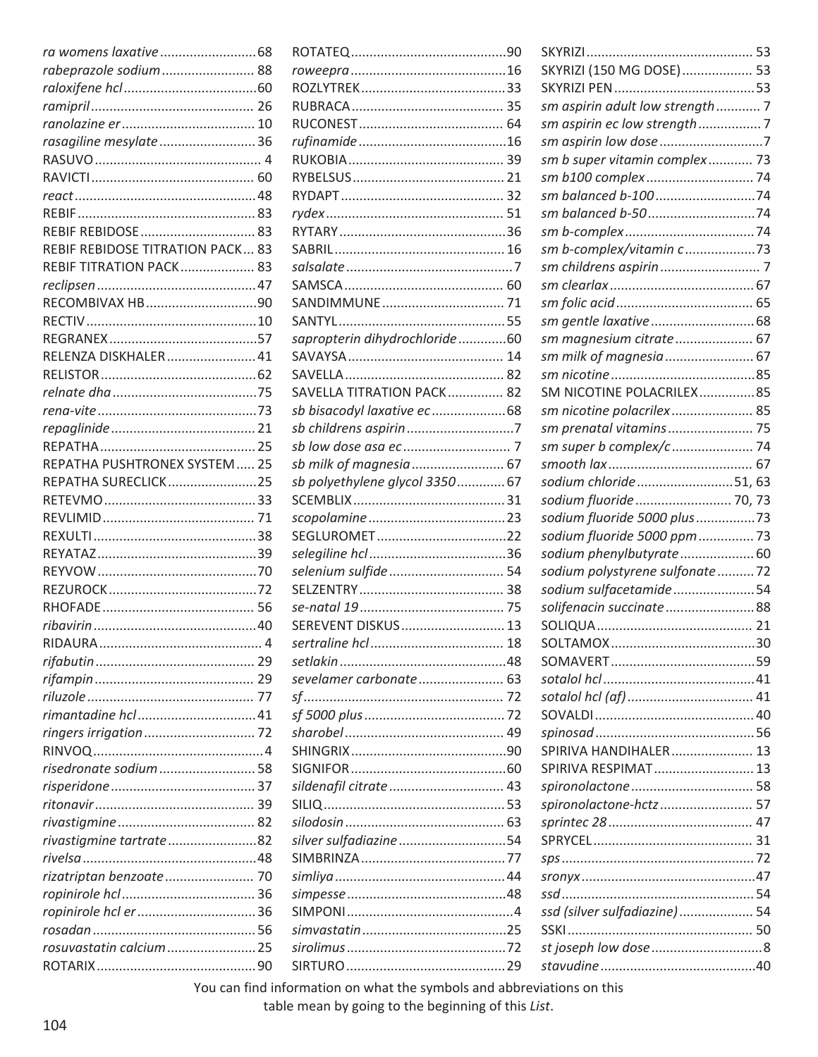*ra womens laxative* ........ 68
*rabeprazole sodium* ........ 88
*raloxifene hcl* ........ 60
*ramipril* ........ 26
*ranolazine er* ........ 10
*rasagiline mesylate* ........ 36
RASUVO ........ 4
RAVICTI ........ 60
*react* ........ 48
REBIF ........ 83
REBIF REBIDOSE ........ 83
REBIF REBIDOSE TITRATION PACK ... 83
REBIF TITRATION PACK ........ 83
*reclipsen* ........ 47
RECOMBIVAX HB ........ 90
RECTIV ........ 10
REGRANEX ........ 57
RELENZA DISKHALER ........ 41
RELISTOR ........ 62
*relnate dha* ........ 75
*rena-vite* ........ 73
*repaglinide* ........ 21
REPATHA ........ 25
REPATHA PUSHTRONEX SYSTEM ..... 25
REPATHA SURECLICK ........ 25
RETEVMO ........ 33
REVLIMID ........ 71
REXULTI ........ 38
REYATAZ ........ 39
REYVOW ........ 70
REZUROCK ........ 72
RHOFADE ........ 56
*ribavirin* ........ 40
RIDAURA ........ 4
*rifabutin* ........ 29
*rifampin* ........ 29
*riluzole* ........ 77
*rimantadine hcl* ........ 41
*ringers irrigation* ........ 72
RINVOQ ........ 4
*risedronate sodium* ........ 58
*risperidone* ........ 37
*ritonavir* ........ 39
*rivastigmine* ........ 82
*rivastigmine tartrate* ........ 82
*rivelsa* ........ 48
*rizatriptan benzoate* ........ 70
*ropinirole hcl* ........ 36
*ropinirole hcl er* ........ 36
*rosadan* ........ 56
*rosuvastatin calcium* ........ 25
ROTARIX ........ 90
ROTATEQ ........ 90
*roweepra* ........ 16
ROZLYTREK ........ 33
RUBRACA ........ 35
RUCONEST ........ 64
*rufinamide* ........ 16
RUKOBIA ........ 39
RYBELSUS ........ 21
RYDAPT ........ 32
*rydex* ........ 51
RYTARY ........ 36
SABRIL ........ 16
*salsalate* ........ 7
SAMSCA ........ 60
SANDIMMUNE ........ 71
SANTYL ........ 55
*sapropterin dihydrochloride* ........ 60
SAVAYSA ........ 14
SAVELLA ........ 82
SAVELLA TITRATION PACK ........ 82
*sb bisacodyl laxative ec* ........ 68
*sb childrens aspirin* ........ 7
*sb low dose asa ec* ........ 7
*sb milk of magnesia* ........ 67
*sb polyethylene glycol 3350* ........ 67
SCEMBLIX ........ 31
*scopolamine* ........ 23
SEGLUROMET ........ 22
*selegiline hcl* ........ 36
*selenium sulfide* ........ 54
SELZENTRY ........ 38
*se-natal 19* ........ 75
SEREVENT DISKUS ........ 13
*sertraline hcl* ........ 18
*setlakin* ........ 48
*sevelamer carbonate* ........ 63
*sf* ........ 72
*sf 5000 plus* ........ 72
*sharobel* ........ 49
SHINGRIX ........ 90
SIGNIFOR ........ 60
*sildenafil citrate* ........ 43
SILIQ ........ 53
*silodosin* ........ 63
*silver sulfadiazine* ........ 54
SIMBRINZA ........ 77
*simliya* ........ 44
*simpesse* ........ 48
SIMPONI ........ 4
*simvastatin* ........ 25
*sirolimus* ........ 72
SIRTURO ........ 29
SKYRIZI ........ 53
SKYRIZI (150 MG DOSE) ........ 53
SKYRIZI PEN ........ 53
*sm aspirin adult low strength* ........ 7
*sm aspirin ec low strength* ........ 7
*sm aspirin low dose* ........ 7
*sm b super vitamin complex* ........ 73
*sm b100 complex* ........ 74
*sm balanced b-100* ........ 74
*sm balanced b-50* ........ 74
*sm b-complex* ........ 74
*sm b-complex/vitamin c* ........ 73
*sm childrens aspirin* ........ 7
*sm clearlax* ........ 67
*sm folic acid* ........ 65
*sm gentle laxative* ........ 68
*sm magnesium citrate* ........ 67
*sm milk of magnesia* ........ 67
*sm nicotine* ........ 85
SM NICOTINE POLACRILEX ........ 85
*sm nicotine polacrilex* ........ 85
*sm prenatal vitamins* ........ 75
*sm super b complex/c* ........ 74
*smooth lax* ........ 67
*sodium chloride* ........ 51, 63
*sodium fluoride* ........ 70, 73
*sodium fluoride 5000 plus* ........ 73
*sodium fluoride 5000 ppm* ........ 73
*sodium phenylbutyrate* ........ 60
*sodium polystyrene sulfonate* ........ 72
*sodium sulfacetamide* ........ 54
*solifenacin succinate* ........ 88
SOLIQUA ........ 21
SOLTAMOX ........ 30
SOMAVERT ........ 59
*sotalol hcl* ........ 41
*sotalol hcl (af)* ........ 41
SOVALDI ........ 40
*spinosad* ........ 56
SPIRIVA HANDIHALER ........ 13
SPIRIVA RESPIMAT ........ 13
*spironolactone* ........ 58
*spironolactone-hctz* ........ 57
*sprintec 28* ........ 47
SPRYCEL ........ 31
*sps* ........ 72
*sronyx* ........ 47
*ssd* ........ 54
*ssd (silver sulfadiazine)* ........ 54
SSKI ........ 50
*st joseph low dose* ........ 8
*stavudine* ........ 40

You can find information on what the symbols and abbreviations on this table mean by going to the beginning of this *List*.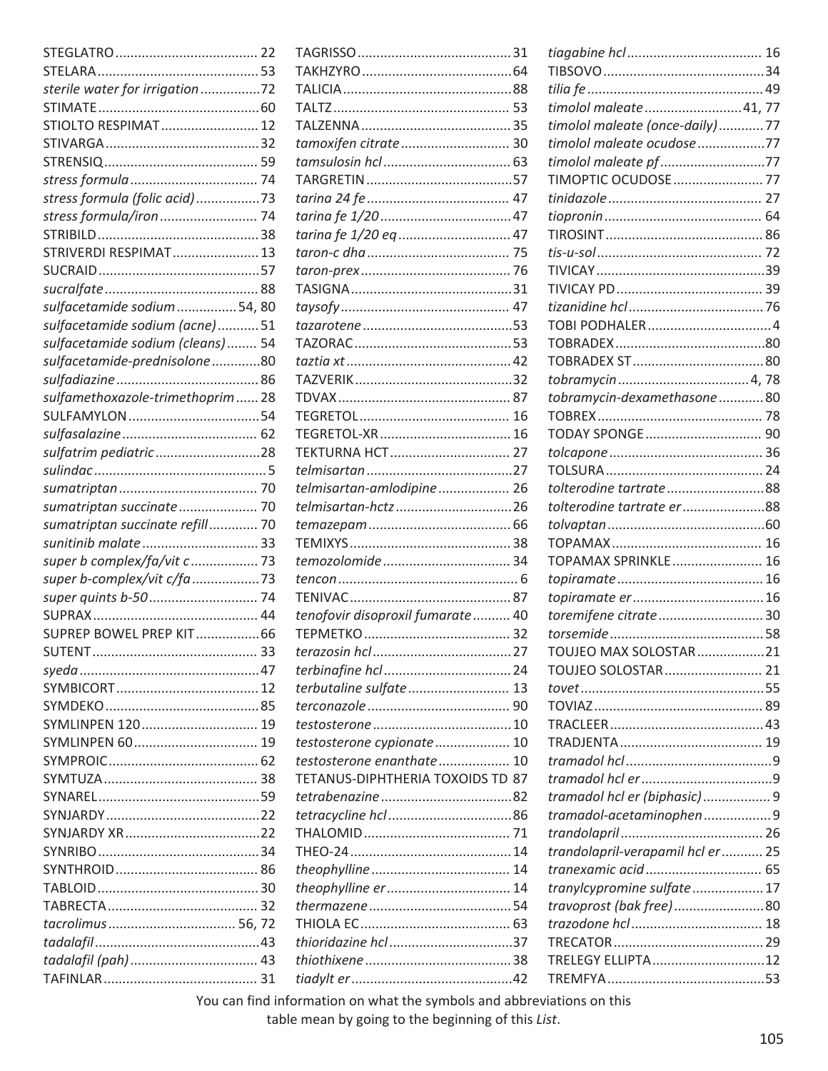STEGLATRO ....................................... 22
STELARA ........................................... 53
*sterile water for irrigation* ................72
STIMATE ........................................... 60
STIOLTO RESPIMAT .......................... 12
STIVARGA ......................................... 32
STRENSIQ ......................................... 59
*stress formula* .................................. 74
*stress formula (folic acid)* .................73
*stress formula/iron* .......................... 74
STRIBILD ........................................... 38
STRIVERDI RESPIMAT ....................... 13
SUCRAID ........................................... 57
*sucralfate* ......................................... 88
*sulfacetamide sodium* ................ 54, 80
*sulfacetamide sodium (acne)* ........... 51
*sulfacetamide sodium (cleans)* ........ 54
*sulfacetamide-prednisolone* .............80
*sulfadiazine* ...................................... 86
*sulfamethoxazole-trimethoprim* ...... 28
SULFAMYLON ................................... 54
*sulfasalazine* .................................... 62
*sulfatrim pediatric* ............................28
*sulindac* ..............................................5
*sumatriptan* ..................................... 70
*sumatriptan succinate* ..................... 70
*sumatriptan succinate refill* ............. 70
*sunitinib malate* ............................... 33
*super b complex/fa/vit c* .................. 73
*super b-complex/vit c/fa* ..................73
*super quints b-50* ............................. 74
SUPRAX ............................................ 44
SUPREP BOWEL PREP KIT .................66
SUTENT ............................................ 33
*syeda* ................................................47
SYMBICORT ...................................... 12
SYMDEKO ......................................... 85
SYMLINPEN 120 ............................... 19
SYMLINPEN 60 ................................. 19
SYMPROIC ........................................ 62
SYMTUZA ......................................... 38
SYNAREL ...........................................59
SYNJARDY .........................................22
SYNJARDY XR ....................................22
SYNRIBO ........................................... 34
SYNTHROID ...................................... 86
TABLOID ........................................... 30
TABRECTA ........................................ 32
*tacrolimus* .................................. 56, 72
*tadalafil* ............................................43
*tadalafil (pah)* .................................. 43
TAFINLAR ......................................... 31
TAGRISSO ......................................... 31
TAKHZYRO ........................................64
TALICIA .............................................88
TALTZ ............................................... 53
TALZENNA ........................................ 35
*tamoxifen citrate* ............................. 30
*tamsulosin hcl* .................................. 63
TARGRETIN .......................................57
*tarina 24 fe* ...................................... 47
*tarina fe 1/20* ...................................47
*tarina fe 1/20 eq* .............................. 47
*taron-c dha* ...................................... 75
*taron-prex* ........................................ 76
TASIGNA ...........................................31
*taysofy* ............................................. 47
*tazarotene* ........................................53
TAZORAC ..........................................53
*taztia xt* ............................................ 42
TAZVERIK ..........................................32
TDVAX .............................................. 87
TEGRETOL ........................................ 16
TEGRETOL-XR ................................... 16
TEKTURNA HCT ................................ 27
*telmisartan* .......................................27
*telmisartan-amlodipine* ................... 26
*telmisartan-hctz* ...............................26
*temazepam* ...................................... 66
TEMIXYS ........................................... 38
*temozolomide* .................................. 34
*tencon* ................................................ 6
TENIVAC ........................................... 87
*tenofovir disoproxil fumarate* .......... 40
TEPMETKO ....................................... 32
*terazosin hcl* ..................................... 27
*terbinafine hcl* .................................. 24
*terbutaline sulfate* ........................... 13
*terconazole* ...................................... 90
*testosterone* ..................................... 10
*testosterone cypionate* .................... 10
*testosterone enanthate* ................... 10
TETANUS-DIPHTHERIA TOXOIDS TD 87
*tetrabenazine* ...................................82
*tetracycline hcl* .................................86
THALOMID ....................................... 71
THEO-24 ........................................... 14
*theophylline* ..................................... 14
*theophylline er* ................................. 14
*thermazene* ......................................54
THIOLA EC ........................................ 63
*thioridazine hcl* .................................37
*thiothixene* ....................................... 38
*tiadylt er* ...........................................42
*tiagabine hcl* .................................... 16
TIBSOVO ...........................................34
*tilia fe* ............................................... 49
*timolol maleate* ..........................41, 77
*timolol maleate (once-daily)* ............77
*timolol maleate ocudose* ..................77
*timolol maleate pf* ............................77
TIMOPTIC OCUDOSE ........................ 77
*tinidazole* ......................................... 27
*tiopronin* .......................................... 64
TIROSINT .......................................... 86
*tis-u-sol* ............................................ 72
TIVICAY .............................................39
TIVICAY PD ....................................... 39
*tizanidine hcl* .................................... 76
TOBI PODHALER .................................4
TOBRADEX ........................................80
TOBRADEX ST ................................... 80
*tobramycin* ................................... 4, 78
*tobramycin-dexamethasone* ............ 80
TOBREX ............................................ 78
TODAY SPONGE ............................... 90
*tolcapone* ......................................... 36
TOLSURA .......................................... 24
*tolterodine tartrate* ..........................88
*tolterodine tartrate er* ......................88
*tolvaptan* ..........................................60
TOPAMAX ........................................ 16
TOPAMAX SPRINKLE ........................ 16
*topiramate* ....................................... 16
*topiramate er* ................................... 16
*toremifene citrate* ............................30
*torsemide* ......................................... 58
TOUJEO MAX SOLOSTAR ..................21
TOUJEO SOLOSTAR .......................... 21
*tovet* .................................................55
TOVIAZ ............................................. 89
TRACLEER ......................................... 43
TRADJENTA ...................................... 19
*tramadol hcl* .......................................9
*tramadol hcl er* ...................................9
*tramadol hcl er (biphasic)* .................. 9
*tramadol-acetaminophen* .................. 9
*trandolapril* ...................................... 26
*trandolapril-verapamil hcl er* ........... 25
*tranexamic acid* ............................... 65
*tranylcypromine sulfate* ................... 17
*travoprost (bak free)* ........................80
*trazodone hcl* ................................... 18
TRECATOR ........................................ 29
TRELEGY ELLIPTA ..............................12
TREMFYA ...........................................53

You can find information on what the symbols and abbreviations on this table mean by going to the beginning of this *List*.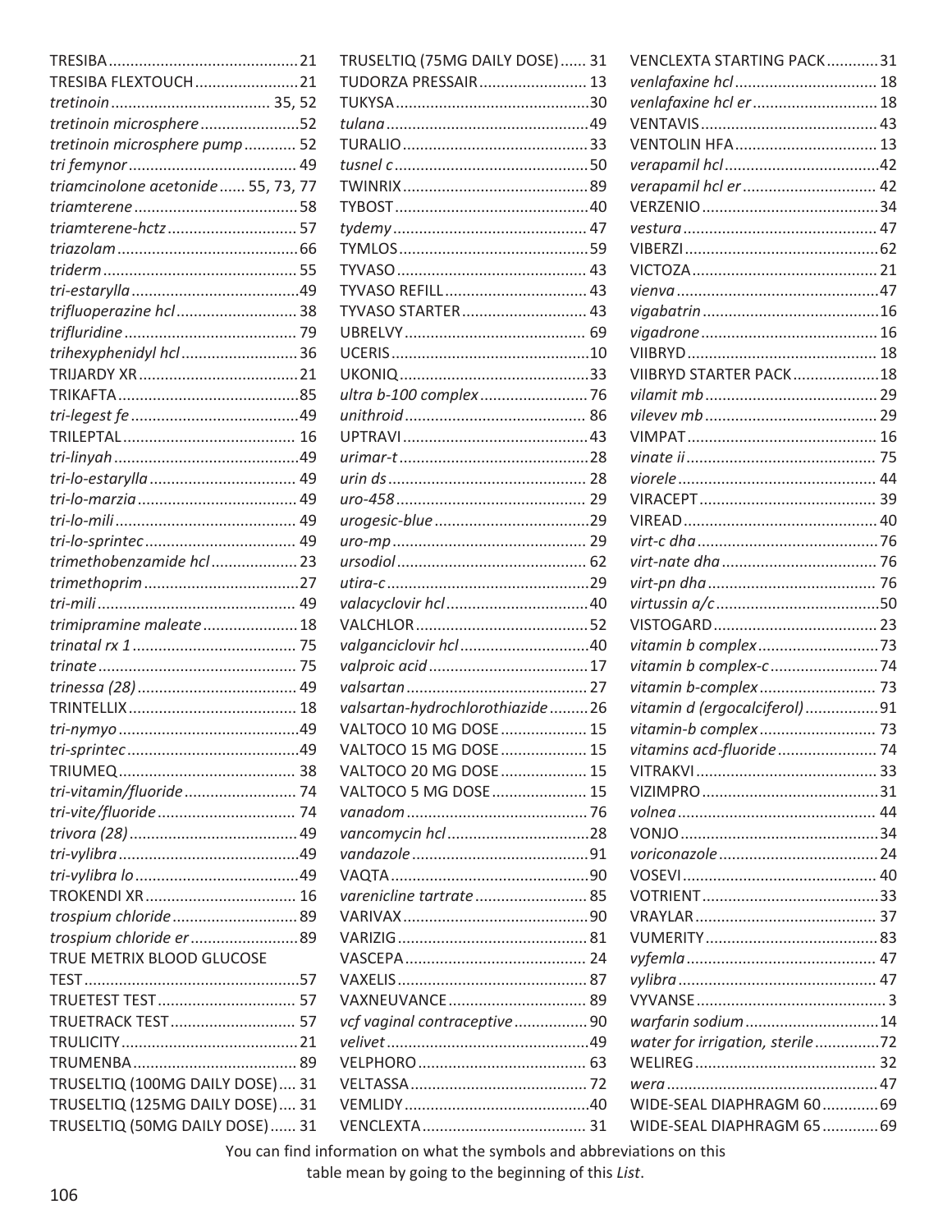TRESIBA ........................................ 21
TRESIBA FLEXTOUCH ........................ 21
*tretinoin* ..................................... 35, 52
*tretinoin microsphere* ....................... 52
*tretinoin microsphere pump* ............ 52
*tri femynor* ....................................... 49
*triamcinolone acetonide* ...... 55, 73, 77
*triamterene* ....................................... 58
*triamterene-hctz* .............................. 57
*triazolam* .......................................... 66
*triderm* ............................................. 55
*tri-estarylla* ....................................... 49
*trifluoperazine hcl* ............................ 38
*trifluridine* ........................................ 79
*trihexyphenidyl hcl* ........................... 36
TRIJARDY XR ..................................... 21
TRIKAFTA .......................................... 85
*tri-legest fe* ....................................... 49
TRILEPTAL ........................................ 16
*tri-linyah* ........................................... 49
*tri-lo-estarylla* .................................. 49
*tri-lo-marzia* ..................................... 49
*tri-lo-mili* .......................................... 49
*tri-lo-sprintec* ................................... 49
*trimethobenzamide hcl* .................... 23
*trimethoprim* .................................... 27
*tri-mili* .............................................. 49
*trimipramine maleate* ...................... 18
*trinatal rx 1* ...................................... 75
*trinate* .............................................. 75
*trinessa (28)* ..................................... 49
TRINTELLIX ....................................... 18
*tri-nymyo* .......................................... 49
*tri-sprintec* ........................................ 49
TRIUMEQ ........................................... 38
*tri-vitamin/fluoride* .......................... 74
*tri-vite/fluoride* ................................ 74
*trivora (28)* ....................................... 49
*tri-vylibra* .......................................... 49
*tri-vylibra lo* ...................................... 49
TROKENDI XR .................................... 16
*trospium chloride* ............................. 89
*trospium chloride er* ......................... 89
TRUE METRIX BLOOD GLUCOSE TEST .................................................. 57
TRUETEST TEST ................................. 57
TRUETRACK TEST ............................. 57
TRULICITY ......................................... 21
TRUMENBA ....................................... 89
TRUSELTIQ (100MG DAILY DOSE) .... 31
TRUSELTIQ (125MG DAILY DOSE) .... 31
TRUSELTIQ (50MG DAILY DOSE) ...... 31
TRUSELTIQ (75MG DAILY DOSE) ...... 31
TUDORZA PRESSAIR ......................... 13
TUKYSA ............................................. 30
*tulana* ............................................... 49
TURALIO ........................................... 33
*tusnel c* ............................................. 50
TWINRIX ............................................ 89
TYBOST .............................................. 40
*tydemy* ............................................. 47
TYMLOS ............................................ 59
TYVASO ............................................. 43
TYVASO REFILL ................................. 43
TYVASO STARTER ............................. 43
UBRELVY ........................................... 69
UCERIS .............................................. 10
UKONIQ ............................................ 33
*ultra b-100 complex* ......................... 76
*unithroid* .......................................... 86
UPTRAVI ............................................ 43
*urimar-t* ............................................ 28
*urin ds* .............................................. 28
*uro-458* ............................................ 29
*urogesic-blue* .................................... 29
*uro-mp* ............................................. 29
*ursodiol* ............................................ 62
*utira-c* ............................................... 29
*valacyclovir hcl* ................................. 40
VALCHLOR ........................................ 52
*valganciclovir hcl* .............................. 40
*valproic acid* ..................................... 17
*valsartan* ........................................... 27
*valsartan-hydrochlorothiazide* ......... 26
VALTOCO 10 MG DOSE .................... 15
VALTOCO 15 MG DOSE .................... 15
VALTOCO 20 MG DOSE .................... 15
VALTOCO 5 MG DOSE ...................... 15
*vanadom* ........................................... 76
*vancomycin hcl* ................................. 28
*vandazole* ......................................... 91
VAQTA ............................................... 90
*varenicline tartrate* .......................... 85
VARIVAX ............................................ 90
VARIZIG ............................................. 81
VASCEPA ............................................ 24
VAXELIS ............................................. 87
VAXNEUVANCE ................................ 89
*vcf vaginal contraceptive* ................. 90
*velivet* ............................................... 49
VELPHORO ........................................ 63
VELTASSA .......................................... 72
VEMLIDY ............................................ 40
VENCLEXTA ....................................... 31
VENCLEXTA STARTING PACK ............ 31
*venlafaxine hcl* ................................. 18
*venlafaxine hcl er* ............................. 18
VENTAVIS .......................................... 43
VENTOLIN HFA .................................. 13
*verapamil hcl* .................................... 42
*verapamil hcl er* ............................... 42
VERZENIO .......................................... 34
*vestura* ............................................. 47
VIBERZI .............................................. 62
VICTOZA ............................................ 21
*vienva* ............................................... 47
*vigabatrin* ......................................... 16
*vigadrone* ......................................... 16
VIIBRYD ............................................. 18
VIIBRYD STARTER PACK .................... 18
*vilamit mb* ........................................ 29
*vilevev mb* ........................................ 29
VIMPAT .............................................. 16
*vinate ii* ............................................. 75
*viorele* .............................................. 44
VIRACEPT ........................................... 39
VIREAD .............................................. 40
*virt-c dha* .......................................... 76
*virt-nate dha* .................................... 76
*virt-pn dha* ....................................... 76
*virtussin a/c* ..................................... 50
VISTOGARD ....................................... 23
*vitamin b complex* ............................ 73
*vitamin b complex-c* ......................... 74
*vitamin b-complex* ........................... 73
*vitamin d (ergocalciferol)* ................. 91
*vitamin-b complex* ........................... 73
*vitamins acd-fluoride* ....................... 74
VITRAKVI ........................................... 33
VIZIMPRO .......................................... 31
*volnea* .............................................. 44
VONJO ............................................... 34
*voriconazole* ..................................... 24
VOSEVI ............................................... 40
VOTRIENT .......................................... 33
VRAYLAR ........................................... 37
VUMERITY ......................................... 83
*vyfemla* ............................................ 47
*vylibra* .............................................. 47
VYVANSE ............................................. 3
*warfarin sodium* ............................... 14
*water for irrigation, sterile* ............... 72
WELIREG ............................................ 32
*wera* ................................................. 47
WIDE-SEAL DIAPHRAGM 60 ............. 69
WIDE-SEAL DIAPHRAGM 65 ............. 69

You can find information on what the symbols and abbreviations on this table mean by going to the beginning of this *List*.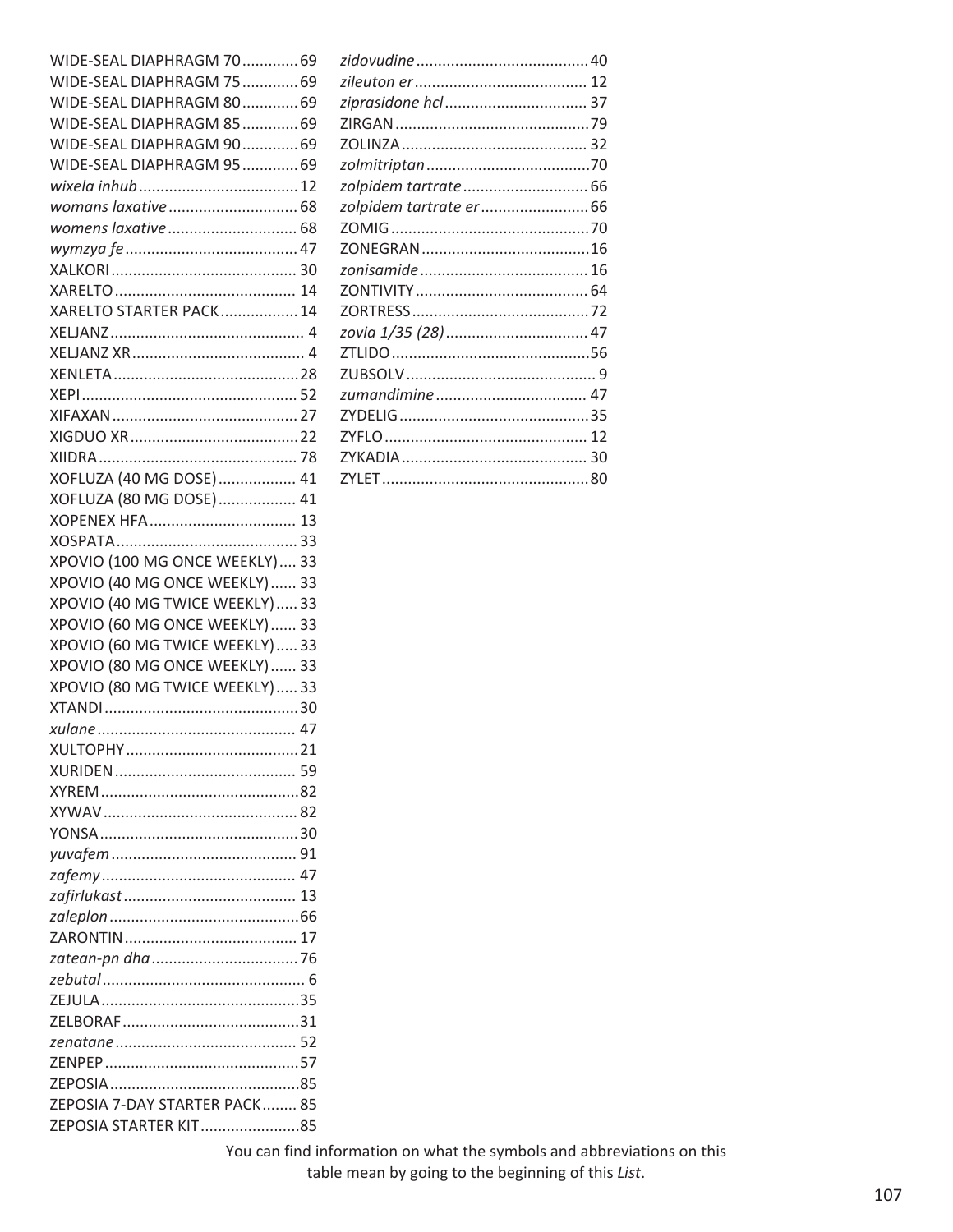WIDE-SEAL DIAPHRAGM 70............. 69
WIDE-SEAL DIAPHRAGM 75............. 69
WIDE-SEAL DIAPHRAGM 80............. 69
WIDE-SEAL DIAPHRAGM 85............. 69
WIDE-SEAL DIAPHRAGM 90............. 69
WIDE-SEAL DIAPHRAGM 95............. 69
*wixela inhub*..................................... 12
*womans laxative*.............................. 68
*womens laxative*.............................. 68
*wymzya fe*........................................ 47
XALKORI........................................... 30
XARELTO.......................................... 14
XARELTO STARTER PACK.................. 14
XELJANZ............................................. 4
XELJANZ XR........................................ 4
XENLETA........................................... 28
XEPI.................................................. 52
XIFAXAN........................................... 27
XIGDUO XR....................................... 22
XIIDRA.............................................. 78
XOFLUZA (40 MG DOSE).................. 41
XOFLUZA (80 MG DOSE).................. 41
XOPENEX HFA.................................. 13
XOSPATA.......................................... 33
XPOVIO (100 MG ONCE WEEKLY).... 33
XPOVIO (40 MG ONCE WEEKLY)...... 33
XPOVIO (40 MG TWICE WEEKLY)..... 33
XPOVIO (60 MG ONCE WEEKLY)...... 33
XPOVIO (60 MG TWICE WEEKLY)..... 33
XPOVIO (80 MG ONCE WEEKLY)...... 33
XPOVIO (80 MG TWICE WEEKLY)..... 33
XTANDI............................................. 30
*xulane*............................................. 47
XULTOPHY........................................ 21
XURIDEN.......................................... 59
XYREM.............................................. 82
XYWAV............................................. 82
YONSA.............................................. 30
*yuvafem*........................................... 91
*zafemy*............................................. 47
*zafirlukast*........................................ 13
*zaleplon*........................................... 66
ZARONTIN........................................ 17
*zatean-pn dha*.................................. 76
*zebutal*............................................... 6
ZEJULA.............................................. 35
ZELBORAF......................................... 31
*zenatane*.......................................... 52
ZENPEP............................................. 57
ZEPOSIA............................................ 85
ZEPOSIA 7-DAY STARTER PACK........ 85
ZEPOSIA STARTER KIT....................... 85
*zidovudine*........................................ 40
*zileuton er*........................................ 12
*ziprasidone hcl*................................. 37
ZIRGAN............................................. 79
ZOLINZA........................................... 32
*zolmitriptan*...................................... 70
*zolpidem tartrate*............................. 66
*zolpidem tartrate er*......................... 66
ZOMIG.............................................. 70
ZONEGRAN....................................... 16
*zonisamide*....................................... 16
ZONTIVITY........................................ 64
ZORTRESS......................................... 72
*zovia 1/35 (28)*................................. 47
ZTLIDO.............................................. 56
ZUBSOLV............................................ 9
*zumandimine*................................... 47
ZYDELIG............................................ 35
ZYFLO............................................... 12
ZYKADIA........................................... 30
ZYLET................................................ 80

You can find information on what the symbols and abbreviations on this table mean by going to the beginning of this *List*.